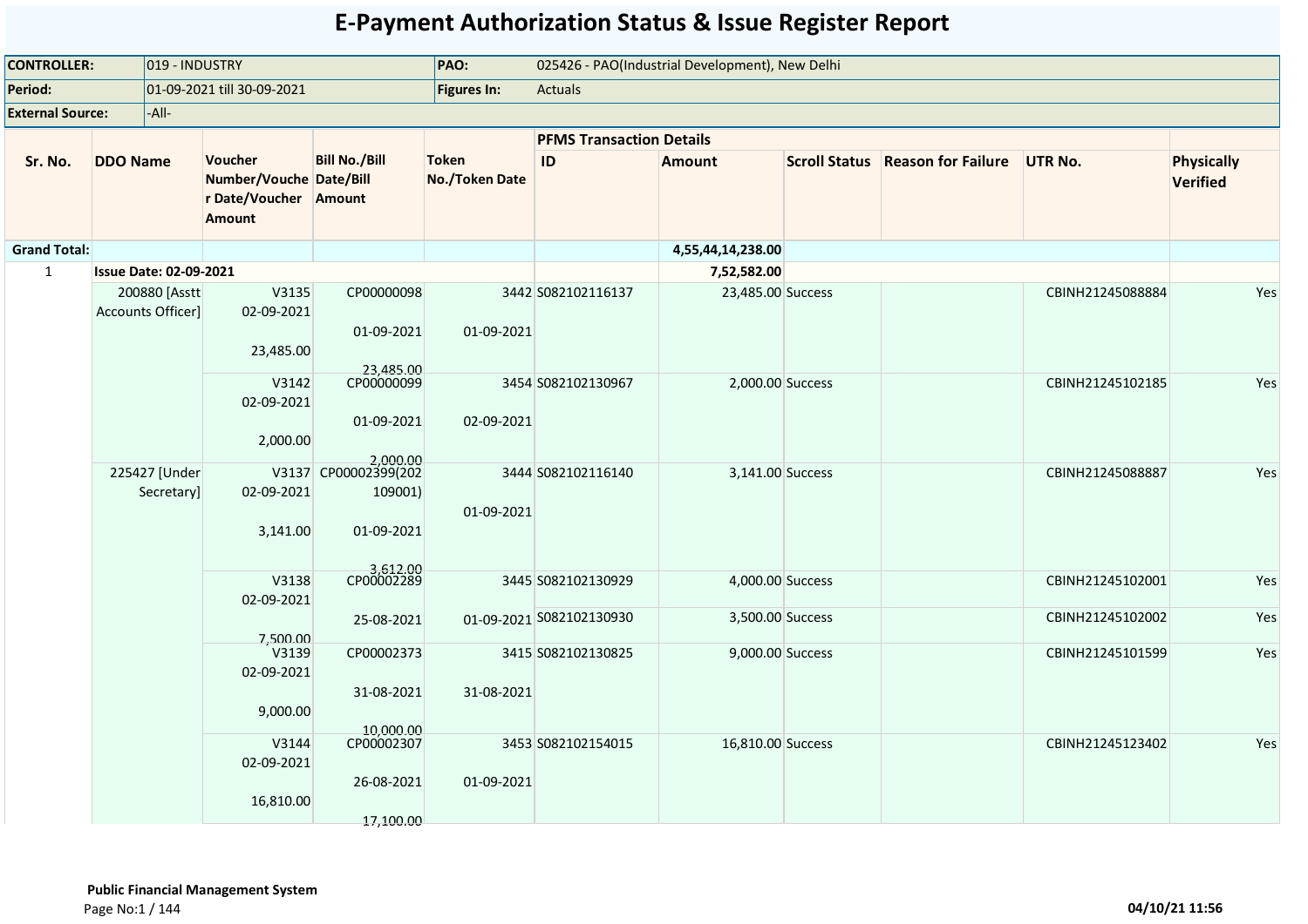# E-Payment Authorization Status & Issue Register Report

| | | | |
|---|---|---|---|
| **CONTROLLER:** | 019 - INDUSTRY | **PAO:** | 025426 - PAO(Industrial Development), New Delhi |
| **Period:** | 01-09-2021 till 30-09-2021 | **Figures In:** | Actuals |
| **External Source:** | -All- | | |

| Sr. No. | DDO Name | Voucher Number/Voucher Date/Voucher Amount | Bill No./Bill Date/Bill Amount | Token No./Token Date | PFMS Transaction Details ID | Amount | Scroll Status | Reason for Failure | UTR No. | Physically Verified |
|---|---|---|---|---|---|---|---|---|---|---|
| **Grand Total:** | | | | | | 4,55,44,14,238.00 | | | | |
| 1 | **Issue Date: 02-09-2021** | | | | | 7,52,582.00 | | | | |
| | 200880 [Asstt Accounts Officer] | V3135 02-09-2021 23,485.00 | CP00000098 01-09-2021 23,485.00 | 3442 01-09-2021 | S082102116137 | 23,485.00 | Success | | CBINH21245088884 | Yes |
| | | V3142 02-09-2021 2,000.00 | CP00000099 01-09-2021 2,000.00 | 3454 02-09-2021 | S082102130967 | 2,000.00 | Success | | CBINH21245102185 | Yes |
| | 225427 [Under Secretary] | V3137 02-09-2021 3,141.00 | CP00002399(202109001) 01-09-2021 3,612.00 | 3444 01-09-2021 | S082102116140 | 3,141.00 | Success | | CBINH21245088887 | Yes |
| | | V3138 02-09-2021 7,500.00 | CP00002289 25-08-2021 | 3445 01-09-2021 | S082102130929 | 4,000.00 | Success | | CBINH21245102001 | Yes |
| | | | | | S082102130930 | 3,500.00 | Success | | CBINH21245102002 | Yes |
| | | V3139 02-09-2021 9,000.00 | CP00002373 31-08-2021 10,000.00 | 3415 31-08-2021 | S082102130825 | 9,000.00 | Success | | CBINH21245101599 | Yes |
| | | V3144 02-09-2021 16,810.00 | CP00002307 26-08-2021 17,100.00 | 3453 01-09-2021 | S082102154015 | 16,810.00 | Success | | CBINH21245123402 | Yes |

Public Financial Management System

04/10/21 11:56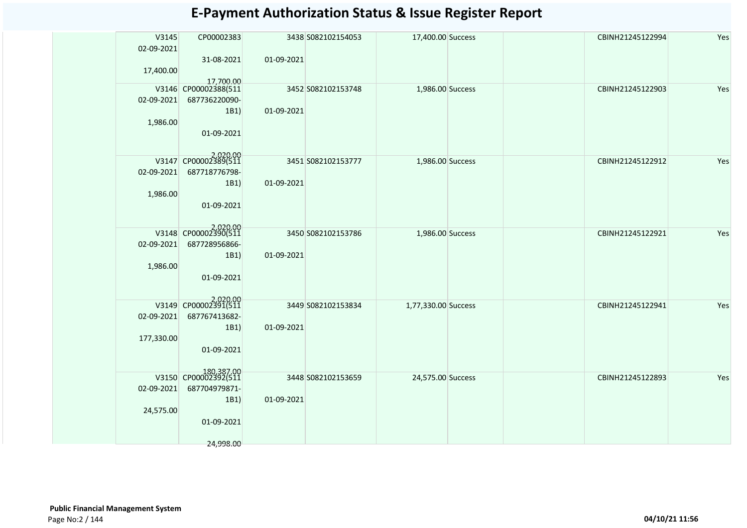# E-Payment Authorization Status & Issue Register Report

| | | | | | | | | | |
|---|---|---|---|---|---|---|---|---|---|
| | V3145<br>02-09-2021<br>17,400.00 | CP00002383<br>31-08-2021<br>17,700.00 | 3438<br>01-09-2021 | S082102154053 | 17,400.00 | Success | | CBINH21245122994 | Yes |
| | V3146<br>02-09-2021<br>1,986.00 | CP00002388(511687736220090-1B1)<br>01-09-2021<br>2,020.00 | 3452<br>01-09-2021 | S082102153748 | 1,986.00 | Success | | CBINH21245122903 | Yes |
| | V3147<br>02-09-2021<br>1,986.00 | CP00002389(511687718776798-1B1)<br>01-09-2021<br>2,020.00 | 3451<br>01-09-2021 | S082102153777 | 1,986.00 | Success | | CBINH21245122912 | Yes |
| | V3148<br>02-09-2021<br>1,986.00 | CP00002390(511687728956866-1B1)<br>01-09-2021<br>2,020.00 | 3450<br>01-09-2021 | S082102153786 | 1,986.00 | Success | | CBINH21245122921 | Yes |
| | V3149<br>02-09-2021<br>177,330.00 | CP00002391(511687767413682-1B1)<br>01-09-2021<br>180,387.00 | 3449<br>01-09-2021 | S082102153834 | 1,77,330.00 | Success | | CBINH21245122941 | Yes |
| | V3150<br>02-09-2021<br>24,575.00 | CP00002392(511687704979871-1B1)<br>01-09-2021<br>24,998.00 | 3448<br>01-09-2021 | S082102153659 | 24,575.00 | Success | | CBINH21245122893 | Yes |

**Public Financial Management System**

04/10/21 11:56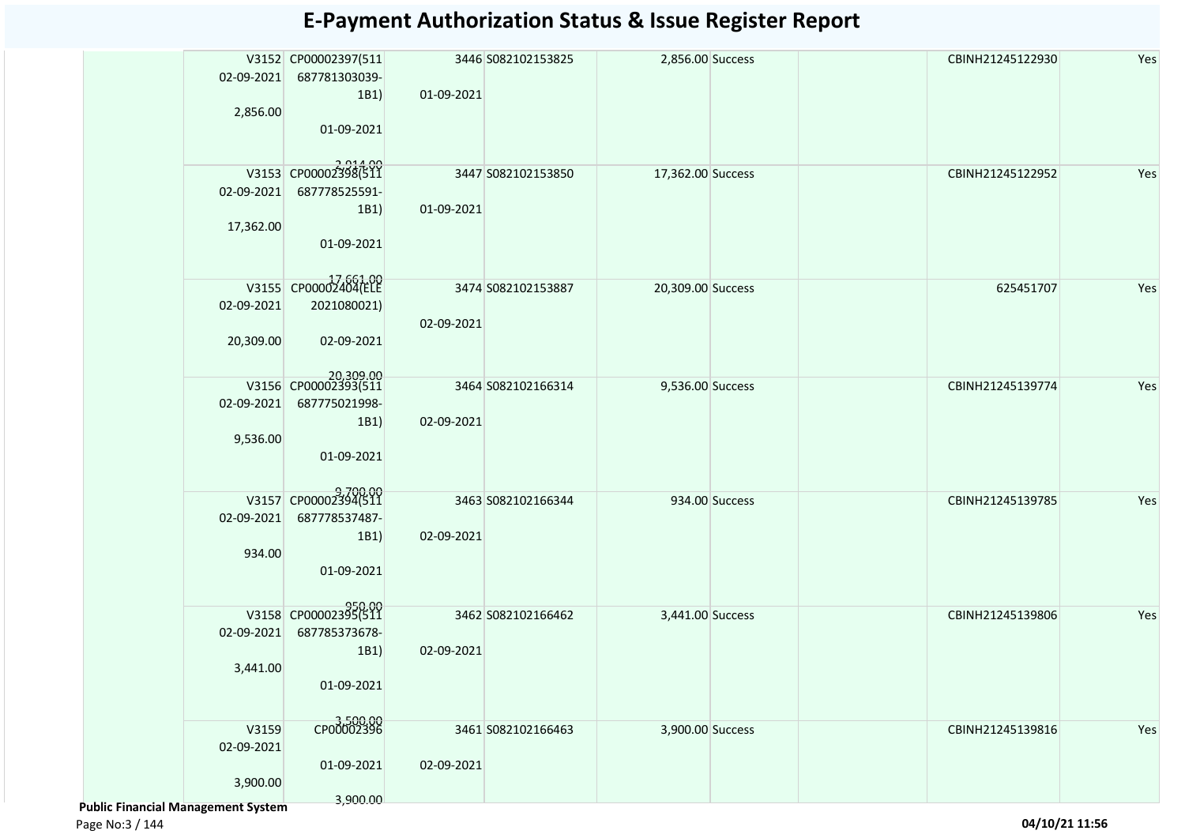# E-Payment Authorization Status & Issue Register Report

| | | | | | | | | | |
|---|---|---|---|---|---|---|---|---|---|
| | V3152 02-09-2021 2,856.00 | CP00002397(511 687781303039-1B1) 01-09-2021 2,914.00 | 3446 01-09-2021 | S082102153825 | 2,856.00 | Success | | CBINH21245122930 | Yes |
| | V3153 02-09-2021 17,362.00 | CP00002398(511 687778525591-1B1) 01-09-2021 17,661.00 | 3447 01-09-2021 | S082102153850 | 17,362.00 | Success | | CBINH21245122952 | Yes |
| | V3155 02-09-2021 20,309.00 | CP00002404(ELE 2021080021) 02-09-2021 20,309.00 | 3474 02-09-2021 | S082102153887 | 20,309.00 | Success | | 625451707 | Yes |
| | V3156 02-09-2021 9,536.00 | CP00002393(511 687775021998-1B1) 01-09-2021 9,700.00 | 3464 02-09-2021 | S082102166314 | 9,536.00 | Success | | CBINH21245139774 | Yes |
| | V3157 02-09-2021 934.00 | CP00002394(511 687778537487-1B1) 01-09-2021 950.00 | 3463 02-09-2021 | S082102166344 | 934.00 | Success | | CBINH21245139785 | Yes |
| | V3158 02-09-2021 3,441.00 | CP00002395(511 687785373678-1B1) 01-09-2021 3,500.00 | 3462 02-09-2021 | S082102166462 | 3,441.00 | Success | | CBINH21245139806 | Yes |
| | V3159 02-09-2021 3,900.00 | CP00002396 01-09-2021 3,900.00 | 3461 02-09-2021 | S082102166463 | 3,900.00 | Success | | CBINH21245139816 | Yes |

**Public Financial Management System**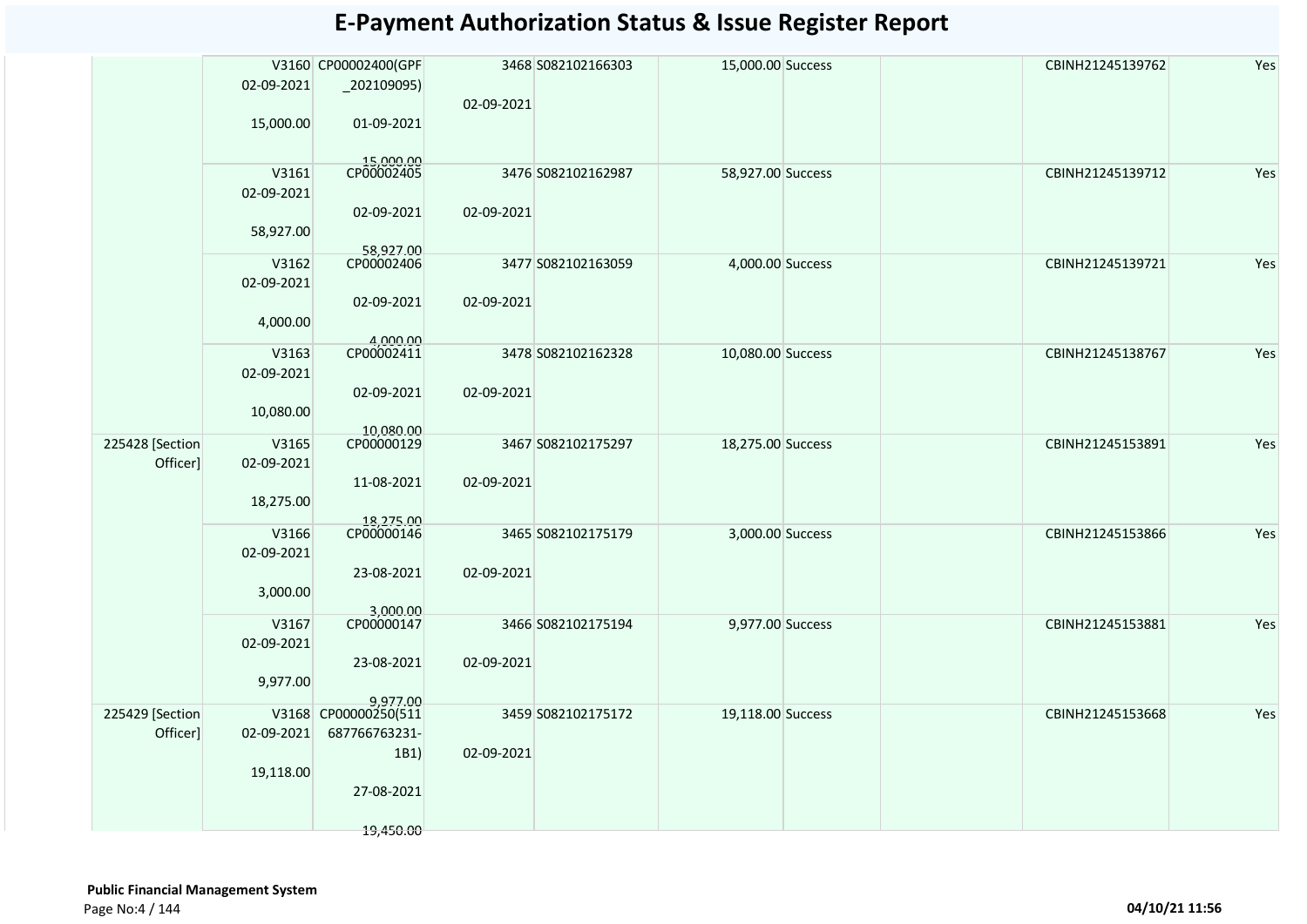# E-Payment Authorization Status & Issue Register Report

| | | | | | | | | | |
|---|---|---|---|---|---|---|---|---|---|
| | V3160 02-09-2021 15,000.00 | CP00002400(GPF _202109095) 01-09-2021 15,000.00 | 3468 02-09-2021 | S082102166303 | 15,000.00 | Success | | CBINH21245139762 | Yes |
| | V3161 02-09-2021 58,927.00 | CP00002405 02-09-2021 58,927.00 | 3476 02-09-2021 | S082102162987 | 58,927.00 | Success | | CBINH21245139712 | Yes |
| | V3162 02-09-2021 4,000.00 | CP00002406 02-09-2021 4,000.00 | 3477 02-09-2021 | S082102163059 | 4,000.00 | Success | | CBINH21245139721 | Yes |
| | V3163 02-09-2021 10,080.00 | CP00002411 02-09-2021 10,080.00 | 3478 02-09-2021 | S082102162328 | 10,080.00 | Success | | CBINH21245138767 | Yes |
| 225428 [Section Officer] | V3165 02-09-2021 18,275.00 | CP00000129 11-08-2021 18,275.00 | 3467 02-09-2021 | S082102175297 | 18,275.00 | Success | | CBINH21245153891 | Yes |
| | V3166 02-09-2021 3,000.00 | CP00000146 23-08-2021 3,000.00 | 3465 02-09-2021 | S082102175179 | 3,000.00 | Success | | CBINH21245153866 | Yes |
| | V3167 02-09-2021 9,977.00 | CP00000147 23-08-2021 9,977.00 | 3466 02-09-2021 | S082102175194 | 9,977.00 | Success | | CBINH21245153881 | Yes |
| 225429 [Section Officer] | V3168 02-09-2021 19,118.00 | CP00000250(511 687766763231-1B1) 27-08-2021 19,450.00 | 3459 02-09-2021 | S082102175172 | 19,118.00 | Success | | CBINH21245153668 | Yes |

**Public Financial Management System**

04/10/21 11:56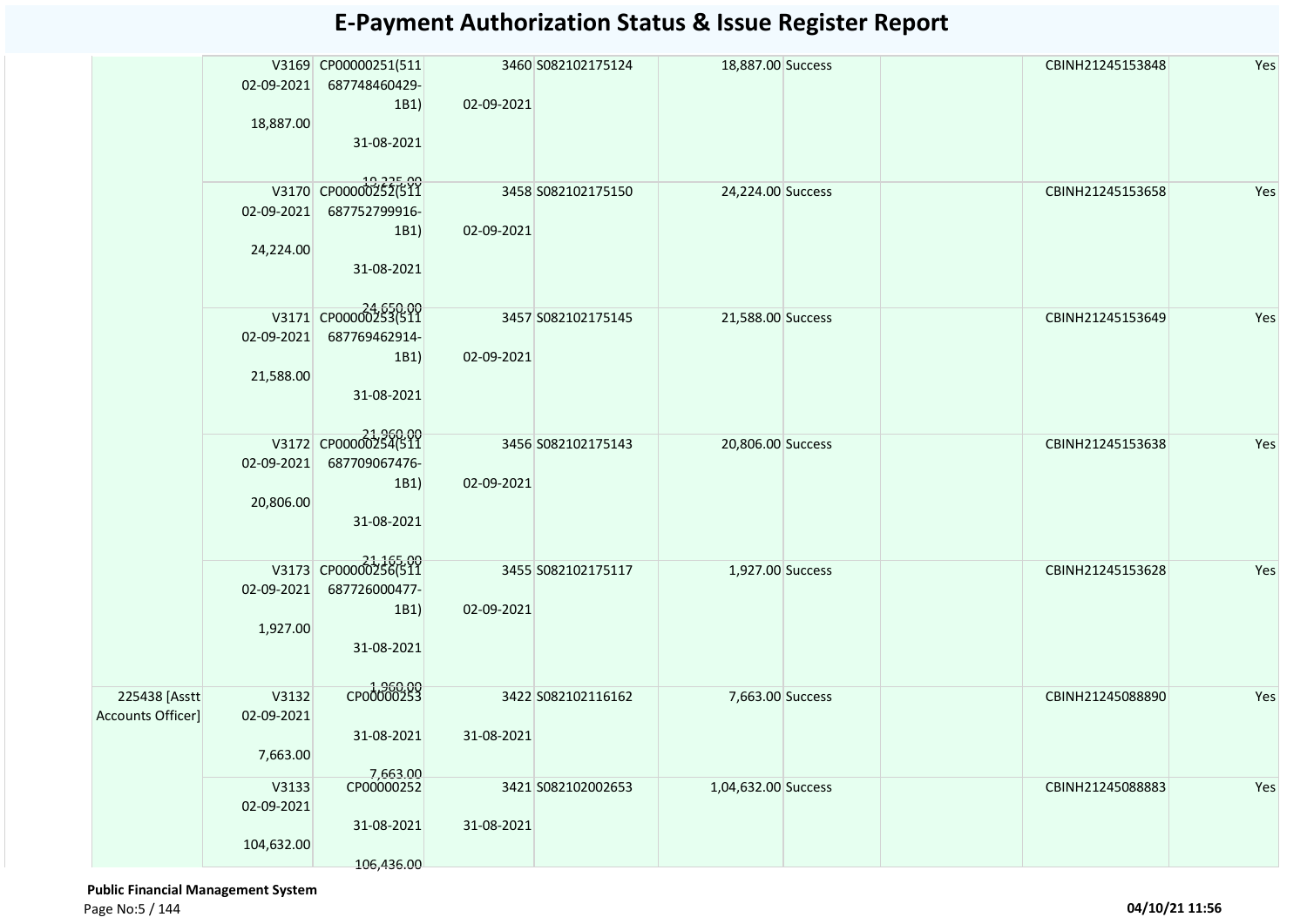# E-Payment Authorization Status & Issue Register Report

| | | | | | | | | | |
|---|---|---|---|---|---|---|---|---|---|
| | V3169 02-09-2021 18,887.00 | CP00000251(511 687748460429-1B1) 31-08-2021 19,225.00 | 3460 02-09-2021 | S082102175124 | 18,887.00 | Success | | CBINH21245153848 | Yes |
| | V3170 02-09-2021 24,224.00 | CP00000252(511 687752799916-1B1) 31-08-2021 24,650.00 | 3458 02-09-2021 | S082102175150 | 24,224.00 | Success | | CBINH21245153658 | Yes |
| | V3171 02-09-2021 21,588.00 | CP00000253(511 687769462914-1B1) 31-08-2021 21,960.00 | 3457 02-09-2021 | S082102175145 | 21,588.00 | Success | | CBINH21245153649 | Yes |
| | V3172 02-09-2021 20,806.00 | CP00000254(511 687709067476-1B1) 31-08-2021 21,165.00 | 3456 02-09-2021 | S082102175143 | 20,806.00 | Success | | CBINH21245153638 | Yes |
| | V3173 02-09-2021 1,927.00 | CP00000256(511 687726000477-1B1) 31-08-2021 1,960.00 | 3455 02-09-2021 | S082102175117 | 1,927.00 | Success | | CBINH21245153628 | Yes |
| 225438 [Asstt Accounts Officer] | V3132 02-09-2021 7,663.00 | CP00000253 31-08-2021 7,663.00 | 3422 31-08-2021 | S082102116162 | 7,663.00 | Success | | CBINH21245088890 | Yes |
| | V3133 02-09-2021 104,632.00 | CP00000252 31-08-2021 106,436.00 | 3421 31-08-2021 | S082102002653 | 1,04,632.00 | Success | | CBINH21245088883 | Yes |

**Public Financial Management System**

04/10/21 11:56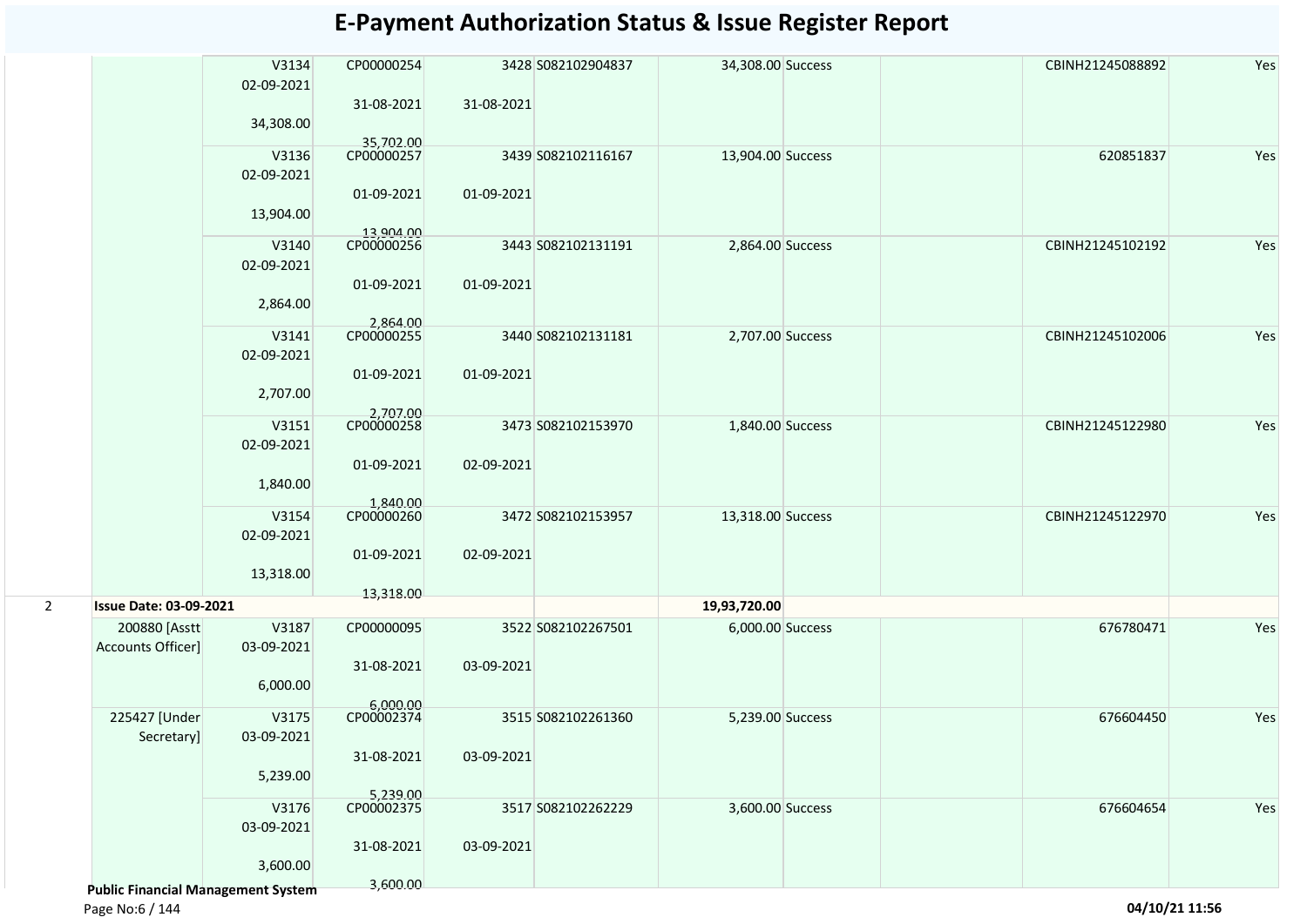# E-Payment Authorization Status & Issue Register Report

| | | | | | | | | | | |
|---|---|---|---|---|---|---|---|---|---|---|
| | | V3134<br>02-09-2021<br><br>34,308.00 | CP00000254<br><br>31-08-2021<br><br>35,702.00 | 3428<br><br>31-08-2021 | S082102904837 | 34,308.00 | Success | | CBINH21245088892 | Yes |
| | | V3136<br>02-09-2021<br><br>13,904.00 | CP00000257<br><br>01-09-2021<br><br>13,904.00 | 3439<br><br>01-09-2021 | S082102116167 | 13,904.00 | Success | | 620851837 | Yes |
| | | V3140<br>02-09-2021<br><br>2,864.00 | CP00000256<br><br>01-09-2021<br><br>2,864.00 | 3443<br><br>01-09-2021 | S082102131191 | 2,864.00 | Success | | CBINH21245102192 | Yes |
| | | V3141<br>02-09-2021<br><br>2,707.00 | CP00000255<br><br>01-09-2021<br><br>2,707.00 | 3440<br><br>01-09-2021 | S082102131181 | 2,707.00 | Success | | CBINH21245102006 | Yes |
| | | V3151<br>02-09-2021<br><br>1,840.00 | CP00000258<br><br>01-09-2021<br><br>1,840.00 | 3473<br><br>02-09-2021 | S082102153970 | 1,840.00 | Success | | CBINH21245122980 | Yes |
| | | V3154<br>02-09-2021<br><br>13,318.00 | CP00000260<br><br>01-09-2021<br><br>13,318.00 | 3472<br><br>02-09-2021 | S082102153957 | 13,318.00 | Success | | CBINH21245122970 | Yes |
| 2 | **Issue Date: 03-09-2021** | | | | | **19,93,720.00** | | | | |
| | 200880 [Asstt Accounts Officer] | V3187<br>03-09-2021<br><br>6,000.00 | CP00000095<br><br>31-08-2021<br><br>6,000.00 | 3522<br><br>03-09-2021 | S082102267501 | 6,000.00 | Success | | 676780471 | Yes |
| | 225427 [Under Secretary] | V3175<br>03-09-2021<br><br>5,239.00 | CP00002374<br><br>31-08-2021<br><br>5,239.00 | 3515<br><br>03-09-2021 | S082102261360 | 5,239.00 | Success | | 676604450 | Yes |
| | | V3176<br>03-09-2021<br><br>3,600.00 | CP00002375<br><br>31-08-2021<br><br>3,600.00 | 3517<br><br>03-09-2021 | S082102262229 | 3,600.00 | Success | | 676604654 | Yes |

**Public Financial Management System**

04/10/21 11:56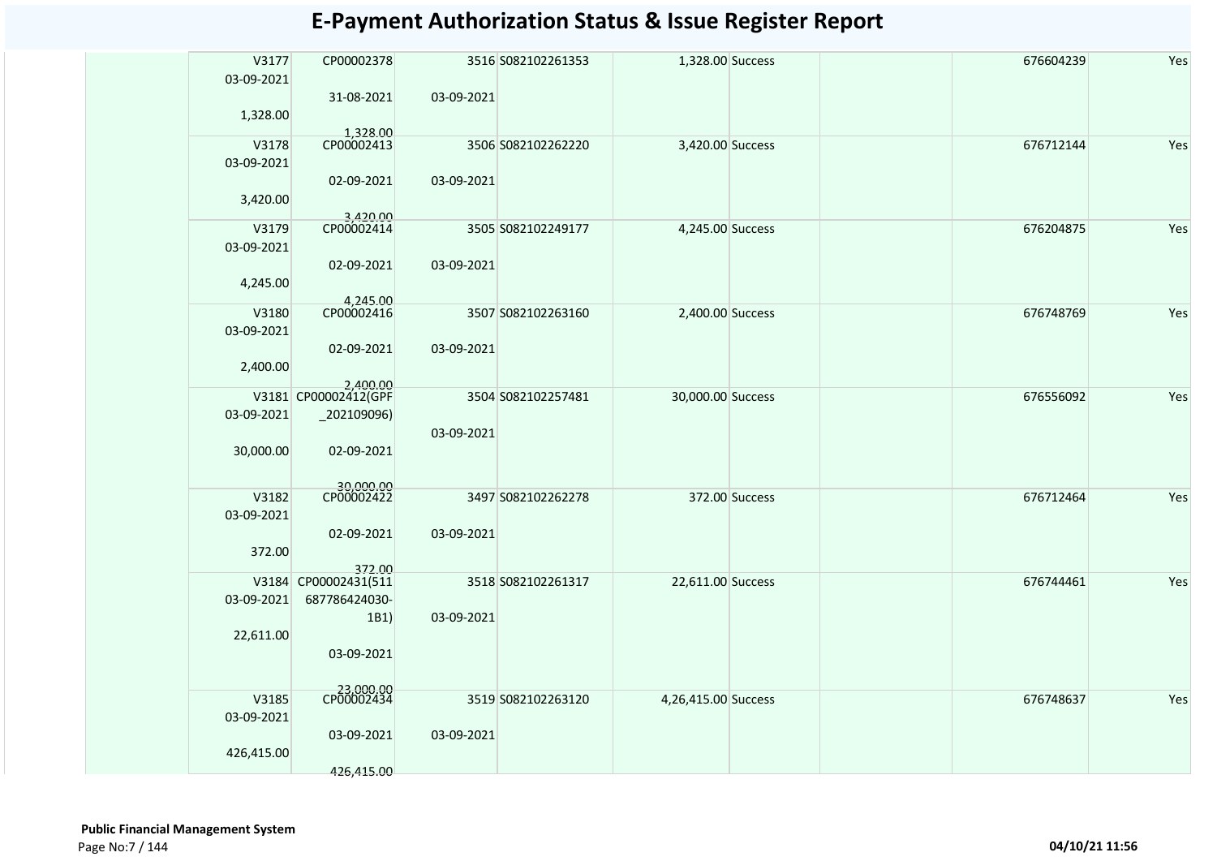# E-Payment Authorization Status & Issue Register Report

| | | | | | | | | | | |
|---|---|---|---|---|---|---|---|---|---|---|
| | V3177 03-09-2021 1,328.00 | CP00002378 31-08-2021 1,328.00 | 3516 03-09-2021 | S082102261353 | 1,328.00 | Success | | | 676604239 | Yes |
| | V3178 03-09-2021 3,420.00 | CP00002413 02-09-2021 3,420.00 | 3506 03-09-2021 | S082102262220 | 3,420.00 | Success | | | 676712144 | Yes |
| | V3179 03-09-2021 4,245.00 | CP00002414 02-09-2021 4,245.00 | 3505 03-09-2021 | S082102249177 | 4,245.00 | Success | | | 676204875 | Yes |
| | V3180 03-09-2021 2,400.00 | CP00002416 02-09-2021 2,400.00 | 3507 03-09-2021 | S082102263160 | 2,400.00 | Success | | | 676748769 | Yes |
| | V3181 03-09-2021 30,000.00 | CP00002412(GPF _202109096) 02-09-2021 30,000.00 | 3504 03-09-2021 | S082102257481 | 30,000.00 | Success | | | 676556092 | Yes |
| | V3182 03-09-2021 372.00 | CP00002422 02-09-2021 372.00 | 3497 03-09-2021 | S082102262278 | 372.00 | Success | | | 676712464 | Yes |
| | V3184 03-09-2021 22,611.00 | CP00002431(511 687786424030-1B1) 03-09-2021 23,000.00 | 3518 03-09-2021 | S082102261317 | 22,611.00 | Success | | | 676744461 | Yes |
| | V3185 03-09-2021 426,415.00 | CP00002434 03-09-2021 426,415.00 | 3519 03-09-2021 | S082102263120 | 4,26,415.00 | Success | | | 676748637 | Yes |

**Public Financial Management System**

04/10/21 11:56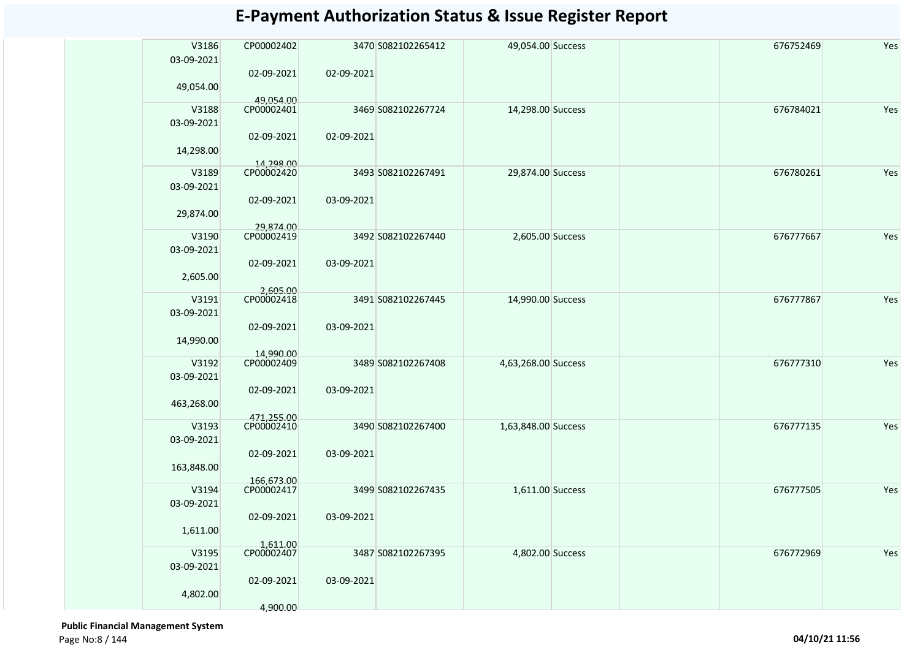# E-Payment Authorization Status & Issue Register Report

| | | | | | | | | | |
|---|---|---|---|---|---|---|---|---|---|
| V3186 03-09-2021 49,054.00 | CP00002402 02-09-2021 49,054.00 | 3470 02-09-2021 | S082102265412 | 49,054.00 | Success | | 676752469 | Yes |
| V3188 03-09-2021 14,298.00 | CP00002401 02-09-2021 14,298.00 | 3469 02-09-2021 | S082102267724 | 14,298.00 | Success | | 676784021 | Yes |
| V3189 03-09-2021 29,874.00 | CP00002420 02-09-2021 29,874.00 | 3493 03-09-2021 | S082102267491 | 29,874.00 | Success | | 676780261 | Yes |
| V3190 03-09-2021 2,605.00 | CP00002419 02-09-2021 2,605.00 | 3492 03-09-2021 | S082102267440 | 2,605.00 | Success | | 676777667 | Yes |
| V3191 03-09-2021 14,990.00 | CP00002418 02-09-2021 14,990.00 | 3491 03-09-2021 | S082102267445 | 14,990.00 | Success | | 676777867 | Yes |
| V3192 03-09-2021 463,268.00 | CP00002409 02-09-2021 471,255.00 | 3489 03-09-2021 | S082102267408 | 4,63,268.00 | Success | | 676777310 | Yes |
| V3193 03-09-2021 163,848.00 | CP00002410 02-09-2021 166,673.00 | 3490 03-09-2021 | S082102267400 | 1,63,848.00 | Success | | 676777135 | Yes |
| V3194 03-09-2021 1,611.00 | CP00002417 02-09-2021 1,611.00 | 3499 03-09-2021 | S082102267435 | 1,611.00 | Success | | 676777505 | Yes |
| V3195 03-09-2021 4,802.00 | CP00002407 02-09-2021 4,900.00 | 3487 03-09-2021 | S082102267395 | 4,802.00 | Success | | 676772969 | Yes |

**Public Financial Management System**

**04/10/21 11:56**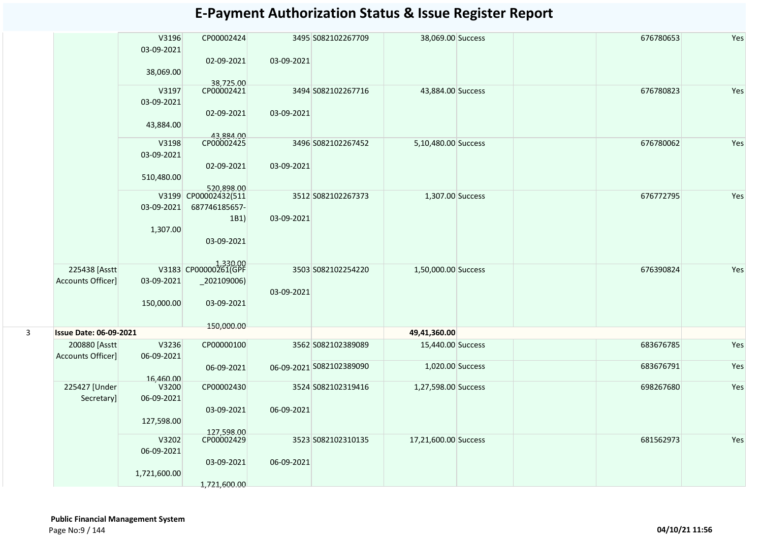# E-Payment Authorization Status & Issue Register Report

| | | | | | | | | | | |
|---|---|---|---|---|---|---|---|---|---|---|
| | | V3196 03-09-2021 38,069.00 | CP00002424 02-09-2021 38,725.00 | 3495 03-09-2021 | S082102267709 | 38,069.00 | Success | | 676780653 | Yes |
| | | V3197 03-09-2021 43,884.00 | CP00002421 02-09-2021 43,884.00 | 3494 03-09-2021 | S082102267716 | 43,884.00 | Success | | 676780823 | Yes |
| | | V3198 03-09-2021 510,480.00 | CP00002425 02-09-2021 520,898.00 | 3496 03-09-2021 | S082102267452 | 5,10,480.00 | Success | | 676780062 | Yes |
| | | V3199 03-09-2021 1,307.00 | CP00002432(511687746185657-1B1) 03-09-2021 1,330.00 | 3512 03-09-2021 | S082102267373 | 1,307.00 | Success | | 676772795 | Yes |
| | 225438 [Asstt Accounts Officer] | V3183 03-09-2021 150,000.00 | CP00000261(GPF_202109006) 03-09-2021 150,000.00 | 3503 03-09-2021 | S082102254220 | 1,50,000.00 | Success | | 676390824 | Yes |
| 3 | **Issue Date: 06-09-2021** | | | | | **49,41,360.00** | | | | |
| | 200880 [Asstt Accounts Officer] | V3236 06-09-2021 16,460.00 | CP00000100 06-09-2021 | 3562 06-09-2021 | S082102389089 | 15,440.00 | Success | | 683676785 | Yes |
| | | | | | S082102389090 | 1,020.00 | Success | | 683676791 | Yes |
| | 225427 [Under Secretary] | V3200 06-09-2021 127,598.00 | CP00002430 03-09-2021 127,598.00 | 3524 06-09-2021 | S082102319416 | 1,27,598.00 | Success | | 698267680 | Yes |
| | | V3202 06-09-2021 1,721,600.00 | CP00002429 03-09-2021 1,721,600.00 | 3523 06-09-2021 | S082102310135 | 17,21,600.00 | Success | | 681562973 | Yes |

**Public Financial Management System**

04/10/21 11:56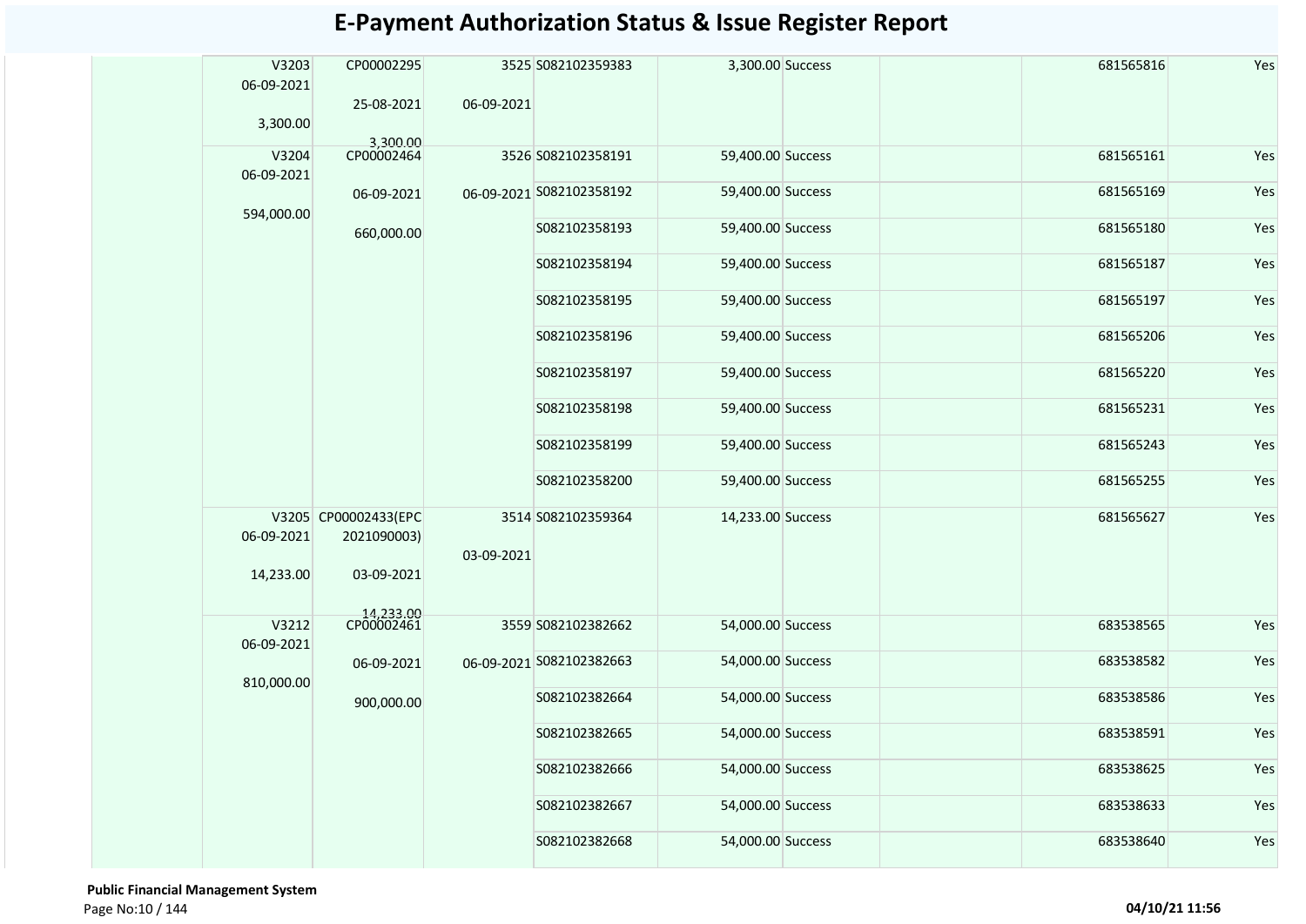# E-Payment Authorization Status & Issue Register Report

| | | | | | | | | | | |
|---|---|---|---|---|---|---|---|---|---|---|
| | | V3203 06-09-2021 3,300.00 | CP00002295 25-08-2021 3,300.00 | 3525 06-09-2021 | S082102359383 | 3,300.00 | Success | | 681565816 | Yes |
| | | V3204 06-09-2021 594,000.00 | CP00002464 06-09-2021 660,000.00 | 3526 06-09-2021 | S082102358191 | 59,400.00 | Success | | 681565161 | Yes |
| | | | | | S082102358192 | 59,400.00 | Success | | 681565169 | Yes |
| | | | | | S082102358193 | 59,400.00 | Success | | 681565180 | Yes |
| | | | | | S082102358194 | 59,400.00 | Success | | 681565187 | Yes |
| | | | | | S082102358195 | 59,400.00 | Success | | 681565197 | Yes |
| | | | | | S082102358196 | 59,400.00 | Success | | 681565206 | Yes |
| | | | | | S082102358197 | 59,400.00 | Success | | 681565220 | Yes |
| | | | | | S082102358198 | 59,400.00 | Success | | 681565231 | Yes |
| | | | | | S082102358199 | 59,400.00 | Success | | 681565243 | Yes |
| | | | | | S082102358200 | 59,400.00 | Success | | 681565255 | Yes |
| | | V3205 06-09-2021 14,233.00 | CP00002433(EPC 2021090003) 03-09-2021 14,233.00 | 3514 03-09-2021 | S082102359364 | 14,233.00 | Success | | 681565627 | Yes |
| | | V3212 06-09-2021 810,000.00 | CP00002461 06-09-2021 900,000.00 | 3559 06-09-2021 | S082102382662 | 54,000.00 | Success | | 683538565 | Yes |
| | | | | | S082102382663 | 54,000.00 | Success | | 683538582 | Yes |
| | | | | | S082102382664 | 54,000.00 | Success | | 683538586 | Yes |
| | | | | | S082102382665 | 54,000.00 | Success | | 683538591 | Yes |
| | | | | | S082102382666 | 54,000.00 | Success | | 683538625 | Yes |
| | | | | | S082102382667 | 54,000.00 | Success | | 683538633 | Yes |
| | | | | | S082102382668 | 54,000.00 | Success | | 683538640 | Yes |

**Public Financial Management System**

04/10/21 11:56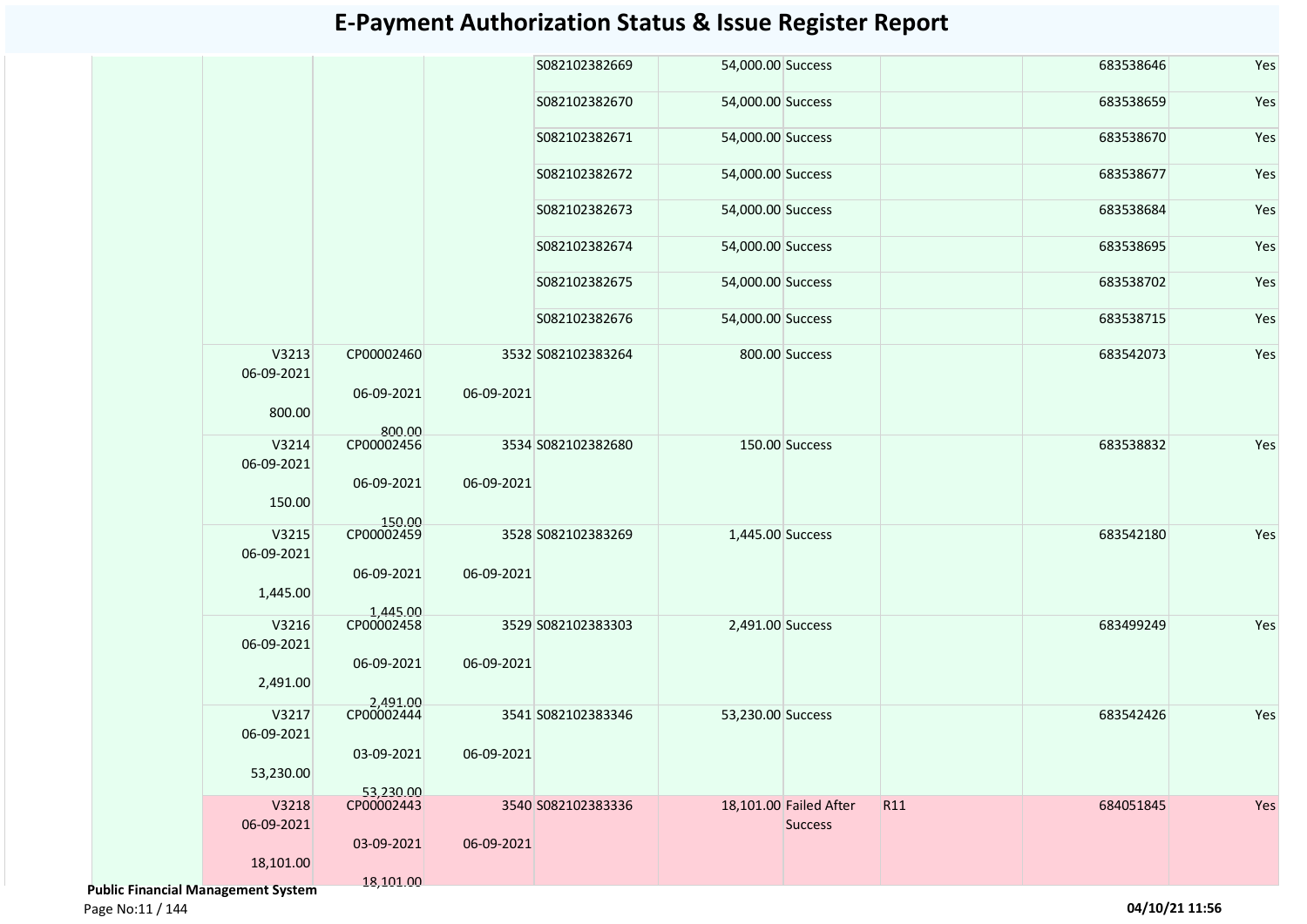# E-Payment Authorization Status & Issue Register Report

| | | | | | | | | | |
|---|---|---|---|---|---|---|---|---|---|
| | | | | S082102382669 | 54,000.00 | Success | | 683538646 | Yes |
| | | | | S082102382670 | 54,000.00 | Success | | 683538659 | Yes |
| | | | | S082102382671 | 54,000.00 | Success | | 683538670 | Yes |
| | | | | S082102382672 | 54,000.00 | Success | | 683538677 | Yes |
| | | | | S082102382673 | 54,000.00 | Success | | 683538684 | Yes |
| | | | | S082102382674 | 54,000.00 | Success | | 683538695 | Yes |
| | | | | S082102382675 | 54,000.00 | Success | | 683538702 | Yes |
| | | | | S082102382676 | 54,000.00 | Success | | 683538715 | Yes |
| | V3213 06-09-2021 800.00 | CP00002460 06-09-2021 800.00 | 3532 06-09-2021 | S082102383264 | 800.00 | Success | | 683542073 | Yes |
| | V3214 06-09-2021 150.00 | CP00002456 06-09-2021 150.00 | 3534 06-09-2021 | S082102382680 | 150.00 | Success | | 683538832 | Yes |
| | V3215 06-09-2021 1,445.00 | CP00002459 06-09-2021 1,445.00 | 3528 06-09-2021 | S082102383269 | 1,445.00 | Success | | 683542180 | Yes |
| | V3216 06-09-2021 2,491.00 | CP00002458 06-09-2021 2,491.00 | 3529 06-09-2021 | S082102383303 | 2,491.00 | Success | | 683499249 | Yes |
| | V3217 06-09-2021 53,230.00 | CP00002444 03-09-2021 53,230.00 | 3541 06-09-2021 | S082102383346 | 53,230.00 | Success | | 683542426 | Yes |
| | V3218 06-09-2021 18,101.00 | CP00002443 03-09-2021 18,101.00 | 3540 06-09-2021 | S082102383336 | 18,101.00 | Failed After Success | R11 | 684051845 | Yes |

**Public Financial Management System**

**04/10/21 11:56**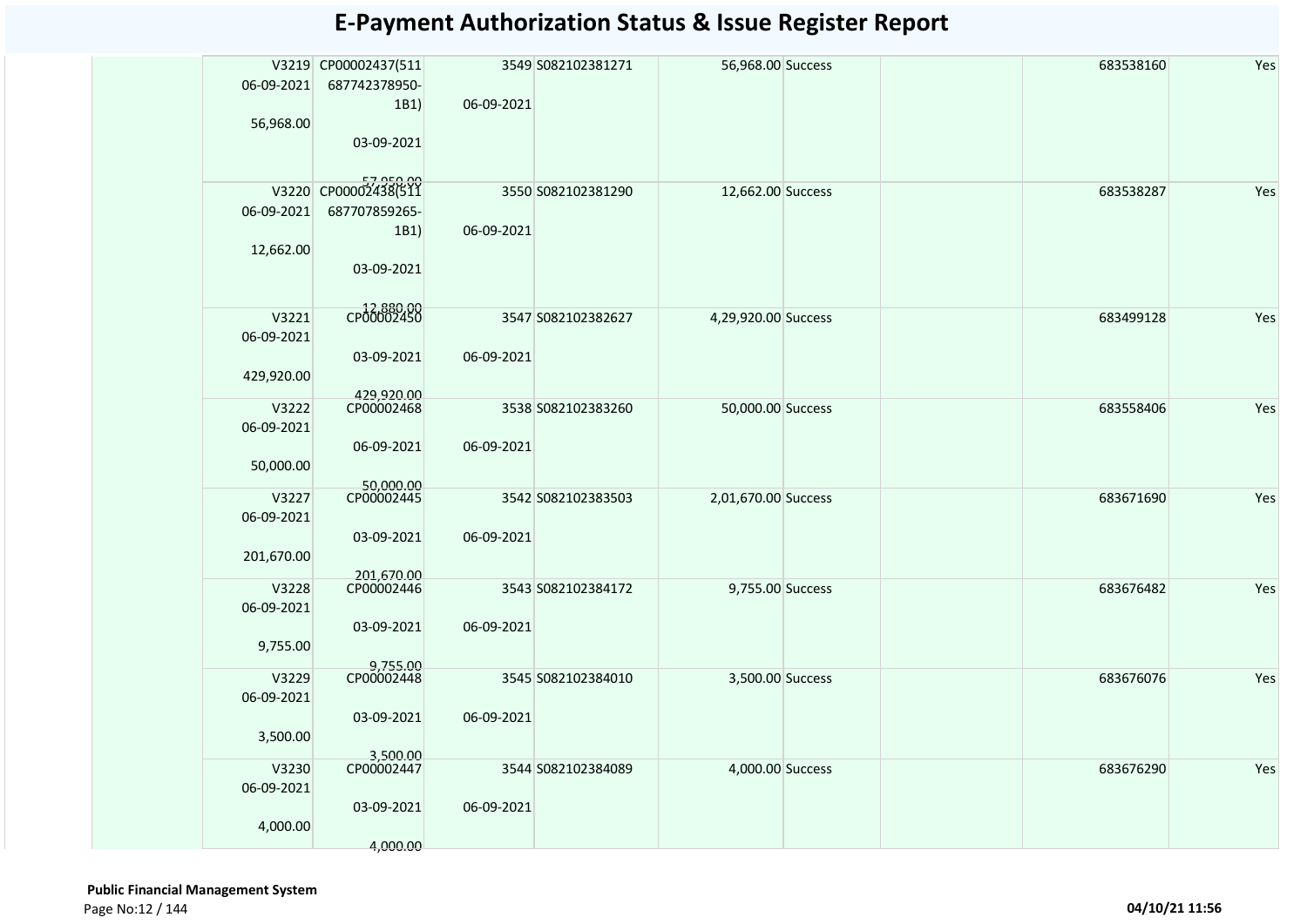# E-Payment Authorization Status & Issue Register Report

| | | | | | | | | | |
|---|---|---|---|---|---|---|---|---|---|
| | V3219 06-09-2021 56,968.00 | CP00002437(511 687742378950-1B1) 03-09-2021 57,950.00 | 3549 06-09-2021 | S082102381271 | 56,968.00 | Success | | 683538160 | Yes |
| | V3220 06-09-2021 12,662.00 | CP00002438(511 687707859265-1B1) 03-09-2021 12,880.00 | 3550 06-09-2021 | S082102381290 | 12,662.00 | Success | | 683538287 | Yes |
| | V3221 06-09-2021 429,920.00 | CP00002450 03-09-2021 429,920.00 | 3547 06-09-2021 | S082102382627 | 4,29,920.00 | Success | | 683499128 | Yes |
| | V3222 06-09-2021 50,000.00 | CP00002468 06-09-2021 50,000.00 | 3538 06-09-2021 | S082102383260 | 50,000.00 | Success | | 683558406 | Yes |
| | V3227 06-09-2021 201,670.00 | CP00002445 03-09-2021 201,670.00 | 3542 06-09-2021 | S082102383503 | 2,01,670.00 | Success | | 683671690 | Yes |
| | V3228 06-09-2021 9,755.00 | CP00002446 03-09-2021 9,755.00 | 3543 06-09-2021 | S082102384172 | 9,755.00 | Success | | 683676482 | Yes |
| | V3229 06-09-2021 3,500.00 | CP00002448 03-09-2021 3,500.00 | 3545 06-09-2021 | S082102384010 | 3,500.00 | Success | | 683676076 | Yes |
| | V3230 06-09-2021 4,000.00 | CP00002447 03-09-2021 4,000.00 | 3544 06-09-2021 | S082102384089 | 4,000.00 | Success | | 683676290 | Yes |

**Public Financial Management System**

**04/10/21 11:56**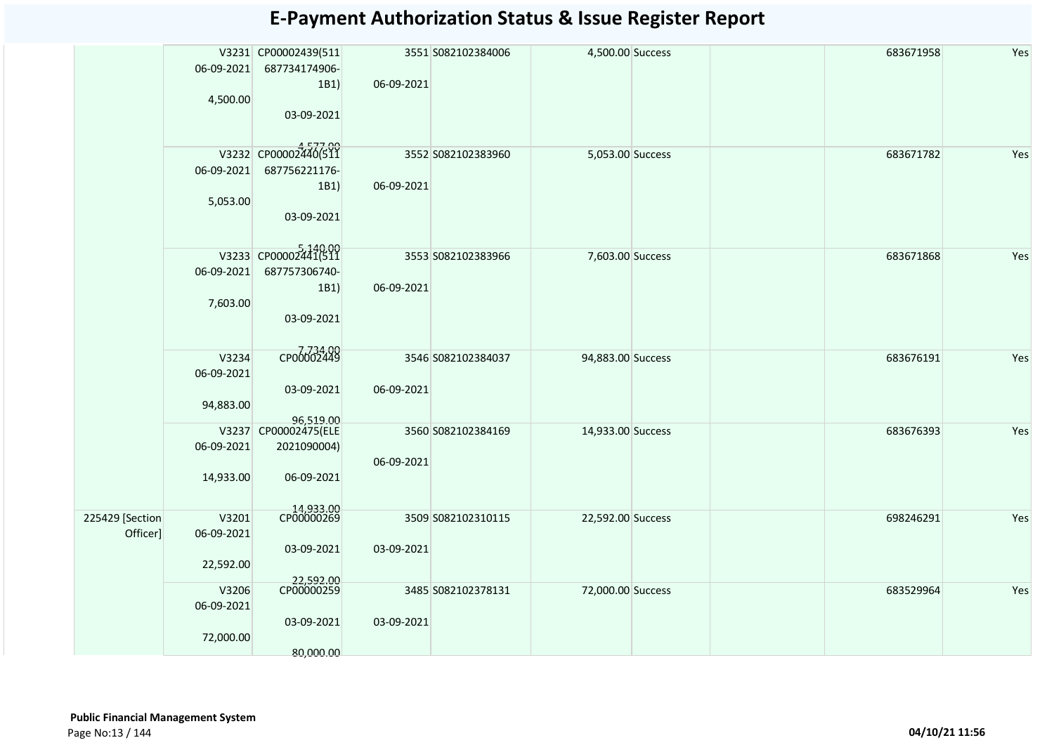# E-Payment Authorization Status & Issue Register Report

| | | | | | | | | | |
|---|---|---|---|---|---|---|---|---|---|
| | V3231 06-09-2021 4,500.00 | CP00002439(511 687734174906-1B1) 03-09-2021 4,577.00 | 3551 06-09-2021 | S082102384006 | 4,500.00 | Success | | 683671958 | Yes |
| | V3232 06-09-2021 5,053.00 | CP00002440(511 687756221176-1B1) 03-09-2021 5,140.00 | 3552 06-09-2021 | S082102383960 | 5,053.00 | Success | | 683671782 | Yes |
| | V3233 06-09-2021 7,603.00 | CP00002441(511 687757306740-1B1) 03-09-2021 7,734.00 | 3553 06-09-2021 | S082102383966 | 7,603.00 | Success | | 683671868 | Yes |
| | V3234 06-09-2021 94,883.00 | CP00002449 03-09-2021 96,519.00 | 3546 06-09-2021 | S082102384037 | 94,883.00 | Success | | 683676191 | Yes |
| | V3237 06-09-2021 14,933.00 | CP00002475(ELE 2021090004) 06-09-2021 14,933.00 | 3560 06-09-2021 | S082102384169 | 14,933.00 | Success | | 683676393 | Yes |
| 225429 [Section Officer] | V3201 06-09-2021 22,592.00 | CP00000269 03-09-2021 22,592.00 | 3509 03-09-2021 | S082102310115 | 22,592.00 | Success | | 698246291 | Yes |
| | V3206 06-09-2021 72,000.00 | CP00000259 03-09-2021 80,000.00 | 3485 03-09-2021 | S082102378131 | 72,000.00 | Success | | 683529964 | Yes |

**Public Financial Management System**

04/10/21 11:56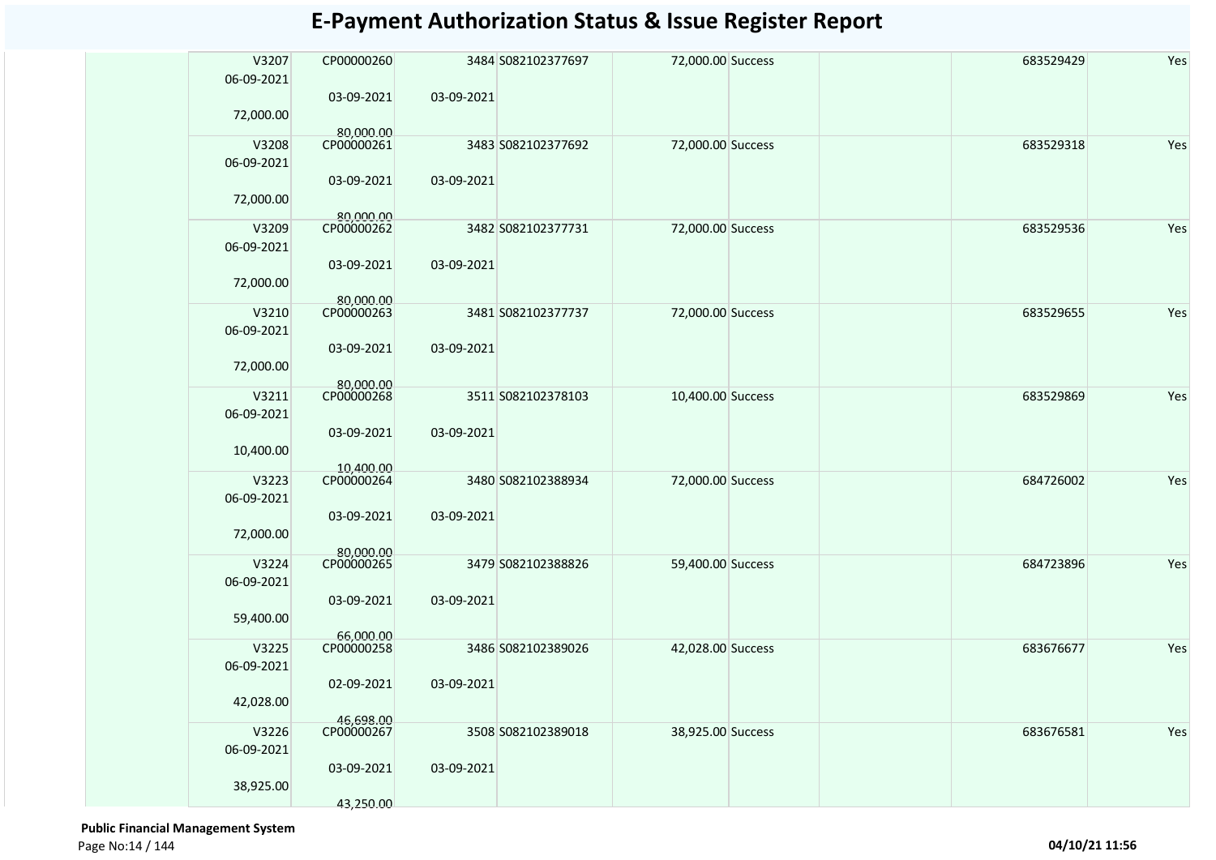# E-Payment Authorization Status & Issue Register Report

| | | | | | | | | | |
|---|---|---|---|---|---|---|---|---|---|
| | V3207<br>06-09-2021<br>72,000.00 | CP00000260<br>03-09-2021<br>80,000.00 | 3484<br>03-09-2021 | S082102377697 | 72,000.00 | Success | | 683529429 | Yes |
| | V3208<br>06-09-2021<br>72,000.00 | CP00000261<br>03-09-2021<br>80,000.00 | 3483<br>03-09-2021 | S082102377692 | 72,000.00 | Success | | 683529318 | Yes |
| | V3209<br>06-09-2021<br>72,000.00 | CP00000262<br>03-09-2021<br>80,000.00 | 3482<br>03-09-2021 | S082102377731 | 72,000.00 | Success | | 683529536 | Yes |
| | V3210<br>06-09-2021<br>72,000.00 | CP00000263<br>03-09-2021<br>80,000.00 | 3481<br>03-09-2021 | S082102377737 | 72,000.00 | Success | | 683529655 | Yes |
| | V3211<br>06-09-2021<br>10,400.00 | CP00000268<br>03-09-2021<br>10,400.00 | 3511<br>03-09-2021 | S082102378103 | 10,400.00 | Success | | 683529869 | Yes |
| | V3223<br>06-09-2021<br>72,000.00 | CP00000264<br>03-09-2021<br>80,000.00 | 3480<br>03-09-2021 | S082102388934 | 72,000.00 | Success | | 684726002 | Yes |
| | V3224<br>06-09-2021<br>59,400.00 | CP00000265<br>03-09-2021<br>66,000.00 | 3479<br>03-09-2021 | S082102388826 | 59,400.00 | Success | | 684723896 | Yes |
| | V3225<br>06-09-2021<br>42,028.00 | CP00000258<br>02-09-2021<br>46,698.00 | 3486<br>03-09-2021 | S082102389026 | 42,028.00 | Success | | 683676677 | Yes |
| | V3226<br>06-09-2021<br>38,925.00 | CP00000267<br>03-09-2021<br>43,250.00 | 3508<br>03-09-2021 | S082102389018 | 38,925.00 | Success | | 683676581 | Yes |

**Public Financial Management System**

**04/10/21 11:56**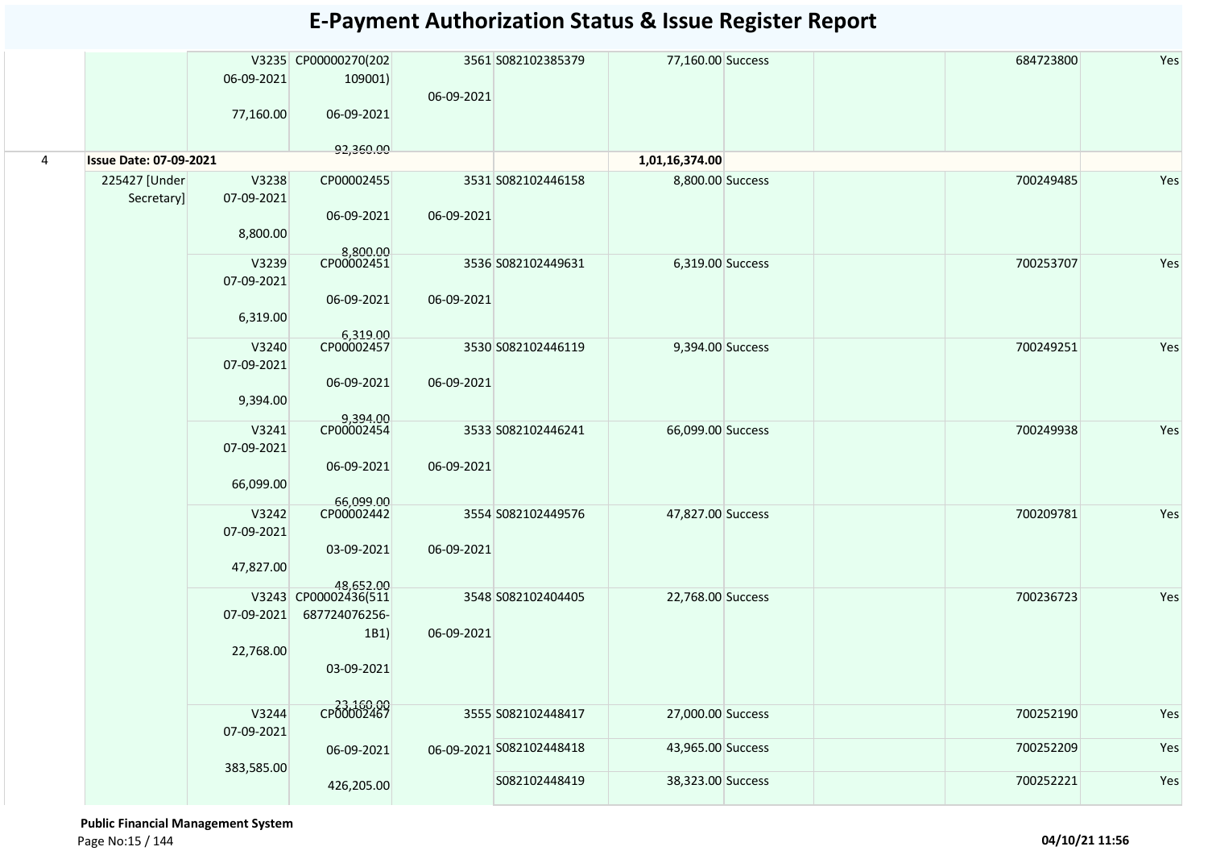# E-Payment Authorization Status & Issue Register Report

| | | | | | | | | | | |
|---|---|---|---|---|---|---|---|---|---|---|
| | | V3235 06-09-2021 77,160.00 | CP00000270(202109001) 06-09-2021 92,360.00 | 3561 06-09-2021 | S082102385379 | 77,160.00 | Success | | 684723800 | Yes |
| 4 | **Issue Date: 07-09-2021** | | | | | **1,01,16,374.00** | | | | |
| | 225427 [Under Secretary] | V3238 07-09-2021 8,800.00 | CP00002455 06-09-2021 8,800.00 | 3531 06-09-2021 | S082102446158 | 8,800.00 | Success | | 700249485 | Yes |
| | | V3239 07-09-2021 6,319.00 | CP00002451 06-09-2021 6,319.00 | 3536 06-09-2021 | S082102449631 | 6,319.00 | Success | | 700253707 | Yes |
| | | V3240 07-09-2021 9,394.00 | CP00002457 06-09-2021 9,394.00 | 3530 06-09-2021 | S082102446119 | 9,394.00 | Success | | 700249251 | Yes |
| | | V3241 07-09-2021 66,099.00 | CP00002454 06-09-2021 66,099.00 | 3533 06-09-2021 | S082102446241 | 66,099.00 | Success | | 700249938 | Yes |
| | | V3242 07-09-2021 47,827.00 | CP00002442 03-09-2021 48,652.00 | 3554 06-09-2021 | S082102449576 | 47,827.00 | Success | | 700209781 | Yes |
| | | V3243 07-09-2021 22,768.00 | CP00002436(511687724076256-1B1) 03-09-2021 23,160.00 | 3548 06-09-2021 | S082102404405 | 22,768.00 | Success | | 700236723 | Yes |
| | | V3244 07-09-2021 383,585.00 | CP00002467 06-09-2021 426,205.00 | 3555 06-09-2021 | S082102448417 | 27,000.00 | Success | | 700252190 | Yes |
| | | | | | S082102448418 | 43,965.00 | Success | | 700252209 | Yes |
| | | | | | S082102448419 | 38,323.00 | Success | | 700252221 | Yes |

**Public Financial Management System**

**04/10/21 11:56**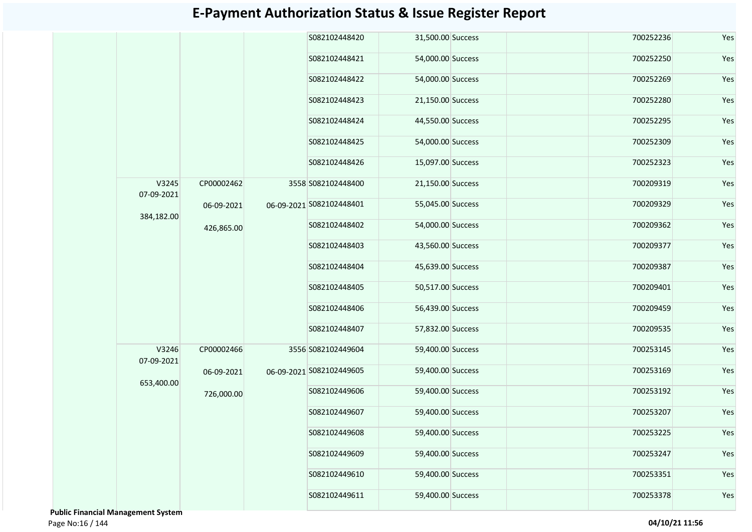# E-Payment Authorization Status & Issue Register Report

| | | | | | | | | | |
|---|---|---|---|---|---|---|---|---|---|
| | | | | S082102448420 | 31,500.00 | Success | | 700252236 | Yes |
| | | | | S082102448421 | 54,000.00 | Success | | 700252250 | Yes |
| | | | | S082102448422 | 54,000.00 | Success | | 700252269 | Yes |
| | | | | S082102448423 | 21,150.00 | Success | | 700252280 | Yes |
| | | | | S082102448424 | 44,550.00 | Success | | 700252295 | Yes |
| | | | | S082102448425 | 54,000.00 | Success | | 700252309 | Yes |
| | | | | S082102448426 | 15,097.00 | Success | | 700252323 | Yes |
| | V3245 07-09-2021 384,182.00 | CP00002462 06-09-2021 426,865.00 | 3558 06-09-2021 | S082102448400 | 21,150.00 | Success | | 700209319 | Yes |
| | | | | S082102448401 | 55,045.00 | Success | | 700209329 | Yes |
| | | | | S082102448402 | 54,000.00 | Success | | 700209362 | Yes |
| | | | | S082102448403 | 43,560.00 | Success | | 700209377 | Yes |
| | | | | S082102448404 | 45,639.00 | Success | | 700209387 | Yes |
| | | | | S082102448405 | 50,517.00 | Success | | 700209401 | Yes |
| | | | | S082102448406 | 56,439.00 | Success | | 700209459 | Yes |
| | | | | S082102448407 | 57,832.00 | Success | | 700209535 | Yes |
| | V3246 07-09-2021 653,400.00 | CP00002466 06-09-2021 726,000.00 | 3556 06-09-2021 | S082102449604 | 59,400.00 | Success | | 700253145 | Yes |
| | | | | S082102449605 | 59,400.00 | Success | | 700253169 | Yes |
| | | | | S082102449606 | 59,400.00 | Success | | 700253192 | Yes |
| | | | | S082102449607 | 59,400.00 | Success | | 700253207 | Yes |
| | | | | S082102449608 | 59,400.00 | Success | | 700253225 | Yes |
| | | | | S082102449609 | 59,400.00 | Success | | 700253247 | Yes |
| | | | | S082102449610 | 59,400.00 | Success | | 700253351 | Yes |
| | | | | S082102449611 | 59,400.00 | Success | | 700253378 | Yes |

**Public Financial Management System**

**04/10/21 11:56**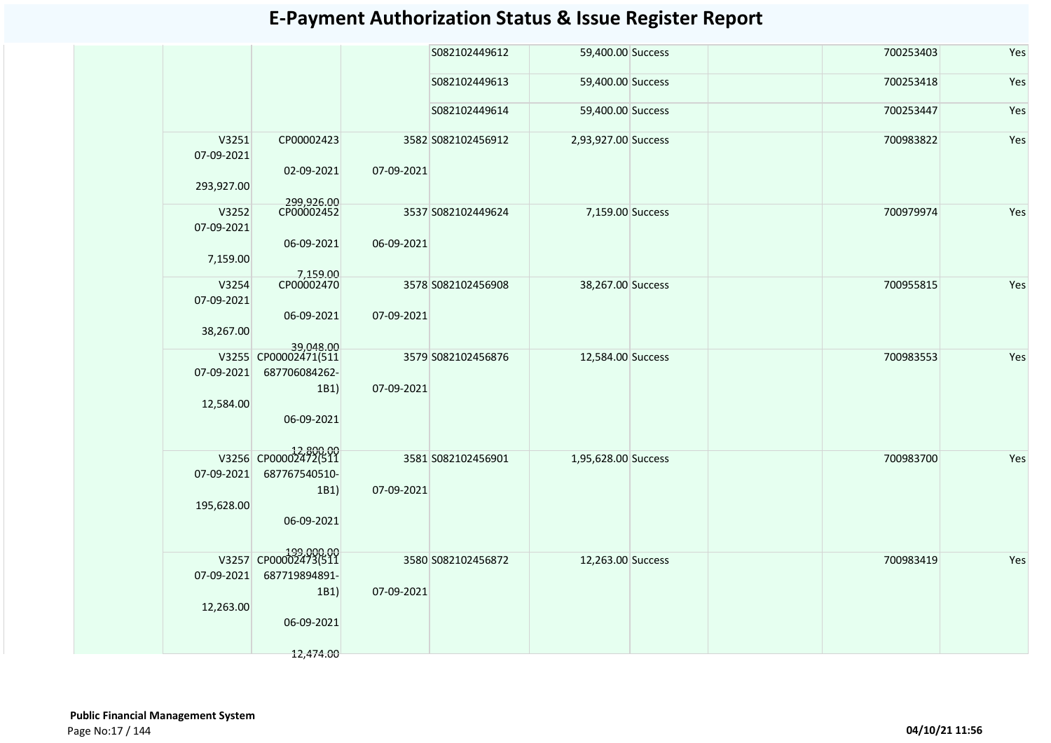# E-Payment Authorization Status & Issue Register Report

| | | | | | | | | | | |
|---|---|---|---|---|---|---|---|---|---|---|
| | | | | S082102449612 | 59,400.00 | Success | | | 700253403 | Yes |
| | | | | S082102449613 | 59,400.00 | Success | | | 700253418 | Yes |
| | | | | S082102449614 | 59,400.00 | Success | | | 700253447 | Yes |
| | V3251 07-09-2021 293,927.00 | CP00002423 02-09-2021 299,926.00 | 3582 07-09-2021 | S082102456912 | 2,93,927.00 | Success | | | 700983822 | Yes |
| | V3252 07-09-2021 7,159.00 | CP00002452 06-09-2021 7,159.00 | 3537 06-09-2021 | S082102449624 | 7,159.00 | Success | | | 700979974 | Yes |
| | V3254 07-09-2021 38,267.00 | CP00002470 06-09-2021 39,048.00 | 3578 07-09-2021 | S082102456908 | 38,267.00 | Success | | | 700955815 | Yes |
| | V3255 07-09-2021 12,584.00 | CP00002471(511 687706084262-1B1) 06-09-2021 12,800.00 | 3579 07-09-2021 | S082102456876 | 12,584.00 | Success | | | 700983553 | Yes |
| | V3256 07-09-2021 195,628.00 | CP00002472(511 687767540510-1B1) 06-09-2021 199,000.00 | 3581 07-09-2021 | S082102456901 | 1,95,628.00 | Success | | | 700983700 | Yes |
| | V3257 07-09-2021 12,263.00 | CP00002473(511 687719894891-1B1) 06-09-2021 12,474.00 | 3580 07-09-2021 | S082102456872 | 12,263.00 | Success | | | 700983419 | Yes |

**Public Financial Management System**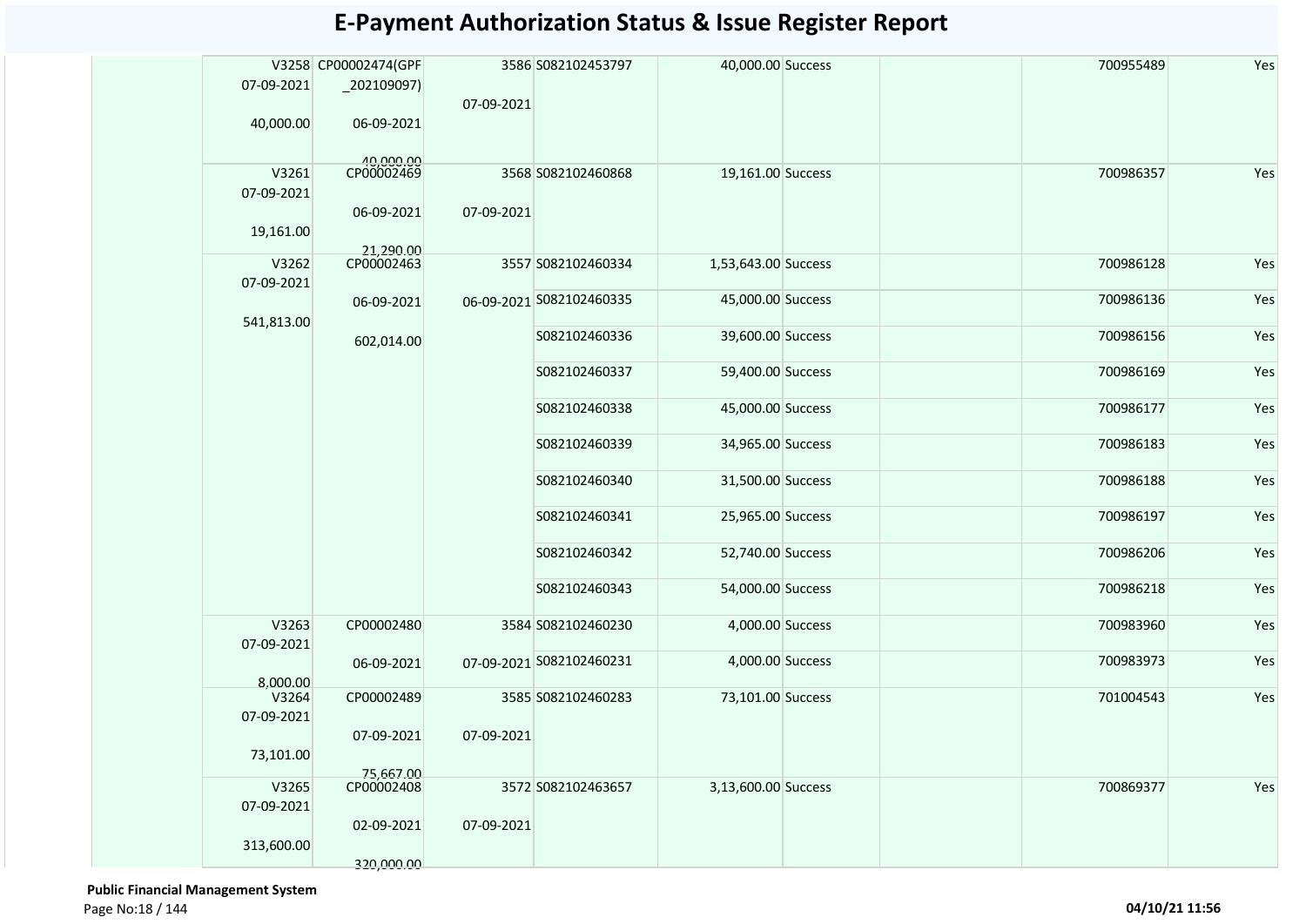# E-Payment Authorization Status & Issue Register Report

| | | | | | | | | | |
|---|---|---|---|---|---|---|---|---|---|
| | V3258 07-09-2021 40,000.00 | CP00002474(GPF _202109097) 06-09-2021 40,000.00 | 3586 07-09-2021 | S082102453797 | 40,000.00 | Success | | 700955489 | Yes |
| | V3261 07-09-2021 19,161.00 | CP00002469 06-09-2021 21,290.00 | 3568 07-09-2021 | S082102460868 | 19,161.00 | Success | | 700986357 | Yes |
| | V3262 07-09-2021 541,813.00 | CP00002463 06-09-2021 602,014.00 | 3557 06-09-2021 | S082102460334 | 1,53,643.00 | Success | | 700986128 | Yes |
| | | | | S082102460335 | 45,000.00 | Success | | 700986136 | Yes |
| | | | | S082102460336 | 39,600.00 | Success | | 700986156 | Yes |
| | | | | S082102460337 | 59,400.00 | Success | | 700986169 | Yes |
| | | | | S082102460338 | 45,000.00 | Success | | 700986177 | Yes |
| | | | | S082102460339 | 34,965.00 | Success | | 700986183 | Yes |
| | | | | S082102460340 | 31,500.00 | Success | | 700986188 | Yes |
| | | | | S082102460341 | 25,965.00 | Success | | 700986197 | Yes |
| | | | | S082102460342 | 52,740.00 | Success | | 700986206 | Yes |
| | | | | S082102460343 | 54,000.00 | Success | | 700986218 | Yes |
| | V3263 07-09-2021 8,000.00 | CP00002480 06-09-2021 | 3584 07-09-2021 | S082102460230 | 4,000.00 | Success | | 700983960 | Yes |
| | | | | S082102460231 | 4,000.00 | Success | | 700983973 | Yes |
| | V3264 07-09-2021 73,101.00 | CP00002489 07-09-2021 75,667.00 | 3585 07-09-2021 | S082102460283 | 73,101.00 | Success | | 701004543 | Yes |
| | V3265 07-09-2021 313,600.00 | CP00002408 02-09-2021 320,000.00 | 3572 07-09-2021 | S082102463657 | 3,13,600.00 | Success | | 700869377 | Yes |

**Public Financial Management System**

**04/10/21 11:56**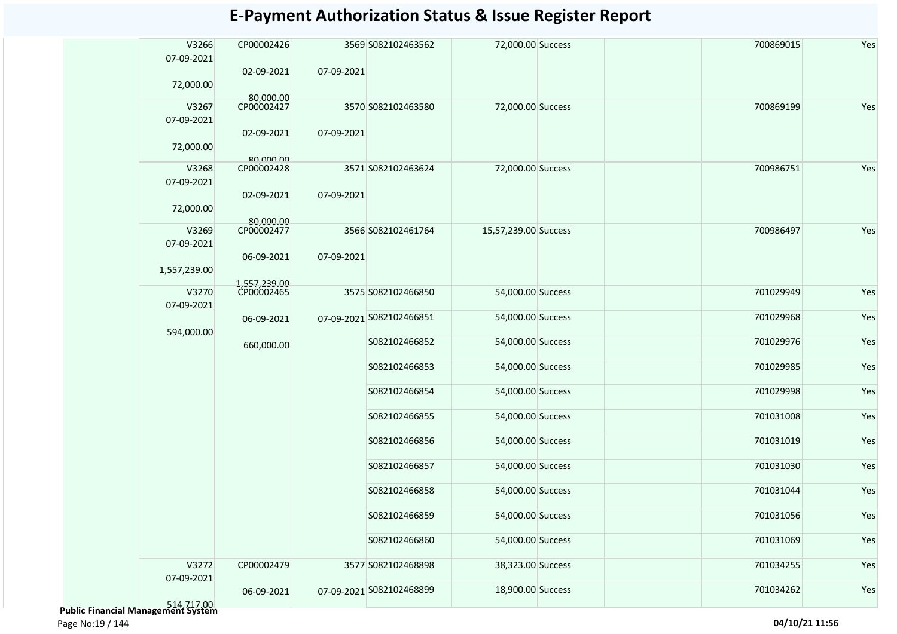# E-Payment Authorization Status & Issue Register Report

| | | | | | | | | | |
|---|---|---|---|---|---|---|---|---|---|
| | V3266<br>07-09-2021<br>72,000.00 | CP00002426<br>02-09-2021<br>80,000.00 | 3569<br>07-09-2021 | S082102463562 | 72,000.00 | Success | | 700869015 | Yes |
| | V3267<br>07-09-2021<br>72,000.00 | CP00002427<br>02-09-2021<br>80,000.00 | 3570<br>07-09-2021 | S082102463580 | 72,000.00 | Success | | 700869199 | Yes |
| | V3268<br>07-09-2021<br>72,000.00 | CP00002428<br>02-09-2021<br>80,000.00 | 3571<br>07-09-2021 | S082102463624 | 72,000.00 | Success | | 700986751 | Yes |
| | V3269<br>07-09-2021<br>1,557,239.00 | CP00002477<br>06-09-2021<br>1,557,239.00 | 3566<br>07-09-2021 | S082102461764 | 15,57,239.00 | Success | | 700986497 | Yes |
| | V3270<br>07-09-2021<br>594,000.00 | CP00002465<br>06-09-2021<br>660,000.00 | 3575<br>07-09-2021 | S082102466850 | 54,000.00 | Success | | 701029949 | Yes |
| | | | | S082102466851 | 54,000.00 | Success | | 701029968 | Yes |
| | | | | S082102466852 | 54,000.00 | Success | | 701029976 | Yes |
| | | | | S082102466853 | 54,000.00 | Success | | 701029985 | Yes |
| | | | | S082102466854 | 54,000.00 | Success | | 701029998 | Yes |
| | | | | S082102466855 | 54,000.00 | Success | | 701031008 | Yes |
| | | | | S082102466856 | 54,000.00 | Success | | 701031019 | Yes |
| | | | | S082102466857 | 54,000.00 | Success | | 701031030 | Yes |
| | | | | S082102466858 | 54,000.00 | Success | | 701031044 | Yes |
| | | | | S082102466859 | 54,000.00 | Success | | 701031056 | Yes |
| | | | | S082102466860 | 54,000.00 | Success | | 701031069 | Yes |
| | V3272<br>07-09-2021<br>514,717.00 | CP00002479<br>06-09-2021 | 3577<br>07-09-2021 | S082102468898 | 38,323.00 | Success | | 701034255 | Yes |
| | | | | S082102468899 | 18,900.00 | Success | | 701034262 | Yes |

**Public Financial Management System**

**04/10/21 11:56**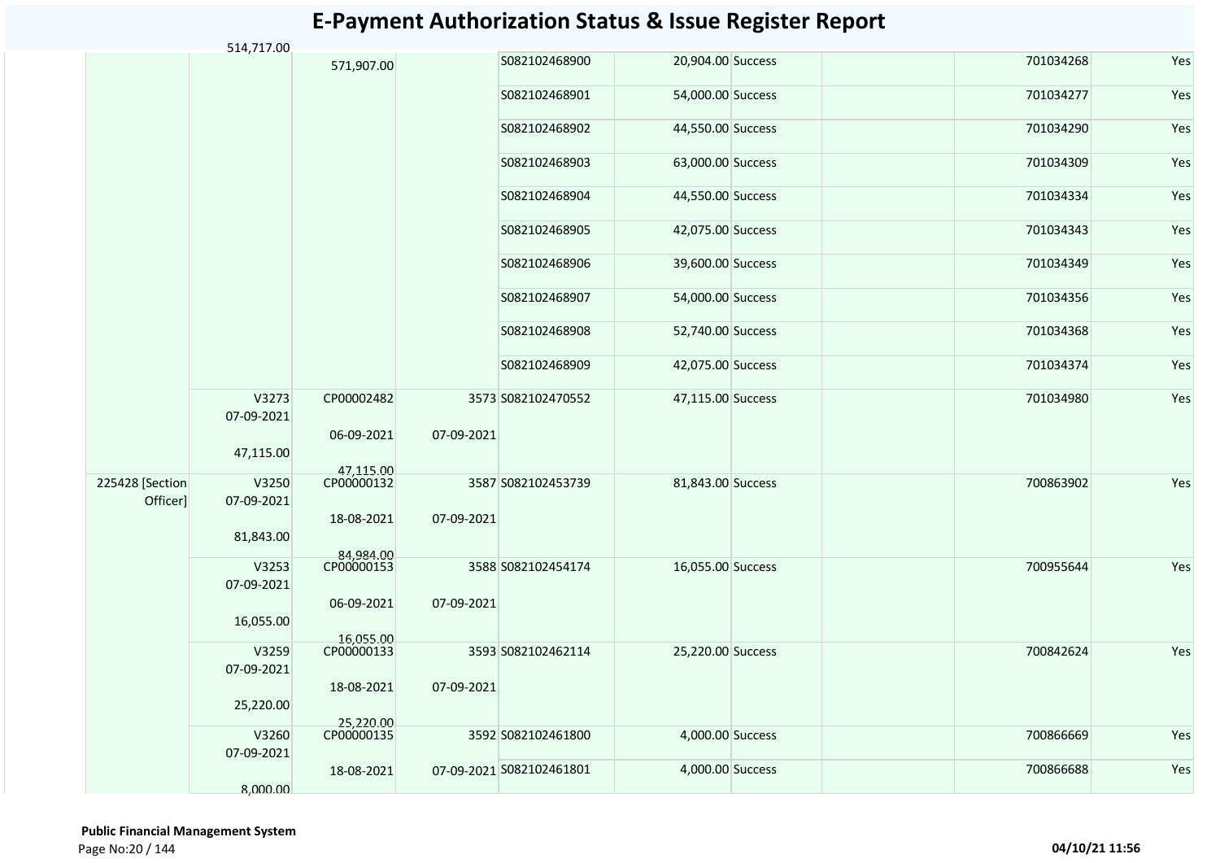# E-Payment Authorization Status & Issue Register Report

| | | | | | | | | | | |
|---|---|---|---|---|---|---|---|---|---|---|
| | | 514,717.00 | 571,907.00 | | S082102468900 | 20,904.00 | Success | | 701034268 | Yes |
| | | | | | S082102468901 | 54,000.00 | Success | | 701034277 | Yes |
| | | | | | S082102468902 | 44,550.00 | Success | | 701034290 | Yes |
| | | | | | S082102468903 | 63,000.00 | Success | | 701034309 | Yes |
| | | | | | S082102468904 | 44,550.00 | Success | | 701034334 | Yes |
| | | | | | S082102468905 | 42,075.00 | Success | | 701034343 | Yes |
| | | | | | S082102468906 | 39,600.00 | Success | | 701034349 | Yes |
| | | | | | S082102468907 | 54,000.00 | Success | | 701034356 | Yes |
| | | | | | S082102468908 | 52,740.00 | Success | | 701034368 | Yes |
| | | | | | S082102468909 | 42,075.00 | Success | | 701034374 | Yes |
| | | V3273 07-09-2021 47,115.00 | CP00002482 06-09-2021 47,115.00 | 3573 07-09-2021 | S082102470552 | 47,115.00 | Success | | 701034980 | Yes |
| | 225428 [Section Officer] | V3250 07-09-2021 81,843.00 | CP00000132 18-08-2021 84,984.00 | 3587 07-09-2021 | S082102453739 | 81,843.00 | Success | | 700863902 | Yes |
| | | V3253 07-09-2021 16,055.00 | CP00000153 06-09-2021 16,055.00 | 3588 07-09-2021 | S082102454174 | 16,055.00 | Success | | 700955644 | Yes |
| | | V3259 07-09-2021 25,220.00 | CP00000133 18-08-2021 25,220.00 | 3593 07-09-2021 | S082102462114 | 25,220.00 | Success | | 700842624 | Yes |
| | | V3260 07-09-2021 8,000.00 | CP00000135 18-08-2021 | 3592 07-09-2021 | S082102461800 | 4,000.00 | Success | | 700866669 | Yes |
| | | | | | S082102461801 | 4,000.00 | Success | | 700866688 | Yes |

**Public Financial Management System**

04/10/21 11:56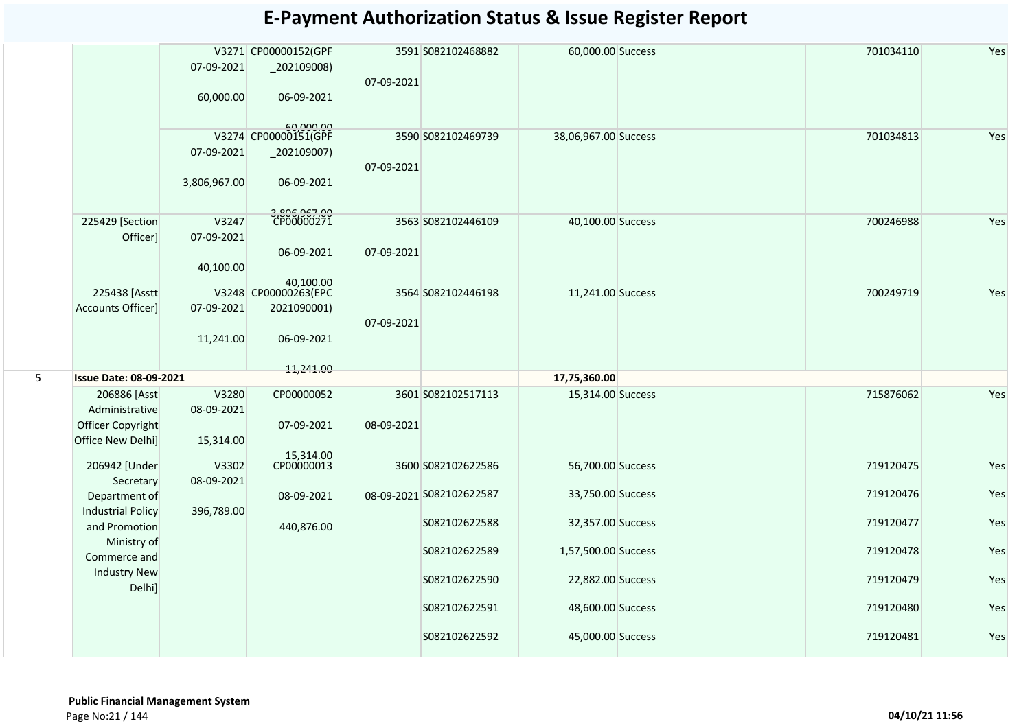# E-Payment Authorization Status & Issue Register Report

| | | | | | | | | | | |
|---|---|---|---|---|---|---|---|---|---|---|
| | | V3271 07-09-2021 60,000.00 | CP00000152(GPF_202109008) 06-09-2021 60,000.00 | 3591 07-09-2021 | S082102468882 | 60,000.00 | Success | | 701034110 | Yes |
| | | V3274 07-09-2021 3,806,967.00 | CP00000151(GPF_202109007) 06-09-2021 3,806,967.00 | 3590 07-09-2021 | S082102469739 | 38,06,967.00 | Success | | 701034813 | Yes |
| | 225429 [Section Officer] | V3247 07-09-2021 40,100.00 | CP00000271 06-09-2021 40,100.00 | 3563 07-09-2021 | S082102446109 | 40,100.00 | Success | | 700246988 | Yes |
| | 225438 [Asstt Accounts Officer] | V3248 07-09-2021 11,241.00 | CP00000263(EPC2021090001) 06-09-2021 11,241.00 | 3564 07-09-2021 | S082102446198 | 11,241.00 | Success | | 700249719 | Yes |
| 5 | **Issue Date: 08-09-2021** | | | | | **17,75,360.00** | | | | |
| | 206886 [Asst Administrative Officer Copyright Office New Delhi] | V3280 08-09-2021 15,314.00 | CP00000052 07-09-2021 15,314.00 | 3601 08-09-2021 | S082102517113 | 15,314.00 | Success | | 715876062 | Yes |
| | 206942 [Under Secretary Department of Industrial Policy and Promotion Ministry of Commerce and Industry New Delhi] | V3302 08-09-2021 396,789.00 | CP00000013 08-09-2021 440,876.00 | 3600 08-09-2021 | S082102622586 | 56,700.00 | Success | | 719120475 | Yes |
| | | | | | S082102622587 | 33,750.00 | Success | | 719120476 | Yes |
| | | | | | S082102622588 | 32,357.00 | Success | | 719120477 | Yes |
| | | | | | S082102622589 | 1,57,500.00 | Success | | 719120478 | Yes |
| | | | | | S082102622590 | 22,882.00 | Success | | 719120479 | Yes |
| | | | | | S082102622591 | 48,600.00 | Success | | 719120480 | Yes |
| | | | | | S082102622592 | 45,000.00 | Success | | 719120481 | Yes |

**Public Financial Management System**

**04/10/21 11:56**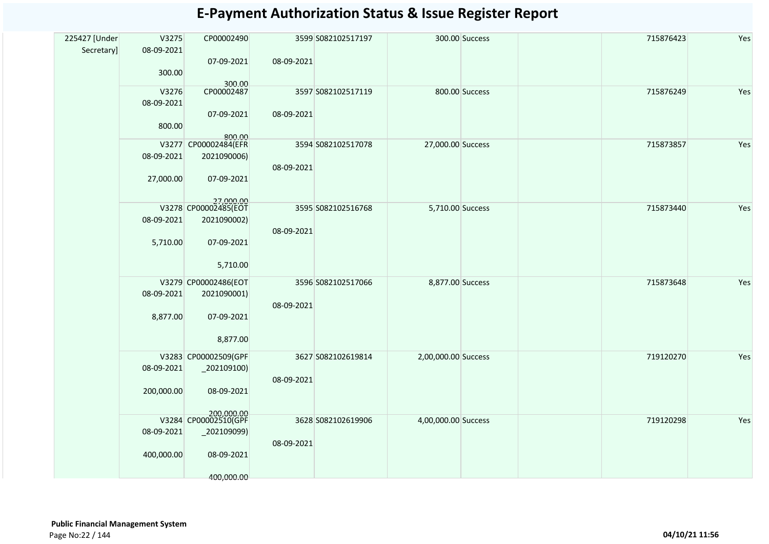# E-Payment Authorization Status & Issue Register Report

| | | | | | | | | | | |
|---|---|---|---|---|---|---|---|---|---|---|
| 225427 [Under Secretary] | V3275 08-09-2021 300.00 | CP00002490 07-09-2021 300.00 | 3599 08-09-2021 | S082102517197 | 300.00 | Success | | | 715876423 | Yes |
| | V3276 08-09-2021 800.00 | CP00002487 07-09-2021 800.00 | 3597 08-09-2021 | S082102517119 | 800.00 | Success | | | 715876249 | Yes |
| | V3277 08-09-2021 27,000.00 | CP00002484(EFR 2021090006) 07-09-2021 27,000.00 | 3594 08-09-2021 | S082102517078 | 27,000.00 | Success | | | 715873857 | Yes |
| | V3278 08-09-2021 5,710.00 | CP00002485(EOT 2021090002) 07-09-2021 5,710.00 | 3595 08-09-2021 | S082102516768 | 5,710.00 | Success | | | 715873440 | Yes |
| | V3279 08-09-2021 8,877.00 | CP00002486(EOT 2021090001) 07-09-2021 8,877.00 | 3596 08-09-2021 | S082102517066 | 8,877.00 | Success | | | 715873648 | Yes |
| | V3283 08-09-2021 200,000.00 | CP00002509(GPF _202109100) 08-09-2021 200,000.00 | 3627 08-09-2021 | S082102619814 | 2,00,000.00 | Success | | | 719120270 | Yes |
| | V3284 08-09-2021 400,000.00 | CP00002510(GPF _202109099) 08-09-2021 400,000.00 | 3628 08-09-2021 | S082102619906 | 4,00,000.00 | Success | | | 719120298 | Yes |

**Public Financial Management System**

04/10/21 11:56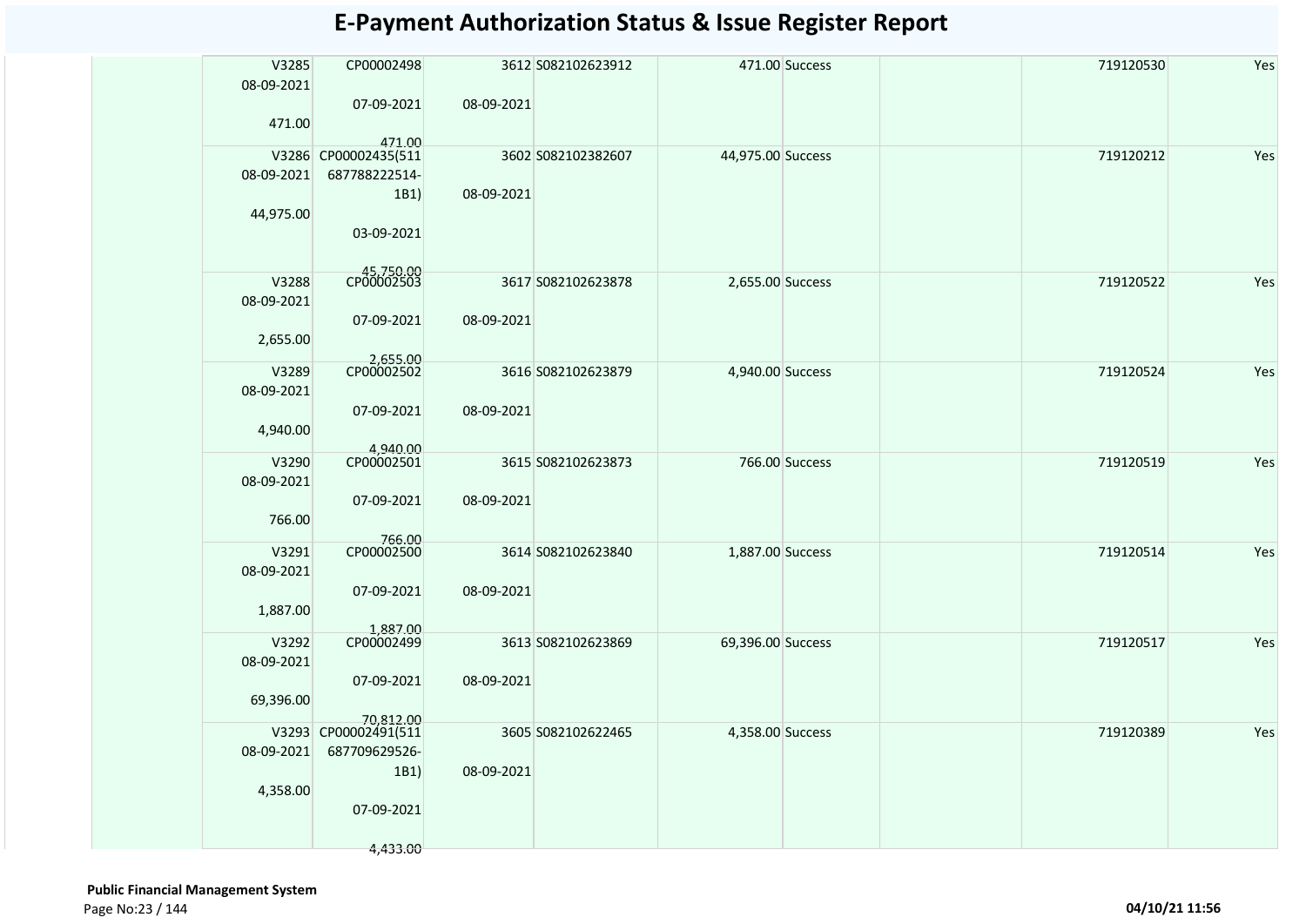# E-Payment Authorization Status & Issue Register Report

| | | | | | | | | | | |
|---|---|---|---|---|---|---|---|---|---|---|
| | V3285<br>08-09-2021<br><br>471.00 | CP00002498<br><br>07-09-2021<br><br>471.00 | 3612<br><br>08-09-2021 | S082102623912 | 471.00 | Success | | | 719120530 | Yes |
| | V3286<br>08-09-2021<br><br>44,975.00 | CP00002435(511 687788222514-1B1)<br><br>03-09-2021<br><br>45,750.00 | 3602<br><br>08-09-2021 | S082102382607 | 44,975.00 | Success | | | 719120212 | Yes |
| | V3288<br>08-09-2021<br><br>2,655.00 | CP00002503<br><br>07-09-2021<br><br>2,655.00 | 3617<br><br>08-09-2021 | S082102623878 | 2,655.00 | Success | | | 719120522 | Yes |
| | V3289<br>08-09-2021<br><br>4,940.00 | CP00002502<br><br>07-09-2021<br><br>4,940.00 | 3616<br><br>08-09-2021 | S082102623879 | 4,940.00 | Success | | | 719120524 | Yes |
| | V3290<br>08-09-2021<br><br>766.00 | CP00002501<br><br>07-09-2021<br><br>766.00 | 3615<br><br>08-09-2021 | S082102623873 | 766.00 | Success | | | 719120519 | Yes |
| | V3291<br>08-09-2021<br><br>1,887.00 | CP00002500<br><br>07-09-2021<br><br>1,887.00 | 3614<br><br>08-09-2021 | S082102623840 | 1,887.00 | Success | | | 719120514 | Yes |
| | V3292<br>08-09-2021<br><br>69,396.00 | CP00002499<br><br>07-09-2021<br><br>70,812.00 | 3613<br><br>08-09-2021 | S082102623869 | 69,396.00 | Success | | | 719120517 | Yes |
| | V3293<br>08-09-2021<br><br>4,358.00 | CP00002491(511 687709629526-1B1)<br><br>07-09-2021<br><br>4,433.00 | 3605<br><br>08-09-2021 | S082102622465 | 4,358.00 | Success | | | 719120389 | Yes |

**Public Financial Management System**

04/10/21 11:56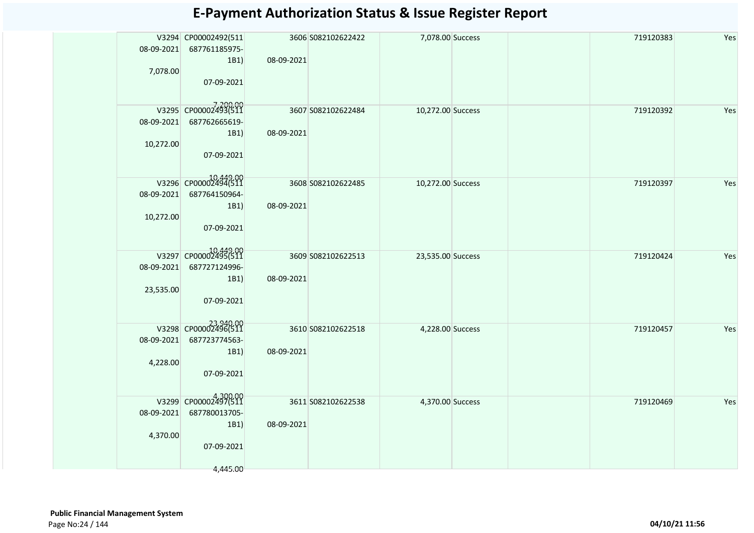# E-Payment Authorization Status & Issue Register Report

| | | | | | | | | | |
|---|---|---|---|---|---|---|---|---|---|
| | V3294 08-09-2021 7,078.00 | CP00002492(511 687761185975-1B1) 07-09-2021 7,290.00 | 3606 08-09-2021 | S082102622422 | 7,078.00 Success | | | 719120383 | Yes |
| | V3295 08-09-2021 10,272.00 | CP00002493(511 687762665619-1B1) 07-09-2021 10,449.00 | 3607 08-09-2021 | S082102622484 | 10,272.00 Success | | | 719120392 | Yes |
| | V3296 08-09-2021 10,272.00 | CP00002494(511 687764150964-1B1) 07-09-2021 10,449.00 | 3608 08-09-2021 | S082102622485 | 10,272.00 Success | | | 719120397 | Yes |
| | V3297 08-09-2021 23,535.00 | CP00002495(511 687727124996-1B1) 07-09-2021 23,940.00 | 3609 08-09-2021 | S082102622513 | 23,535.00 Success | | | 719120424 | Yes |
| | V3298 08-09-2021 4,228.00 | CP00002496(511 687723774563-1B1) 07-09-2021 4,300.00 | 3610 08-09-2021 | S082102622518 | 4,228.00 Success | | | 719120457 | Yes |
| | V3299 08-09-2021 4,370.00 | CP00002497(511 687780013705-1B1) 07-09-2021 4,445.00 | 3611 08-09-2021 | S082102622538 | 4,370.00 Success | | | 719120469 | Yes |

**Public Financial Management System**

**04/10/21 11:56**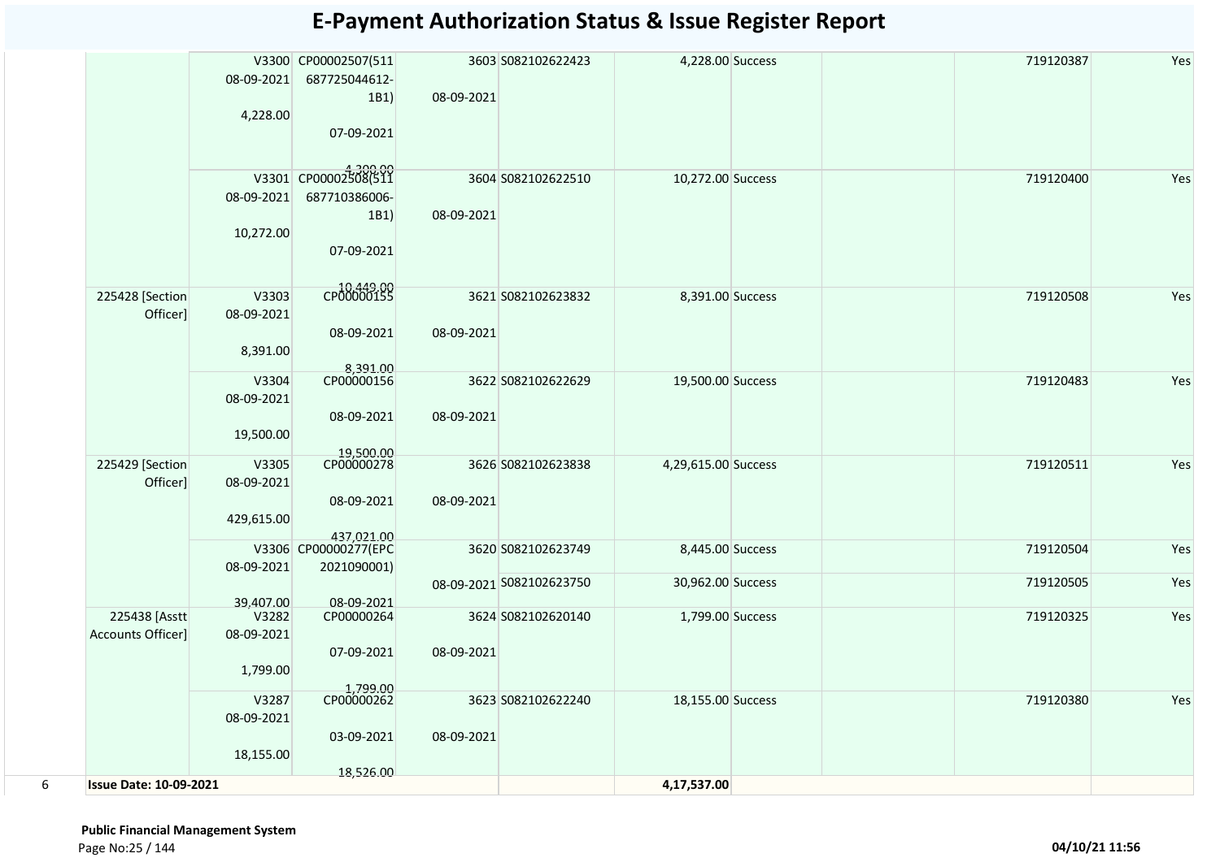# E-Payment Authorization Status & Issue Register Report

| | | | | | | | | | | |
|---|---|---|---|---|---|---|---|---|---|---|
| | | V3300 08-09-2021 4,228.00 | CP00002507(511687725044612-1B1) 07-09-2021 4,300.00 | 3603 08-09-2021 | S082102622423 | 4,228.00 | Success | | 719120387 | Yes |
| | | V3301 08-09-2021 10,272.00 | CP00002508(511687710386006-1B1) 07-09-2021 10,449.00 | 3604 08-09-2021 | S082102622510 | 10,272.00 | Success | | 719120400 | Yes |
| | 225428 [Section Officer] | V3303 08-09-2021 8,391.00 | CP00000155 08-09-2021 8,391.00 | 3621 08-09-2021 | S082102623832 | 8,391.00 | Success | | 719120508 | Yes |
| | | V3304 08-09-2021 19,500.00 | CP00000156 08-09-2021 19,500.00 | 3622 08-09-2021 | S082102622629 | 19,500.00 | Success | | 719120483 | Yes |
| | 225429 [Section Officer] | V3305 08-09-2021 429,615.00 | CP00000278 08-09-2021 437,021.00 | 3626 08-09-2021 | S082102623838 | 4,29,615.00 | Success | | 719120511 | Yes |
| | | V3306 08-09-2021 39,407.00 | CP00000277(EPC2021090001) 08-09-2021 | 3620 08-09-2021 | S082102623749 | 8,445.00 | Success | | 719120504 | Yes |
| | | | | | S082102623750 | 30,962.00 | Success | | 719120505 | Yes |
| | 225438 [Asstt Accounts Officer] | V3282 08-09-2021 1,799.00 | CP00000264 07-09-2021 1,799.00 | 3624 08-09-2021 | S082102620140 | 1,799.00 | Success | | 719120325 | Yes |
| | | V3287 08-09-2021 18,155.00 | CP00000262 03-09-2021 18,526.00 | 3623 08-09-2021 | S082102622240 | 18,155.00 | Success | | 719120380 | Yes |
| 6 | **Issue Date: 10-09-2021** | | | | | **4,17,537.00** | | | | |

**Public Financial Management System**

**04/10/21 11:56**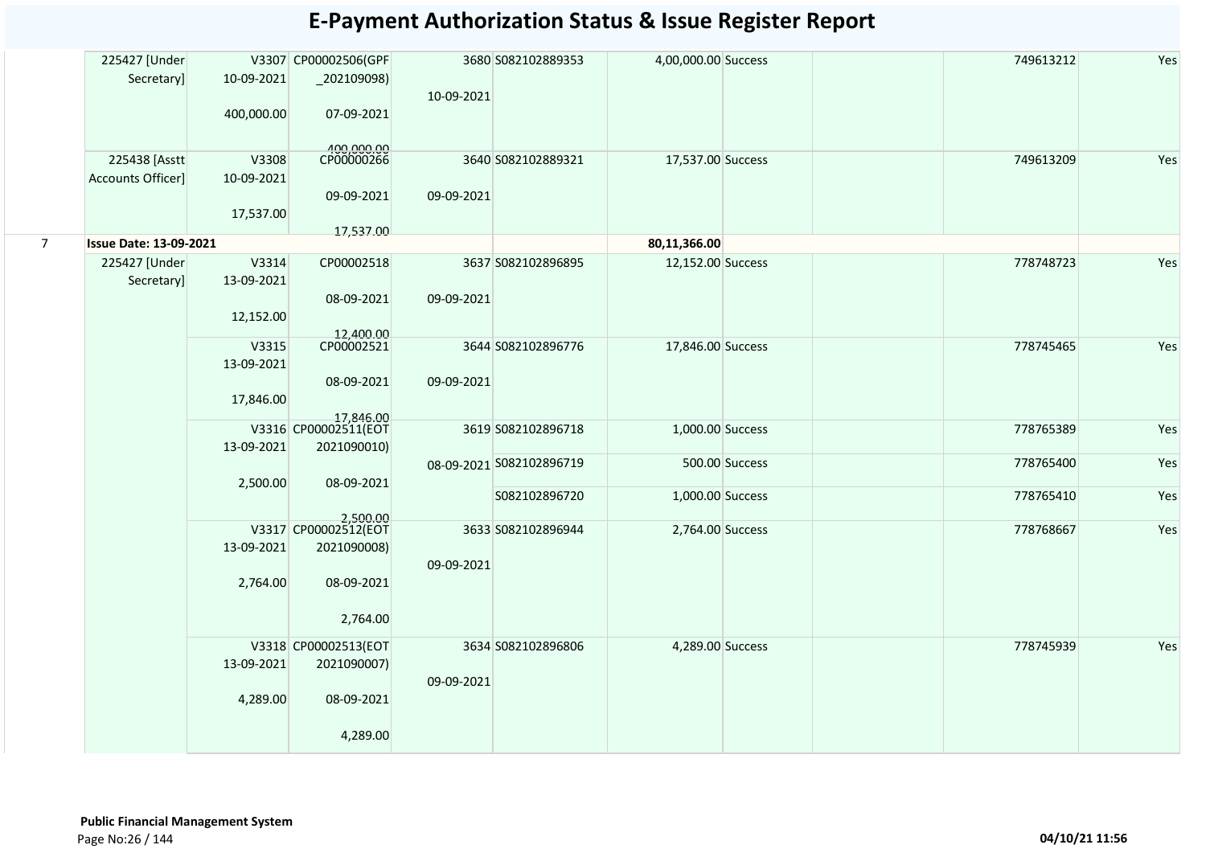# E-Payment Authorization Status & Issue Register Report

| | | | | | | | | | | |
|---|---|---|---|---|---|---|---|---|---|---|
| | 225427 [Under Secretary] | V3307 10-09-2021 400,000.00 | CP00002506(GPF _202109098) 07-09-2021 400,000.00 | 3680 10-09-2021 | S082102889353 | 4,00,000.00 | Success | | 749613212 | Yes |
| | 225438 [Asstt Accounts Officer] | V3308 10-09-2021 17,537.00 | CP00000266 09-09-2021 17,537.00 | 3640 09-09-2021 | S082102889321 | 17,537.00 | Success | | 749613209 | Yes |
| 7 | **Issue Date: 13-09-2021** | | | | | **80,11,366.00** | | | | |
| | 225427 [Under Secretary] | V3314 13-09-2021 12,152.00 | CP00002518 08-09-2021 12,400.00 | 3637 09-09-2021 | S082102896895 | 12,152.00 | Success | | 778748723 | Yes |
| | | V3315 13-09-2021 17,846.00 | CP00002521 08-09-2021 17,846.00 | 3644 09-09-2021 | S082102896776 | 17,846.00 | Success | | 778745465 | Yes |
| | | V3316 13-09-2021 2,500.00 | CP00002511(EOT 2021090010) 08-09-2021 2,500.00 | 3619 08-09-2021 | S082102896718 | 1,000.00 | Success | | 778765389 | Yes |
| | | | | | S082102896719 | 500.00 | Success | | 778765400 | Yes |
| | | | | | S082102896720 | 1,000.00 | Success | | 778765410 | Yes |
| | | V3317 13-09-2021 2,764.00 | CP00002512(EOT 2021090008) 08-09-2021 2,764.00 | 3633 09-09-2021 | S082102896944 | 2,764.00 | Success | | 778768667 | Yes |
| | | V3318 13-09-2021 4,289.00 | CP00002513(EOT 2021090007) 08-09-2021 4,289.00 | 3634 09-09-2021 | S082102896806 | 4,289.00 | Success | | 778745939 | Yes |

**Public Financial Management System**

**04/10/21 11:56**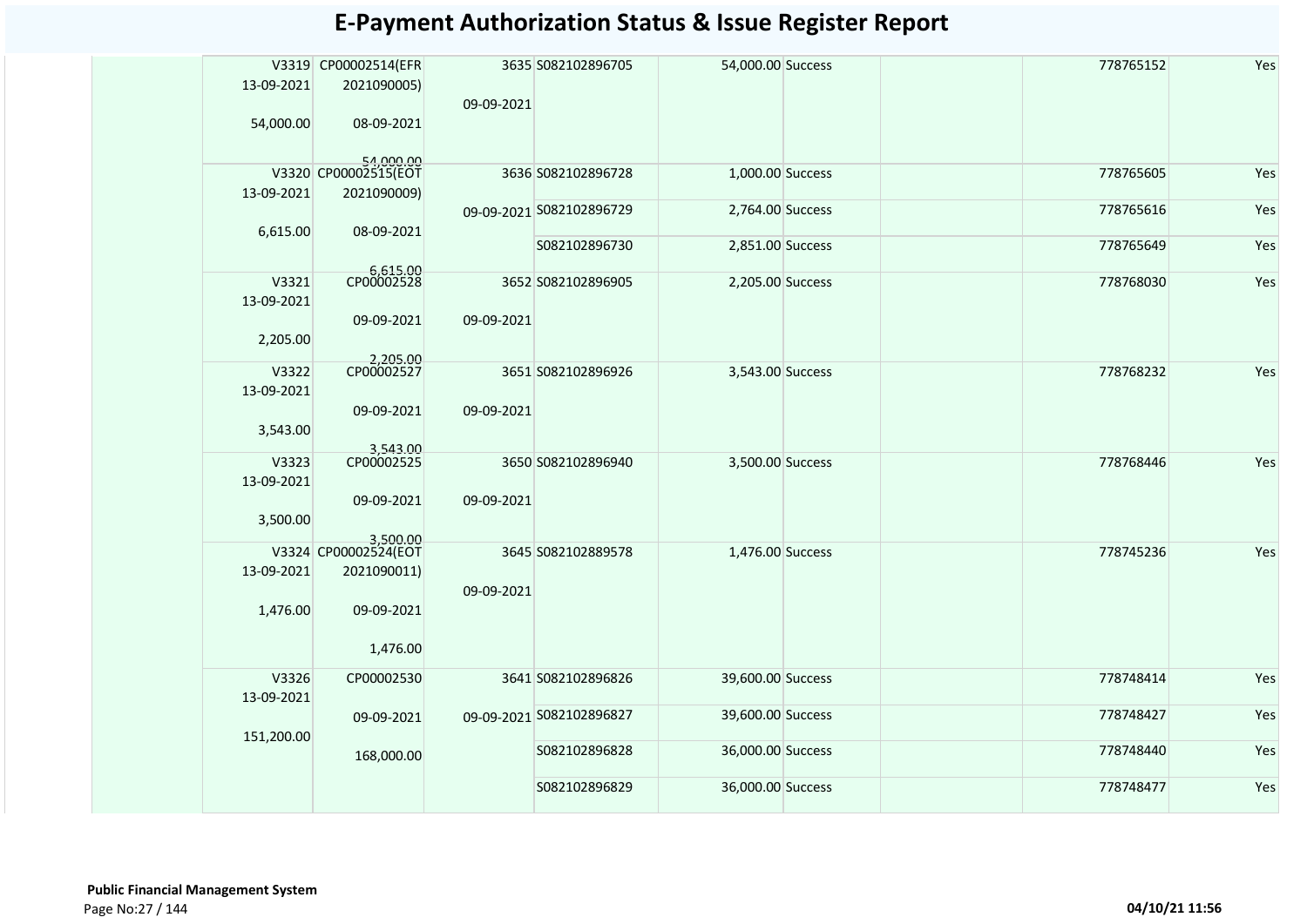# E-Payment Authorization Status & Issue Register Report

| | | | | | | | | | |
|---|---|---|---|---|---|---|---|---|---|
| | V3319 13-09-2021 54,000.00 | CP00002514(EFR 2021090005) 08-09-2021 54,000.00 | 3635 09-09-2021 | S082102896705 | 54,000.00 | Success | | 778765152 | Yes |
| | V3320 13-09-2021 6,615.00 | CP00002515(EOT 2021090009) 08-09-2021 6,615.00 | 3636 09-09-2021 | S082102896728 | 1,000.00 | Success | | 778765605 | Yes |
| | | | | S082102896729 | 2,764.00 | Success | | 778765616 | Yes |
| | | | | S082102896730 | 2,851.00 | Success | | 778765649 | Yes |
| | V3321 13-09-2021 2,205.00 | CP00002528 09-09-2021 2,205.00 | 3652 09-09-2021 | S082102896905 | 2,205.00 | Success | | 778768030 | Yes |
| | V3322 13-09-2021 3,543.00 | CP00002527 09-09-2021 3,543.00 | 3651 09-09-2021 | S082102896926 | 3,543.00 | Success | | 778768232 | Yes |
| | V3323 13-09-2021 3,500.00 | CP00002525 09-09-2021 3,500.00 | 3650 09-09-2021 | S082102896940 | 3,500.00 | Success | | 778768446 | Yes |
| | V3324 13-09-2021 1,476.00 | CP00002524(EOT 2021090011) 09-09-2021 1,476.00 | 3645 09-09-2021 | S082102889578 | 1,476.00 | Success | | 778745236 | Yes |
| | V3326 13-09-2021 151,200.00 | CP00002530 09-09-2021 168,000.00 | 3641 09-09-2021 | S082102896826 | 39,600.00 | Success | | 778748414 | Yes |
| | | | | S082102896827 | 39,600.00 | Success | | 778748427 | Yes |
| | | | | S082102896828 | 36,000.00 | Success | | 778748440 | Yes |
| | | | | S082102896829 | 36,000.00 | Success | | 778748477 | Yes |

**Public Financial Management System**

04/10/21 11:56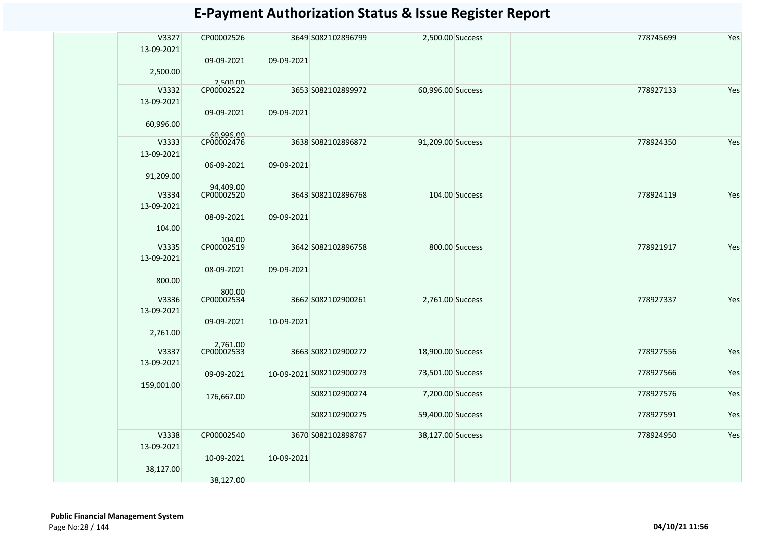# E-Payment Authorization Status & Issue Register Report

| | | | | | | | | | | |
|---|---|---|---|---|---|---|---|---|---|---|
| | | V3327 13-09-2021 2,500.00 | CP00002526 09-09-2021 2,500.00 | 3649 09-09-2021 | S082102896799 | 2,500.00 | Success | | 778745699 | Yes |
| | | V3332 13-09-2021 60,996.00 | CP00002522 09-09-2021 60,996.00 | 3653 09-09-2021 | S082102899972 | 60,996.00 | Success | | 778927133 | Yes |
| | | V3333 13-09-2021 91,209.00 | CP00002476 06-09-2021 94,409.00 | 3638 09-09-2021 | S082102896872 | 91,209.00 | Success | | 778924350 | Yes |
| | | V3334 13-09-2021 104.00 | CP00002520 08-09-2021 104.00 | 3643 09-09-2021 | S082102896768 | 104.00 | Success | | 778924119 | Yes |
| | | V3335 13-09-2021 800.00 | CP00002519 08-09-2021 800.00 | 3642 09-09-2021 | S082102896758 | 800.00 | Success | | 778921917 | Yes |
| | | V3336 13-09-2021 2,761.00 | CP00002534 09-09-2021 2,761.00 | 3662 10-09-2021 | S082102900261 | 2,761.00 | Success | | 778927337 | Yes |
| | | V3337 13-09-2021 159,001.00 | CP00002533 09-09-2021 176,667.00 | 3663 10-09-2021 | S082102900272 | 18,900.00 | Success | | 778927556 | Yes |
| | | | | | S082102900273 | 73,501.00 | Success | | 778927566 | Yes |
| | | | | | S082102900274 | 7,200.00 | Success | | 778927576 | Yes |
| | | | | | S082102900275 | 59,400.00 | Success | | 778927591 | Yes |
| | | V3338 13-09-2021 38,127.00 | CP00002540 10-09-2021 38,127.00 | 3670 10-09-2021 | S082102898767 | 38,127.00 | Success | | 778924950 | Yes |

**Public Financial Management System**

04/10/21 11:56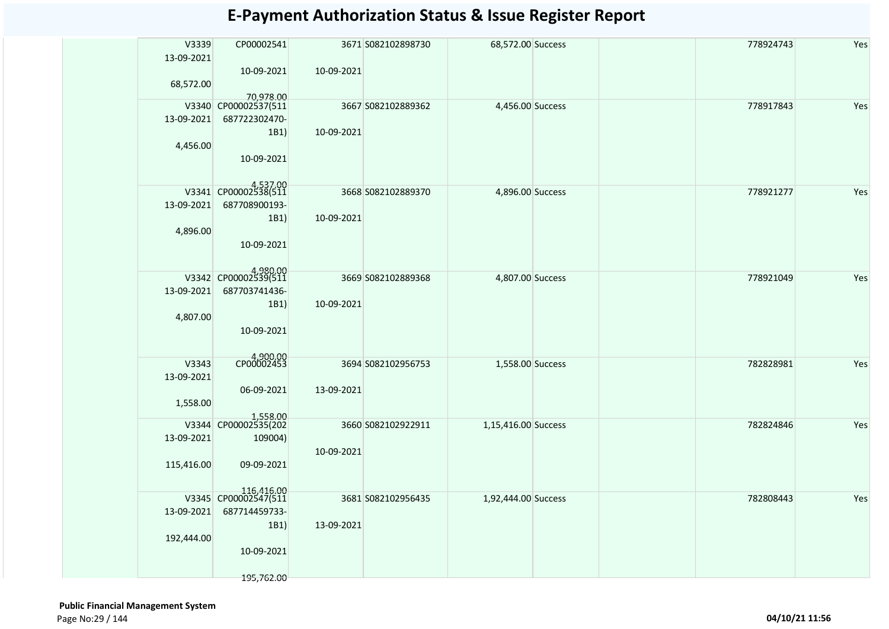# E-Payment Authorization Status & Issue Register Report

| | | | | | | | | | |
|---|---|---|---|---|---|---|---|---|---|
| | V3339<br>13-09-2021<br>68,572.00 | CP00002541<br>10-09-2021<br>70,978.00 | 3671<br>10-09-2021 | S082102898730 | 68,572.00 | Success | | 778924743 | Yes |
| | V3340<br>13-09-2021<br>4,456.00 | CP00002537(511687722302470-1B1)<br>10-09-2021<br>4,537.00 | 3667<br>10-09-2021 | S082102889362 | 4,456.00 | Success | | 778917843 | Yes |
| | V3341<br>13-09-2021<br>4,896.00 | CP00002538(511687708900193-1B1)<br>10-09-2021<br>4,980.00 | 3668<br>10-09-2021 | S082102889370 | 4,896.00 | Success | | 778921277 | Yes |
| | V3342<br>13-09-2021<br>4,807.00 | CP00002539(511687703741436-1B1)<br>10-09-2021<br>4,900.00 | 3669<br>10-09-2021 | S082102889368 | 4,807.00 | Success | | 778921049 | Yes |
| | V3343<br>13-09-2021<br>1,558.00 | CP00002453<br>06-09-2021<br>1,558.00 | 3694<br>13-09-2021 | S082102956753 | 1,558.00 | Success | | 782828981 | Yes |
| | V3344<br>13-09-2021<br>115,416.00 | CP00002535(202109004)<br>09-09-2021<br>116,416.00 | 3660<br>10-09-2021 | S082102922911 | 1,15,416.00 | Success | | 782824846 | Yes |
| | V3345<br>13-09-2021<br>192,444.00 | CP00002547(511687714459733-1B1)<br>10-09-2021<br>195,762.00 | 3681<br>13-09-2021 | S082102956435 | 1,92,444.00 | Success | | 782808443 | Yes |

**Public Financial Management System**

04/10/21 11:56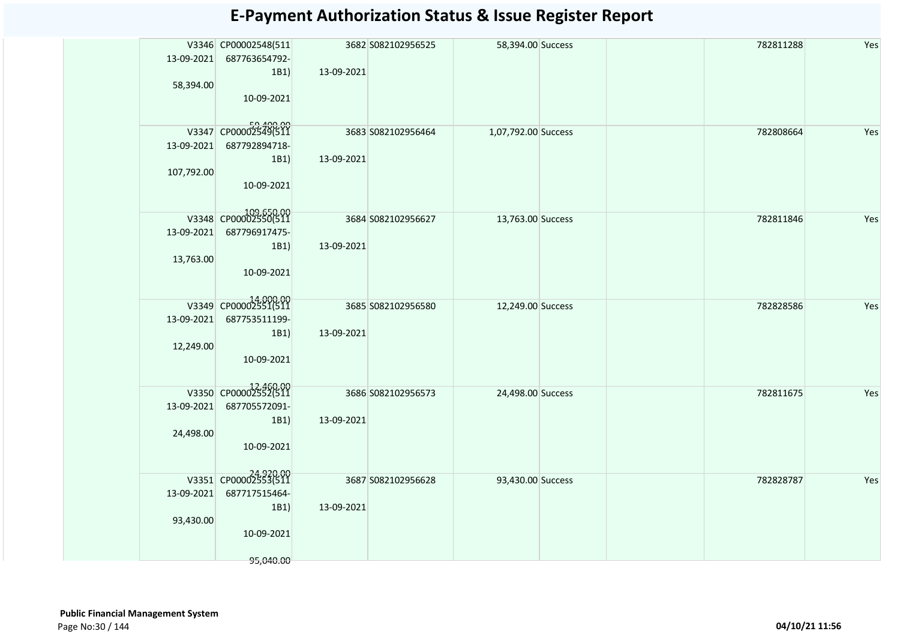# E-Payment Authorization Status & Issue Register Report

| | | | | | | | | | |
|---|---|---|---|---|---|---|---|---|---|
| | V3346 13-09-2021 58,394.00 | CP00002548(511 687763654792-1B1) 10-09-2021 59,400.00 | 3682 13-09-2021 | S082102956525 | 58,394.00 | Success | | 782811288 | Yes |
| | V3347 13-09-2021 107,792.00 | CP00002549(511 687792894718-1B1) 10-09-2021 109,650.00 | 3683 13-09-2021 | S082102956464 | 1,07,792.00 | Success | | 782808664 | Yes |
| | V3348 13-09-2021 13,763.00 | CP00002550(511 687796917475-1B1) 10-09-2021 14,000.00 | 3684 13-09-2021 | S082102956627 | 13,763.00 | Success | | 782811846 | Yes |
| | V3349 13-09-2021 12,249.00 | CP00002551(511 687753511199-1B1) 10-09-2021 12,460.00 | 3685 13-09-2021 | S082102956580 | 12,249.00 | Success | | 782828586 | Yes |
| | V3350 13-09-2021 24,498.00 | CP00002552(511 687705572091-1B1) 10-09-2021 24,920.00 | 3686 13-09-2021 | S082102956573 | 24,498.00 | Success | | 782811675 | Yes |
| | V3351 13-09-2021 93,430.00 | CP00002553(511 687717515464-1B1) 10-09-2021 95,040.00 | 3687 13-09-2021 | S082102956628 | 93,430.00 | Success | | 782828787 | Yes |

**Public Financial Management System**

04/10/21 11:56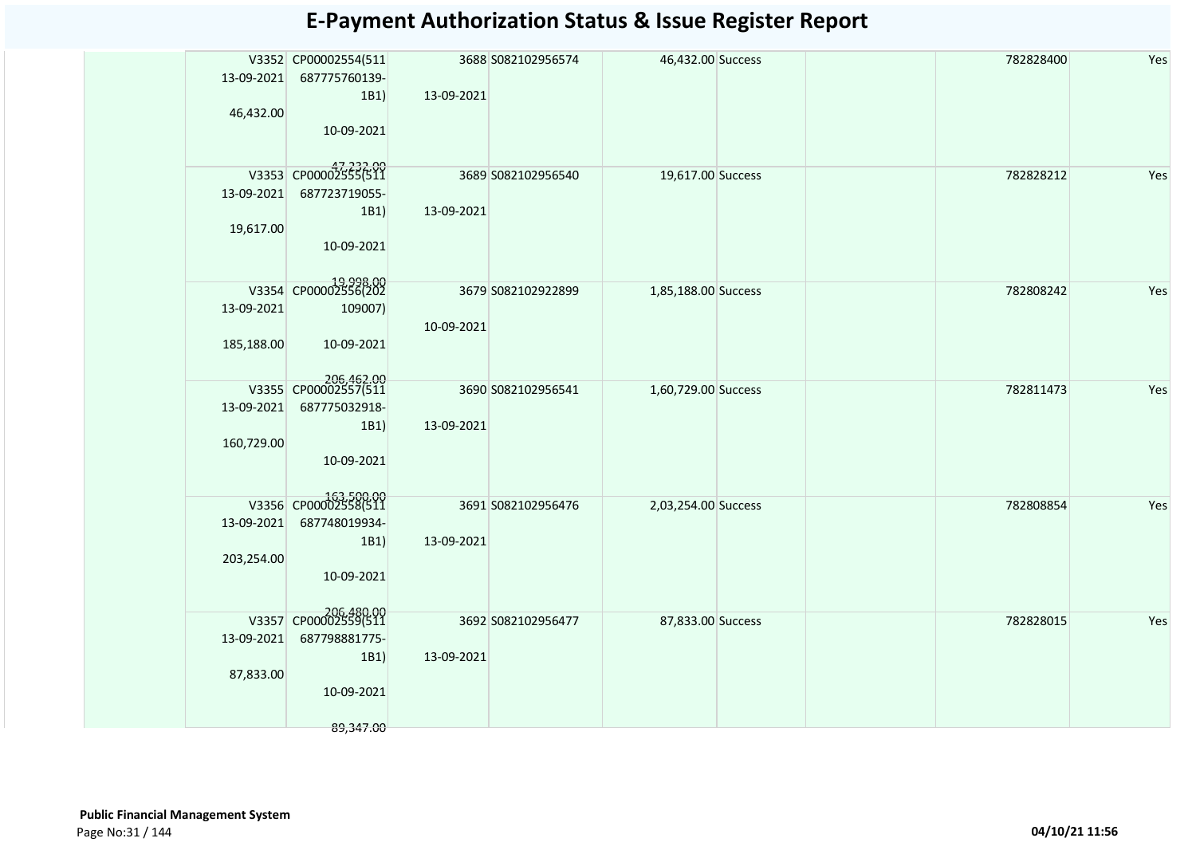# E-Payment Authorization Status & Issue Register Report

| | | | | | | | | | | |
|---|---|---|---|---|---|---|---|---|---|---|
| | | V3352 13-09-2021 46,432.00 | CP00002554(511 687775760139-1B1) 10-09-2021 47,232.00 | 3688 13-09-2021 | S082102956574 | 46,432.00 | Success | | 782828400 | Yes |
| | | V3353 13-09-2021 19,617.00 | CP00002555(511 687723719055-1B1) 10-09-2021 19,998.00 | 3689 13-09-2021 | S082102956540 | 19,617.00 | Success | | 782828212 | Yes |
| | | V3354 13-09-2021 185,188.00 | CP00002556(202 109007) 10-09-2021 206,462.00 | 3679 10-09-2021 | S082102922899 | 1,85,188.00 | Success | | 782808242 | Yes |
| | | V3355 13-09-2021 160,729.00 | CP00002557(511 687775032918-1B1) 10-09-2021 163,500.00 | 3690 13-09-2021 | S082102956541 | 1,60,729.00 | Success | | 782811473 | Yes |
| | | V3356 13-09-2021 203,254.00 | CP00002558(511 687748019934-1B1) 10-09-2021 206,480.00 | 3691 13-09-2021 | S082102956476 | 2,03,254.00 | Success | | 782808854 | Yes |
| | | V3357 13-09-2021 87,833.00 | CP00002559(511 687798881775-1B1) 10-09-2021 89,347.00 | 3692 13-09-2021 | S082102956477 | 87,833.00 | Success | | 782828015 | Yes |

**Public Financial Management System**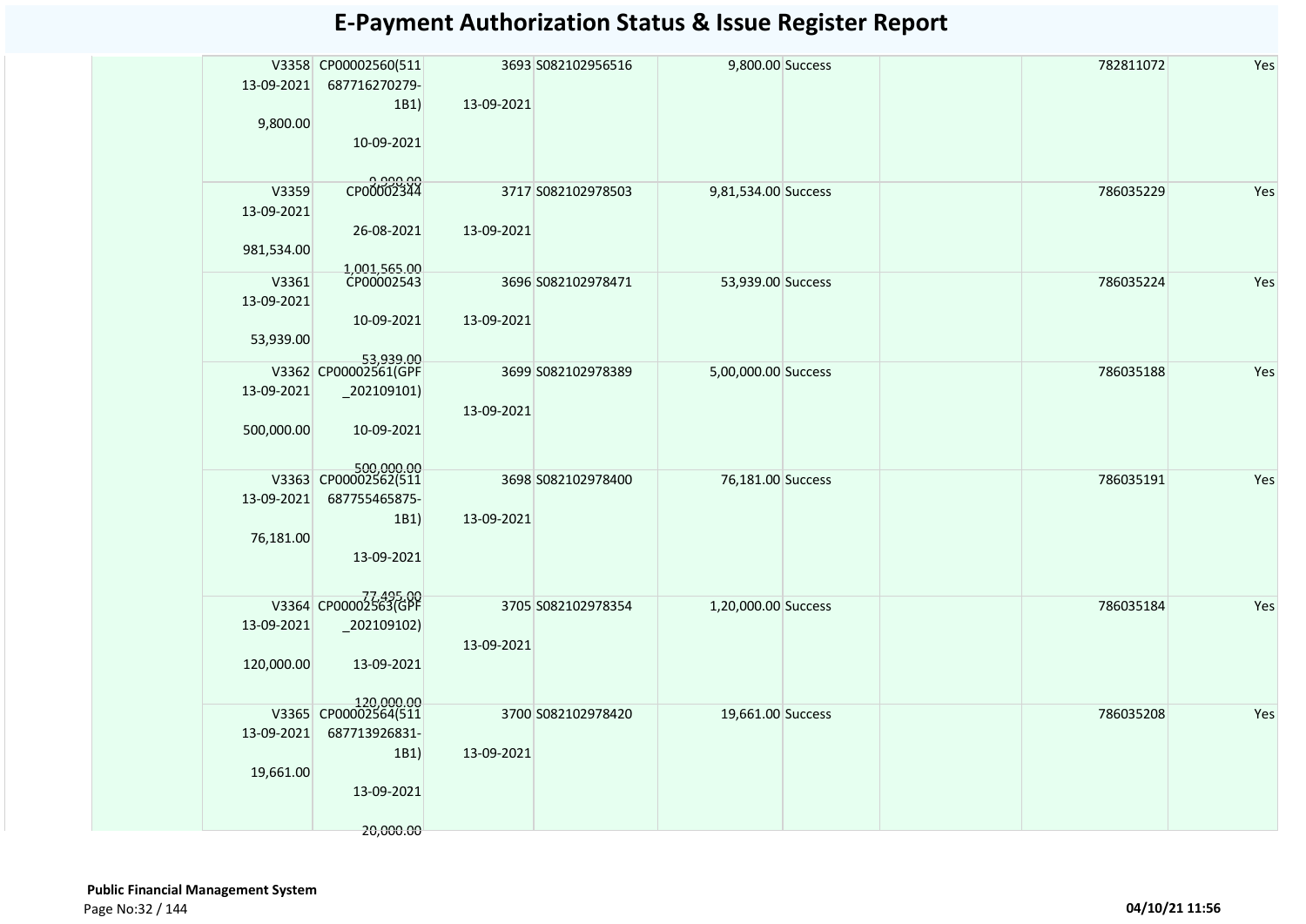# E-Payment Authorization Status & Issue Register Report

| | | | | | | | | | |
|---|---|---|---|---|---|---|---|---|---|
| | V3358 13-09-2021 9,800.00 | CP00002560(511 687716270279-1B1) 10-09-2021 9,990.00 | 3693 13-09-2021 | S082102956516 | 9,800.00 | Success | | 782811072 | Yes |
| | V3359 13-09-2021 981,534.00 | CP00002344 26-08-2021 1,001,565.00 | 3717 13-09-2021 | S082102978503 | 9,81,534.00 | Success | | 786035229 | Yes |
| | V3361 13-09-2021 53,939.00 | CP00002543 10-09-2021 53,939.00 | 3696 13-09-2021 | S082102978471 | 53,939.00 | Success | | 786035224 | Yes |
| | V3362 13-09-2021 500,000.00 | CP00002561(GPF _202109101) 10-09-2021 500,000.00 | 3699 13-09-2021 | S082102978389 | 5,00,000.00 | Success | | 786035188 | Yes |
| | V3363 13-09-2021 76,181.00 | CP00002562(511 687755465875-1B1) 13-09-2021 77,495.00 | 3698 13-09-2021 | S082102978400 | 76,181.00 | Success | | 786035191 | Yes |
| | V3364 13-09-2021 120,000.00 | CP00002563(GPF _202109102) 13-09-2021 120,000.00 | 3705 13-09-2021 | S082102978354 | 1,20,000.00 | Success | | 786035184 | Yes |
| | V3365 13-09-2021 19,661.00 | CP00002564(511 687713926831-1B1) 13-09-2021 20,000.00 | 3700 13-09-2021 | S082102978420 | 19,661.00 | Success | | 786035208 | Yes |

**Public Financial Management System**

04/10/21 11:56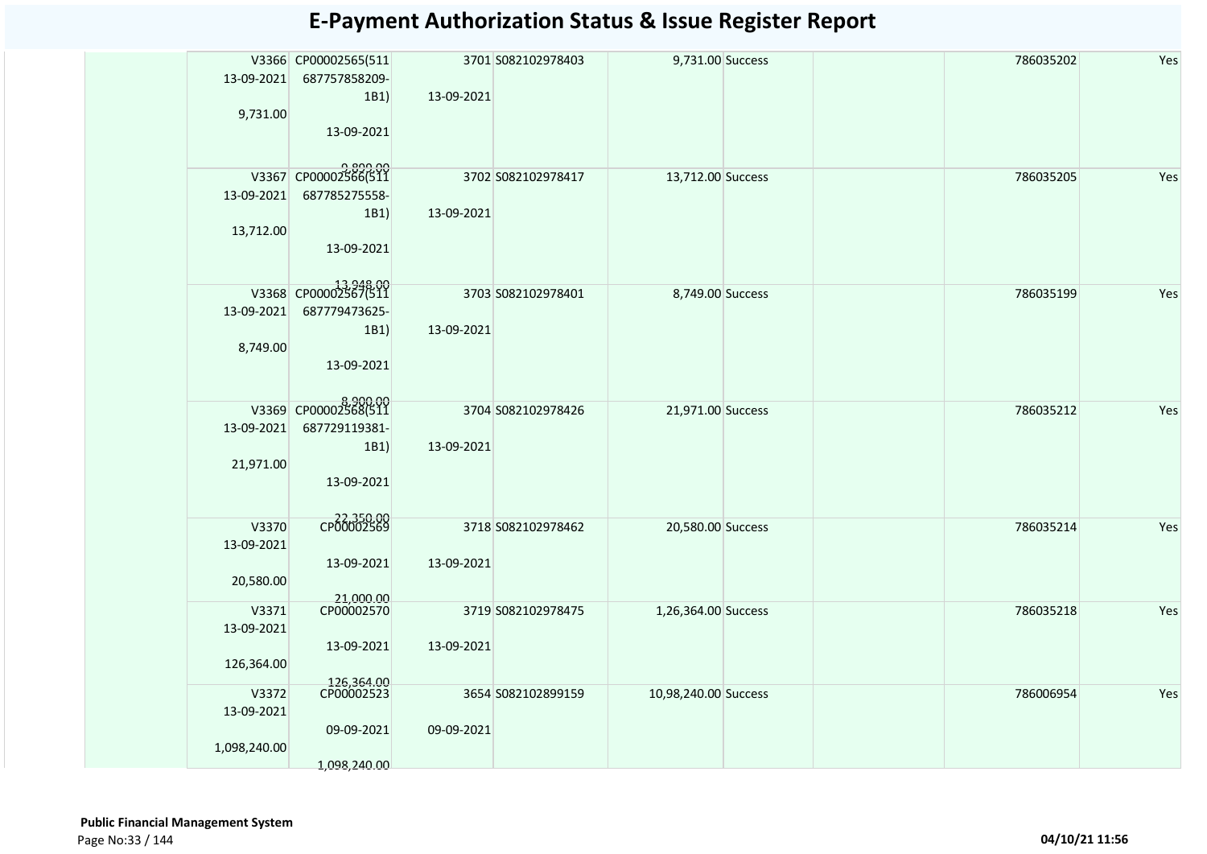# E-Payment Authorization Status & Issue Register Report

| | | | | | | | | | | |
|---|---|---|---|---|---|---|---|---|---|---|
| | | V3366 13-09-2021 9,731.00 | CP00002565(511 687757858209-1B1) 13-09-2021 9,899.00 | 3701 13-09-2021 | S082102978403 | 9,731.00 | Success | | 786035202 | Yes |
| | | V3367 13-09-2021 13,712.00 | CP00002566(511 687785275558-1B1) 13-09-2021 13,948.00 | 3702 13-09-2021 | S082102978417 | 13,712.00 | Success | | 786035205 | Yes |
| | | V3368 13-09-2021 8,749.00 | CP00002567(511 687779473625-1B1) 13-09-2021 8,900.00 | 3703 13-09-2021 | S082102978401 | 8,749.00 | Success | | 786035199 | Yes |
| | | V3369 13-09-2021 21,971.00 | CP00002568(511 687729119381-1B1) 13-09-2021 22,350.00 | 3704 13-09-2021 | S082102978426 | 21,971.00 | Success | | 786035212 | Yes |
| | | V3370 13-09-2021 20,580.00 | CP00002569 13-09-2021 21,000.00 | 3718 13-09-2021 | S082102978462 | 20,580.00 | Success | | 786035214 | Yes |
| | | V3371 13-09-2021 126,364.00 | CP00002570 13-09-2021 126,364.00 | 3719 13-09-2021 | S082102978475 | 1,26,364.00 | Success | | 786035218 | Yes |
| | | V3372 13-09-2021 1,098,240.00 | CP00002523 09-09-2021 1,098,240.00 | 3654 09-09-2021 | S082102899159 | 10,98,240.00 | Success | | 786006954 | Yes |

**Public Financial Management System**

04/10/21 11:56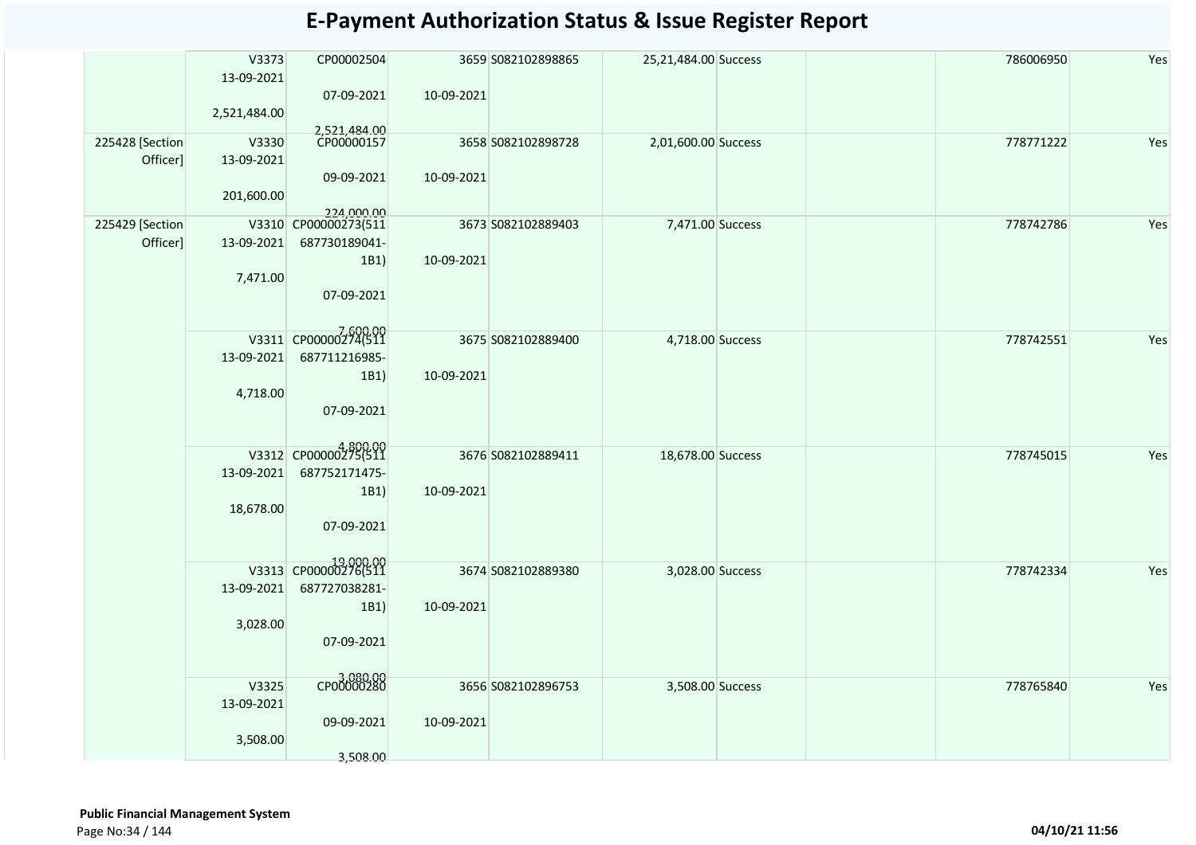# E-Payment Authorization Status & Issue Register Report

| | | | | | | | | | |
|---|---|---|---|---|---|---|---|---|---|
| | V3373 13-09-2021 2,521,484.00 | CP00002504 07-09-2021 2,521,484.00 | 3659 10-09-2021 | S082102898865 | 25,21,484.00 | Success | | 786006950 | Yes |
| 225428 [Section Officer] | V3330 13-09-2021 201,600.00 | CP00000157 09-09-2021 224,000.00 | 3658 10-09-2021 | S082102898728 | 2,01,600.00 | Success | | 778771222 | Yes |
| 225429 [Section Officer] | V3310 13-09-2021 7,471.00 | CP00000273(511 687730189041-1B1) 07-09-2021 7,600.00 | 3673 10-09-2021 | S082102889403 | 7,471.00 | Success | | 778742786 | Yes |
| | V3311 13-09-2021 4,718.00 | CP00000274(511 687711216985-1B1) 07-09-2021 4,800.00 | 3675 10-09-2021 | S082102889400 | 4,718.00 | Success | | 778742551 | Yes |
| | V3312 13-09-2021 18,678.00 | CP00000275(511 687752171475-1B1) 07-09-2021 19,000.00 | 3676 10-09-2021 | S082102889411 | 18,678.00 | Success | | 778745015 | Yes |
| | V3313 13-09-2021 3,028.00 | CP00000276(511 687727038281-1B1) 07-09-2021 3,080.00 | 3674 10-09-2021 | S082102889380 | 3,028.00 | Success | | 778742334 | Yes |
| | V3325 13-09-2021 3,508.00 | CP00000280 09-09-2021 3,508.00 | 3656 10-09-2021 | S082102896753 | 3,508.00 | Success | | 778765840 | Yes |

**Public Financial Management System**

04/10/21 11:56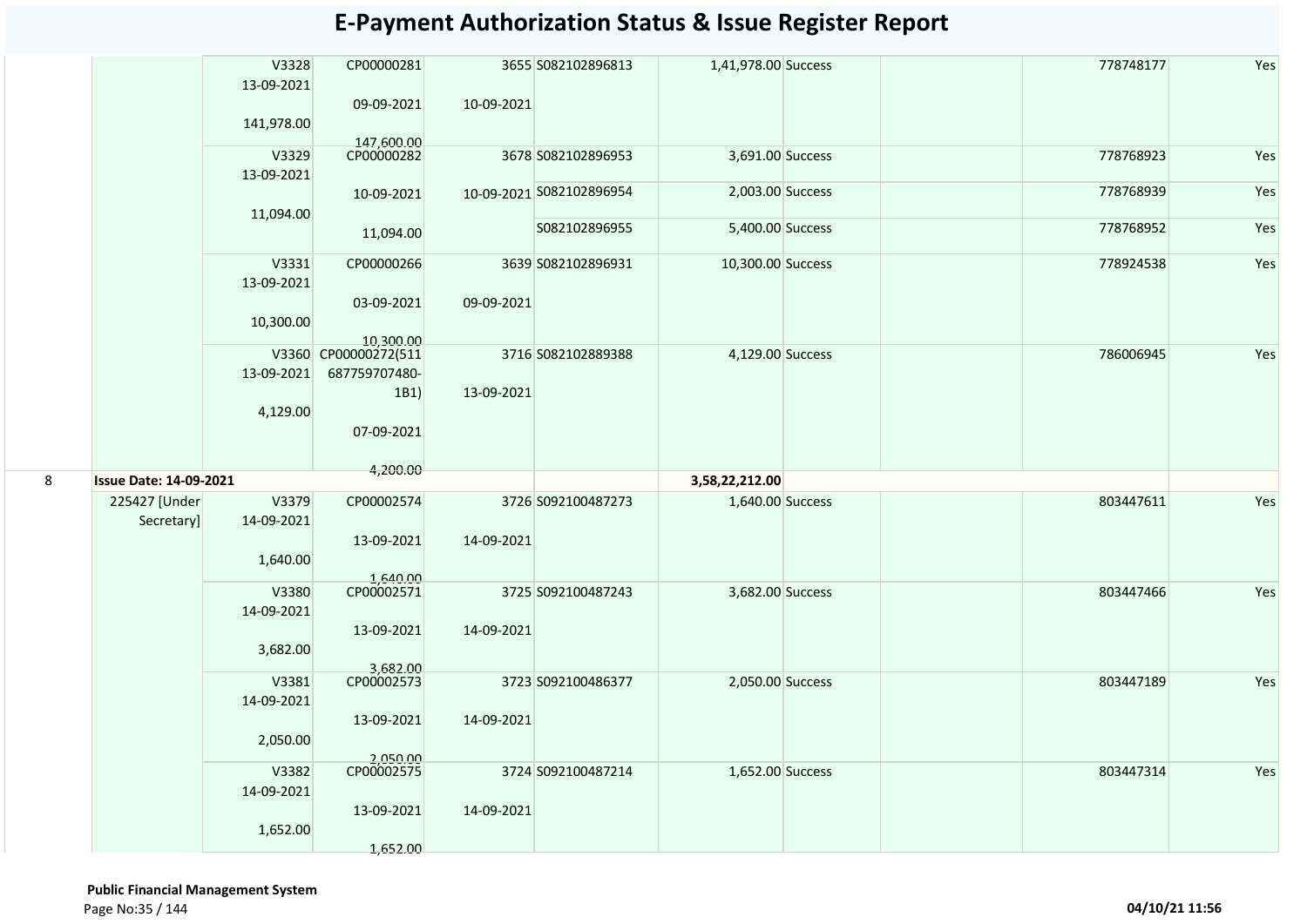# E-Payment Authorization Status & Issue Register Report

| | | | | | | | | | | |
|---|---|---|---|---|---|---|---|---|---|---|
| | | V3328 13-09-2021 141,978.00 | CP00000281 09-09-2021 147,600.00 | 3655 10-09-2021 | S082102896813 | 1,41,978.00 | Success | | 778748177 | Yes |
| | | V3329 13-09-2021 11,094.00 | CP00000282 10-09-2021 11,094.00 | 3678 10-09-2021 | S082102896953 | 3,691.00 | Success | | 778768923 | Yes |
| | | | | | S082102896954 | 2,003.00 | Success | | 778768939 | Yes |
| | | | | | S082102896955 | 5,400.00 | Success | | 778768952 | Yes |
| | | V3331 13-09-2021 10,300.00 | CP00000266 03-09-2021 10,300.00 | 3639 09-09-2021 | S082102896931 | 10,300.00 | Success | | 778924538 | Yes |
| | | V3360 13-09-2021 4,129.00 | CP00000272(511687759707480-1B1) 07-09-2021 4,200.00 | 3716 13-09-2021 | S082102889388 | 4,129.00 | Success | | 786006945 | Yes |
| 8 | **Issue Date: 14-09-2021** | | | | | 3,58,22,212.00 | | | | |
| | 225427 [Under Secretary] | V3379 14-09-2021 1,640.00 | CP00002574 13-09-2021 1,640.00 | 3726 14-09-2021 | S092100487273 | 1,640.00 | Success | | 803447611 | Yes |
| | | V3380 14-09-2021 3,682.00 | CP00002571 13-09-2021 3,682.00 | 3725 14-09-2021 | S092100487243 | 3,682.00 | Success | | 803447466 | Yes |
| | | V3381 14-09-2021 2,050.00 | CP00002573 13-09-2021 2,050.00 | 3723 14-09-2021 | S092100486377 | 2,050.00 | Success | | 803447189 | Yes |
| | | V3382 14-09-2021 1,652.00 | CP00002575 13-09-2021 1,652.00 | 3724 14-09-2021 | S092100487214 | 1,652.00 | Success | | 803447314 | Yes |

**Public Financial Management System**

04/10/21 11:56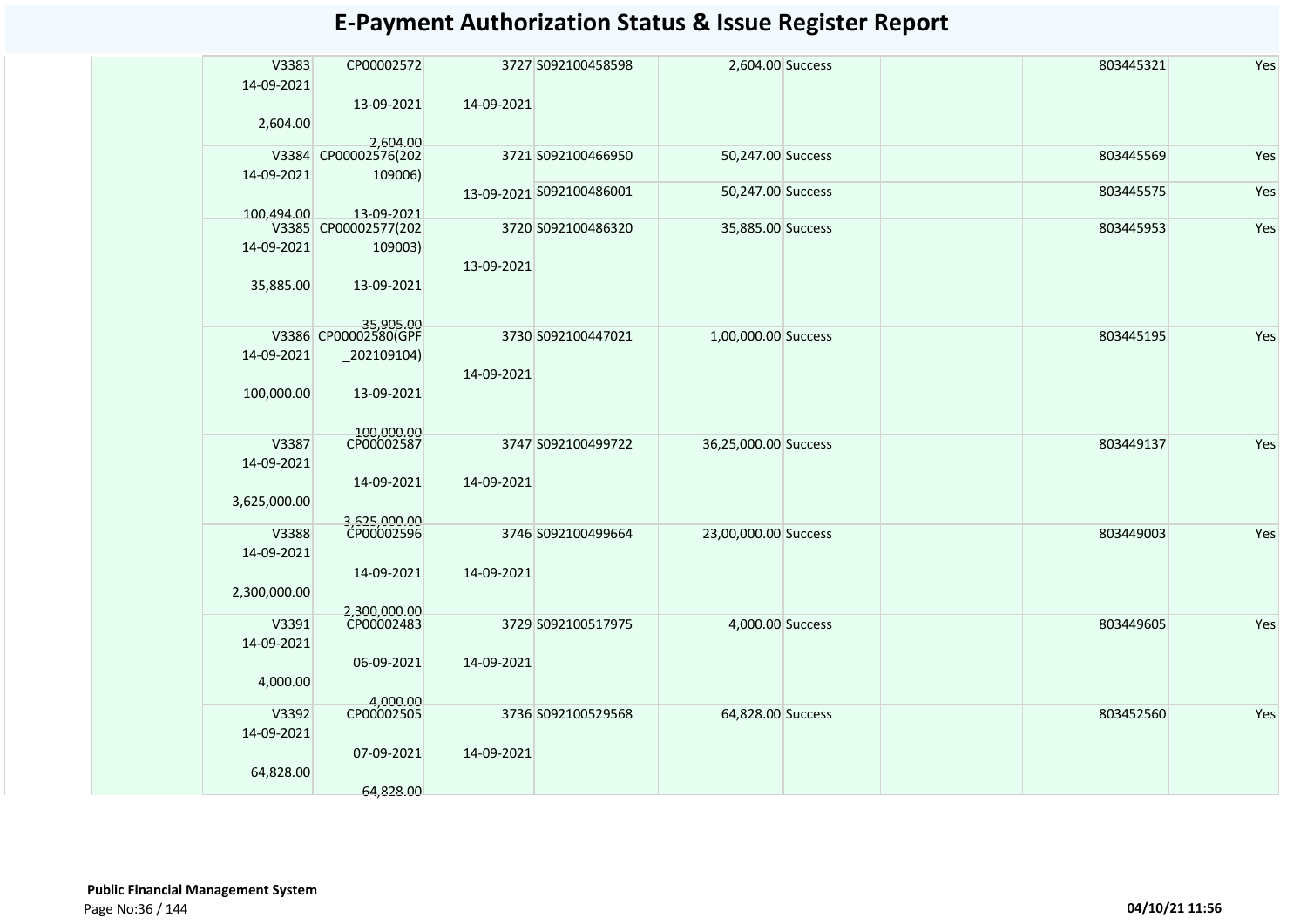# E-Payment Authorization Status & Issue Register Report

| | | | | | | | | | |
|---|---|---|---|---|---|---|---|---|---|
| | V3383<br>14-09-2021<br>2,604.00 | CP00002572<br>13-09-2021<br>2,604.00 | 3727<br>14-09-2021 | S092100458598 | 2,604.00 | Success | | 803445321 | Yes |
| | V3384<br>14-09-2021<br>100,494.00 | CP00002576(202109006)<br>13-09-2021 | 3721 | S092100466950 | 50,247.00 | Success | | 803445569 | Yes |
| | | | 13-09-2021 | S092100486001 | 50,247.00 | Success | | 803445575 | Yes |
| | V3385<br>14-09-2021<br>35,885.00 | CP00002577(202109003)<br>13-09-2021<br>35,905.00 | 3720<br>13-09-2021 | S092100486320 | 35,885.00 | Success | | 803445953 | Yes |
| | V3386<br>14-09-2021<br>100,000.00 | CP00002580(GPF_202109104)<br>13-09-2021<br>100,000.00 | 3730<br>14-09-2021 | S092100447021 | 1,00,000.00 | Success | | 803445195 | Yes |
| | V3387<br>14-09-2021<br>3,625,000.00 | CP00002587<br>14-09-2021<br>3,625,000.00 | 3747<br>14-09-2021 | S092100499722 | 36,25,000.00 | Success | | 803449137 | Yes |
| | V3388<br>14-09-2021<br>2,300,000.00 | CP00002596<br>14-09-2021<br>2,300,000.00 | 3746<br>14-09-2021 | S092100499664 | 23,00,000.00 | Success | | 803449003 | Yes |
| | V3391<br>14-09-2021<br>4,000.00 | CP00002483<br>06-09-2021<br>4,000.00 | 3729<br>14-09-2021 | S092100517975 | 4,000.00 | Success | | 803449605 | Yes |
| | V3392<br>14-09-2021<br>64,828.00 | CP00002505<br>07-09-2021<br>64,828.00 | 3736<br>14-09-2021 | S092100529568 | 64,828.00 | Success | | 803452560 | Yes |

**Public Financial Management System**

04/10/21 11:56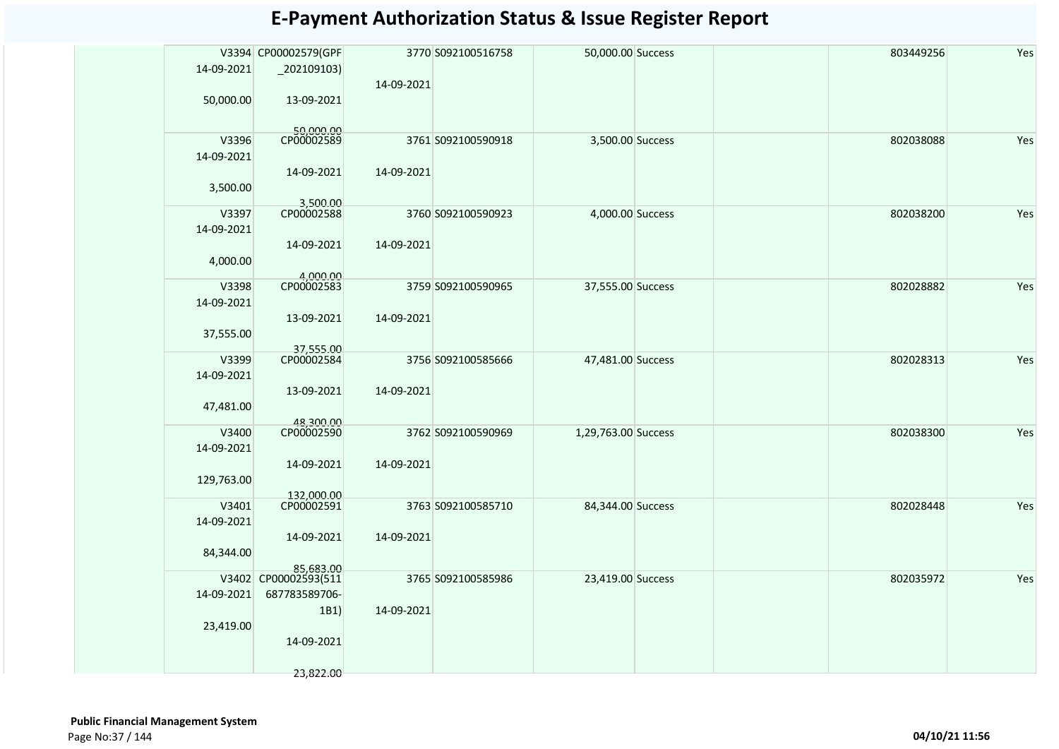# E-Payment Authorization Status & Issue Register Report

| | | | | | | | | | |
|---|---|---|---|---|---|---|---|---|---|
| | V3394<br>14-09-2021<br>50,000.00 | CP00002579(GPF_202109103)<br>13-09-2021<br>50,000.00 | 3770<br>14-09-2021 | S092100516758 | 50,000.00 | Success | | 803449256 | Yes |
| | V3396<br>14-09-2021<br>3,500.00 | CP00002589<br>14-09-2021<br>3,500.00 | 3761<br>14-09-2021 | S092100590918 | 3,500.00 | Success | | 802038088 | Yes |
| | V3397<br>14-09-2021<br>4,000.00 | CP00002588<br>14-09-2021<br>4,000.00 | 3760<br>14-09-2021 | S092100590923 | 4,000.00 | Success | | 802038200 | Yes |
| | V3398<br>14-09-2021<br>37,555.00 | CP00002583<br>13-09-2021<br>37,555.00 | 3759<br>14-09-2021 | S092100590965 | 37,555.00 | Success | | 802028882 | Yes |
| | V3399<br>14-09-2021<br>47,481.00 | CP00002584<br>13-09-2021<br>48,300.00 | 3756<br>14-09-2021 | S092100585666 | 47,481.00 | Success | | 802028313 | Yes |
| | V3400<br>14-09-2021<br>129,763.00 | CP00002590<br>14-09-2021<br>132,000.00 | 3762<br>14-09-2021 | S092100590969 | 1,29,763.00 | Success | | 802038300 | Yes |
| | V3401<br>14-09-2021<br>84,344.00 | CP00002591<br>14-09-2021<br>85,683.00 | 3763<br>14-09-2021 | S092100585710 | 84,344.00 | Success | | 802028448 | Yes |
| | V3402<br>14-09-2021<br>23,419.00 | CP00002593(511687783589706-1B1)<br>14-09-2021<br>23,822.00 | 3765<br>14-09-2021 | S092100585986 | 23,419.00 | Success | | 802035972 | Yes |

**Public Financial Management System**

04/10/21 11:56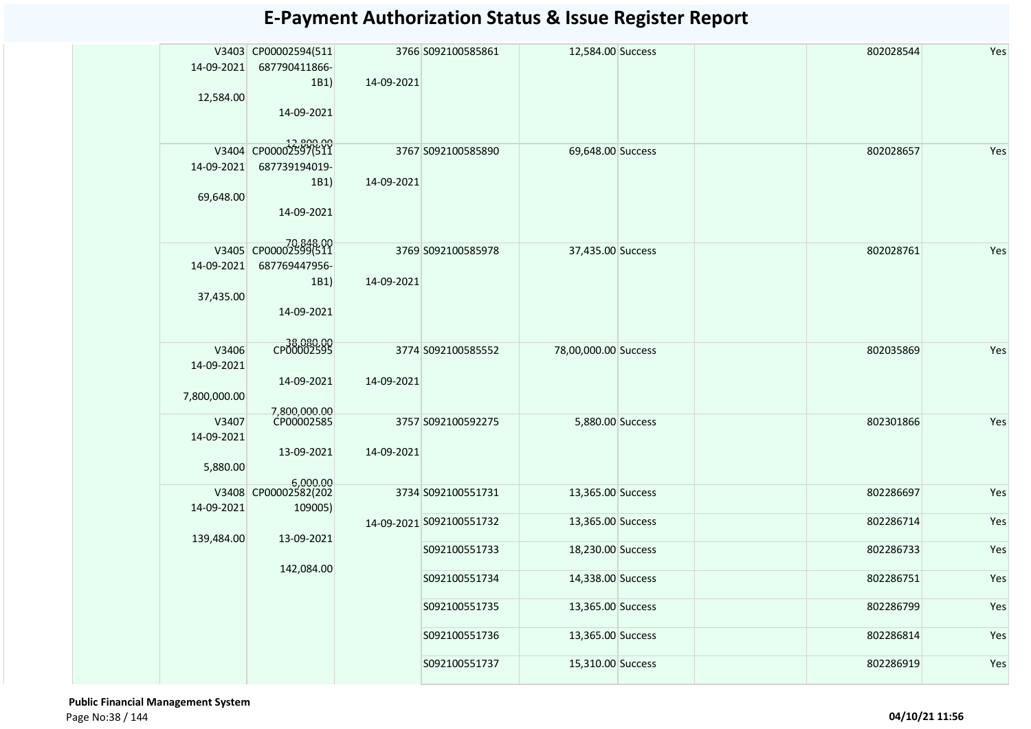# E-Payment Authorization Status & Issue Register Report

| | | | | | | | | | |
|---|---|---|---|---|---|---|---|---|---|
| | V3403<br>14-09-2021<br>12,584.00 | CP00002594(511 687790411866-1B1)<br>14-09-2021<br>12,800.00 | 3766<br>14-09-2021 | S092100585861 | 12,584.00 | Success | | 802028544 | Yes |
| | V3404<br>14-09-2021<br>69,648.00 | CP00002597(511 687739194019-1B1)<br>14-09-2021<br>70,848.00 | 3767<br>14-09-2021 | S092100585890 | 69,648.00 | Success | | 802028657 | Yes |
| | V3405<br>14-09-2021<br>37,435.00 | CP00002599(511 687769447956-1B1)<br>14-09-2021<br>38,080.00 | 3769<br>14-09-2021 | S092100585978 | 37,435.00 | Success | | 802028761 | Yes |
| | V3406<br>14-09-2021<br>7,800,000.00 | CP00002595<br>14-09-2021<br>7,800,000.00 | 3774<br>14-09-2021 | S092100585552 | 78,00,000.00 | Success | | 802035869 | Yes |
| | V3407<br>14-09-2021<br>5,880.00 | CP00002585<br>13-09-2021<br>6,000.00 | 3757<br>14-09-2021 | S092100592275 | 5,880.00 | Success | | 802301866 | Yes |
| | V3408<br>14-09-2021<br>139,484.00 | CP00002582(202 109005)<br>13-09-2021<br>142,084.00 | 3734<br>14-09-2021 | S092100551731 | 13,365.00 | Success | | 802286697 | Yes |
| | | | | S092100551732 | 13,365.00 | Success | | 802286714 | Yes |
| | | | | S092100551733 | 18,230.00 | Success | | 802286733 | Yes |
| | | | | S092100551734 | 14,338.00 | Success | | 802286751 | Yes |
| | | | | S092100551735 | 13,365.00 | Success | | 802286799 | Yes |
| | | | | S092100551736 | 13,365.00 | Success | | 802286814 | Yes |
| | | | | S092100551737 | 15,310.00 | Success | | 802286919 | Yes |

**Public Financial Management System**

04/10/21 11:56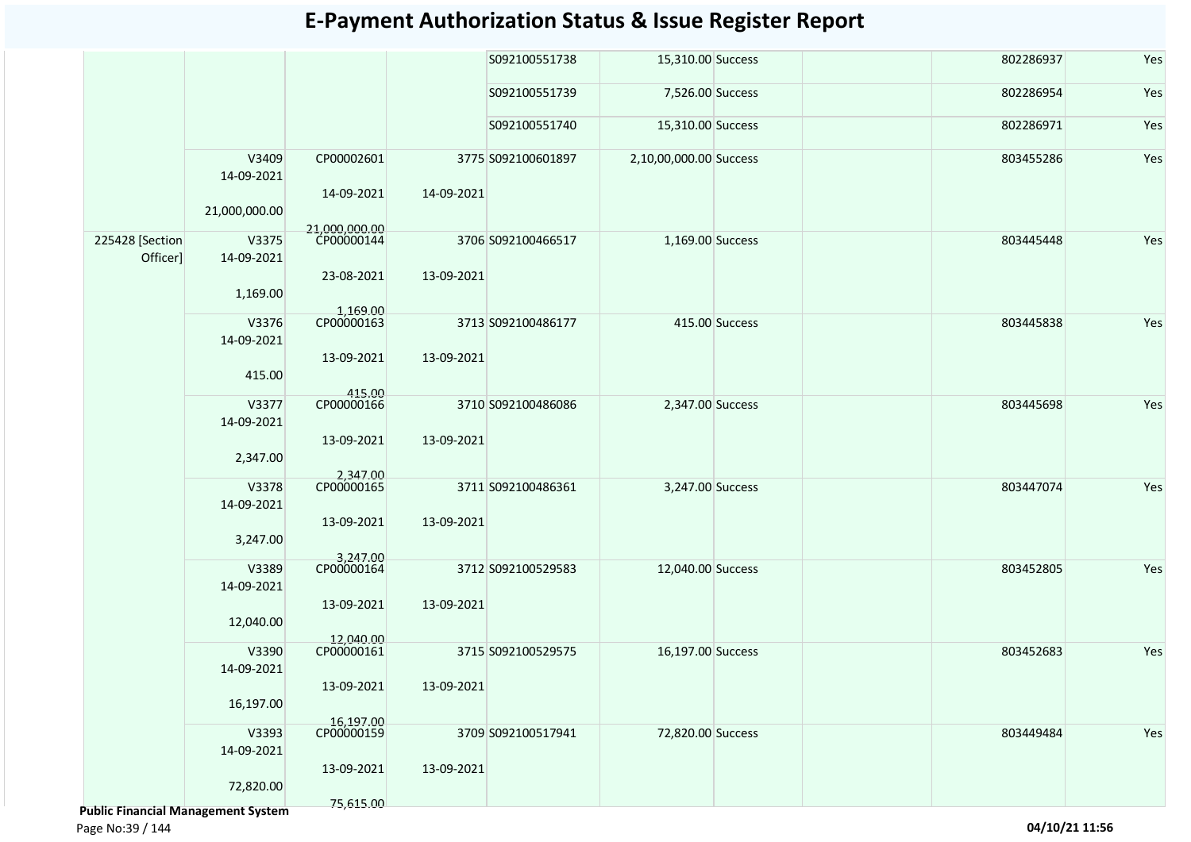# E-Payment Authorization Status & Issue Register Report

| | | | | | | | | | |
|---|---|---|---|---|---|---|---|---|---|
| | | | | S092100551738 | 15,310.00 | Success | | 802286937 | Yes |
| | | | | S092100551739 | 7,526.00 | Success | | 802286954 | Yes |
| | | | | S092100551740 | 15,310.00 | Success | | 802286971 | Yes |
| | V3409 14-09-2021 21,000,000.00 | CP00002601 14-09-2021 21,000,000.00 | 3775 14-09-2021 | S092100601897 | 2,10,00,000.00 | Success | | 803455286 | Yes |
| 225428 [Section Officer] | V3375 14-09-2021 1,169.00 | CP00000144 23-08-2021 1,169.00 | 3706 13-09-2021 | S092100466517 | 1,169.00 | Success | | 803445448 | Yes |
| | V3376 14-09-2021 415.00 | CP00000163 13-09-2021 415.00 | 3713 13-09-2021 | S092100486177 | 415.00 | Success | | 803445838 | Yes |
| | V3377 14-09-2021 2,347.00 | CP00000166 13-09-2021 2,347.00 | 3710 13-09-2021 | S092100486086 | 2,347.00 | Success | | 803445698 | Yes |
| | V3378 14-09-2021 3,247.00 | CP00000165 13-09-2021 3,247.00 | 3711 13-09-2021 | S092100486361 | 3,247.00 | Success | | 803447074 | Yes |
| | V3389 14-09-2021 12,040.00 | CP00000164 13-09-2021 12,040.00 | 3712 13-09-2021 | S092100529583 | 12,040.00 | Success | | 803452805 | Yes |
| | V3390 14-09-2021 16,197.00 | CP00000161 13-09-2021 16,197.00 | 3715 13-09-2021 | S092100529575 | 16,197.00 | Success | | 803452683 | Yes |
| | V3393 14-09-2021 72,820.00 | CP00000159 13-09-2021 75,615.00 | 3709 13-09-2021 | S092100517941 | 72,820.00 | Success | | 803449484 | Yes |

**Public Financial Management System**

04/10/21 11:56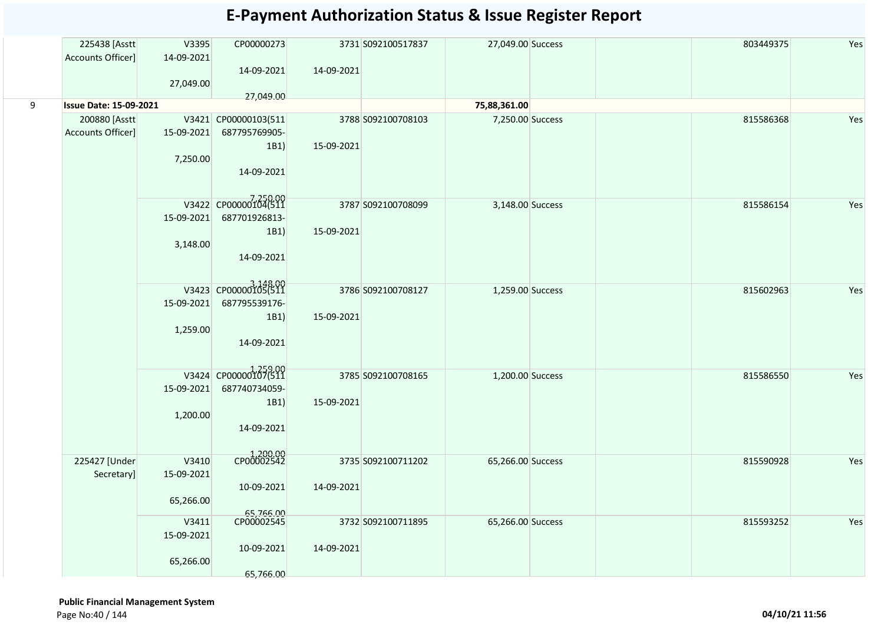# E-Payment Authorization Status & Issue Register Report

| | | | | | | | | | | |
|---|---|---|---|---|---|---|---|---|---|---|
| | 225438 [Asstt Accounts Officer] | V3395 14-09-2021 27,049.00 | CP00000273 14-09-2021 27,049.00 | 3731 14-09-2021 | S092100517837 | 27,049.00 | Success | | 803449375 | Yes |
| 9 | **Issue Date: 15-09-2021** | | | | | **75,88,361.00** | | | | |
| | 200880 [Asstt Accounts Officer] | V3421 15-09-2021 7,250.00 | CP00000103(511 687795769905-1B1) 14-09-2021 7,250.00 | 3788 15-09-2021 | S092100708103 | 7,250.00 | Success | | 815586368 | Yes |
| | | V3422 15-09-2021 3,148.00 | CP00000104(511 687701926813-1B1) 14-09-2021 3,148.00 | 3787 15-09-2021 | S092100708099 | 3,148.00 | Success | | 815586154 | Yes |
| | | V3423 15-09-2021 1,259.00 | CP00000105(511 687795539176-1B1) 14-09-2021 1,259.00 | 3786 15-09-2021 | S092100708127 | 1,259.00 | Success | | 815602963 | Yes |
| | | V3424 15-09-2021 1,200.00 | CP00000107(511 687740734059-1B1) 14-09-2021 1,200.00 | 3785 15-09-2021 | S092100708165 | 1,200.00 | Success | | 815586550 | Yes |
| | 225427 [Under Secretary] | V3410 15-09-2021 65,266.00 | CP00002542 10-09-2021 65,766.00 | 3735 14-09-2021 | S092100711202 | 65,266.00 | Success | | 815590928 | Yes |
| | | V3411 15-09-2021 65,266.00 | CP00002545 10-09-2021 65,766.00 | 3732 14-09-2021 | S092100711895 | 65,266.00 | Success | | 815593252 | Yes |

**Public Financial Management System**

04/10/21 11:56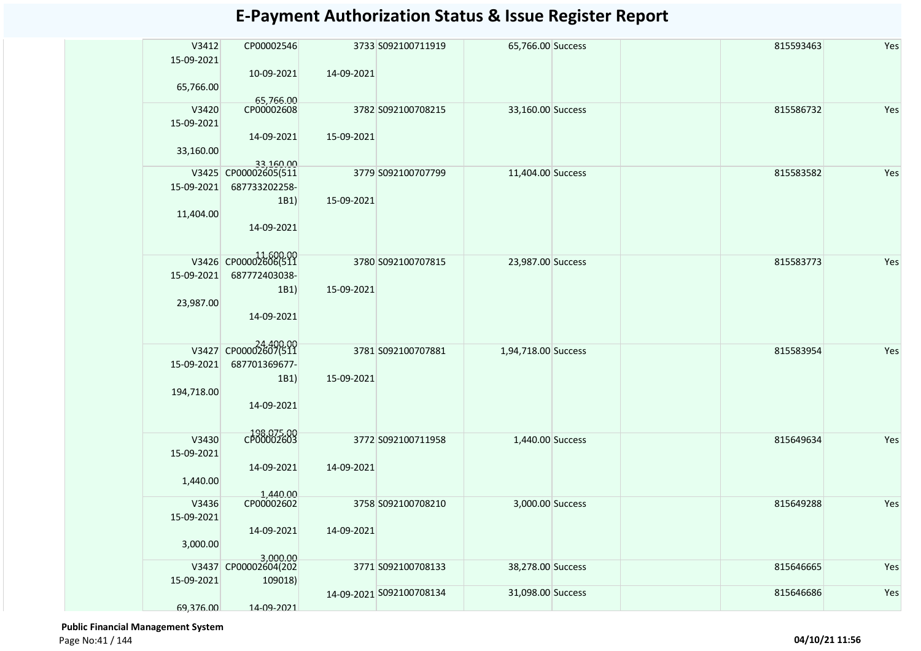# E-Payment Authorization Status & Issue Register Report

| | | | | | | | | | |
|---|---|---|---|---|---|---|---|---|---|
| | V3412 15-09-2021 65,766.00 | CP00002546 10-09-2021 65,766.00 | 3733 14-09-2021 | S092100711919 | 65,766.00 | Success | | 815593463 | Yes |
| | V3420 15-09-2021 33,160.00 | CP00002608 14-09-2021 33,160.00 | 3782 15-09-2021 | S092100708215 | 33,160.00 | Success | | 815586732 | Yes |
| | V3425 15-09-2021 11,404.00 | CP00002605(511687733202258-1B1) 14-09-2021 11,600.00 | 3779 15-09-2021 | S092100707799 | 11,404.00 | Success | | 815583582 | Yes |
| | V3426 15-09-2021 23,987.00 | CP00002606(511687772403038-1B1) 14-09-2021 24,400.00 | 3780 15-09-2021 | S092100707815 | 23,987.00 | Success | | 815583773 | Yes |
| | V3427 15-09-2021 194,718.00 | CP00002607(511687701369677-1B1) 14-09-2021 198,075.00 | 3781 15-09-2021 | S092100707881 | 1,94,718.00 | Success | | 815583954 | Yes |
| | V3430 15-09-2021 1,440.00 | CP00002603 14-09-2021 1,440.00 | 3772 14-09-2021 | S092100711958 | 1,440.00 | Success | | 815649634 | Yes |
| | V3436 15-09-2021 3,000.00 | CP00002602 14-09-2021 3,000.00 | 3758 14-09-2021 | S092100708210 | 3,000.00 | Success | | 815649288 | Yes |
| | V3437 15-09-2021 69,376.00 | CP00002604(202109018) 14-09-2021 | 3771 14-09-2021 | S092100708133 | 38,278.00 | Success | | 815646665 | Yes |
| | | | | S092100708134 | 31,098.00 | Success | | 815646686 | Yes |

**Public Financial Management System**

04/10/21 11:56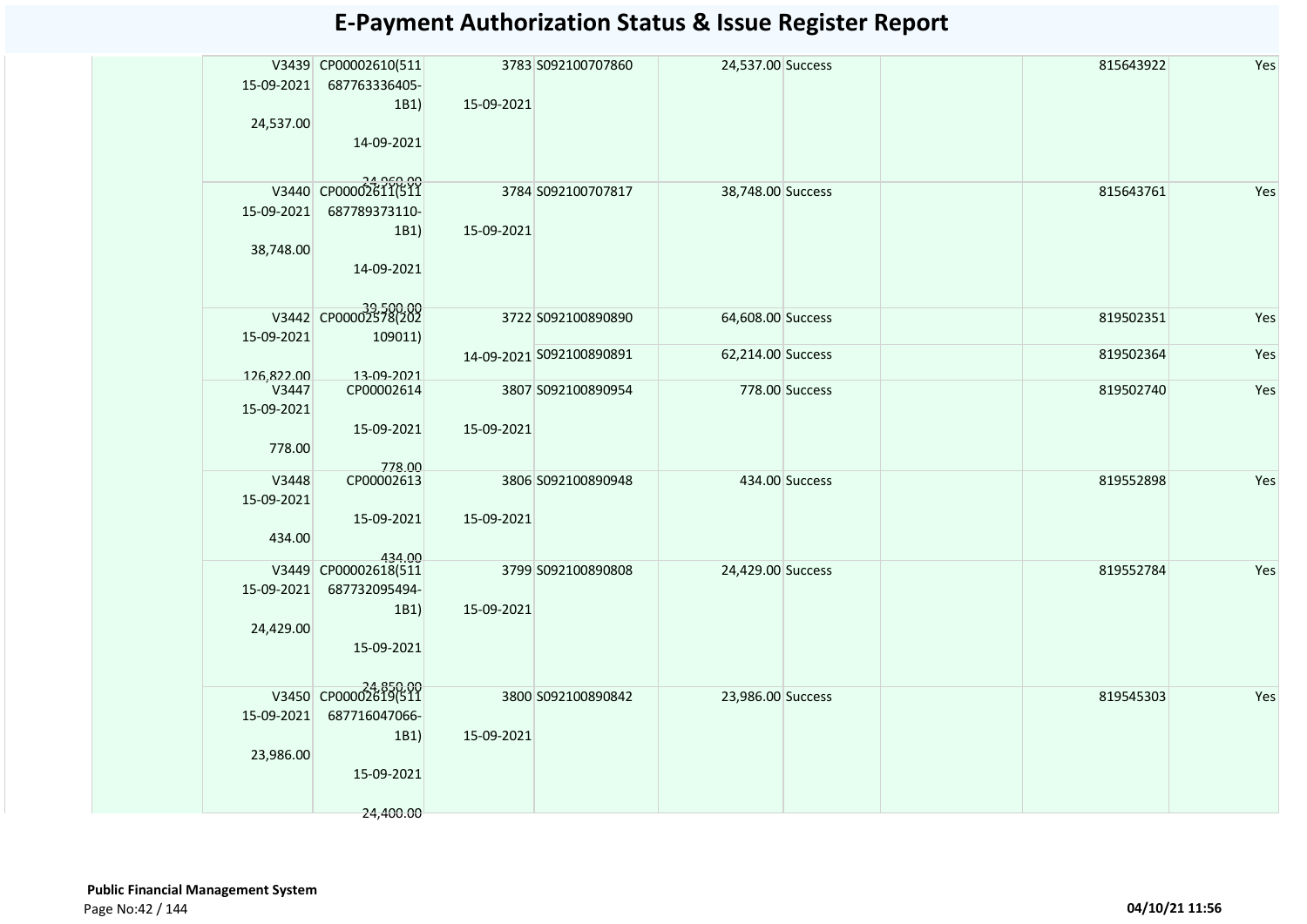# E-Payment Authorization Status & Issue Register Report

| | | | | | | | | | | |
|---|---|---|---|---|---|---|---|---|---|---|
| | V3439<br>15-09-2021<br>24,537.00 | CP00002610(511687763336405-1B1)<br>14-09-2021<br>24,960.00 | 3783<br>15-09-2021 | S092100707860 | 24,537.00 | Success | | | 815643922 | Yes |
| | V3440<br>15-09-2021<br>38,748.00 | CP00002611(511687789373110-1B1)<br>14-09-2021<br>39,500.00 | 3784<br>15-09-2021 | S092100707817 | 38,748.00 | Success | | | 815643761 | Yes |
| | V3442<br>15-09-2021<br>126,822.00 | CP00002578(202109011)<br>13-09-2021 | 3722<br>14-09-2021 | S092100890890 | 64,608.00 | Success | | | 819502351 | Yes |
| | | | | S092100890891 | 62,214.00 | Success | | | 819502364 | Yes |
| | V3447<br>15-09-2021<br>778.00 | CP00002614<br>15-09-2021<br>778.00 | 3807<br>15-09-2021 | S092100890954 | 778.00 | Success | | | 819502740 | Yes |
| | V3448<br>15-09-2021<br>434.00 | CP00002613<br>15-09-2021<br>434.00 | 3806<br>15-09-2021 | S092100890948 | 434.00 | Success | | | 819552898 | Yes |
| | V3449<br>15-09-2021<br>24,429.00 | CP00002618(511687732095494-1B1)<br>15-09-2021<br>24,850.00 | 3799<br>15-09-2021 | S092100890808 | 24,429.00 | Success | | | 819552784 | Yes |
| | V3450<br>15-09-2021<br>23,986.00 | CP00002619(511687716047066-1B1)<br>15-09-2021<br>24,400.00 | 3800<br>15-09-2021 | S092100890842 | 23,986.00 | Success | | | 819545303 | Yes |

**Public Financial Management System**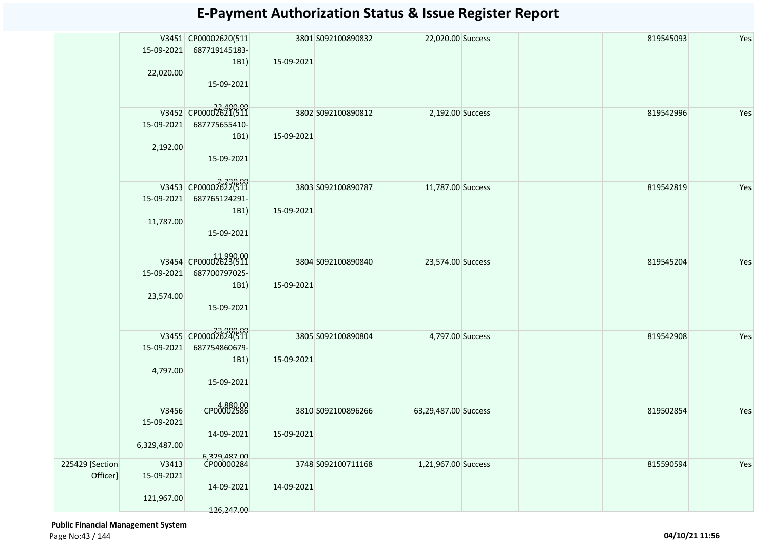# E-Payment Authorization Status & Issue Register Report

| | | | | | | | | | |
|---|---|---|---|---|---|---|---|---|---|
| | V3451 15-09-2021 22,020.00 | CP00002620(511687719145183-1B1) 15-09-2021 22,400.00 | 3801 15-09-2021 | S092100890832 | 22,020.00 | Success | | 819545093 | Yes |
| | V3452 15-09-2021 2,192.00 | CP00002621(511687775655410-1B1) 15-09-2021 2,230.00 | 3802 15-09-2021 | S092100890812 | 2,192.00 | Success | | 819542996 | Yes |
| | V3453 15-09-2021 11,787.00 | CP00002622(511687765124291-1B1) 15-09-2021 11,990.00 | 3803 15-09-2021 | S092100890787 | 11,787.00 | Success | | 819542819 | Yes |
| | V3454 15-09-2021 23,574.00 | CP00002623(511687700797025-1B1) 15-09-2021 23,980.00 | 3804 15-09-2021 | S092100890840 | 23,574.00 | Success | | 819545204 | Yes |
| | V3455 15-09-2021 4,797.00 | CP00002624(511687754860679-1B1) 15-09-2021 4,880.00 | 3805 15-09-2021 | S092100890804 | 4,797.00 | Success | | 819542908 | Yes |
| | V3456 15-09-2021 6,329,487.00 | CP00002586 14-09-2021 6,329,487.00 | 3810 15-09-2021 | S092100896266 | 63,29,487.00 | Success | | 819502854 | Yes |
| 225429 [Section Officer] | V3413 15-09-2021 121,967.00 | CP00000284 14-09-2021 126,247.00 | 3748 14-09-2021 | S092100711168 | 1,21,967.00 | Success | | 815590594 | Yes |

**Public Financial Management System**

04/10/21 11:56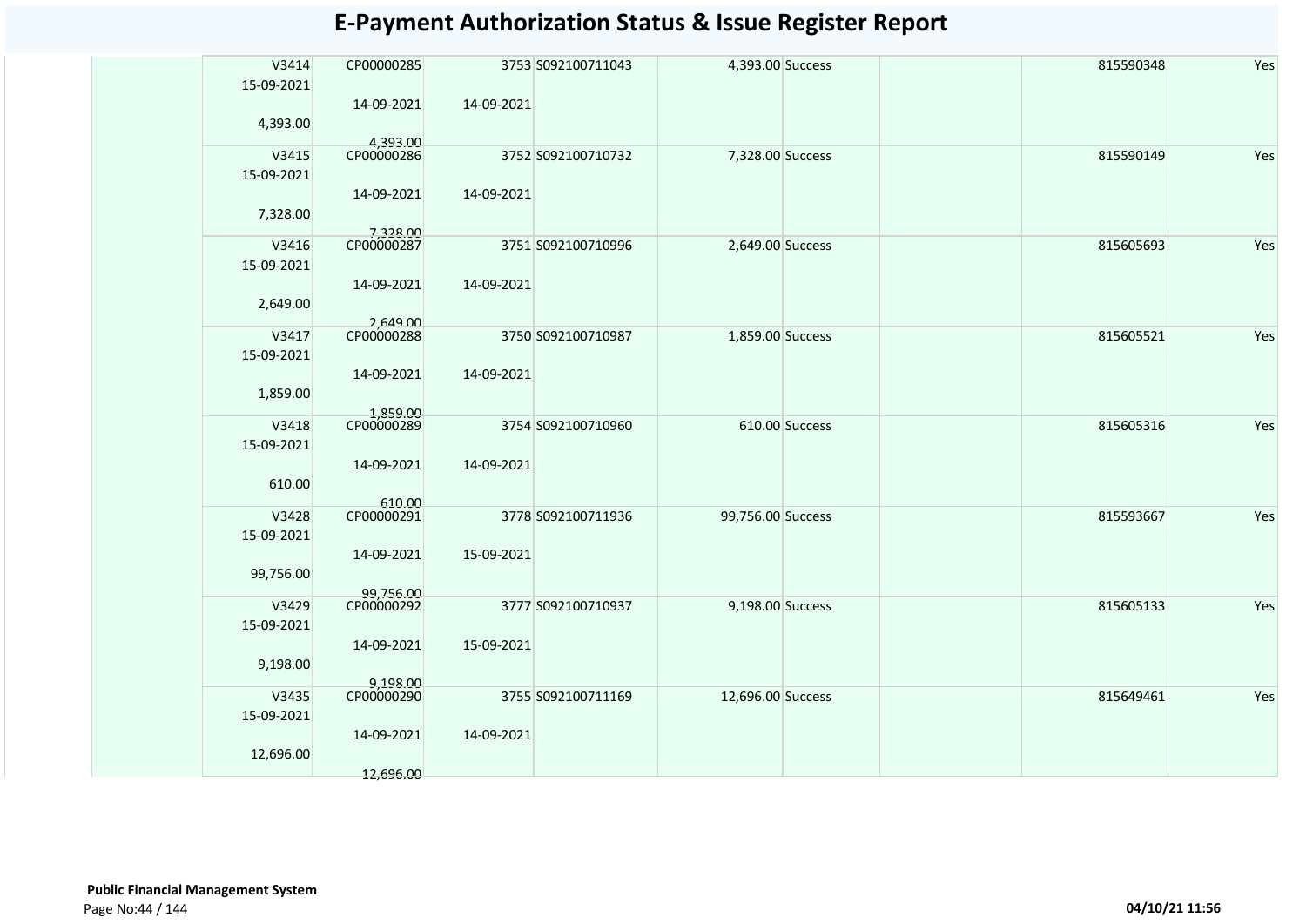# E-Payment Authorization Status & Issue Register Report

| | | | | | | | | | | |
|---|---|---|---|---|---|---|---|---|---|---|
| | V3414<br>15-09-2021<br>4,393.00 | CP00000285<br>14-09-2021<br>4,393.00 | 3753<br>14-09-2021 | S092100711043 | 4,393.00 | Success | | | 815590348 | Yes |
| | V3415<br>15-09-2021<br>7,328.00 | CP00000286<br>14-09-2021<br>7,328.00 | 3752<br>14-09-2021 | S092100710732 | 7,328.00 | Success | | | 815590149 | Yes |
| | V3416<br>15-09-2021<br>2,649.00 | CP00000287<br>14-09-2021<br>2,649.00 | 3751<br>14-09-2021 | S092100710996 | 2,649.00 | Success | | | 815605693 | Yes |
| | V3417<br>15-09-2021<br>1,859.00 | CP00000288<br>14-09-2021<br>1,859.00 | 3750<br>14-09-2021 | S092100710987 | 1,859.00 | Success | | | 815605521 | Yes |
| | V3418<br>15-09-2021<br>610.00 | CP00000289<br>14-09-2021<br>610.00 | 3754<br>14-09-2021 | S092100710960 | 610.00 | Success | | | 815605316 | Yes |
| | V3428<br>15-09-2021<br>99,756.00 | CP00000291<br>14-09-2021<br>99,756.00 | 3778<br>15-09-2021 | S092100711936 | 99,756.00 | Success | | | 815593667 | Yes |
| | V3429<br>15-09-2021<br>9,198.00 | CP00000292<br>14-09-2021<br>9,198.00 | 3777<br>15-09-2021 | S092100710937 | 9,198.00 | Success | | | 815605133 | Yes |
| | V3435<br>15-09-2021<br>12,696.00 | CP00000290<br>14-09-2021<br>12,696.00 | 3755<br>14-09-2021 | S092100711169 | 12,696.00 | Success | | | 815649461 | Yes |

**Public Financial Management System**

**04/10/21 11:56**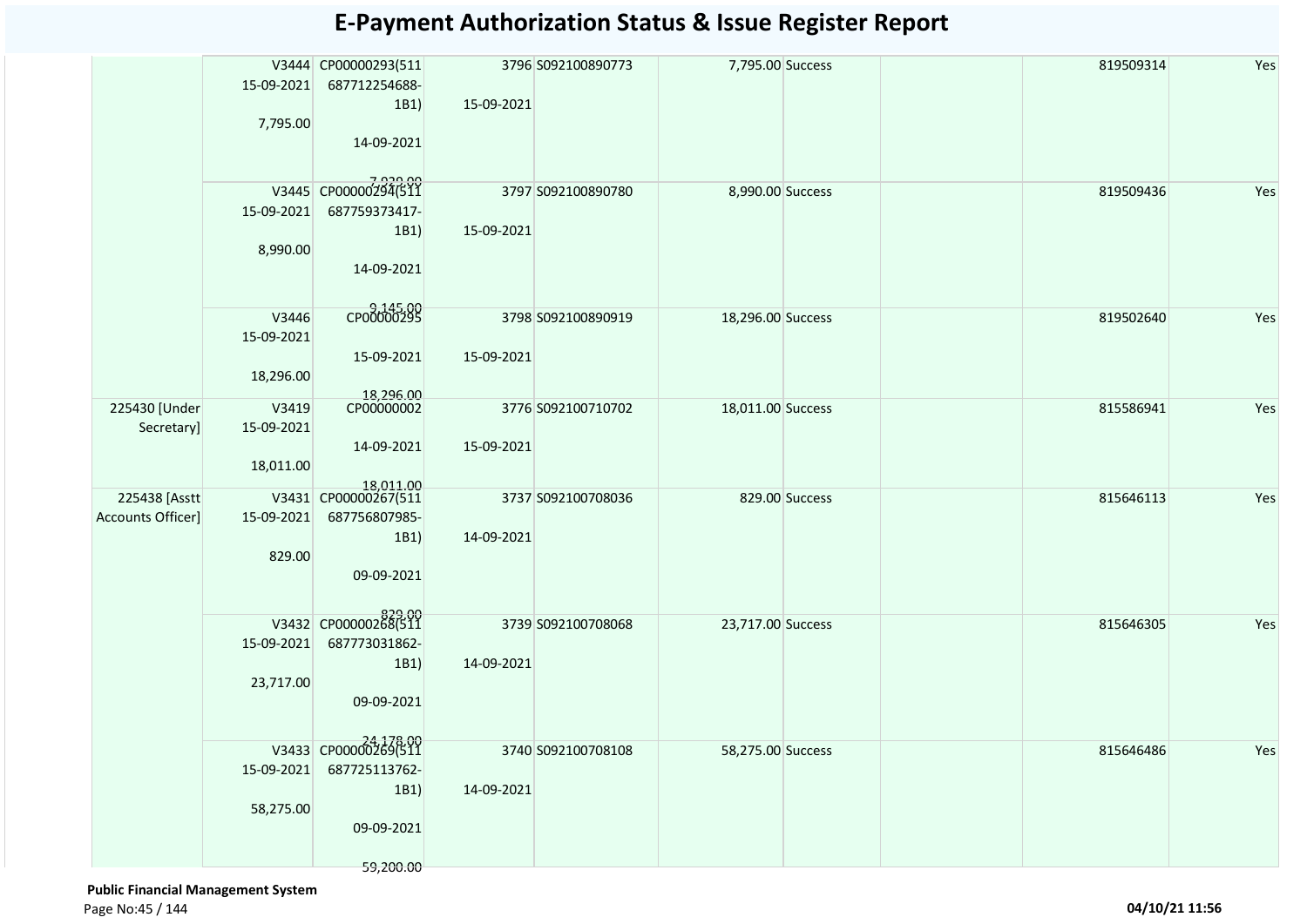# E-Payment Authorization Status & Issue Register Report

| | | | | | | | | | |
|---|---|---|---|---|---|---|---|---|---|
| | V3444 15-09-2021 7,795.00 | CP00000293(511 687712254688-1B1) 14-09-2021 7,929.00 | 3796 15-09-2021 | S092100890773 | 7,795.00 | Success | | 819509314 | Yes |
| | V3445 15-09-2021 8,990.00 | CP00000294(511 687759373417-1B1) 14-09-2021 9,145.00 | 3797 15-09-2021 | S092100890780 | 8,990.00 | Success | | 819509436 | Yes |
| | V3446 15-09-2021 18,296.00 | CP00000295 15-09-2021 18,296.00 | 3798 15-09-2021 | S092100890919 | 18,296.00 | Success | | 819502640 | Yes |
| 225430 [Under Secretary] | V3419 15-09-2021 18,011.00 | CP00000002 14-09-2021 18,011.00 | 3776 15-09-2021 | S092100710702 | 18,011.00 | Success | | 815586941 | Yes |
| 225438 [Asstt Accounts Officer] | V3431 15-09-2021 829.00 | CP00000267(511 687756807985-1B1) 09-09-2021 829.00 | 3737 14-09-2021 | S092100708036 | 829.00 | Success | | 815646113 | Yes |
| | V3432 15-09-2021 23,717.00 | CP00000268(511 687773031862-1B1) 09-09-2021 24,178.00 | 3739 14-09-2021 | S092100708068 | 23,717.00 | Success | | 815646305 | Yes |
| | V3433 15-09-2021 58,275.00 | CP00000269(511 687725113762-1B1) 09-09-2021 59,200.00 | 3740 14-09-2021 | S092100708108 | 58,275.00 | Success | | 815646486 | Yes |

**Public Financial Management System**

Page No:45 / 144 **04/10/21 11:56**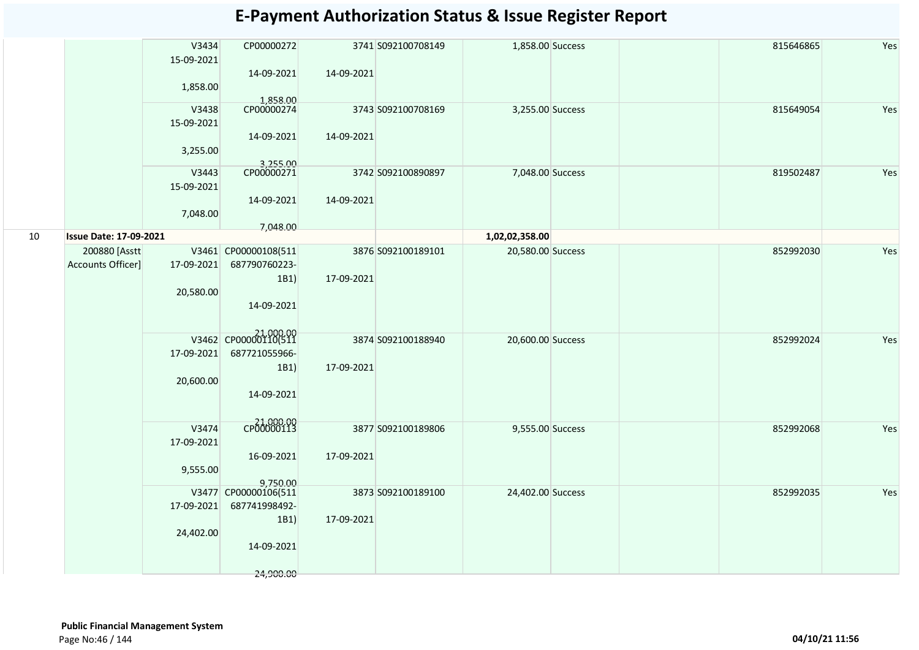# E-Payment Authorization Status & Issue Register Report

| | | | | | | | | | | |
|---|---|---|---|---|---|---|---|---|---|---|
| | | V3434 15-09-2021 1,858.00 | CP00000272 14-09-2021 1,858.00 | 3741 14-09-2021 | S092100708149 | 1,858.00 | Success | | 815646865 | Yes |
| | | V3438 15-09-2021 3,255.00 | CP00000274 14-09-2021 3,255.00 | 3743 14-09-2021 | S092100708169 | 3,255.00 | Success | | 815649054 | Yes |
| | | V3443 15-09-2021 7,048.00 | CP00000271 14-09-2021 7,048.00 | 3742 14-09-2021 | S092100890897 | 7,048.00 | Success | | 819502487 | Yes |
| 10 | **Issue Date: 17-09-2021** | | | | | **1,02,02,358.00** | | | | |
| | 200880 [Asstt Accounts Officer] | V3461 17-09-2021 20,580.00 | CP00000108(511687790760223-1B1) 14-09-2021 21,000.00 | 3876 17-09-2021 | S092100189101 | 20,580.00 | Success | | 852992030 | Yes |
| | | V3462 17-09-2021 20,600.00 | CP00000110(511687721055966-1B1) 14-09-2021 21,000.00 | 3874 17-09-2021 | S092100188940 | 20,600.00 | Success | | 852992024 | Yes |
| | | V3474 17-09-2021 9,555.00 | CP00000113 16-09-2021 9,750.00 | 3877 17-09-2021 | S092100189806 | 9,555.00 | Success | | 852992068 | Yes |
| | | V3477 17-09-2021 24,402.00 | CP00000106(511687741998492-1B1) 14-09-2021 24,900.00 | 3873 17-09-2021 | S092100189100 | 24,402.00 | Success | | 852992035 | Yes |

**Public Financial Management System**

04/10/21 11:56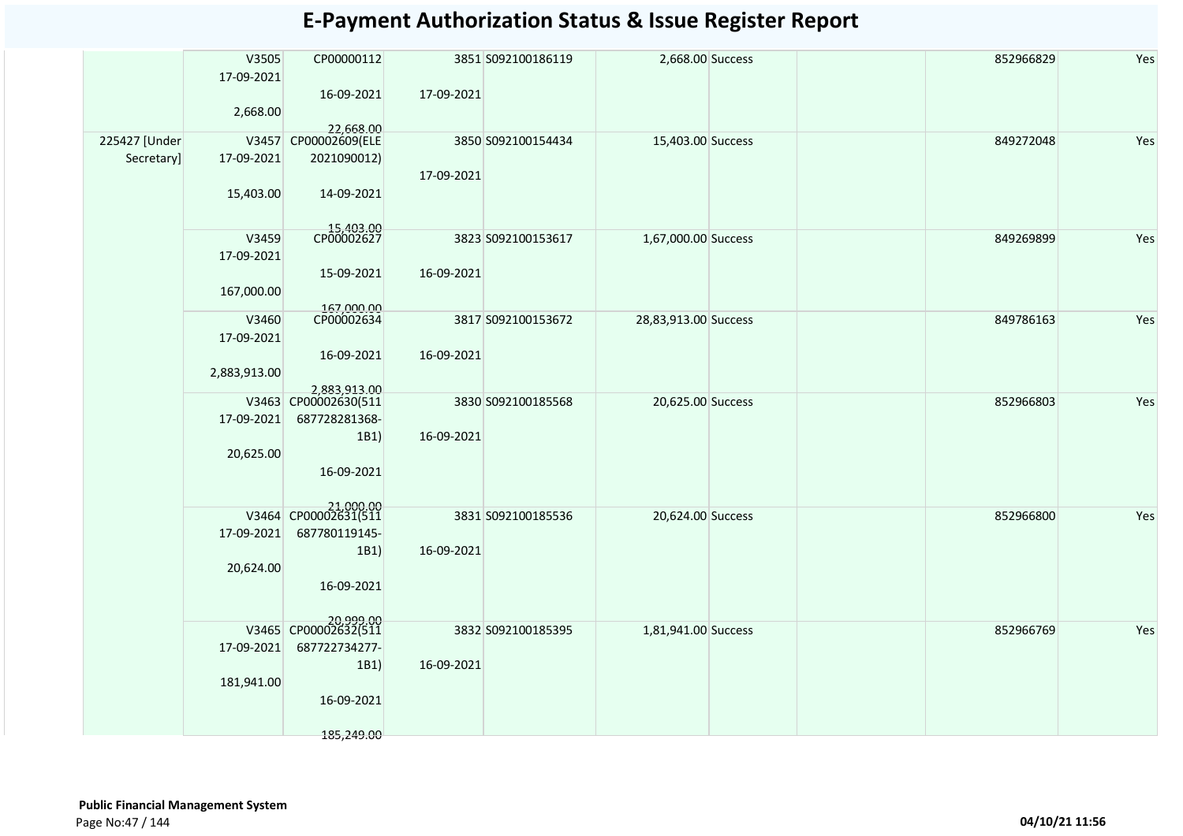# E-Payment Authorization Status & Issue Register Report

| | | | | | | | | | |
|---|---|---|---|---|---|---|---|---|---|
| | V3505 17-09-2021 2,668.00 | CP00000112 16-09-2021 22,668.00 | 3851 17-09-2021 | S092100186119 | 2,668.00 | Success | | 852966829 | Yes |
| 225427 [Under Secretary] | V3457 17-09-2021 15,403.00 | CP00002609(ELE 2021090012) 14-09-2021 15,403.00 | 3850 17-09-2021 | S092100154434 | 15,403.00 | Success | | 849272048 | Yes |
| | V3459 17-09-2021 167,000.00 | CP00002627 15-09-2021 167,000.00 | 3823 16-09-2021 | S092100153617 | 1,67,000.00 | Success | | 849269899 | Yes |
| | V3460 17-09-2021 2,883,913.00 | CP00002634 16-09-2021 2,883,913.00 | 3817 16-09-2021 | S092100153672 | 28,83,913.00 | Success | | 849786163 | Yes |
| | V3463 17-09-2021 20,625.00 | CP00002630(511 687728281368-1B1) 16-09-2021 21,000.00 | 3830 16-09-2021 | S092100185568 | 20,625.00 | Success | | 852966803 | Yes |
| | V3464 17-09-2021 20,624.00 | CP00002631(511 687780119145-1B1) 16-09-2021 20,999.00 | 3831 16-09-2021 | S092100185536 | 20,624.00 | Success | | 852966800 | Yes |
| | V3465 17-09-2021 181,941.00 | CP00002632(511 687722734277-1B1) 16-09-2021 185,249.00 | 3832 16-09-2021 | S092100185395 | 1,81,941.00 | Success | | 852966769 | Yes |

**Public Financial Management System**

04/10/21 11:56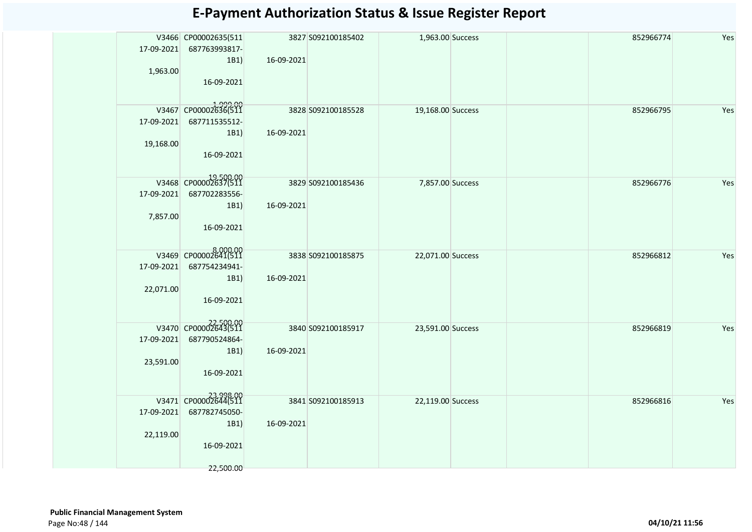# E-Payment Authorization Status & Issue Register Report

| | | | | | | | | | | |
|---|---|---|---|---|---|---|---|---|---|---|
| | | V3466 17-09-2021 1,963.00 | CP00002635(511 687763993817-1B1) 16-09-2021 1,999.00 | 3827 16-09-2021 | S092100185402 | 1,963.00 | Success | | 852966774 | Yes |
| | | V3467 17-09-2021 19,168.00 | CP00002636(511 687711535512-1B1) 16-09-2021 19,500.00 | 3828 16-09-2021 | S092100185528 | 19,168.00 | Success | | 852966795 | Yes |
| | | V3468 17-09-2021 7,857.00 | CP00002637(511 687702283556-1B1) 16-09-2021 8,000.00 | 3829 16-09-2021 | S092100185436 | 7,857.00 | Success | | 852966776 | Yes |
| | | V3469 17-09-2021 22,071.00 | CP00002641(511 687754234941-1B1) 16-09-2021 22,500.00 | 3838 16-09-2021 | S092100185875 | 22,071.00 | Success | | 852966812 | Yes |
| | | V3470 17-09-2021 23,591.00 | CP00002643(511 687790524864-1B1) 16-09-2021 23,998.00 | 3840 16-09-2021 | S092100185917 | 23,591.00 | Success | | 852966819 | Yes |
| | | V3471 17-09-2021 22,119.00 | CP00002644(511 687782745050-1B1) 16-09-2021 22,500.00 | 3841 16-09-2021 | S092100185913 | 22,119.00 | Success | | 852966816 | Yes |

**Public Financial Management System**

**04/10/21 11:56**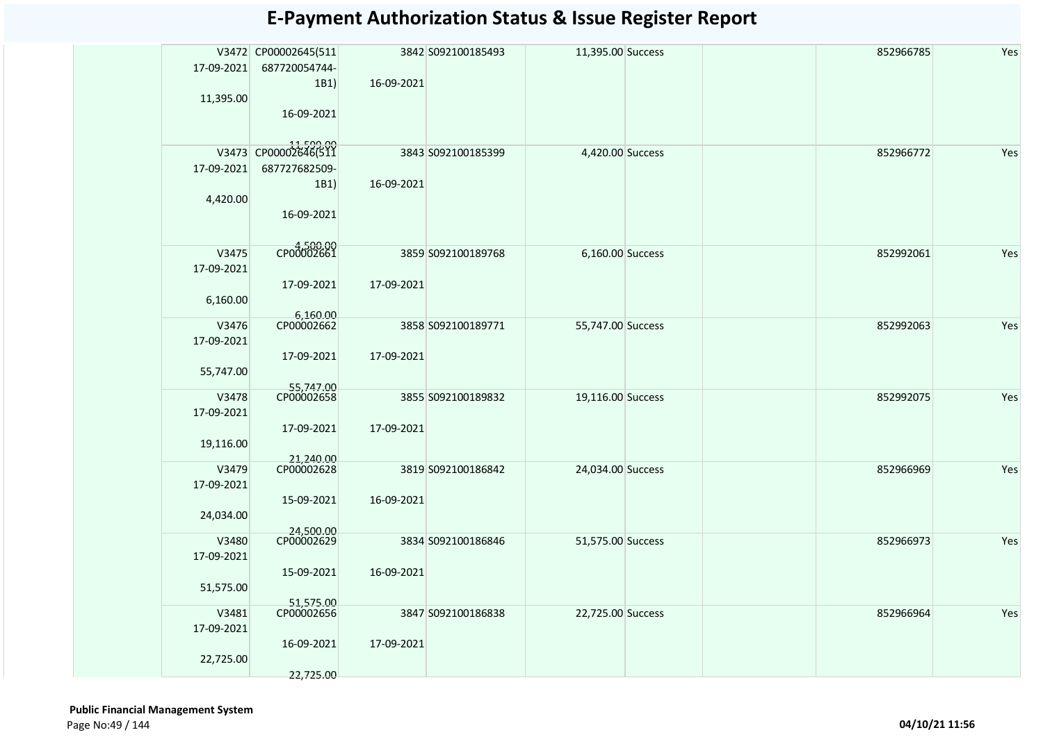# E-Payment Authorization Status & Issue Register Report

| | | | | | | | | | |
|---|---|---|---|---|---|---|---|---|---|
| | V3472 17-09-2021 11,395.00 | CP00002645(511687720054744-1B1) 16-09-2021 11,500.00 | 3842 16-09-2021 | S092100185493 | 11,395.00 | Success | | 852966785 | Yes |
| | V3473 17-09-2021 4,420.00 | CP00002646(511687727682509-1B1) 16-09-2021 4,500.00 | 3843 16-09-2021 | S092100185399 | 4,420.00 | Success | | 852966772 | Yes |
| | V3475 17-09-2021 6,160.00 | CP00002661 17-09-2021 6,160.00 | 3859 17-09-2021 | S092100189768 | 6,160.00 | Success | | 852992061 | Yes |
| | V3476 17-09-2021 55,747.00 | CP00002662 17-09-2021 55,747.00 | 3858 17-09-2021 | S092100189771 | 55,747.00 | Success | | 852992063 | Yes |
| | V3478 17-09-2021 19,116.00 | CP00002658 17-09-2021 21,240.00 | 3855 17-09-2021 | S092100189832 | 19,116.00 | Success | | 852992075 | Yes |
| | V3479 17-09-2021 24,034.00 | CP00002628 15-09-2021 24,500.00 | 3819 16-09-2021 | S092100186842 | 24,034.00 | Success | | 852966969 | Yes |
| | V3480 17-09-2021 51,575.00 | CP00002629 15-09-2021 51,575.00 | 3834 16-09-2021 | S092100186846 | 51,575.00 | Success | | 852966973 | Yes |
| | V3481 17-09-2021 22,725.00 | CP00002656 16-09-2021 22,725.00 | 3847 17-09-2021 | S092100186838 | 22,725.00 | Success | | 852966964 | Yes |

**Public Financial Management System**

04/10/21 11:56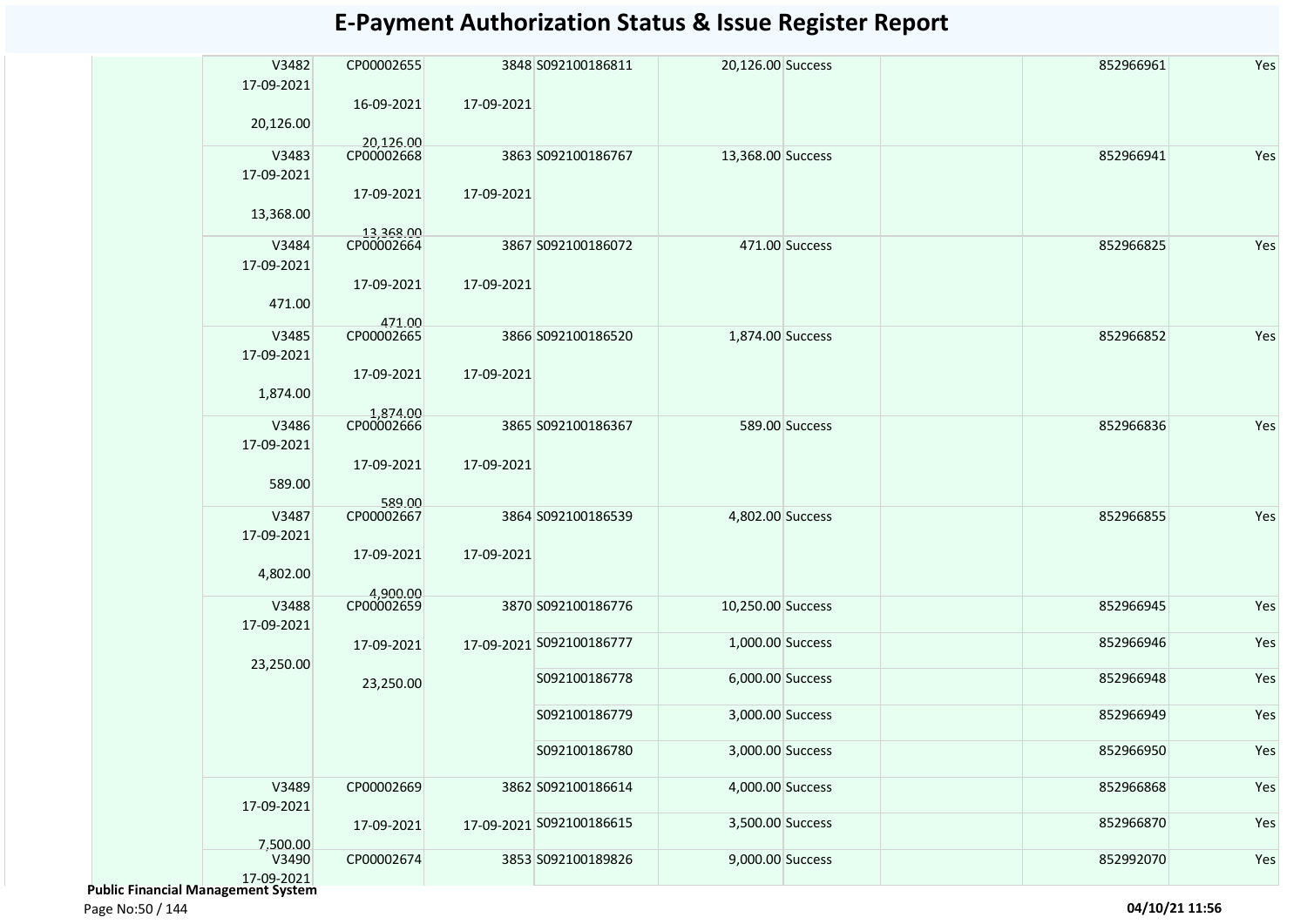# E-Payment Authorization Status & Issue Register Report

| | | | | | | | | | |
|---|---|---|---|---|---|---|---|---|---|
| | V3482<br>17-09-2021<br>20,126.00 | CP00002655<br>16-09-2021<br>20,126.00 | 3848<br>17-09-2021 | S092100186811 | 20,126.00 | Success | | 852966961 | Yes |
| | V3483<br>17-09-2021<br>13,368.00 | CP00002668<br>17-09-2021<br>13,368.00 | 3863<br>17-09-2021 | S092100186767 | 13,368.00 | Success | | 852966941 | Yes |
| | V3484<br>17-09-2021<br>471.00 | CP00002664<br>17-09-2021<br>471.00 | 3867<br>17-09-2021 | S092100186072 | 471.00 | Success | | 852966825 | Yes |
| | V3485<br>17-09-2021<br>1,874.00 | CP00002665<br>17-09-2021<br>1,874.00 | 3866<br>17-09-2021 | S092100186520 | 1,874.00 | Success | | 852966852 | Yes |
| | V3486<br>17-09-2021<br>589.00 | CP00002666<br>17-09-2021<br>589.00 | 3865<br>17-09-2021 | S092100186367 | 589.00 | Success | | 852966836 | Yes |
| | V3487<br>17-09-2021<br>4,802.00 | CP00002667<br>17-09-2021<br>4,900.00 | 3864<br>17-09-2021 | S092100186539 | 4,802.00 | Success | | 852966855 | Yes |
| | V3488<br>17-09-2021<br>23,250.00 | CP00002659<br>17-09-2021<br>23,250.00 | 3870<br>17-09-2021 | S092100186776 | 10,250.00 | Success | | 852966945 | Yes |
| | | | | S092100186777 | 1,000.00 | Success | | 852966946 | Yes |
| | | | | S092100186778 | 6,000.00 | Success | | 852966948 | Yes |
| | | | | S092100186779 | 3,000.00 | Success | | 852966949 | Yes |
| | | | | S092100186780 | 3,000.00 | Success | | 852966950 | Yes |
| | V3489<br>17-09-2021<br>7,500.00 | CP00002669<br>17-09-2021 | 3862<br>17-09-2021 | S092100186614 | 4,000.00 | Success | | 852966868 | Yes |
| | | | | S092100186615 | 3,500.00 | Success | | 852966870 | Yes |
| | V3490<br>17-09-2021 | CP00002674 | 3853 | S092100189826 | 9,000.00 | Success | | 852992070 | Yes |

**Public Financial Management System**

04/10/21 11:56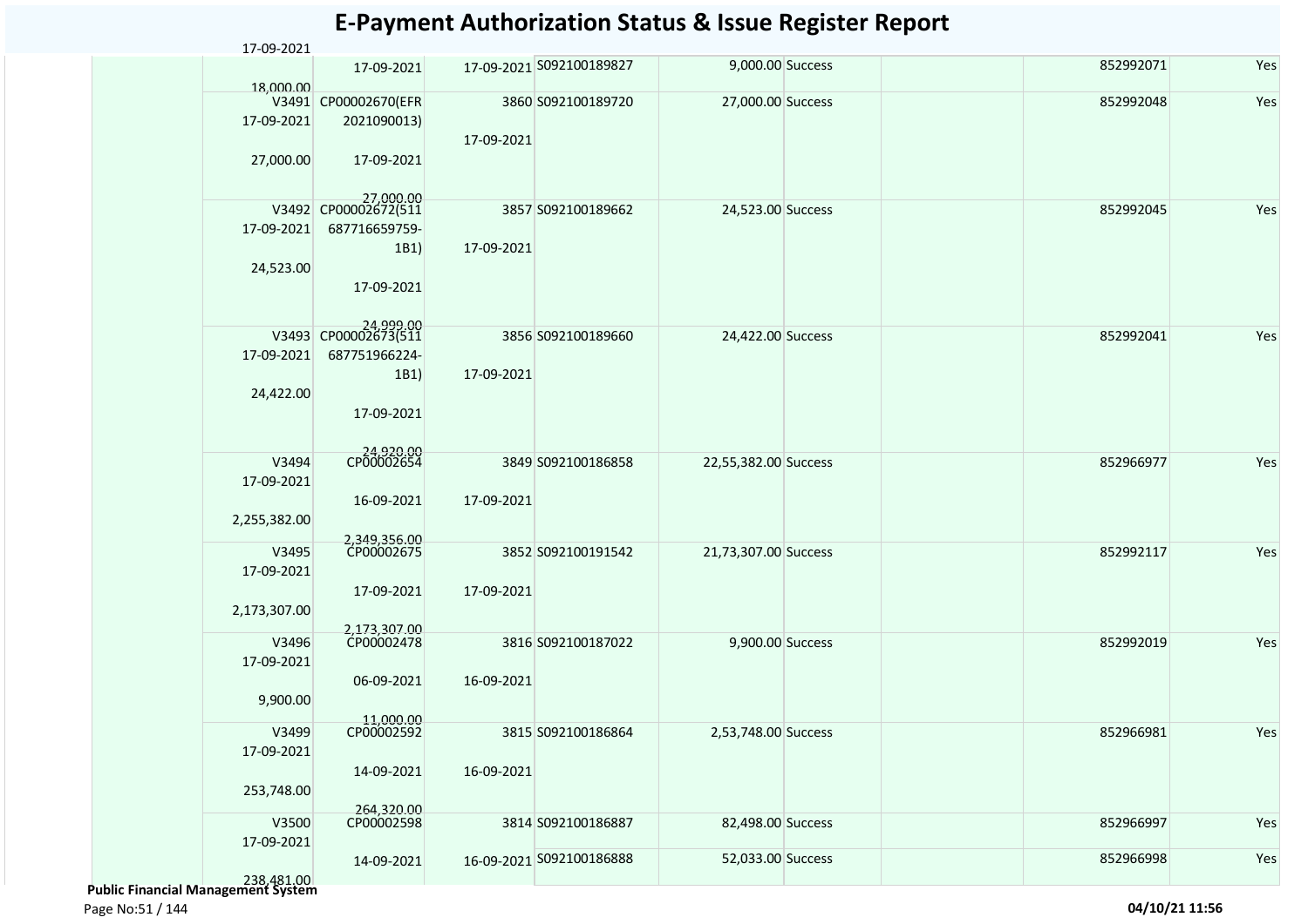# E-Payment Authorization Status & Issue Register Report

| | | | | | | | | | |
|---|---|---|---|---|---|---|---|---|---|
| | 17-09-2021<br>18,000.00 | 17-09-2021 | 17-09-2021 | S092100189827 | 9,000.00 | Success | | 852992071 | Yes |
| | V3491<br>17-09-2021<br>27,000.00 | CP00002670(EFR 2021090013)<br>17-09-2021<br>27,000.00 | 3860<br>17-09-2021 | S092100189720 | 27,000.00 | Success | | 852992048 | Yes |
| | V3492<br>17-09-2021<br>24,523.00 | CP00002672(511 687716659759-1B1)<br>17-09-2021<br>24,999.00 | 3857<br>17-09-2021 | S092100189662 | 24,523.00 | Success | | 852992045 | Yes |
| | V3493<br>17-09-2021<br>24,422.00 | CP00002673(511 687751966224-1B1)<br>17-09-2021<br>24,920.00 | 3856<br>17-09-2021 | S092100189660 | 24,422.00 | Success | | 852992041 | Yes |
| | V3494<br>17-09-2021<br>2,255,382.00 | CP00002654<br>16-09-2021<br>2,349,356.00 | 3849<br>17-09-2021 | S092100186858 | 22,55,382.00 | Success | | 852966977 | Yes |
| | V3495<br>17-09-2021<br>2,173,307.00 | CP00002675<br>17-09-2021<br>2,173,307.00 | 3852<br>17-09-2021 | S092100191542 | 21,73,307.00 | Success | | 852992117 | Yes |
| | V3496<br>17-09-2021<br>9,900.00 | CP00002478<br>06-09-2021<br>11,000.00 | 3816<br>16-09-2021 | S092100187022 | 9,900.00 | Success | | 852992019 | Yes |
| | V3499<br>17-09-2021<br>253,748.00 | CP00002592<br>14-09-2021<br>264,320.00 | 3815<br>16-09-2021 | S092100186864 | 2,53,748.00 | Success | | 852966981 | Yes |
| | V3500<br>17-09-2021<br>238,481.00 | CP00002598<br>14-09-2021 | 3814<br>16-09-2021 | S092100186887 | 82,498.00 | Success | | 852966997 | Yes |
| | | | | S092100186888 | 52,033.00 | Success | | 852966998 | Yes |

**Public Financial Management System**

Page No:51 / 144

**04/10/21 11:56**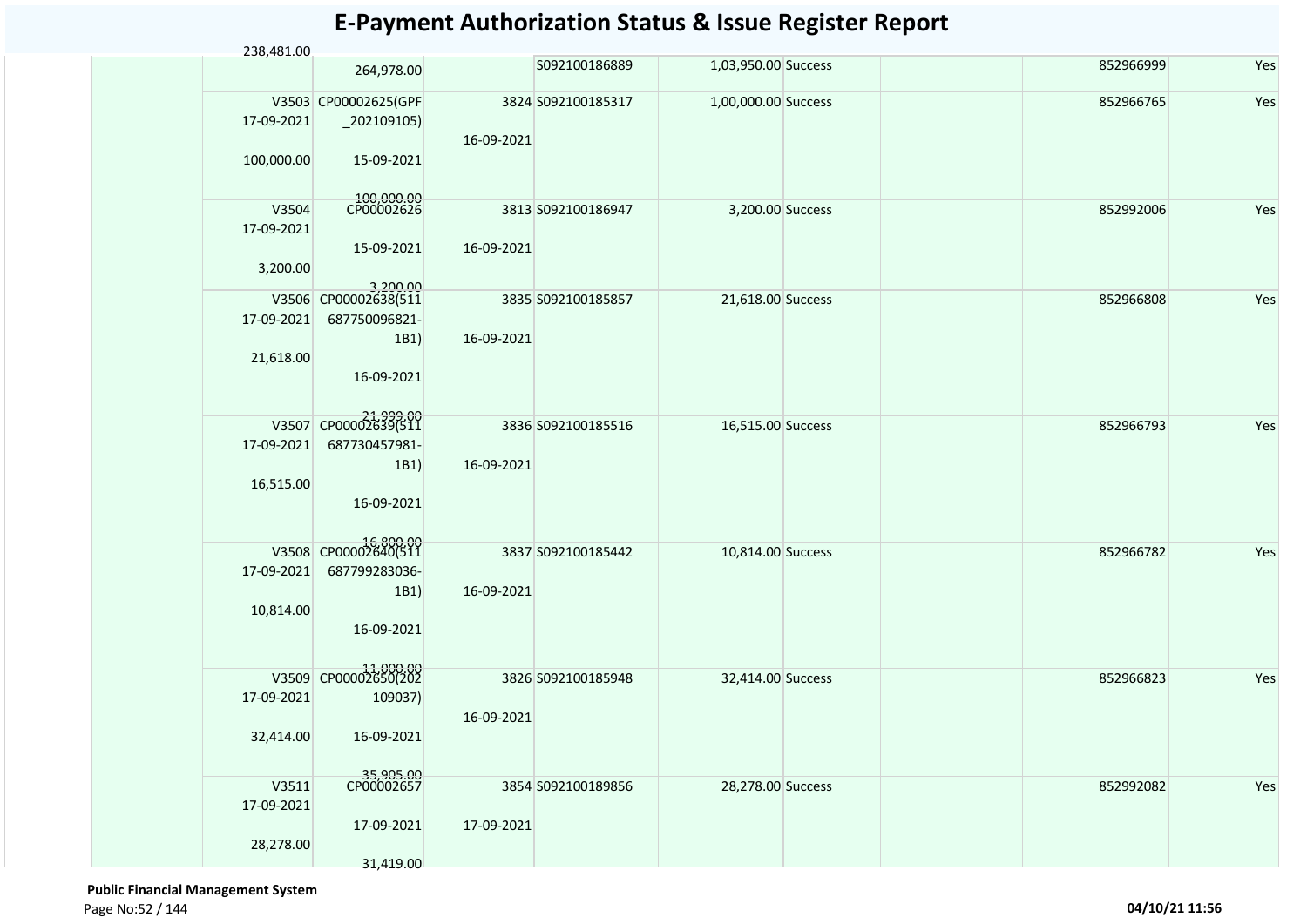# E-Payment Authorization Status & Issue Register Report

| | | | | | | | | | | |
|---|---|---|---|---|---|---|---|---|---|---|
| | | 238,481.00 | 264,978.00 | | S092100186889 | 1,03,950.00 | Success | | 852966999 | Yes |
| | | V3503 17-09-2021 100,000.00 | CP00002625(GPF _202109105) 15-09-2021 100,000.00 | 3824 16-09-2021 | S092100185317 | 1,00,000.00 | Success | | 852966765 | Yes |
| | | V3504 17-09-2021 3,200.00 | CP00002626 15-09-2021 3,200.00 | 3813 16-09-2021 | S092100186947 | 3,200.00 | Success | | 852992006 | Yes |
| | | V3506 17-09-2021 21,618.00 | CP00002638(511 687750096821- 1B1) 16-09-2021 21,999.00 | 3835 16-09-2021 | S092100185857 | 21,618.00 | Success | | 852966808 | Yes |
| | | V3507 17-09-2021 16,515.00 | CP00002639(511 687730457981- 1B1) 16-09-2021 16,800.00 | 3836 16-09-2021 | S092100185516 | 16,515.00 | Success | | 852966793 | Yes |
| | | V3508 17-09-2021 10,814.00 | CP00002640(511 687799283036- 1B1) 16-09-2021 11,000.00 | 3837 16-09-2021 | S092100185442 | 10,814.00 | Success | | 852966782 | Yes |
| | | V3509 17-09-2021 32,414.00 | CP00002650(202 109037) 16-09-2021 35,905.00 | 3826 16-09-2021 | S092100185948 | 32,414.00 | Success | | 852966823 | Yes |
| | | V3511 17-09-2021 28,278.00 | CP00002657 17-09-2021 31,419.00 | 3854 17-09-2021 | S092100189856 | 28,278.00 | Success | | 852992082 | Yes |

**Public Financial Management System**

**04/10/21 11:56**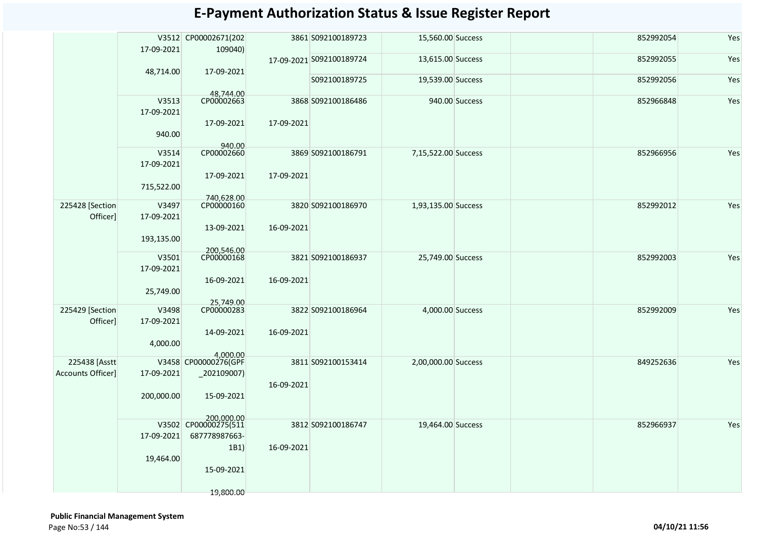# E-Payment Authorization Status & Issue Register Report

| | | | | | | | | | |
|---|---|---|---|---|---|---|---|---|---|
| | V3512 17-09-2021 48,714.00 | CP00002671(202109040) 17-09-2021 48,744.00 | 3861 17-09-2021 | S092100189723 | 15,560.00 | Success | | 852992054 | Yes |
| | | | | S092100189724 | 13,615.00 | Success | | 852992055 | Yes |
| | | | | S092100189725 | 19,539.00 | Success | | 852992056 | Yes |
| | V3513 17-09-2021 940.00 | CP00002663 17-09-2021 940.00 | 3868 17-09-2021 | S092100186486 | 940.00 | Success | | 852966848 | Yes |
| | V3514 17-09-2021 715,522.00 | CP00002660 17-09-2021 740,628.00 | 3869 17-09-2021 | S092100186791 | 7,15,522.00 | Success | | 852966956 | Yes |
| 225428 [Section Officer] | V3497 17-09-2021 193,135.00 | CP00000160 13-09-2021 200,546.00 | 3820 16-09-2021 | S092100186970 | 1,93,135.00 | Success | | 852992012 | Yes |
| | V3501 17-09-2021 25,749.00 | CP00000168 16-09-2021 25,749.00 | 3821 16-09-2021 | S092100186937 | 25,749.00 | Success | | 852992003 | Yes |
| 225429 [Section Officer] | V3498 17-09-2021 4,000.00 | CP00000283 14-09-2021 4,000.00 | 3822 16-09-2021 | S092100186964 | 4,000.00 | Success | | 852992009 | Yes |
| 225438 [Asstt Accounts Officer] | V3458 17-09-2021 200,000.00 | CP00000276(GPF_202109007) 15-09-2021 200,000.00 | 3811 16-09-2021 | S092100153414 | 2,00,000.00 | Success | | 849252636 | Yes |
| | V3502 17-09-2021 19,464.00 | CP00000275(511687778987663-1B1) 15-09-2021 19,800.00 | 3812 16-09-2021 | S092100186747 | 19,464.00 | Success | | 852966937 | Yes |

**Public Financial Management System**

04/10/21 11:56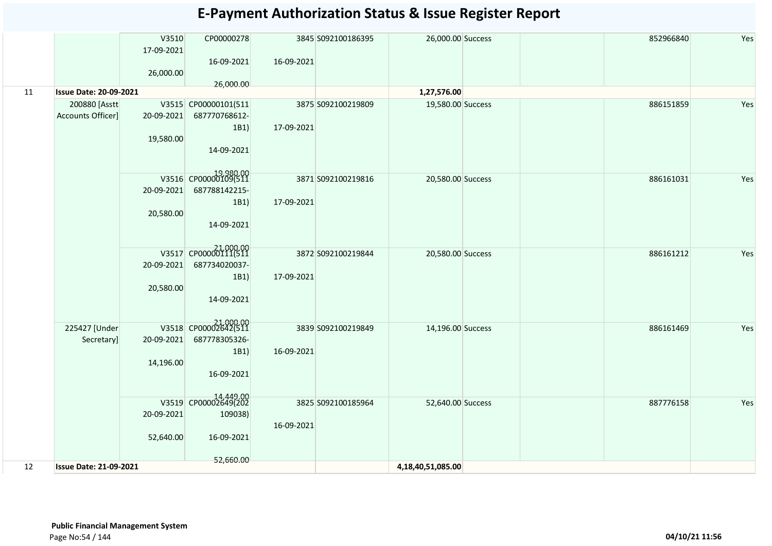# E-Payment Authorization Status & Issue Register Report

| | | | | | | | | | | |
|---|---|---|---|---|---|---|---|---|---|---|
| | | V3510 17-09-2021 26,000.00 | CP00000278 16-09-2021 26,000.00 | 3845 16-09-2021 | S092100186395 | 26,000.00 | Success | | 852966840 | Yes |
| 11 | **Issue Date: 20-09-2021** | | | | | **1,27,576.00** | | | | |
| | 200880 [Asstt Accounts Officer] | V3515 20-09-2021 19,580.00 | CP00000101(511 687770768612-1B1) 14-09-2021 19,980.00 | 3875 17-09-2021 | S092100219809 | 19,580.00 | Success | | 886151859 | Yes |
| | | V3516 20-09-2021 20,580.00 | CP00000109(511 687788142215-1B1) 14-09-2021 21,000.00 | 3871 17-09-2021 | S092100219816 | 20,580.00 | Success | | 886161031 | Yes |
| | | V3517 20-09-2021 20,580.00 | CP00000111(511 687734020037-1B1) 14-09-2021 21,000.00 | 3872 17-09-2021 | S092100219844 | 20,580.00 | Success | | 886161212 | Yes |
| | 225427 [Under Secretary] | V3518 20-09-2021 14,196.00 | CP00002642(511 687778305326-1B1) 16-09-2021 14,449.00 | 3839 16-09-2021 | S092100219849 | 14,196.00 | Success | | 886161469 | Yes |
| | | V3519 20-09-2021 52,640.00 | CP00002649(202 109038) 16-09-2021 52,660.00 | 3825 16-09-2021 | S092100185964 | 52,640.00 | Success | | 887776158 | Yes |
| 12 | **Issue Date: 21-09-2021** | | | | | **4,18,40,51,085.00** | | | | |

**Public Financial Management System**

04/10/21 11:56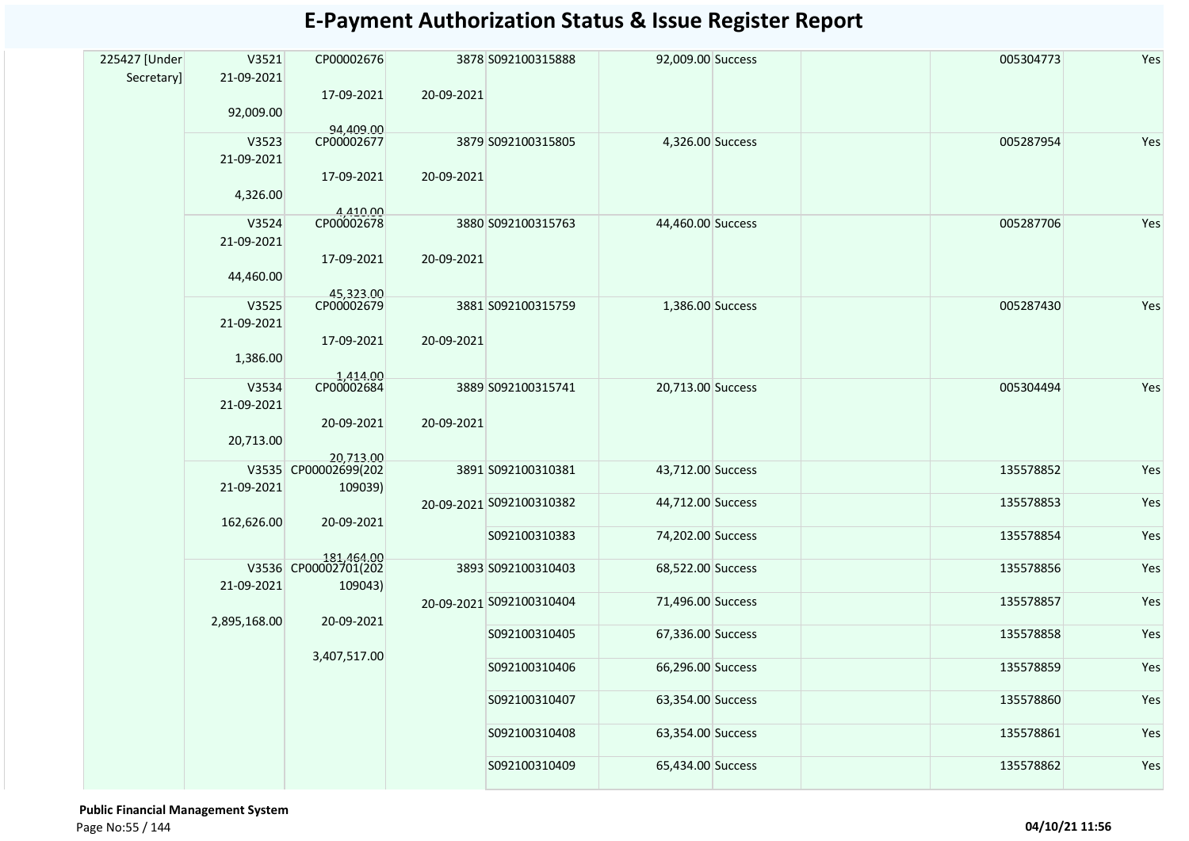# E-Payment Authorization Status & Issue Register Report

| | | | | | | | | | |
|---|---|---|---|---|---|---|---|---|---|
| 225427 [Under Secretary] | V3521 21-09-2021 92,009.00 | CP00002676 17-09-2021 94,409.00 | 3878 20-09-2021 | S092100315888 | 92,009.00 | Success | | 005304773 | Yes |
| | V3523 21-09-2021 4,326.00 | CP00002677 17-09-2021 4,410.00 | 3879 20-09-2021 | S092100315805 | 4,326.00 | Success | | 005287954 | Yes |
| | V3524 21-09-2021 44,460.00 | CP00002678 17-09-2021 45,323.00 | 3880 20-09-2021 | S092100315763 | 44,460.00 | Success | | 005287706 | Yes |
| | V3525 21-09-2021 1,386.00 | CP00002679 17-09-2021 1,414.00 | 3881 20-09-2021 | S092100315759 | 1,386.00 | Success | | 005287430 | Yes |
| | V3534 21-09-2021 20,713.00 | CP00002684 20-09-2021 20,713.00 | 3889 20-09-2021 | S092100315741 | 20,713.00 | Success | | 005304494 | Yes |
| | V3535 21-09-2021 162,626.00 | CP00002699(202109039) 20-09-2021 181,464.00 | 3891 20-09-2021 | S092100310381 | 43,712.00 | Success | | 135578852 | Yes |
| | | | | S092100310382 | 44,712.00 | Success | | 135578853 | Yes |
| | | | | S092100310383 | 74,202.00 | Success | | 135578854 | Yes |
| | V3536 21-09-2021 2,895,168.00 | CP00002701(202109043) 20-09-2021 3,407,517.00 | 3893 20-09-2021 | S092100310403 | 68,522.00 | Success | | 135578856 | Yes |
| | | | | S092100310404 | 71,496.00 | Success | | 135578857 | Yes |
| | | | | S092100310405 | 67,336.00 | Success | | 135578858 | Yes |
| | | | | S092100310406 | 66,296.00 | Success | | 135578859 | Yes |
| | | | | S092100310407 | 63,354.00 | Success | | 135578860 | Yes |
| | | | | S092100310408 | 63,354.00 | Success | | 135578861 | Yes |
| | | | | S092100310409 | 65,434.00 | Success | | 135578862 | Yes |

**Public Financial Management System**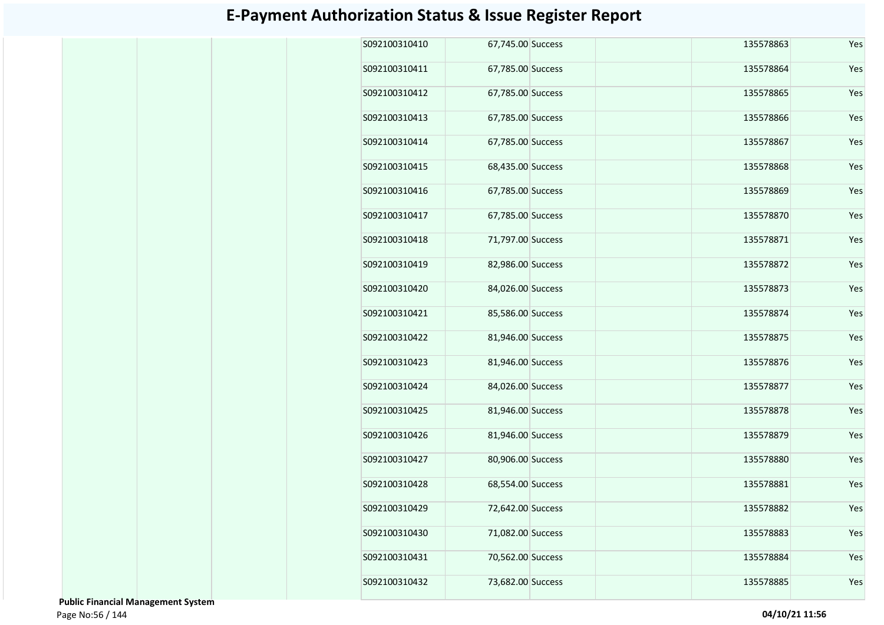# E-Payment Authorization Status & Issue Register Report

| | | | | | | | | | |
|---|---|---|---|---|---|---|---|---|---|
| | | | | S092100310410 | 67,745.00 | Success | | 135578863 | Yes |
| | | | | S092100310411 | 67,785.00 | Success | | 135578864 | Yes |
| | | | | S092100310412 | 67,785.00 | Success | | 135578865 | Yes |
| | | | | S092100310413 | 67,785.00 | Success | | 135578866 | Yes |
| | | | | S092100310414 | 67,785.00 | Success | | 135578867 | Yes |
| | | | | S092100310415 | 68,435.00 | Success | | 135578868 | Yes |
| | | | | S092100310416 | 67,785.00 | Success | | 135578869 | Yes |
| | | | | S092100310417 | 67,785.00 | Success | | 135578870 | Yes |
| | | | | S092100310418 | 71,797.00 | Success | | 135578871 | Yes |
| | | | | S092100310419 | 82,986.00 | Success | | 135578872 | Yes |
| | | | | S092100310420 | 84,026.00 | Success | | 135578873 | Yes |
| | | | | S092100310421 | 85,586.00 | Success | | 135578874 | Yes |
| | | | | S092100310422 | 81,946.00 | Success | | 135578875 | Yes |
| | | | | S092100310423 | 81,946.00 | Success | | 135578876 | Yes |
| | | | | S092100310424 | 84,026.00 | Success | | 135578877 | Yes |
| | | | | S092100310425 | 81,946.00 | Success | | 135578878 | Yes |
| | | | | S092100310426 | 81,946.00 | Success | | 135578879 | Yes |
| | | | | S092100310427 | 80,906.00 | Success | | 135578880 | Yes |
| | | | | S092100310428 | 68,554.00 | Success | | 135578881 | Yes |
| | | | | S092100310429 | 72,642.00 | Success | | 135578882 | Yes |
| | | | | S092100310430 | 71,082.00 | Success | | 135578883 | Yes |
| | | | | S092100310431 | 70,562.00 | Success | | 135578884 | Yes |
| | | | | S092100310432 | 73,682.00 | Success | | 135578885 | Yes |

**Public Financial Management System**

**04/10/21 11:56**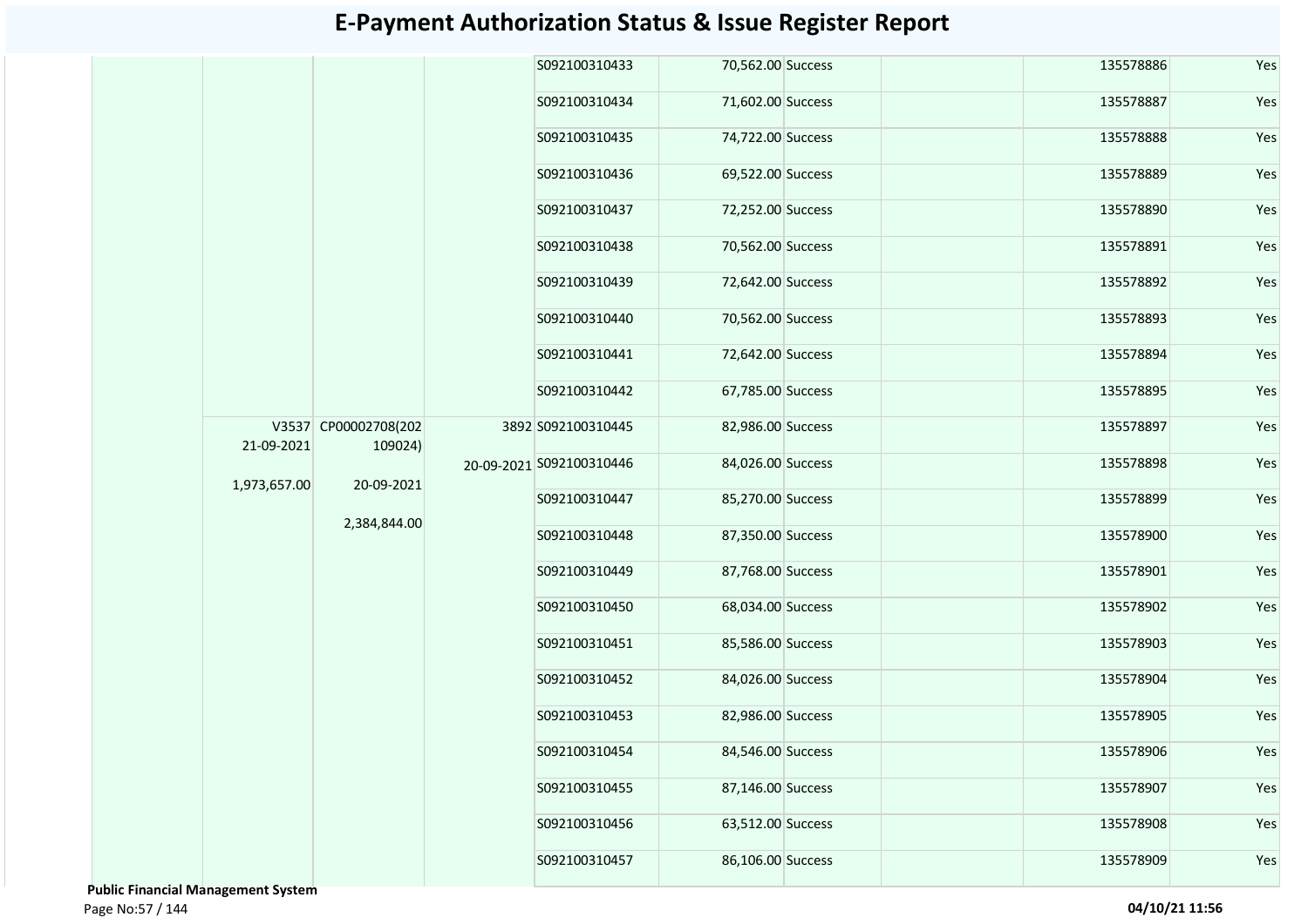# E-Payment Authorization Status & Issue Register Report

| | | | | | | | | | |
|---|---|---|---|---|---|---|---|---|---|
| | | | | S092100310433 | 70,562.00 | Success | | 135578886 | Yes |
| | | | | S092100310434 | 71,602.00 | Success | | 135578887 | Yes |
| | | | | S092100310435 | 74,722.00 | Success | | 135578888 | Yes |
| | | | | S092100310436 | 69,522.00 | Success | | 135578889 | Yes |
| | | | | S092100310437 | 72,252.00 | Success | | 135578890 | Yes |
| | | | | S092100310438 | 70,562.00 | Success | | 135578891 | Yes |
| | | | | S092100310439 | 72,642.00 | Success | | 135578892 | Yes |
| | | | | S092100310440 | 70,562.00 | Success | | 135578893 | Yes |
| | | | | S092100310441 | 72,642.00 | Success | | 135578894 | Yes |
| | | | | S092100310442 | 67,785.00 | Success | | 135578895 | Yes |
| | V3537 21-09-2021 1,973,657.00 | CP00002708(202109024) 20-09-2021 2,384,844.00 | 3892 20-09-2021 | S092100310445 | 82,986.00 | Success | | 135578897 | Yes |
| | | | | S092100310446 | 84,026.00 | Success | | 135578898 | Yes |
| | | | | S092100310447 | 85,270.00 | Success | | 135578899 | Yes |
| | | | | S092100310448 | 87,350.00 | Success | | 135578900 | Yes |
| | | | | S092100310449 | 87,768.00 | Success | | 135578901 | Yes |
| | | | | S092100310450 | 68,034.00 | Success | | 135578902 | Yes |
| | | | | S092100310451 | 85,586.00 | Success | | 135578903 | Yes |
| | | | | S092100310452 | 84,026.00 | Success | | 135578904 | Yes |
| | | | | S092100310453 | 82,986.00 | Success | | 135578905 | Yes |
| | | | | S092100310454 | 84,546.00 | Success | | 135578906 | Yes |
| | | | | S092100310455 | 87,146.00 | Success | | 135578907 | Yes |
| | | | | S092100310456 | 63,512.00 | Success | | 135578908 | Yes |
| | | | | S092100310457 | 86,106.00 | Success | | 135578909 | Yes |

**Public Financial Management System**

**04/10/21 11:56**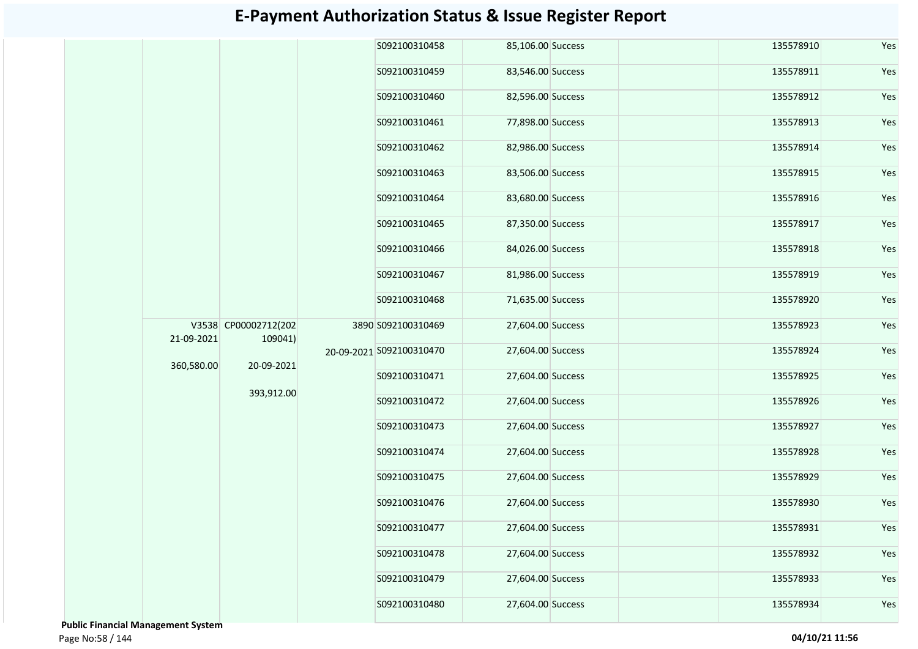# E-Payment Authorization Status & Issue Register Report

| | | | | | | | | | | |
|---|---|---|---|---|---|---|---|---|---|---|
| | | | | | S092100310458 | 85,106.00 | Success | | 135578910 | Yes |
| | | | | | S092100310459 | 83,546.00 | Success | | 135578911 | Yes |
| | | | | | S092100310460 | 82,596.00 | Success | | 135578912 | Yes |
| | | | | | S092100310461 | 77,898.00 | Success | | 135578913 | Yes |
| | | | | | S092100310462 | 82,986.00 | Success | | 135578914 | Yes |
| | | | | | S092100310463 | 83,506.00 | Success | | 135578915 | Yes |
| | | | | | S092100310464 | 83,680.00 | Success | | 135578916 | Yes |
| | | | | | S092100310465 | 87,350.00 | Success | | 135578917 | Yes |
| | | | | | S092100310466 | 84,026.00 | Success | | 135578918 | Yes |
| | | | | | S092100310467 | 81,986.00 | Success | | 135578919 | Yes |
| | | | | | S092100310468 | 71,635.00 | Success | | 135578920 | Yes |
| | | V3538 21-09-2021 360,580.00 | CP00002712(202109041) 20-09-2021 393,912.00 | 3890 20-09-2021 | S092100310469 | 27,604.00 | Success | | 135578923 | Yes |
| | | | | | S092100310470 | 27,604.00 | Success | | 135578924 | Yes |
| | | | | | S092100310471 | 27,604.00 | Success | | 135578925 | Yes |
| | | | | | S092100310472 | 27,604.00 | Success | | 135578926 | Yes |
| | | | | | S092100310473 | 27,604.00 | Success | | 135578927 | Yes |
| | | | | | S092100310474 | 27,604.00 | Success | | 135578928 | Yes |
| | | | | | S092100310475 | 27,604.00 | Success | | 135578929 | Yes |
| | | | | | S092100310476 | 27,604.00 | Success | | 135578930 | Yes |
| | | | | | S092100310477 | 27,604.00 | Success | | 135578931 | Yes |
| | | | | | S092100310478 | 27,604.00 | Success | | 135578932 | Yes |
| | | | | | S092100310479 | 27,604.00 | Success | | 135578933 | Yes |
| | | | | | S092100310480 | 27,604.00 | Success | | 135578934 | Yes |

**Public Financial Management System**

**04/10/21 11:56**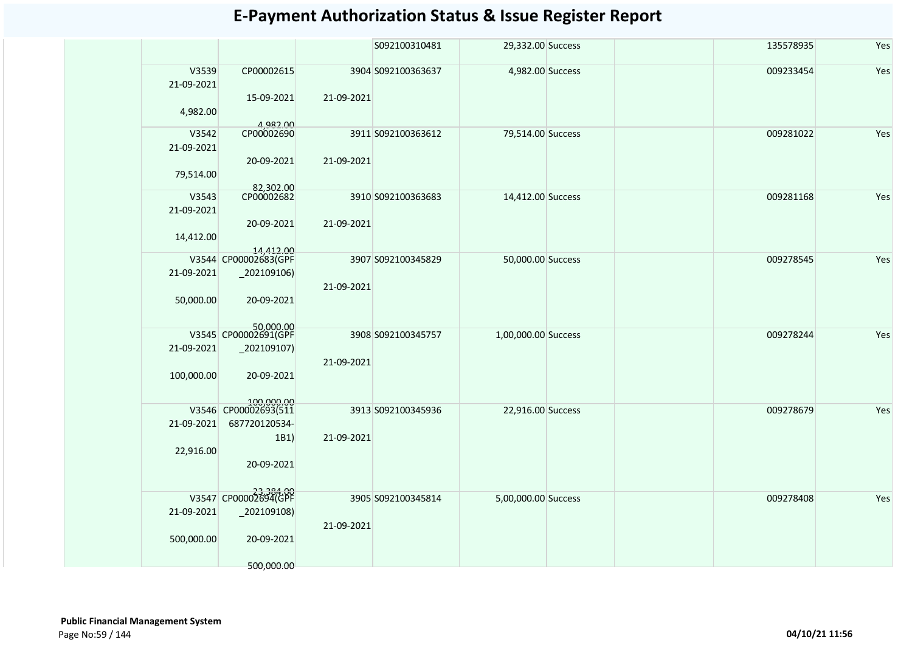# E-Payment Authorization Status & Issue Register Report

| | | | | | | | | | | |
|---|---|---|---|---|---|---|---|---|---|---|
| | | | | S092100310481 | 29,332.00 | Success | | | 135578935 | Yes |
| | V3539 21-09-2021 4,982.00 | CP00002615 15-09-2021 4,982.00 | 3904 21-09-2021 | S092100363637 | 4,982.00 | Success | | | 009233454 | Yes |
| | V3542 21-09-2021 79,514.00 | CP00002690 20-09-2021 82,302.00 | 3911 21-09-2021 | S092100363612 | 79,514.00 | Success | | | 009281022 | Yes |
| | V3543 21-09-2021 14,412.00 | CP00002682 20-09-2021 14,412.00 | 3910 21-09-2021 | S092100363683 | 14,412.00 | Success | | | 009281168 | Yes |
| | V3544 21-09-2021 50,000.00 | CP00002683(GPF _202109106) 20-09-2021 50,000.00 | 3907 21-09-2021 | S092100345829 | 50,000.00 | Success | | | 009278545 | Yes |
| | V3545 21-09-2021 100,000.00 | CP00002691(GPF _202109107) 20-09-2021 100,000.00 | 3908 21-09-2021 | S092100345757 | 1,00,000.00 | Success | | | 009278244 | Yes |
| | V3546 21-09-2021 22,916.00 | CP00002693(511 687720120534-1B1) 20-09-2021 23,384.00 | 3913 21-09-2021 | S092100345936 | 22,916.00 | Success | | | 009278679 | Yes |
| | V3547 21-09-2021 500,000.00 | CP00002694(GPF _202109108) 20-09-2021 500,000.00 | 3905 21-09-2021 | S092100345814 | 5,00,000.00 | Success | | | 009278408 | Yes |

**Public Financial Management System**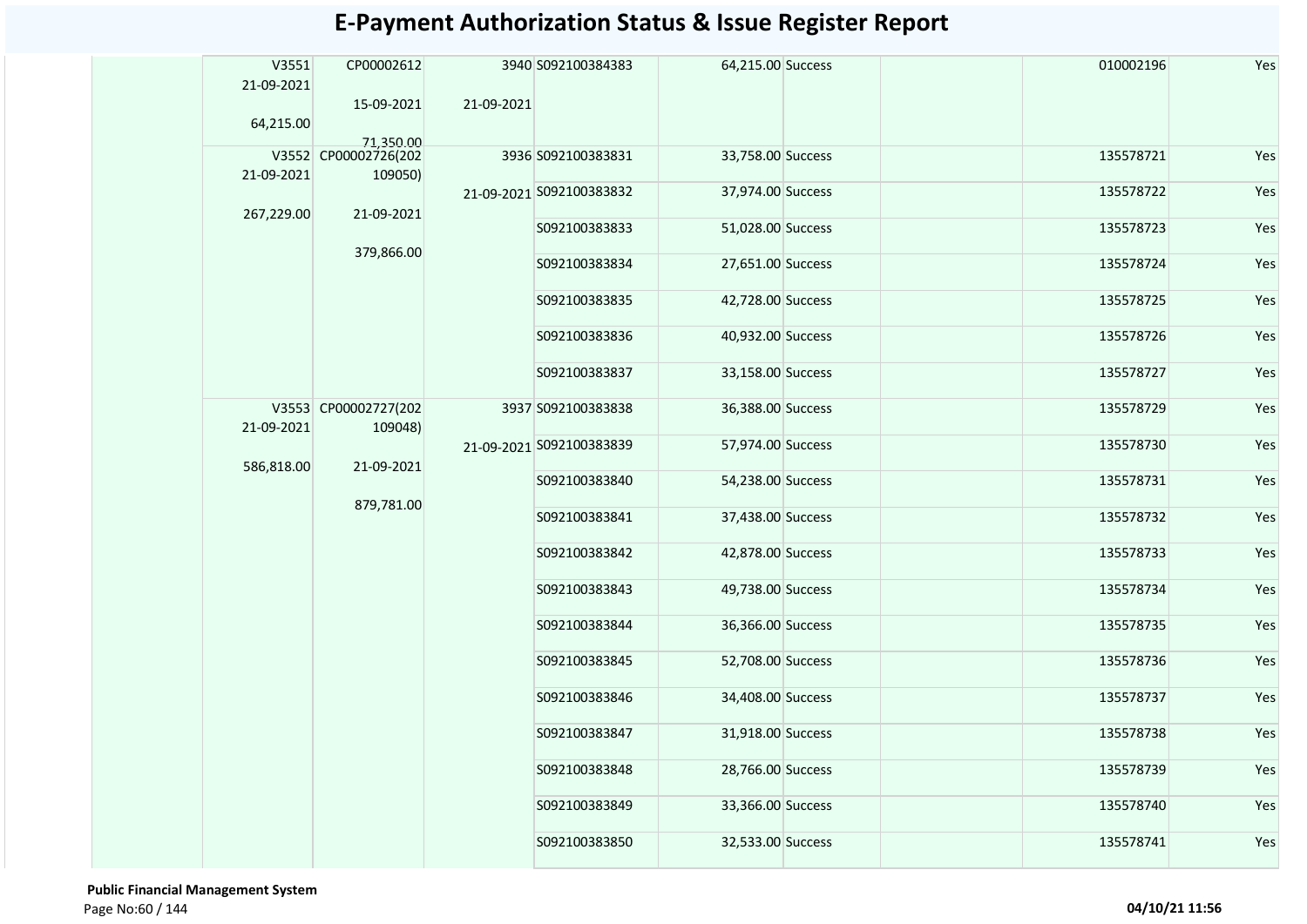# E-Payment Authorization Status & Issue Register Report

| | | | | | | | | | | |
|---|---|---|---|---|---|---|---|---|---|---|
| | | V3551 21-09-2021 64,215.00 | CP00002612 15-09-2021 71,350.00 | 3940 21-09-2021 | S092100384383 | 64,215.00 | Success | | 010002196 | Yes |
| | | V3552 21-09-2021 267,229.00 | CP00002726(202109050) 21-09-2021 379,866.00 | 3936 21-09-2021 | S092100383831 | 33,758.00 | Success | | 135578721 | Yes |
| | | | | | S092100383832 | 37,974.00 | Success | | 135578722 | Yes |
| | | | | | S092100383833 | 51,028.00 | Success | | 135578723 | Yes |
| | | | | | S092100383834 | 27,651.00 | Success | | 135578724 | Yes |
| | | | | | S092100383835 | 42,728.00 | Success | | 135578725 | Yes |
| | | | | | S092100383836 | 40,932.00 | Success | | 135578726 | Yes |
| | | | | | S092100383837 | 33,158.00 | Success | | 135578727 | Yes |
| | | V3553 21-09-2021 586,818.00 | CP00002727(202109048) 21-09-2021 879,781.00 | 3937 21-09-2021 | S092100383838 | 36,388.00 | Success | | 135578729 | Yes |
| | | | | | S092100383839 | 57,974.00 | Success | | 135578730 | Yes |
| | | | | | S092100383840 | 54,238.00 | Success | | 135578731 | Yes |
| | | | | | S092100383841 | 37,438.00 | Success | | 135578732 | Yes |
| | | | | | S092100383842 | 42,878.00 | Success | | 135578733 | Yes |
| | | | | | S092100383843 | 49,738.00 | Success | | 135578734 | Yes |
| | | | | | S092100383844 | 36,366.00 | Success | | 135578735 | Yes |
| | | | | | S092100383845 | 52,708.00 | Success | | 135578736 | Yes |
| | | | | | S092100383846 | 34,408.00 | Success | | 135578737 | Yes |
| | | | | | S092100383847 | 31,918.00 | Success | | 135578738 | Yes |
| | | | | | S092100383848 | 28,766.00 | Success | | 135578739 | Yes |
| | | | | | S092100383849 | 33,366.00 | Success | | 135578740 | Yes |
| | | | | | S092100383850 | 32,533.00 | Success | | 135578741 | Yes |

**Public Financial Management System**

**04/10/21 11:56**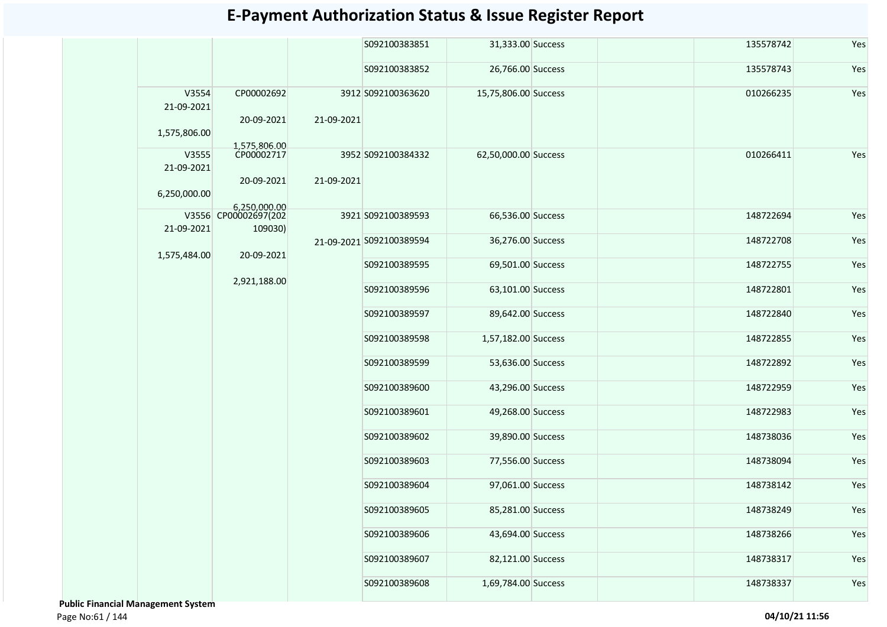# E-Payment Authorization Status & Issue Register Report

| | | | | | | | | | |
|---|---|---|---|---|---|---|---|---|---|
| | | | | S092100383851 | 31,333.00 | Success | | 135578742 | Yes |
| | | | | S092100383852 | 26,766.00 | Success | | 135578743 | Yes |
| | V3554 21-09-2021 1,575,806.00 | CP00002692 20-09-2021 1,575,806.00 | 3912 21-09-2021 | S092100363620 | 15,75,806.00 | Success | | 010266235 | Yes |
| | V3555 21-09-2021 6,250,000.00 | CP00002717 20-09-2021 6,250,000.00 | 3952 21-09-2021 | S092100384332 | 62,50,000.00 | Success | | 010266411 | Yes |
| | V3556 21-09-2021 1,575,484.00 | CP00002697(202109030) 20-09-2021 2,921,188.00 | 3921 21-09-2021 | S092100389593 | 66,536.00 | Success | | 148722694 | Yes |
| | | | | S092100389594 | 36,276.00 | Success | | 148722708 | Yes |
| | | | | S092100389595 | 69,501.00 | Success | | 148722755 | Yes |
| | | | | S092100389596 | 63,101.00 | Success | | 148722801 | Yes |
| | | | | S092100389597 | 89,642.00 | Success | | 148722840 | Yes |
| | | | | S092100389598 | 1,57,182.00 | Success | | 148722855 | Yes |
| | | | | S092100389599 | 53,636.00 | Success | | 148722892 | Yes |
| | | | | S092100389600 | 43,296.00 | Success | | 148722959 | Yes |
| | | | | S092100389601 | 49,268.00 | Success | | 148722983 | Yes |
| | | | | S092100389602 | 39,890.00 | Success | | 148738036 | Yes |
| | | | | S092100389603 | 77,556.00 | Success | | 148738094 | Yes |
| | | | | S092100389604 | 97,061.00 | Success | | 148738142 | Yes |
| | | | | S092100389605 | 85,281.00 | Success | | 148738249 | Yes |
| | | | | S092100389606 | 43,694.00 | Success | | 148738266 | Yes |
| | | | | S092100389607 | 82,121.00 | Success | | 148738317 | Yes |
| | | | | S092100389608 | 1,69,784.00 | Success | | 148738337 | Yes |

**Public Financial Management System**

04/10/21 11:56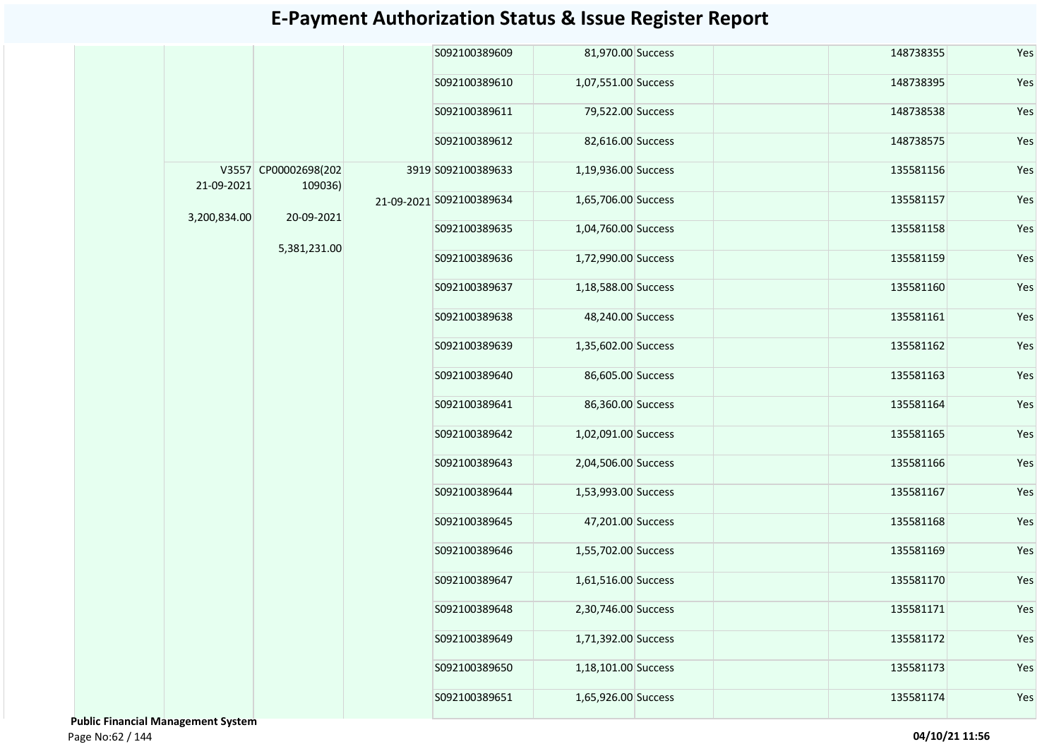# E-Payment Authorization Status & Issue Register Report

| | | | | | | | | | |
|---|---|---|---|---|---|---|---|---|---|
| | | | | S092100389609 | 81,970.00 | Success | | 148738355 | Yes |
| | | | | S092100389610 | 1,07,551.00 | Success | | 148738395 | Yes |
| | | | | S092100389611 | 79,522.00 | Success | | 148738538 | Yes |
| | | | | S092100389612 | 82,616.00 | Success | | 148738575 | Yes |
| | V3557 21-09-2021 3,200,834.00 | CP00002698(202109036) 20-09-2021 5,381,231.00 | 3919 21-09-2021 | S092100389633 | 1,19,936.00 | Success | | 135581156 | Yes |
| | | | | S092100389634 | 1,65,706.00 | Success | | 135581157 | Yes |
| | | | | S092100389635 | 1,04,760.00 | Success | | 135581158 | Yes |
| | | | | S092100389636 | 1,72,990.00 | Success | | 135581159 | Yes |
| | | | | S092100389637 | 1,18,588.00 | Success | | 135581160 | Yes |
| | | | | S092100389638 | 48,240.00 | Success | | 135581161 | Yes |
| | | | | S092100389639 | 1,35,602.00 | Success | | 135581162 | Yes |
| | | | | S092100389640 | 86,605.00 | Success | | 135581163 | Yes |
| | | | | S092100389641 | 86,360.00 | Success | | 135581164 | Yes |
| | | | | S092100389642 | 1,02,091.00 | Success | | 135581165 | Yes |
| | | | | S092100389643 | 2,04,506.00 | Success | | 135581166 | Yes |
| | | | | S092100389644 | 1,53,993.00 | Success | | 135581167 | Yes |
| | | | | S092100389645 | 47,201.00 | Success | | 135581168 | Yes |
| | | | | S092100389646 | 1,55,702.00 | Success | | 135581169 | Yes |
| | | | | S092100389647 | 1,61,516.00 | Success | | 135581170 | Yes |
| | | | | S092100389648 | 2,30,746.00 | Success | | 135581171 | Yes |
| | | | | S092100389649 | 1,71,392.00 | Success | | 135581172 | Yes |
| | | | | S092100389650 | 1,18,101.00 | Success | | 135581173 | Yes |
| | | | | S092100389651 | 1,65,926.00 | Success | | 135581174 | Yes |

**Public Financial Management System**

**04/10/21 11:56**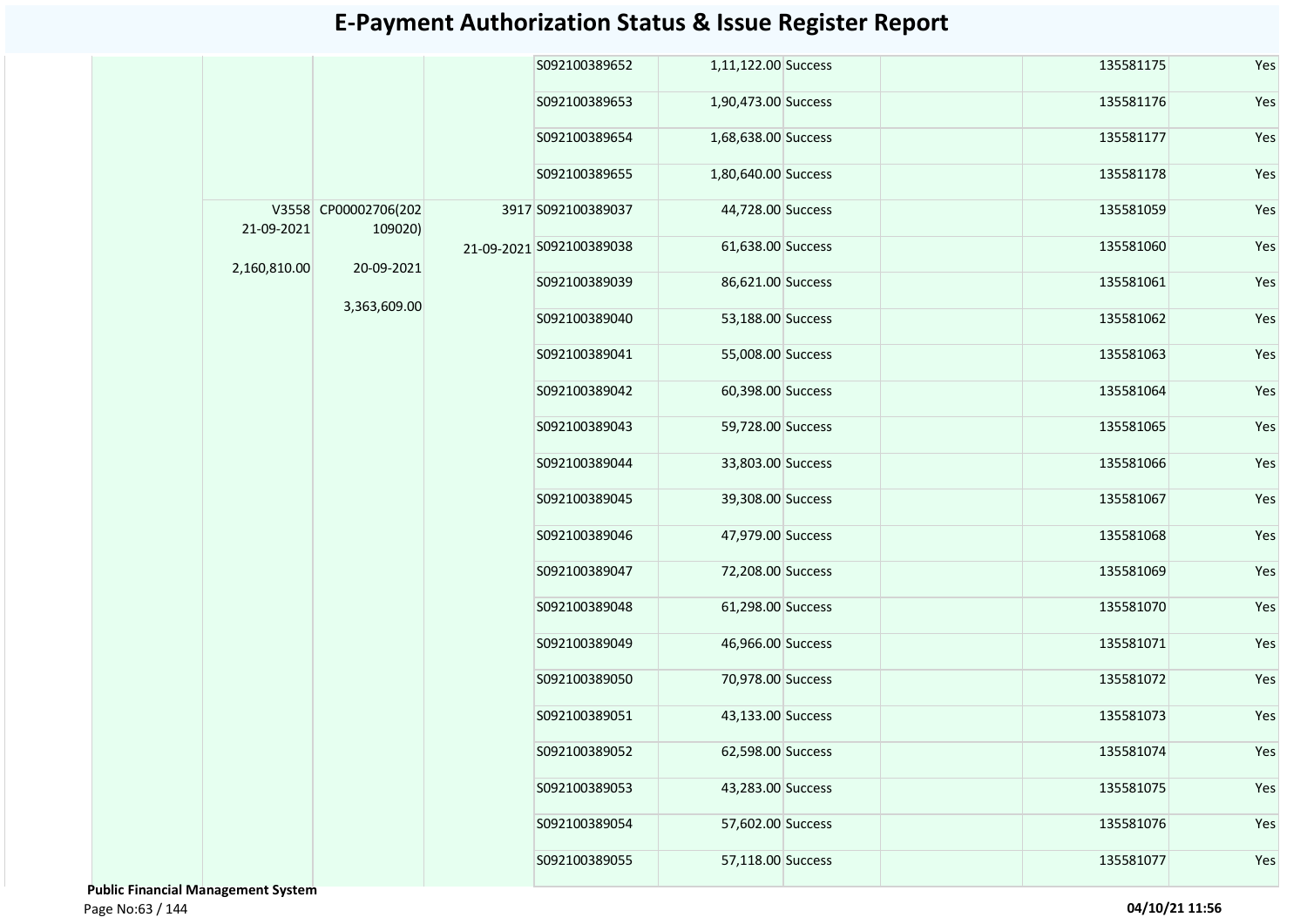# E-Payment Authorization Status & Issue Register Report

| | | | | | | | | | |
|---|---|---|---|---|---|---|---|---|---|
| | | | | S092100389652 | 1,11,122.00 | Success | | 135581175 | Yes |
| | | | | S092100389653 | 1,90,473.00 | Success | | 135581176 | Yes |
| | | | | S092100389654 | 1,68,638.00 | Success | | 135581177 | Yes |
| | | | | S092100389655 | 1,80,640.00 | Success | | 135581178 | Yes |
| | V3558 21-09-2021 2,160,810.00 | CP00002706(202109020) 20-09-2021 3,363,609.00 | 3917 21-09-2021 | S092100389037 | 44,728.00 | Success | | 135581059 | Yes |
| | | | | S092100389038 | 61,638.00 | Success | | 135581060 | Yes |
| | | | | S092100389039 | 86,621.00 | Success | | 135581061 | Yes |
| | | | | S092100389040 | 53,188.00 | Success | | 135581062 | Yes |
| | | | | S092100389041 | 55,008.00 | Success | | 135581063 | Yes |
| | | | | S092100389042 | 60,398.00 | Success | | 135581064 | Yes |
| | | | | S092100389043 | 59,728.00 | Success | | 135581065 | Yes |
| | | | | S092100389044 | 33,803.00 | Success | | 135581066 | Yes |
| | | | | S092100389045 | 39,308.00 | Success | | 135581067 | Yes |
| | | | | S092100389046 | 47,979.00 | Success | | 135581068 | Yes |
| | | | | S092100389047 | 72,208.00 | Success | | 135581069 | Yes |
| | | | | S092100389048 | 61,298.00 | Success | | 135581070 | Yes |
| | | | | S092100389049 | 46,966.00 | Success | | 135581071 | Yes |
| | | | | S092100389050 | 70,978.00 | Success | | 135581072 | Yes |
| | | | | S092100389051 | 43,133.00 | Success | | 135581073 | Yes |
| | | | | S092100389052 | 62,598.00 | Success | | 135581074 | Yes |
| | | | | S092100389053 | 43,283.00 | Success | | 135581075 | Yes |
| | | | | S092100389054 | 57,602.00 | Success | | 135581076 | Yes |
| | | | | S092100389055 | 57,118.00 | Success | | 135581077 | Yes |

**Public Financial Management System**

04/10/21 11:56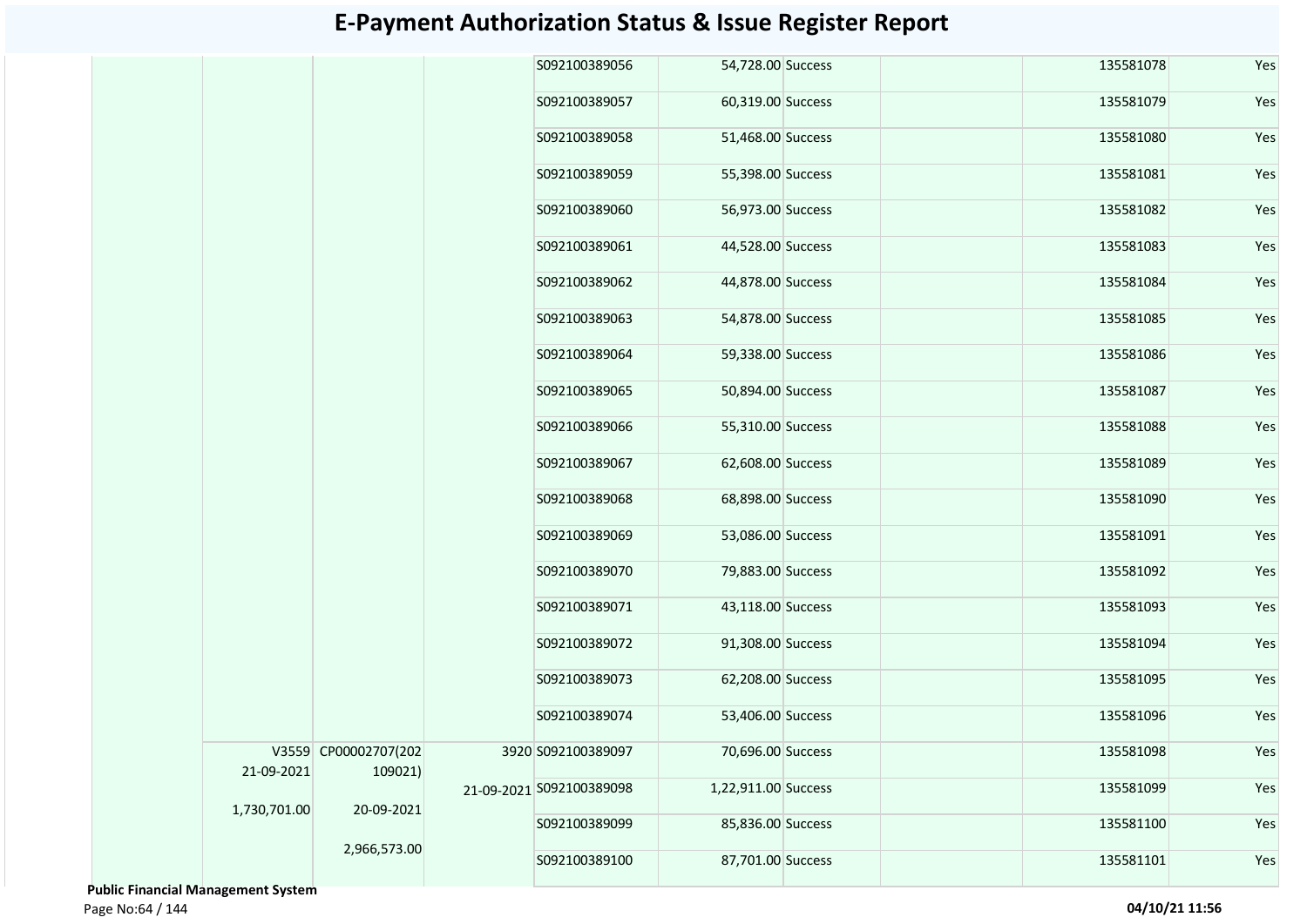# E-Payment Authorization Status & Issue Register Report

| | | | | | | | | | | |
|---|---|---|---|---|---|---|---|---|---|---|
| | | | | S092100389056 | 54,728.00 | Success | | | 135581078 | Yes |
| | | | | S092100389057 | 60,319.00 | Success | | | 135581079 | Yes |
| | | | | S092100389058 | 51,468.00 | Success | | | 135581080 | Yes |
| | | | | S092100389059 | 55,398.00 | Success | | | 135581081 | Yes |
| | | | | S092100389060 | 56,973.00 | Success | | | 135581082 | Yes |
| | | | | S092100389061 | 44,528.00 | Success | | | 135581083 | Yes |
| | | | | S092100389062 | 44,878.00 | Success | | | 135581084 | Yes |
| | | | | S092100389063 | 54,878.00 | Success | | | 135581085 | Yes |
| | | | | S092100389064 | 59,338.00 | Success | | | 135581086 | Yes |
| | | | | S092100389065 | 50,894.00 | Success | | | 135581087 | Yes |
| | | | | S092100389066 | 55,310.00 | Success | | | 135581088 | Yes |
| | | | | S092100389067 | 62,608.00 | Success | | | 135581089 | Yes |
| | | | | S092100389068 | 68,898.00 | Success | | | 135581090 | Yes |
| | | | | S092100389069 | 53,086.00 | Success | | | 135581091 | Yes |
| | | | | S092100389070 | 79,883.00 | Success | | | 135581092 | Yes |
| | | | | S092100389071 | 43,118.00 | Success | | | 135581093 | Yes |
| | | | | S092100389072 | 91,308.00 | Success | | | 135581094 | Yes |
| | | | | S092100389073 | 62,208.00 | Success | | | 135581095 | Yes |
| | | | | S092100389074 | 53,406.00 | Success | | | 135581096 | Yes |
| | V3559 21-09-2021 1,730,701.00 | CP00002707(202109021) 20-09-2021 2,966,573.00 | 3920 21-09-2021 | S092100389097 | 70,696.00 | Success | | | 135581098 | Yes |
| | | | | S092100389098 | 1,22,911.00 | Success | | | 135581099 | Yes |
| | | | | S092100389099 | 85,836.00 | Success | | | 135581100 | Yes |
| | | | | S092100389100 | 87,701.00 | Success | | | 135581101 | Yes |

**Public Financial Management System**

04/10/21 11:56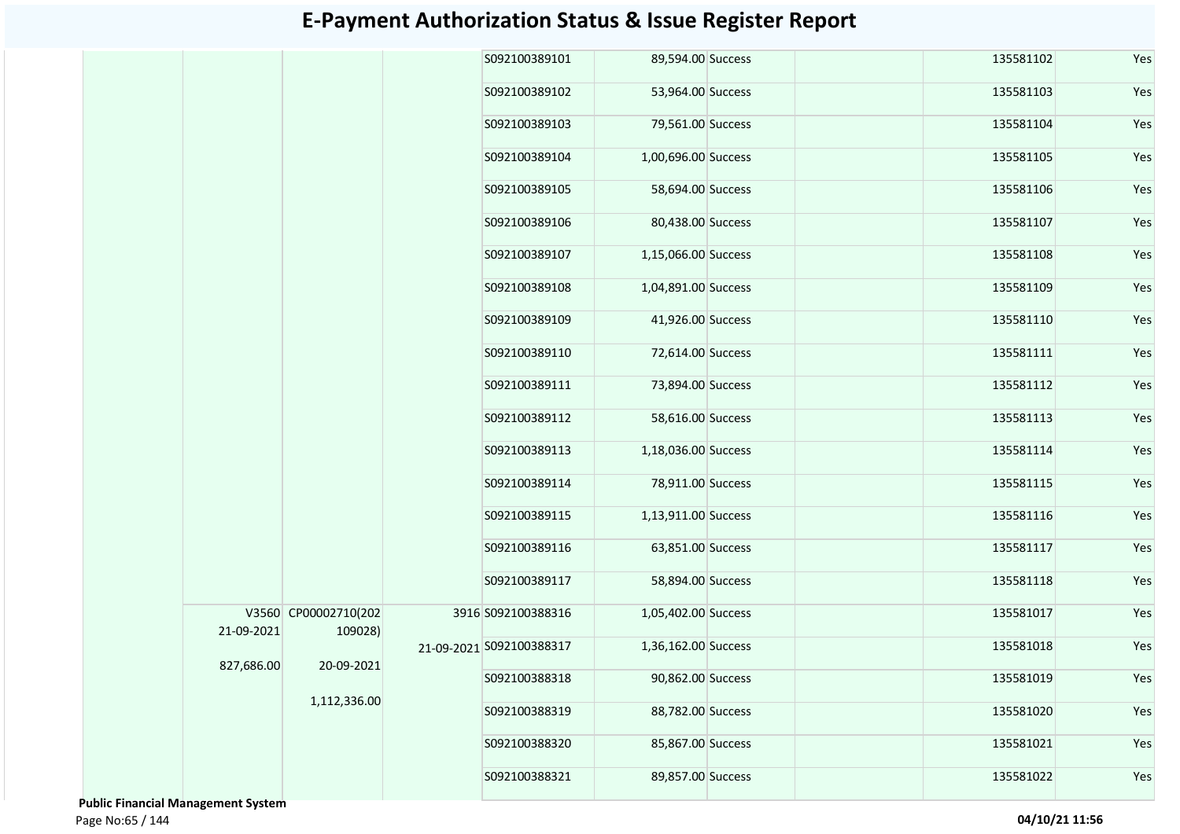# E-Payment Authorization Status & Issue Register Report

| | | | | | | | | | |
|---|---|---|---|---|---|---|---|---|---|
| | | | | S092100389101 | 89,594.00 | Success | | 135581102 | Yes |
| | | | | S092100389102 | 53,964.00 | Success | | 135581103 | Yes |
| | | | | S092100389103 | 79,561.00 | Success | | 135581104 | Yes |
| | | | | S092100389104 | 1,00,696.00 | Success | | 135581105 | Yes |
| | | | | S092100389105 | 58,694.00 | Success | | 135581106 | Yes |
| | | | | S092100389106 | 80,438.00 | Success | | 135581107 | Yes |
| | | | | S092100389107 | 1,15,066.00 | Success | | 135581108 | Yes |
| | | | | S092100389108 | 1,04,891.00 | Success | | 135581109 | Yes |
| | | | | S092100389109 | 41,926.00 | Success | | 135581110 | Yes |
| | | | | S092100389110 | 72,614.00 | Success | | 135581111 | Yes |
| | | | | S092100389111 | 73,894.00 | Success | | 135581112 | Yes |
| | | | | S092100389112 | 58,616.00 | Success | | 135581113 | Yes |
| | | | | S092100389113 | 1,18,036.00 | Success | | 135581114 | Yes |
| | | | | S092100389114 | 78,911.00 | Success | | 135581115 | Yes |
| | | | | S092100389115 | 1,13,911.00 | Success | | 135581116 | Yes |
| | | | | S092100389116 | 63,851.00 | Success | | 135581117 | Yes |
| | | | | S092100389117 | 58,894.00 | Success | | 135581118 | Yes |
| | V3560 21-09-2021 827,686.00 | CP00002710(202109028) 20-09-2021 1,112,336.00 | 3916 21-09-2021 | S092100388316 | 1,05,402.00 | Success | | 135581017 | Yes |
| | | | | S092100388317 | 1,36,162.00 | Success | | 135581018 | Yes |
| | | | | S092100388318 | 90,862.00 | Success | | 135581019 | Yes |
| | | | | S092100388319 | 88,782.00 | Success | | 135581020 | Yes |
| | | | | S092100388320 | 85,867.00 | Success | | 135581021 | Yes |
| | | | | S092100388321 | 89,857.00 | Success | | 135581022 | Yes |

**Public Financial Management System**

**04/10/21 11:56**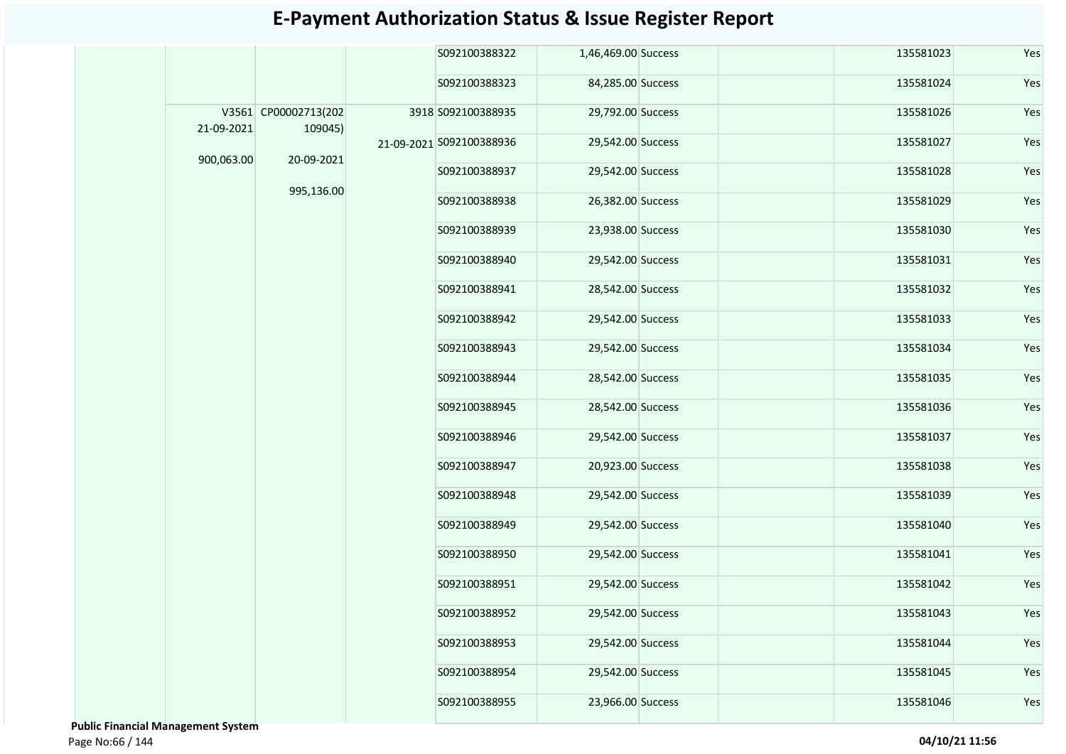# E-Payment Authorization Status & Issue Register Report

| | | | | | | | | | |
|---|---|---|---|---|---|---|---|---|---|
| | | | | S092100388322 | 1,46,469.00 | Success | | 135581023 | Yes |
| | | | | S092100388323 | 84,285.00 | Success | | 135581024 | Yes |
| | V3561 21-09-2021 900,063.00 | CP00002713(202109045) 20-09-2021 995,136.00 | 3918 21-09-2021 | S092100388935 | 29,792.00 | Success | | 135581026 | Yes |
| | | | | S092100388936 | 29,542.00 | Success | | 135581027 | Yes |
| | | | | S092100388937 | 29,542.00 | Success | | 135581028 | Yes |
| | | | | S092100388938 | 26,382.00 | Success | | 135581029 | Yes |
| | | | | S092100388939 | 23,938.00 | Success | | 135581030 | Yes |
| | | | | S092100388940 | 29,542.00 | Success | | 135581031 | Yes |
| | | | | S092100388941 | 28,542.00 | Success | | 135581032 | Yes |
| | | | | S092100388942 | 29,542.00 | Success | | 135581033 | Yes |
| | | | | S092100388943 | 29,542.00 | Success | | 135581034 | Yes |
| | | | | S092100388944 | 28,542.00 | Success | | 135581035 | Yes |
| | | | | S092100388945 | 28,542.00 | Success | | 135581036 | Yes |
| | | | | S092100388946 | 29,542.00 | Success | | 135581037 | Yes |
| | | | | S092100388947 | 20,923.00 | Success | | 135581038 | Yes |
| | | | | S092100388948 | 29,542.00 | Success | | 135581039 | Yes |
| | | | | S092100388949 | 29,542.00 | Success | | 135581040 | Yes |
| | | | | S092100388950 | 29,542.00 | Success | | 135581041 | Yes |
| | | | | S092100388951 | 29,542.00 | Success | | 135581042 | Yes |
| | | | | S092100388952 | 29,542.00 | Success | | 135581043 | Yes |
| | | | | S092100388953 | 29,542.00 | Success | | 135581044 | Yes |
| | | | | S092100388954 | 29,542.00 | Success | | 135581045 | Yes |
| | | | | S092100388955 | 23,966.00 | Success | | 135581046 | Yes |

**Public Financial Management System**

**04/10/21 11:56**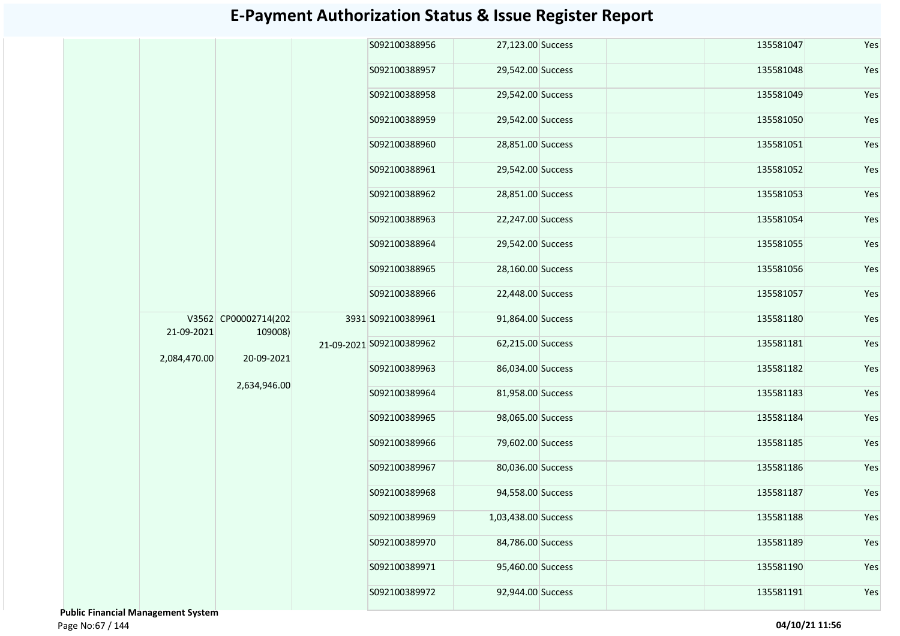# E-Payment Authorization Status & Issue Register Report

| | | | | | | | | | | |
|---|---|---|---|---|---|---|---|---|---|---|
| | | | | | S092100388956 | 27,123.00 | Success | | 135581047 | Yes |
| | | | | | S092100388957 | 29,542.00 | Success | | 135581048 | Yes |
| | | | | | S092100388958 | 29,542.00 | Success | | 135581049 | Yes |
| | | | | | S092100388959 | 29,542.00 | Success | | 135581050 | Yes |
| | | | | | S092100388960 | 28,851.00 | Success | | 135581051 | Yes |
| | | | | | S092100388961 | 29,542.00 | Success | | 135581052 | Yes |
| | | | | | S092100388962 | 28,851.00 | Success | | 135581053 | Yes |
| | | | | | S092100388963 | 22,247.00 | Success | | 135581054 | Yes |
| | | | | | S092100388964 | 29,542.00 | Success | | 135581055 | Yes |
| | | | | | S092100388965 | 28,160.00 | Success | | 135581056 | Yes |
| | | | | | S092100388966 | 22,448.00 | Success | | 135581057 | Yes |
| | | V3562 21-09-2021 2,084,470.00 | CP00002714(202109008) 20-09-2021 2,634,946.00 | 3931 21-09-2021 | S092100389961 | 91,864.00 | Success | | 135581180 | Yes |
| | | | | | S092100389962 | 62,215.00 | Success | | 135581181 | Yes |
| | | | | | S092100389963 | 86,034.00 | Success | | 135581182 | Yes |
| | | | | | S092100389964 | 81,958.00 | Success | | 135581183 | Yes |
| | | | | | S092100389965 | 98,065.00 | Success | | 135581184 | Yes |
| | | | | | S092100389966 | 79,602.00 | Success | | 135581185 | Yes |
| | | | | | S092100389967 | 80,036.00 | Success | | 135581186 | Yes |
| | | | | | S092100389968 | 94,558.00 | Success | | 135581187 | Yes |
| | | | | | S092100389969 | 1,03,438.00 | Success | | 135581188 | Yes |
| | | | | | S092100389970 | 84,786.00 | Success | | 135581189 | Yes |
| | | | | | S092100389971 | 95,460.00 | Success | | 135581190 | Yes |
| | | | | | S092100389972 | 92,944.00 | Success | | 135581191 | Yes |

**Public Financial Management System**

**04/10/21 11:56**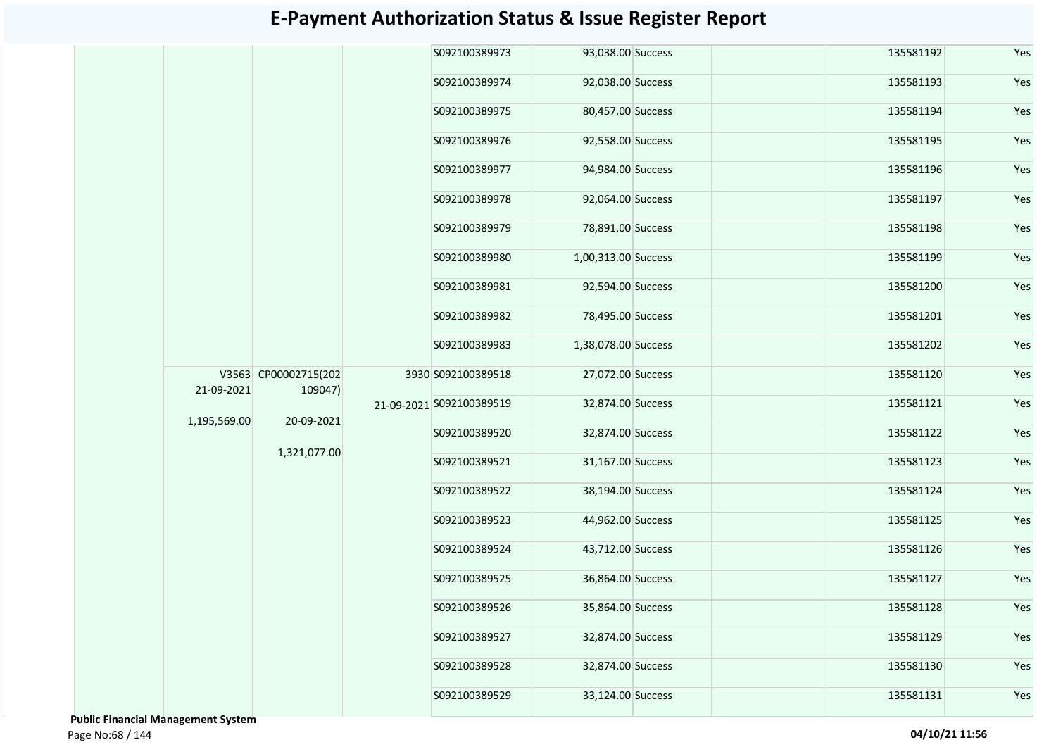# E-Payment Authorization Status & Issue Register Report

| | | | | | | | | | | |
|---|---|---|---|---|---|---|---|---|---|---|
| | | | | | S092100389973 | 93,038.00 | Success | | 135581192 | Yes |
| | | | | | S092100389974 | 92,038.00 | Success | | 135581193 | Yes |
| | | | | | S092100389975 | 80,457.00 | Success | | 135581194 | Yes |
| | | | | | S092100389976 | 92,558.00 | Success | | 135581195 | Yes |
| | | | | | S092100389977 | 94,984.00 | Success | | 135581196 | Yes |
| | | | | | S092100389978 | 92,064.00 | Success | | 135581197 | Yes |
| | | | | | S092100389979 | 78,891.00 | Success | | 135581198 | Yes |
| | | | | | S092100389980 | 1,00,313.00 | Success | | 135581199 | Yes |
| | | | | | S092100389981 | 92,594.00 | Success | | 135581200 | Yes |
| | | | | | S092100389982 | 78,495.00 | Success | | 135581201 | Yes |
| | | | | | S092100389983 | 1,38,078.00 | Success | | 135581202 | Yes |
| | | V3563 21-09-2021 1,195,569.00 | CP00002715(202109047) 20-09-2021 1,321,077.00 | 3930 21-09-2021 | S092100389518 | 27,072.00 | Success | | 135581120 | Yes |
| | | | | | S092100389519 | 32,874.00 | Success | | 135581121 | Yes |
| | | | | | S092100389520 | 32,874.00 | Success | | 135581122 | Yes |
| | | | | | S092100389521 | 31,167.00 | Success | | 135581123 | Yes |
| | | | | | S092100389522 | 38,194.00 | Success | | 135581124 | Yes |
| | | | | | S092100389523 | 44,962.00 | Success | | 135581125 | Yes |
| | | | | | S092100389524 | 43,712.00 | Success | | 135581126 | Yes |
| | | | | | S092100389525 | 36,864.00 | Success | | 135581127 | Yes |
| | | | | | S092100389526 | 35,864.00 | Success | | 135581128 | Yes |
| | | | | | S092100389527 | 32,874.00 | Success | | 135581129 | Yes |
| | | | | | S092100389528 | 32,874.00 | Success | | 135581130 | Yes |
| | | | | | S092100389529 | 33,124.00 | Success | | 135581131 | Yes |

**Public Financial Management System**

04/10/21 11:56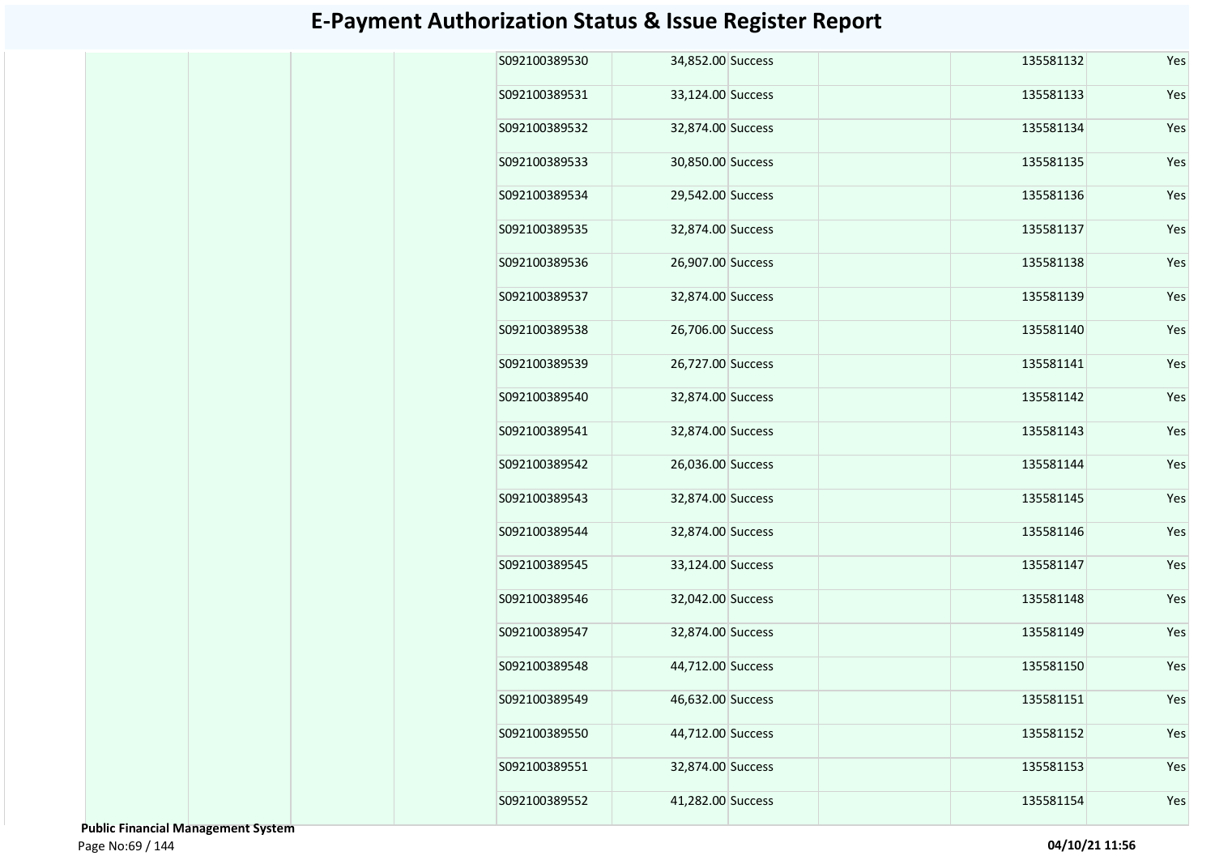# E-Payment Authorization Status & Issue Register Report

| | | | | | | | | | |
|---|---|---|---|---|---|---|---|---|---|
| | | | | S092100389530 | 34,852.00 | Success | | 135581132 | Yes |
| | | | | S092100389531 | 33,124.00 | Success | | 135581133 | Yes |
| | | | | S092100389532 | 32,874.00 | Success | | 135581134 | Yes |
| | | | | S092100389533 | 30,850.00 | Success | | 135581135 | Yes |
| | | | | S092100389534 | 29,542.00 | Success | | 135581136 | Yes |
| | | | | S092100389535 | 32,874.00 | Success | | 135581137 | Yes |
| | | | | S092100389536 | 26,907.00 | Success | | 135581138 | Yes |
| | | | | S092100389537 | 32,874.00 | Success | | 135581139 | Yes |
| | | | | S092100389538 | 26,706.00 | Success | | 135581140 | Yes |
| | | | | S092100389539 | 26,727.00 | Success | | 135581141 | Yes |
| | | | | S092100389540 | 32,874.00 | Success | | 135581142 | Yes |
| | | | | S092100389541 | 32,874.00 | Success | | 135581143 | Yes |
| | | | | S092100389542 | 26,036.00 | Success | | 135581144 | Yes |
| | | | | S092100389543 | 32,874.00 | Success | | 135581145 | Yes |
| | | | | S092100389544 | 32,874.00 | Success | | 135581146 | Yes |
| | | | | S092100389545 | 33,124.00 | Success | | 135581147 | Yes |
| | | | | S092100389546 | 32,042.00 | Success | | 135581148 | Yes |
| | | | | S092100389547 | 32,874.00 | Success | | 135581149 | Yes |
| | | | | S092100389548 | 44,712.00 | Success | | 135581150 | Yes |
| | | | | S092100389549 | 46,632.00 | Success | | 135581151 | Yes |
| | | | | S092100389550 | 44,712.00 | Success | | 135581152 | Yes |
| | | | | S092100389551 | 32,874.00 | Success | | 135581153 | Yes |
| | | | | S092100389552 | 41,282.00 | Success | | 135581154 | Yes |

**Public Financial Management System**

**04/10/21 11:56**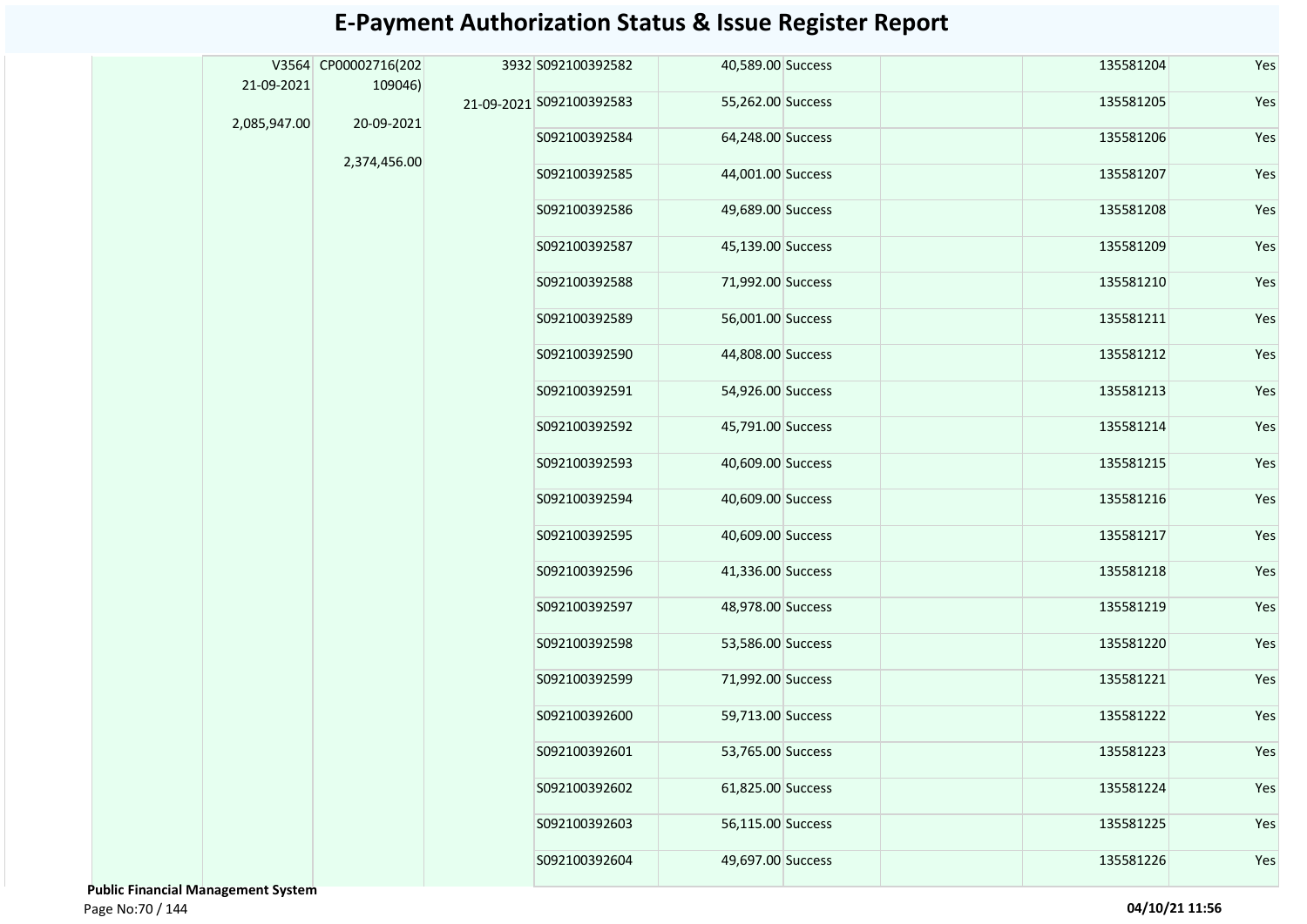# E-Payment Authorization Status & Issue Register Report

| | | | | | | | | | | |
|---|---|---|---|---|---|---|---|---|---|---|
| | | V3564 21-09-2021 2,085,947.00 | CP00002716(202109046) 20-09-2021 2,374,456.00 | 3932 21-09-2021 | S092100392582 | 40,589.00 | Success | | 135581204 | Yes |
| | | | | | S092100392583 | 55,262.00 | Success | | 135581205 | Yes |
| | | | | | S092100392584 | 64,248.00 | Success | | 135581206 | Yes |
| | | | | | S092100392585 | 44,001.00 | Success | | 135581207 | Yes |
| | | | | | S092100392586 | 49,689.00 | Success | | 135581208 | Yes |
| | | | | | S092100392587 | 45,139.00 | Success | | 135581209 | Yes |
| | | | | | S092100392588 | 71,992.00 | Success | | 135581210 | Yes |
| | | | | | S092100392589 | 56,001.00 | Success | | 135581211 | Yes |
| | | | | | S092100392590 | 44,808.00 | Success | | 135581212 | Yes |
| | | | | | S092100392591 | 54,926.00 | Success | | 135581213 | Yes |
| | | | | | S092100392592 | 45,791.00 | Success | | 135581214 | Yes |
| | | | | | S092100392593 | 40,609.00 | Success | | 135581215 | Yes |
| | | | | | S092100392594 | 40,609.00 | Success | | 135581216 | Yes |
| | | | | | S092100392595 | 40,609.00 | Success | | 135581217 | Yes |
| | | | | | S092100392596 | 41,336.00 | Success | | 135581218 | Yes |
| | | | | | S092100392597 | 48,978.00 | Success | | 135581219 | Yes |
| | | | | | S092100392598 | 53,586.00 | Success | | 135581220 | Yes |
| | | | | | S092100392599 | 71,992.00 | Success | | 135581221 | Yes |
| | | | | | S092100392600 | 59,713.00 | Success | | 135581222 | Yes |
| | | | | | S092100392601 | 53,765.00 | Success | | 135581223 | Yes |
| | | | | | S092100392602 | 61,825.00 | Success | | 135581224 | Yes |
| | | | | | S092100392603 | 56,115.00 | Success | | 135581225 | Yes |
| | | | | | S092100392604 | 49,697.00 | Success | | 135581226 | Yes |

**Public Financial Management System**

04/10/21 11:56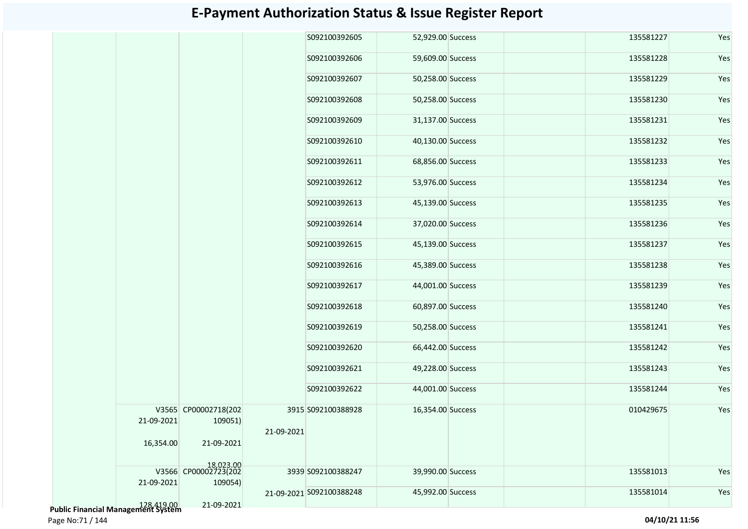# E-Payment Authorization Status & Issue Register Report

| | | | | | | | | | | |
|---|---|---|---|---|---|---|---|---|---|---|
| | | | | | S092100392605 | 52,929.00 | Success | | 135581227 | Yes |
| | | | | | S092100392606 | 59,609.00 | Success | | 135581228 | Yes |
| | | | | | S092100392607 | 50,258.00 | Success | | 135581229 | Yes |
| | | | | | S092100392608 | 50,258.00 | Success | | 135581230 | Yes |
| | | | | | S092100392609 | 31,137.00 | Success | | 135581231 | Yes |
| | | | | | S092100392610 | 40,130.00 | Success | | 135581232 | Yes |
| | | | | | S092100392611 | 68,856.00 | Success | | 135581233 | Yes |
| | | | | | S092100392612 | 53,976.00 | Success | | 135581234 | Yes |
| | | | | | S092100392613 | 45,139.00 | Success | | 135581235 | Yes |
| | | | | | S092100392614 | 37,020.00 | Success | | 135581236 | Yes |
| | | | | | S092100392615 | 45,139.00 | Success | | 135581237 | Yes |
| | | | | | S092100392616 | 45,389.00 | Success | | 135581238 | Yes |
| | | | | | S092100392617 | 44,001.00 | Success | | 135581239 | Yes |
| | | | | | S092100392618 | 60,897.00 | Success | | 135581240 | Yes |
| | | | | | S092100392619 | 50,258.00 | Success | | 135581241 | Yes |
| | | | | | S092100392620 | 66,442.00 | Success | | 135581242 | Yes |
| | | | | | S092100392621 | 49,228.00 | Success | | 135581243 | Yes |
| | | | | | S092100392622 | 44,001.00 | Success | | 135581244 | Yes |
| | | V3565 21-09-2021 16,354.00 | CP00002718(202109051) 21-09-2021 18,023.00 | 3915 21-09-2021 | S092100388928 | 16,354.00 | Success | | 010429675 | Yes |
| | | V3566 21-09-2021 128,419.00 | CP00002723(202109054) 21-09-2021 | 3939 21-09-2021 | S092100388247 | 39,990.00 | Success | | 135581013 | Yes |
| | | | | | S092100388248 | 45,992.00 | Success | | 135581014 | Yes |

**Public Financial Management System**

04/10/21 11:56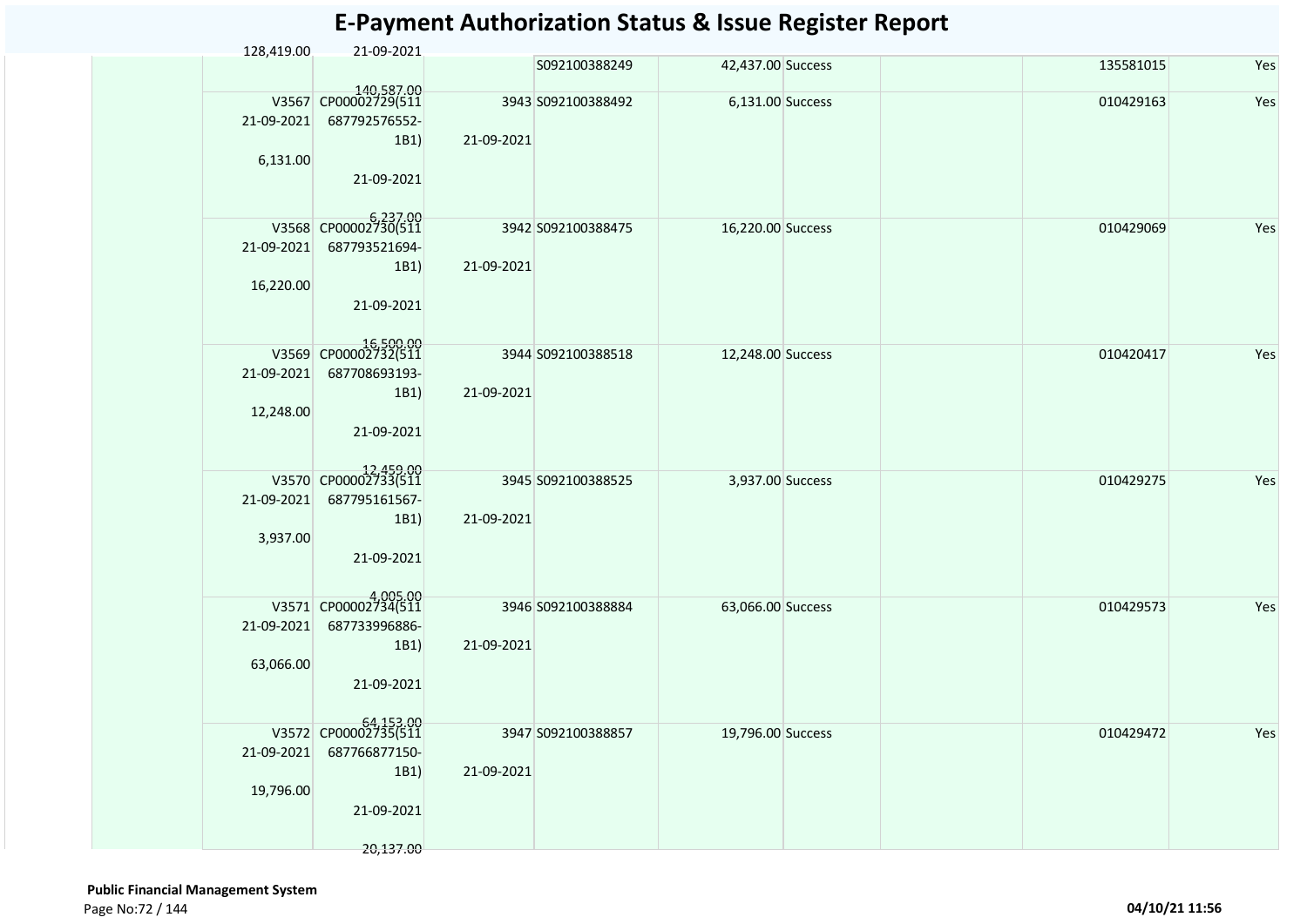# E-Payment Authorization Status & Issue Register Report

| | | | | | | | | | | |
|---|---|---|---|---|---|---|---|---|---|---|
| | 128,419.00 | 21-09-2021<br><br>140,587.00 | | S092100388249 | 42,437.00 | Success | | | 135581015 | Yes |
| | V3567<br>21-09-2021<br>6,131.00 | CP00002729(511687792576552-1B1)<br>21-09-2021<br>6,237.00 | 3943<br>21-09-2021 | S092100388492 | 6,131.00 | Success | | | 010429163 | Yes |
| | V3568<br>21-09-2021<br>16,220.00 | CP00002730(511687793521694-1B1)<br>21-09-2021<br>16,500.00 | 3942<br>21-09-2021 | S092100388475 | 16,220.00 | Success | | | 010429069 | Yes |
| | V3569<br>21-09-2021<br>12,248.00 | CP00002732(511687708693193-1B1)<br>21-09-2021<br>12,459.00 | 3944<br>21-09-2021 | S092100388518 | 12,248.00 | Success | | | 010420417 | Yes |
| | V3570<br>21-09-2021<br>3,937.00 | CP00002733(511687795161567-1B1)<br>21-09-2021<br>4,005.00 | 3945<br>21-09-2021 | S092100388525 | 3,937.00 | Success | | | 010429275 | Yes |
| | V3571<br>21-09-2021<br>63,066.00 | CP00002734(511687733996886-1B1)<br>21-09-2021<br>64,153.00 | 3946<br>21-09-2021 | S092100388884 | 63,066.00 | Success | | | 010429573 | Yes |
| | V3572<br>21-09-2021<br>19,796.00 | CP00002735(511687766877150-1B1)<br>21-09-2021<br>20,137.00 | 3947<br>21-09-2021 | S092100388857 | 19,796.00 | Success | | | 010429472 | Yes |

**Public Financial Management System**

04/10/21 11:56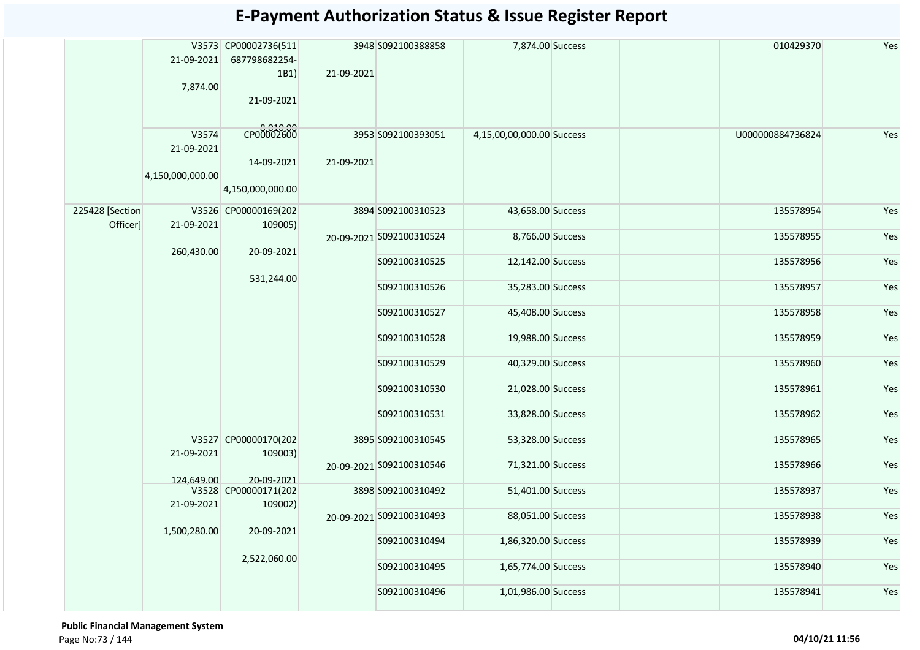# E-Payment Authorization Status & Issue Register Report

| | | | | | | | | | |
|---|---|---|---|---|---|---|---|---|---|
| | V3573 21-09-2021 7,874.00 | CP00002736(511687798682254-1B1) 21-09-2021 8,010.00 | 3948 21-09-2021 | S092100388858 | 7,874.00 | Success | | 010429370 | Yes |
| | V3574 21-09-2021 4,150,000,000.00 | CP00002600 14-09-2021 4,150,000,000.00 | 3953 21-09-2021 | S092100393051 | 4,15,00,00,000.00 | Success | | U000000884736824 | Yes |
| 225428 [Section Officer] | V3526 21-09-2021 260,430.00 | CP00000169(202109005) 20-09-2021 531,244.00 | 3894 20-09-2021 | S092100310523 | 43,658.00 | Success | | 135578954 | Yes |
| | | | | S092100310524 | 8,766.00 | Success | | 135578955 | Yes |
| | | | | S092100310525 | 12,142.00 | Success | | 135578956 | Yes |
| | | | | S092100310526 | 35,283.00 | Success | | 135578957 | Yes |
| | | | | S092100310527 | 45,408.00 | Success | | 135578958 | Yes |
| | | | | S092100310528 | 19,988.00 | Success | | 135578959 | Yes |
| | | | | S092100310529 | 40,329.00 | Success | | 135578960 | Yes |
| | | | | S092100310530 | 21,028.00 | Success | | 135578961 | Yes |
| | | | | S092100310531 | 33,828.00 | Success | | 135578962 | Yes |
| | V3527 21-09-2021 124,649.00 | CP00000170(202109003) 20-09-2021 | 3895 20-09-2021 | S092100310545 | 53,328.00 | Success | | 135578965 | Yes |
| | | | | S092100310546 | 71,321.00 | Success | | 135578966 | Yes |
| | V3528 21-09-2021 1,500,280.00 | CP00000171(202109002) 20-09-2021 2,522,060.00 | 3898 20-09-2021 | S092100310492 | 51,401.00 | Success | | 135578937 | Yes |
| | | | | S092100310493 | 88,051.00 | Success | | 135578938 | Yes |
| | | | | S092100310494 | 1,86,320.00 | Success | | 135578939 | Yes |
| | | | | S092100310495 | 1,65,774.00 | Success | | 135578940 | Yes |
| | | | | S092100310496 | 1,01,986.00 | Success | | 135578941 | Yes |

**Public Financial Management System**

**04/10/21 11:56**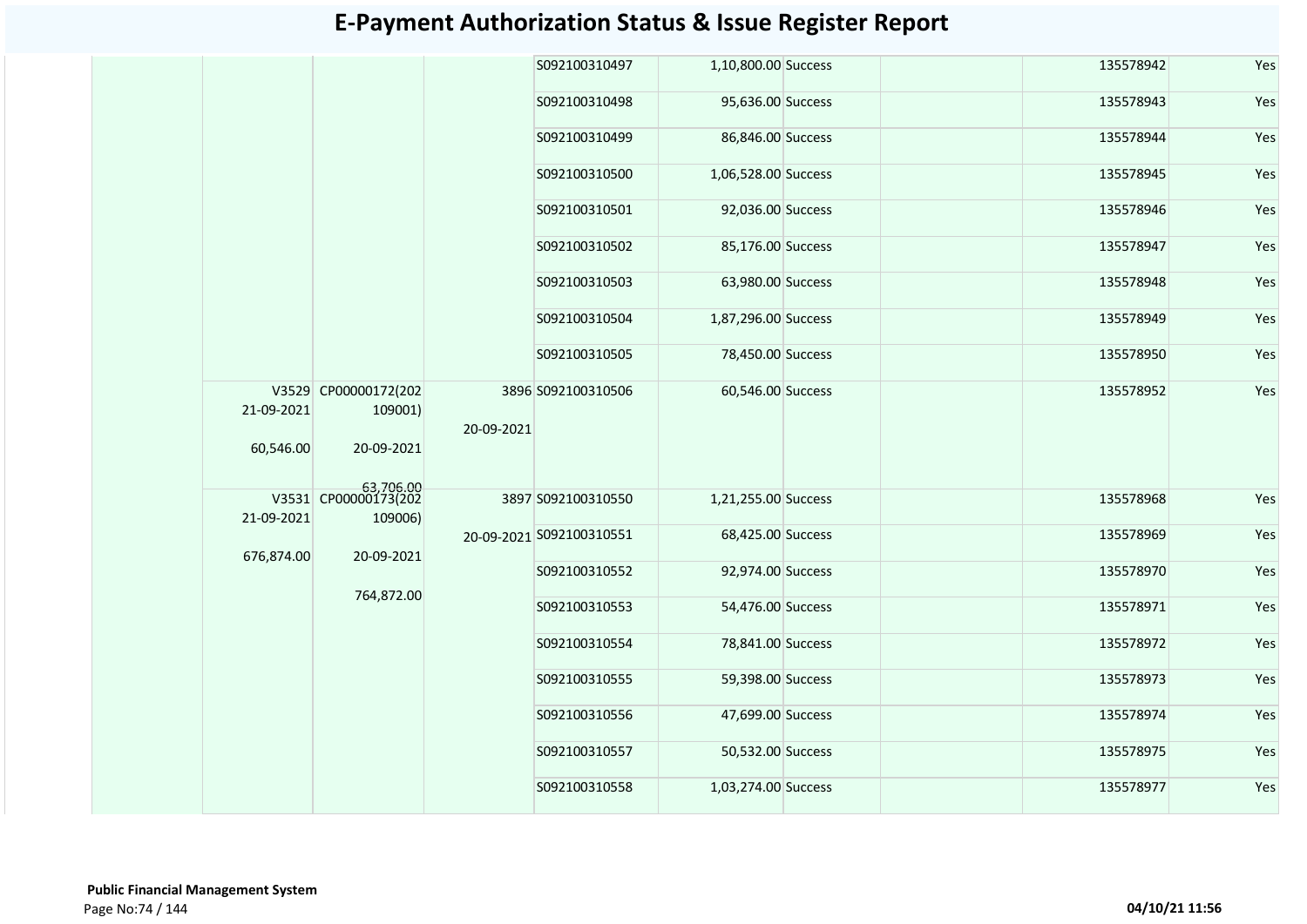# E-Payment Authorization Status & Issue Register Report

| | | | | | | | | | |
|---|---|---|---|---|---|---|---|---|---|
| | | | | S092100310497 | 1,10,800.00 | Success | | 135578942 | Yes |
| | | | | S092100310498 | 95,636.00 | Success | | 135578943 | Yes |
| | | | | S092100310499 | 86,846.00 | Success | | 135578944 | Yes |
| | | | | S092100310500 | 1,06,528.00 | Success | | 135578945 | Yes |
| | | | | S092100310501 | 92,036.00 | Success | | 135578946 | Yes |
| | | | | S092100310502 | 85,176.00 | Success | | 135578947 | Yes |
| | | | | S092100310503 | 63,980.00 | Success | | 135578948 | Yes |
| | | | | S092100310504 | 1,87,296.00 | Success | | 135578949 | Yes |
| | | | | S092100310505 | 78,450.00 | Success | | 135578950 | Yes |
| | V3529 21-09-2021 60,546.00 | CP00000172(202109001) 20-09-2021 63,706.00 | 3896 20-09-2021 | S092100310506 | 60,546.00 | Success | | 135578952 | Yes |
| | V3531 21-09-2021 676,874.00 | CP00000173(202109006) 20-09-2021 764,872.00 | 3897 20-09-2021 | S092100310550 | 1,21,255.00 | Success | | 135578968 | Yes |
| | | | | S092100310551 | 68,425.00 | Success | | 135578969 | Yes |
| | | | | S092100310552 | 92,974.00 | Success | | 135578970 | Yes |
| | | | | S092100310553 | 54,476.00 | Success | | 135578971 | Yes |
| | | | | S092100310554 | 78,841.00 | Success | | 135578972 | Yes |
| | | | | S092100310555 | 59,398.00 | Success | | 135578973 | Yes |
| | | | | S092100310556 | 47,699.00 | Success | | 135578974 | Yes |
| | | | | S092100310557 | 50,532.00 | Success | | 135578975 | Yes |
| | | | | S092100310558 | 1,03,274.00 | Success | | 135578977 | Yes |

**Public Financial Management System**

04/10/21 11:56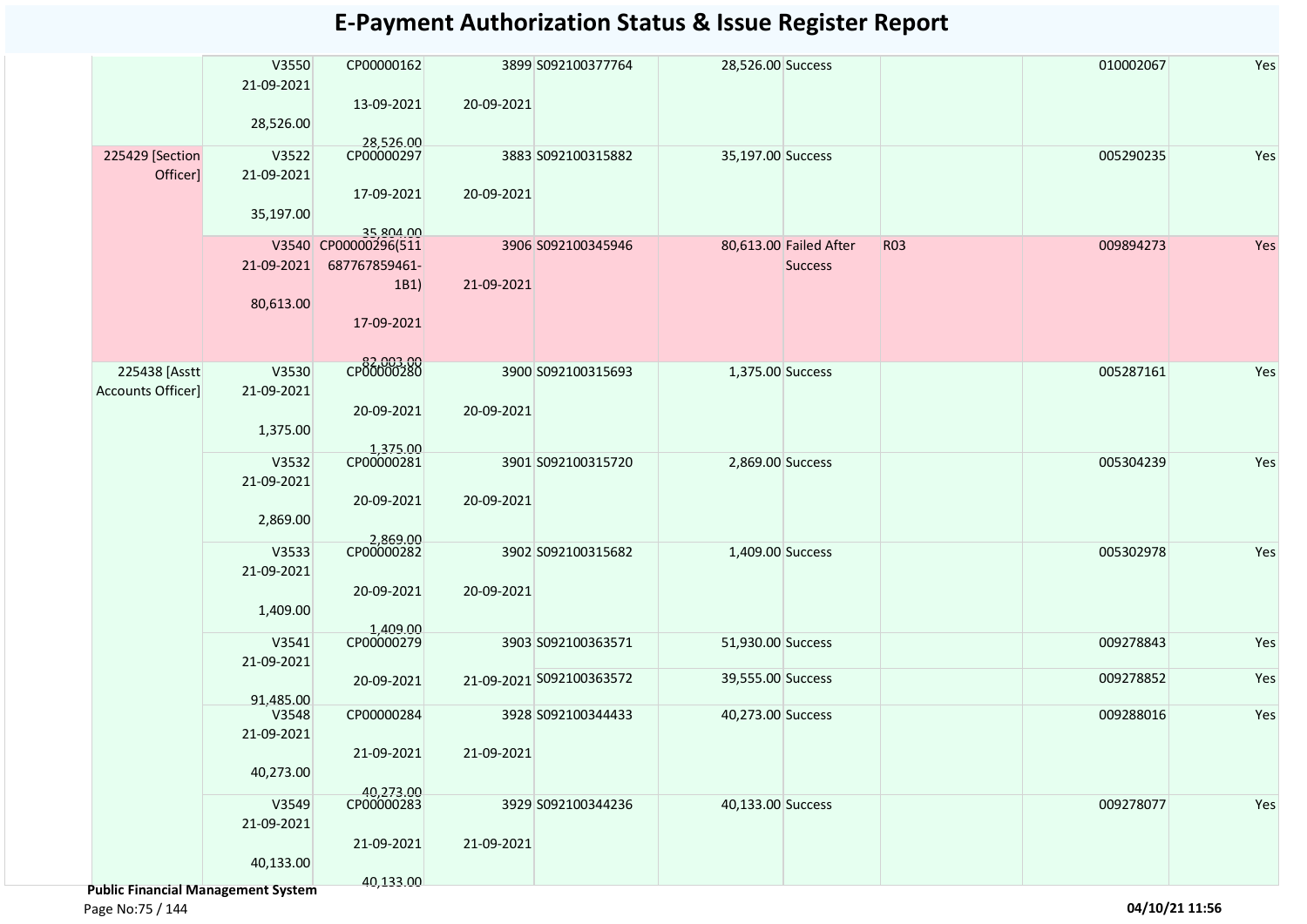# E-Payment Authorization Status & Issue Register Report

| | | | | | | | | | |
|---|---|---|---|---|---|---|---|---|---|
| | V3550<br>21-09-2021<br>28,526.00 | CP00000162<br>13-09-2021<br>28,526.00 | 3899<br>20-09-2021 | S092100377764 | 28,526.00 | Success | | 010002067 | Yes |
| 225429 [Section Officer] | V3522<br>21-09-2021<br>35,197.00 | CP00000297<br>17-09-2021<br>35,804.00 | 3883<br>20-09-2021 | S092100315882 | 35,197.00 | Success | | 005290235 | Yes |
| | V3540<br>21-09-2021<br>80,613.00 | CP00000296(511687767859461-1B1)<br>17-09-2021<br>82,003.00 | 3906<br>21-09-2021 | S092100345946 | 80,613.00 | Failed After Success | R03 | 009894273 | Yes |
| 225438 [Asstt Accounts Officer] | V3530<br>21-09-2021<br>1,375.00 | CP00000280<br>20-09-2021<br>1,375.00 | 3900<br>20-09-2021 | S092100315693 | 1,375.00 | Success | | 005287161 | Yes |
| | V3532<br>21-09-2021<br>2,869.00 | CP00000281<br>20-09-2021<br>2,869.00 | 3901<br>20-09-2021 | S092100315720 | 2,869.00 | Success | | 005304239 | Yes |
| | V3533<br>21-09-2021<br>1,409.00 | CP00000282<br>20-09-2021<br>1,409.00 | 3902<br>20-09-2021 | S092100315682 | 1,409.00 | Success | | 005302978 | Yes |
| | V3541<br>21-09-2021<br>91,485.00 | CP00000279<br>20-09-2021 | 3903<br>21-09-2021 | S092100363571 | 51,930.00 | Success | | 009278843 | Yes |
| | | | | S092100363572 | 39,555.00 | Success | | 009278852 | Yes |
| | V3548<br>21-09-2021<br>40,273.00 | CP00000284<br>21-09-2021<br>40,273.00 | 3928<br>21-09-2021 | S092100344433 | 40,273.00 | Success | | 009288016 | Yes |
| | V3549<br>21-09-2021<br>40,133.00 | CP00000283<br>21-09-2021<br>40,133.00 | 3929<br>21-09-2021 | S092100344236 | 40,133.00 | Success | | 009278077 | Yes |

**Public Financial Management System**

**04/10/21 11:56**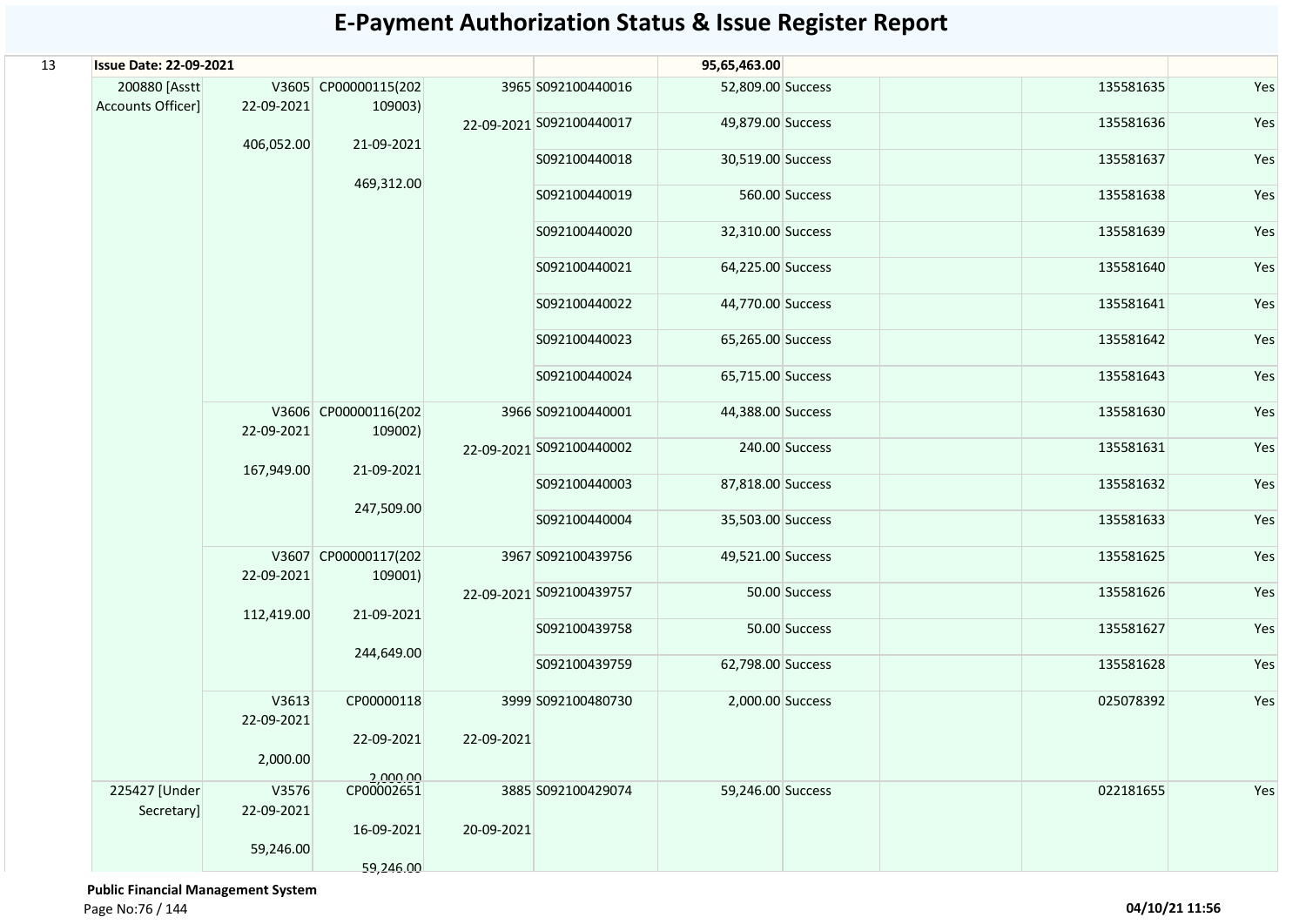# E-Payment Authorization Status & Issue Register Report

| | | | | | | | | | | |
|---|---|---|---|---|---|---|---|---|---|---|
| 13 | **Issue Date: 22-09-2021** | | | | | **95,65,463.00** | | | | |
| | 200880 [Asstt Accounts Officer] | V3605 22-09-2021 406,052.00 | CP00000115(202109003) 21-09-2021 469,312.00 | 3965 22-09-2021 | S092100440016 | 52,809.00 | Success | | 135581635 | Yes |
| | | | | | S092100440017 | 49,879.00 | Success | | 135581636 | Yes |
| | | | | | S092100440018 | 30,519.00 | Success | | 135581637 | Yes |
| | | | | | S092100440019 | 560.00 | Success | | 135581638 | Yes |
| | | | | | S092100440020 | 32,310.00 | Success | | 135581639 | Yes |
| | | | | | S092100440021 | 64,225.00 | Success | | 135581640 | Yes |
| | | | | | S092100440022 | 44,770.00 | Success | | 135581641 | Yes |
| | | | | | S092100440023 | 65,265.00 | Success | | 135581642 | Yes |
| | | | | | S092100440024 | 65,715.00 | Success | | 135581643 | Yes |
| | | V3606 22-09-2021 167,949.00 | CP00000116(202109002) 21-09-2021 247,509.00 | 3966 22-09-2021 | S092100440001 | 44,388.00 | Success | | 135581630 | Yes |
| | | | | | S092100440002 | 240.00 | Success | | 135581631 | Yes |
| | | | | | S092100440003 | 87,818.00 | Success | | 135581632 | Yes |
| | | | | | S092100440004 | 35,503.00 | Success | | 135581633 | Yes |
| | | V3607 22-09-2021 112,419.00 | CP00000117(202109001) 21-09-2021 244,649.00 | 3967 22-09-2021 | S092100439756 | 49,521.00 | Success | | 135581625 | Yes |
| | | | | | S092100439757 | 50.00 | Success | | 135581626 | Yes |
| | | | | | S092100439758 | 50.00 | Success | | 135581627 | Yes |
| | | | | | S092100439759 | 62,798.00 | Success | | 135581628 | Yes |
| | | V3613 22-09-2021 2,000.00 | CP00000118 22-09-2021 2,000.00 | 3999 22-09-2021 | S092100480730 | 2,000.00 | Success | | 025078392 | Yes |
| | 225427 [Under Secretary] | V3576 22-09-2021 59,246.00 | CP00002651 16-09-2021 59,246.00 | 3885 20-09-2021 | S092100429074 | 59,246.00 | Success | | 022181655 | Yes |

**Public Financial Management System**

04/10/21 11:56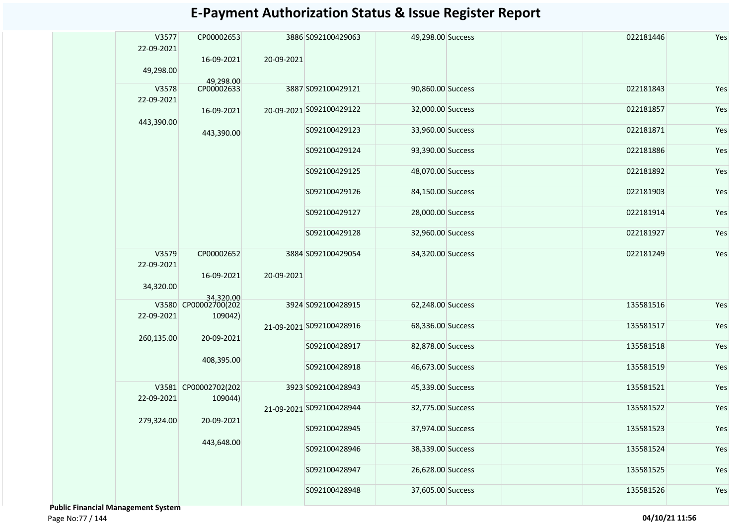# E-Payment Authorization Status & Issue Register Report

| | | | | | | | | | | |
|---|---|---|---|---|---|---|---|---|---|---|
| | V3577<br>22-09-2021<br>49,298.00 | CP00002653<br>16-09-2021<br>49,298.00 | 3886<br>20-09-2021 | S092100429063 | 49,298.00 | Success | | 022181446 | Yes |
| | V3578<br>22-09-2021<br>443,390.00 | CP00002633<br>16-09-2021<br>443,390.00 | 3887<br>20-09-2021 | S092100429121 | 90,860.00 | Success | | 022181843 | Yes |
| | | | | S092100429122 | 32,000.00 | Success | | 022181857 | Yes |
| | | | | S092100429123 | 33,960.00 | Success | | 022181871 | Yes |
| | | | | S092100429124 | 93,390.00 | Success | | 022181886 | Yes |
| | | | | S092100429125 | 48,070.00 | Success | | 022181892 | Yes |
| | | | | S092100429126 | 84,150.00 | Success | | 022181903 | Yes |
| | | | | S092100429127 | 28,000.00 | Success | | 022181914 | Yes |
| | | | | S092100429128 | 32,960.00 | Success | | 022181927 | Yes |
| | V3579<br>22-09-2021<br>34,320.00 | CP00002652<br>16-09-2021<br>34,320.00 | 3884<br>20-09-2021 | S092100429054 | 34,320.00 | Success | | 022181249 | Yes |
| | V3580<br>22-09-2021<br>260,135.00 | CP00002700(202109042)<br>20-09-2021<br>408,395.00 | 3924<br>21-09-2021 | S092100428915 | 62,248.00 | Success | | 135581516 | Yes |
| | | | | S092100428916 | 68,336.00 | Success | | 135581517 | Yes |
| | | | | S092100428917 | 82,878.00 | Success | | 135581518 | Yes |
| | | | | S092100428918 | 46,673.00 | Success | | 135581519 | Yes |
| | V3581<br>22-09-2021<br>279,324.00 | CP00002702(202109044)<br>20-09-2021<br>443,648.00 | 3923<br>21-09-2021 | S092100428943 | 45,339.00 | Success | | 135581521 | Yes |
| | | | | S092100428944 | 32,775.00 | Success | | 135581522 | Yes |
| | | | | S092100428945 | 37,974.00 | Success | | 135581523 | Yes |
| | | | | S092100428946 | 38,339.00 | Success | | 135581524 | Yes |
| | | | | S092100428947 | 26,628.00 | Success | | 135581525 | Yes |
| | | | | S092100428948 | 37,605.00 | Success | | 135581526 | Yes |

**Public Financial Management System**

04/10/21 11:56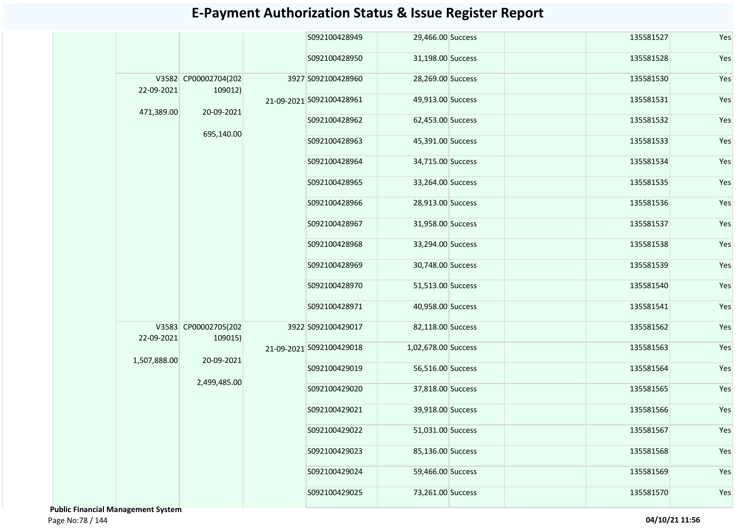# E-Payment Authorization Status & Issue Register Report

| | | | | | | | | | |
|---|---|---|---|---|---|---|---|---|---|
| | | | | S092100428949 | 29,466.00 | Success | | 135581527 | Yes |
| | | | | S092100428950 | 31,198.00 | Success | | 135581528 | Yes |
| | V3582 22-09-2021 471,389.00 | CP00002704(202109012) 20-09-2021 695,140.00 | 3927 21-09-2021 | S092100428960 | 28,269.00 | Success | | 135581530 | Yes |
| | | | | S092100428961 | 49,913.00 | Success | | 135581531 | Yes |
| | | | | S092100428962 | 62,453.00 | Success | | 135581532 | Yes |
| | | | | S092100428963 | 45,391.00 | Success | | 135581533 | Yes |
| | | | | S092100428964 | 34,715.00 | Success | | 135581534 | Yes |
| | | | | S092100428965 | 33,264.00 | Success | | 135581535 | Yes |
| | | | | S092100428966 | 28,913.00 | Success | | 135581536 | Yes |
| | | | | S092100428967 | 31,958.00 | Success | | 135581537 | Yes |
| | | | | S092100428968 | 33,294.00 | Success | | 135581538 | Yes |
| | | | | S092100428969 | 30,748.00 | Success | | 135581539 | Yes |
| | | | | S092100428970 | 51,513.00 | Success | | 135581540 | Yes |
| | | | | S092100428971 | 40,958.00 | Success | | 135581541 | Yes |
| | V3583 22-09-2021 1,507,888.00 | CP00002705(202109015) 20-09-2021 2,499,485.00 | 3922 21-09-2021 | S092100429017 | 82,118.00 | Success | | 135581562 | Yes |
| | | | | S092100429018 | 1,02,678.00 | Success | | 135581563 | Yes |
| | | | | S092100429019 | 56,516.00 | Success | | 135581564 | Yes |
| | | | | S092100429020 | 37,818.00 | Success | | 135581565 | Yes |
| | | | | S092100429021 | 39,918.00 | Success | | 135581566 | Yes |
| | | | | S092100429022 | 51,031.00 | Success | | 135581567 | Yes |
| | | | | S092100429023 | 85,136.00 | Success | | 135581568 | Yes |
| | | | | S092100429024 | 59,466.00 | Success | | 135581569 | Yes |
| | | | | S092100429025 | 73,261.00 | Success | | 135581570 | Yes |

**Public Financial Management System**

**04/10/21 11:56**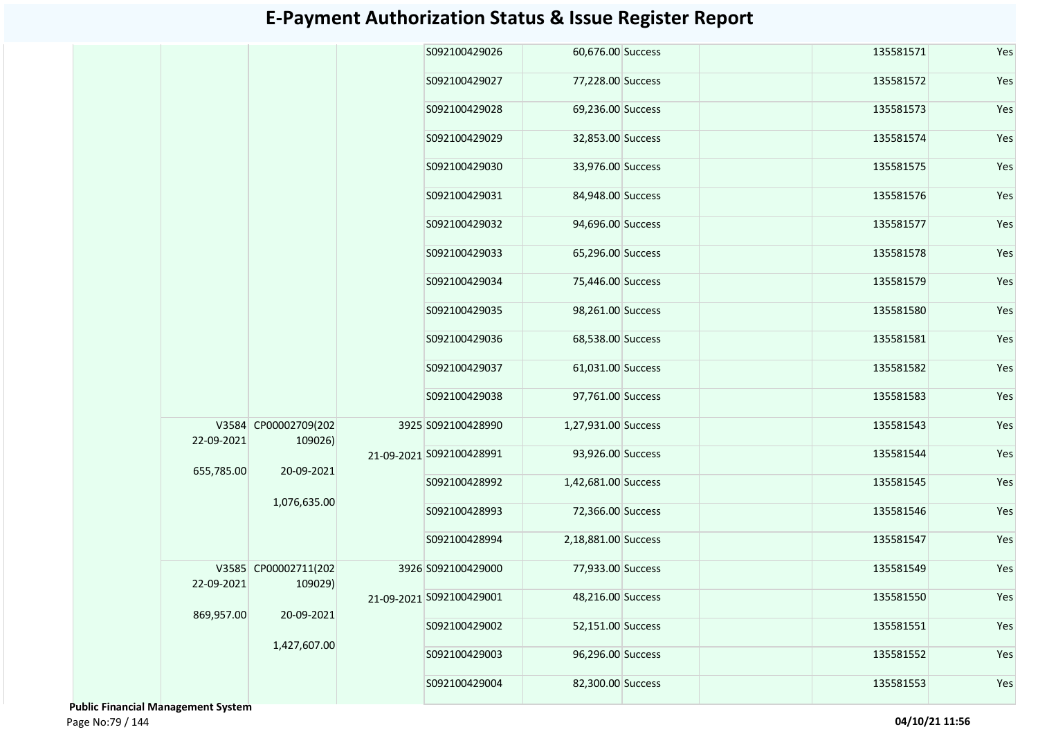# E-Payment Authorization Status & Issue Register Report

| | | | | | | | | | |
|---|---|---|---|---|---|---|---|---|---|
| | | | | S092100429026 | 60,676.00 | Success | | 135581571 | Yes |
| | | | | S092100429027 | 77,228.00 | Success | | 135581572 | Yes |
| | | | | S092100429028 | 69,236.00 | Success | | 135581573 | Yes |
| | | | | S092100429029 | 32,853.00 | Success | | 135581574 | Yes |
| | | | | S092100429030 | 33,976.00 | Success | | 135581575 | Yes |
| | | | | S092100429031 | 84,948.00 | Success | | 135581576 | Yes |
| | | | | S092100429032 | 94,696.00 | Success | | 135581577 | Yes |
| | | | | S092100429033 | 65,296.00 | Success | | 135581578 | Yes |
| | | | | S092100429034 | 75,446.00 | Success | | 135581579 | Yes |
| | | | | S092100429035 | 98,261.00 | Success | | 135581580 | Yes |
| | | | | S092100429036 | 68,538.00 | Success | | 135581581 | Yes |
| | | | | S092100429037 | 61,031.00 | Success | | 135581582 | Yes |
| | | | | S092100429038 | 97,761.00 | Success | | 135581583 | Yes |
| | V3584 22-09-2021 655,785.00 | CP00002709(202109026) 20-09-2021 1,076,635.00 | 3925 21-09-2021 | S092100428990 | 1,27,931.00 | Success | | 135581543 | Yes |
| | | | | S092100428991 | 93,926.00 | Success | | 135581544 | Yes |
| | | | | S092100428992 | 1,42,681.00 | Success | | 135581545 | Yes |
| | | | | S092100428993 | 72,366.00 | Success | | 135581546 | Yes |
| | | | | S092100428994 | 2,18,881.00 | Success | | 135581547 | Yes |
| | V3585 22-09-2021 869,957.00 | CP00002711(202109029) 20-09-2021 1,427,607.00 | 3926 21-09-2021 | S092100429000 | 77,933.00 | Success | | 135581549 | Yes |
| | | | | S092100429001 | 48,216.00 | Success | | 135581550 | Yes |
| | | | | S092100429002 | 52,151.00 | Success | | 135581551 | Yes |
| | | | | S092100429003 | 96,296.00 | Success | | 135581552 | Yes |
| | | | | S092100429004 | 82,300.00 | Success | | 135581553 | Yes |

**Public Financial Management System**

**04/10/21 11:56**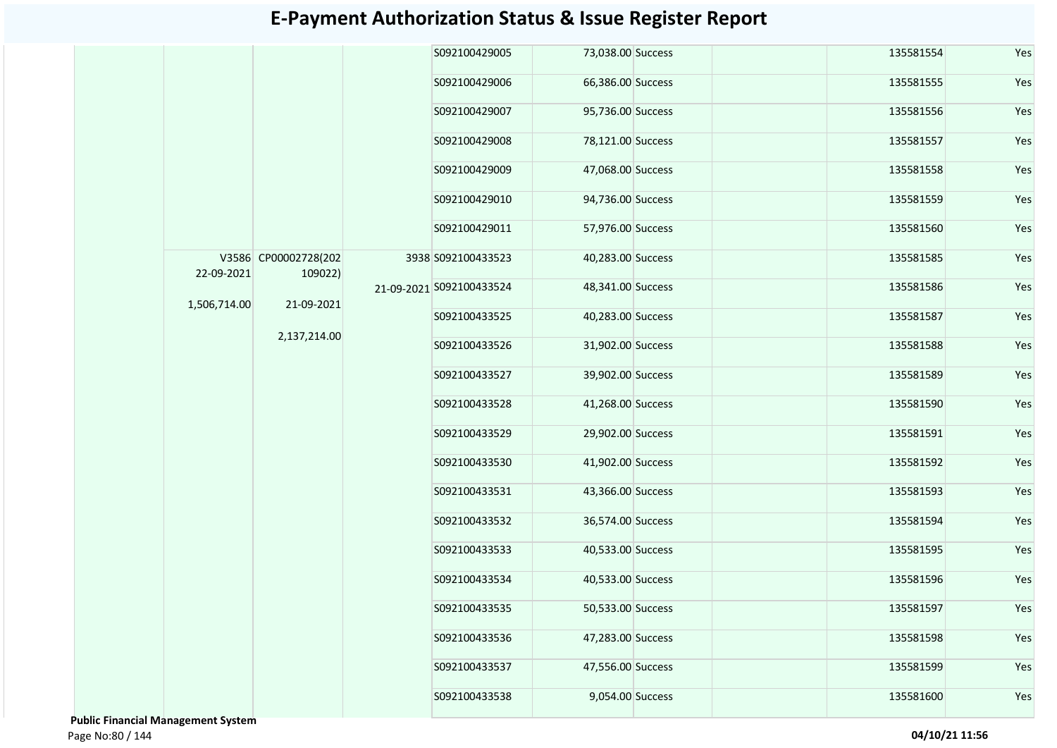# E-Payment Authorization Status & Issue Register Report

| | | | | | | | | | |
|---|---|---|---|---|---|---|---|---|---|
| | | | | S092100429005 | 73,038.00 | Success | | 135581554 | Yes |
| | | | | S092100429006 | 66,386.00 | Success | | 135581555 | Yes |
| | | | | S092100429007 | 95,736.00 | Success | | 135581556 | Yes |
| | | | | S092100429008 | 78,121.00 | Success | | 135581557 | Yes |
| | | | | S092100429009 | 47,068.00 | Success | | 135581558 | Yes |
| | | | | S092100429010 | 94,736.00 | Success | | 135581559 | Yes |
| | | | | S092100429011 | 57,976.00 | Success | | 135581560 | Yes |
| | V3586 22-09-2021 1,506,714.00 | CP00002728(202109022) 21-09-2021 2,137,214.00 | 3938 21-09-2021 | S092100433523 | 40,283.00 | Success | | 135581585 | Yes |
| | | | | S092100433524 | 48,341.00 | Success | | 135581586 | Yes |
| | | | | S092100433525 | 40,283.00 | Success | | 135581587 | Yes |
| | | | | S092100433526 | 31,902.00 | Success | | 135581588 | Yes |
| | | | | S092100433527 | 39,902.00 | Success | | 135581589 | Yes |
| | | | | S092100433528 | 41,268.00 | Success | | 135581590 | Yes |
| | | | | S092100433529 | 29,902.00 | Success | | 135581591 | Yes |
| | | | | S092100433530 | 41,902.00 | Success | | 135581592 | Yes |
| | | | | S092100433531 | 43,366.00 | Success | | 135581593 | Yes |
| | | | | S092100433532 | 36,574.00 | Success | | 135581594 | Yes |
| | | | | S092100433533 | 40,533.00 | Success | | 135581595 | Yes |
| | | | | S092100433534 | 40,533.00 | Success | | 135581596 | Yes |
| | | | | S092100433535 | 50,533.00 | Success | | 135581597 | Yes |
| | | | | S092100433536 | 47,283.00 | Success | | 135581598 | Yes |
| | | | | S092100433537 | 47,556.00 | Success | | 135581599 | Yes |
| | | | | S092100433538 | 9,054.00 | Success | | 135581600 | Yes |

**Public Financial Management System**

**04/10/21 11:56**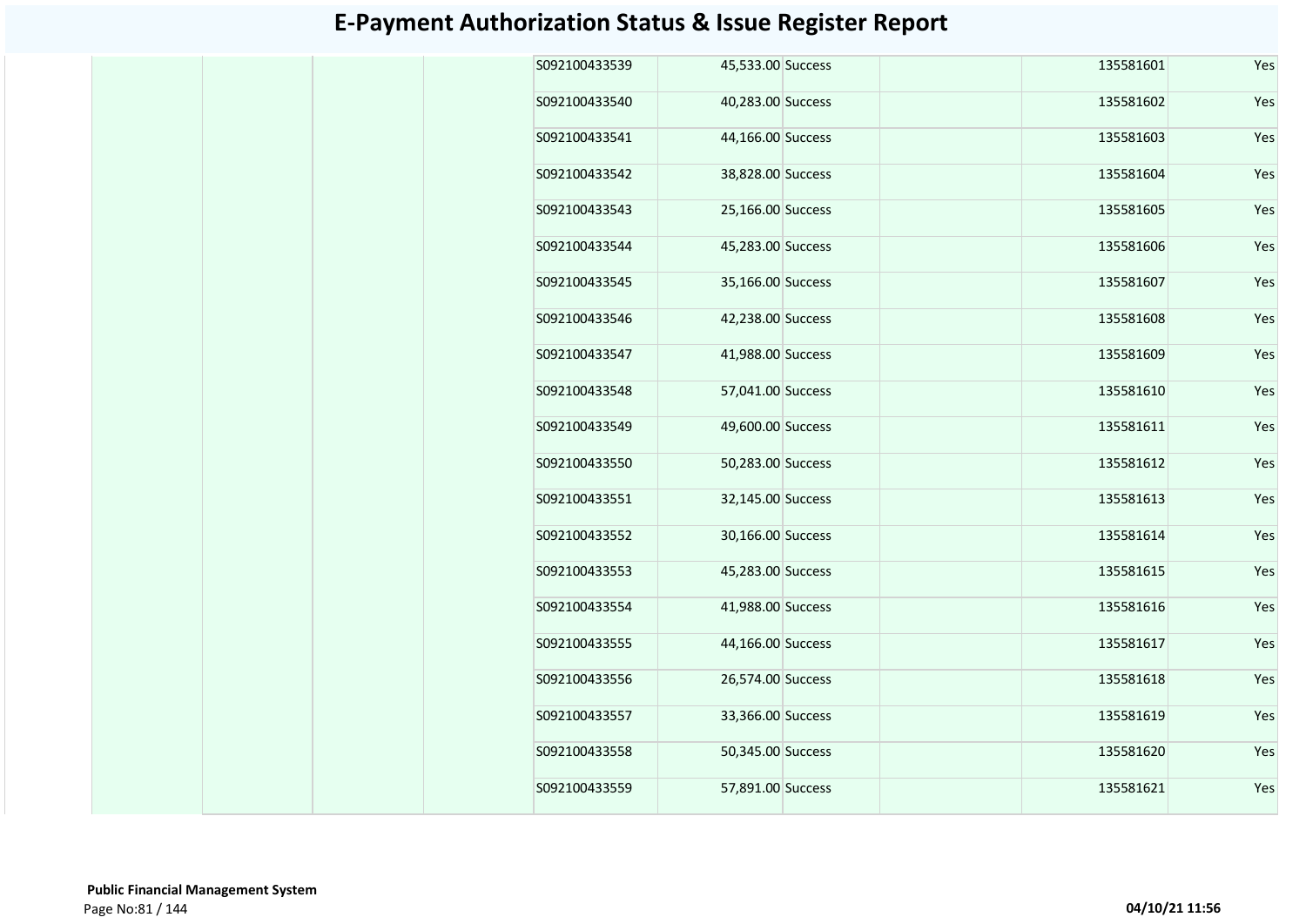# E-Payment Authorization Status & Issue Register Report

| | | | | | | | | | |
|---|---|---|---|---|---|---|---|---|---|
| | | | | S092100433539 | 45,533.00 | Success | | 135581601 | Yes |
| | | | | S092100433540 | 40,283.00 | Success | | 135581602 | Yes |
| | | | | S092100433541 | 44,166.00 | Success | | 135581603 | Yes |
| | | | | S092100433542 | 38,828.00 | Success | | 135581604 | Yes |
| | | | | S092100433543 | 25,166.00 | Success | | 135581605 | Yes |
| | | | | S092100433544 | 45,283.00 | Success | | 135581606 | Yes |
| | | | | S092100433545 | 35,166.00 | Success | | 135581607 | Yes |
| | | | | S092100433546 | 42,238.00 | Success | | 135581608 | Yes |
| | | | | S092100433547 | 41,988.00 | Success | | 135581609 | Yes |
| | | | | S092100433548 | 57,041.00 | Success | | 135581610 | Yes |
| | | | | S092100433549 | 49,600.00 | Success | | 135581611 | Yes |
| | | | | S092100433550 | 50,283.00 | Success | | 135581612 | Yes |
| | | | | S092100433551 | 32,145.00 | Success | | 135581613 | Yes |
| | | | | S092100433552 | 30,166.00 | Success | | 135581614 | Yes |
| | | | | S092100433553 | 45,283.00 | Success | | 135581615 | Yes |
| | | | | S092100433554 | 41,988.00 | Success | | 135581616 | Yes |
| | | | | S092100433555 | 44,166.00 | Success | | 135581617 | Yes |
| | | | | S092100433556 | 26,574.00 | Success | | 135581618 | Yes |
| | | | | S092100433557 | 33,366.00 | Success | | 135581619 | Yes |
| | | | | S092100433558 | 50,345.00 | Success | | 135581620 | Yes |
| | | | | S092100433559 | 57,891.00 | Success | | 135581621 | Yes |

**Public Financial Management System**

**04/10/21 11:56**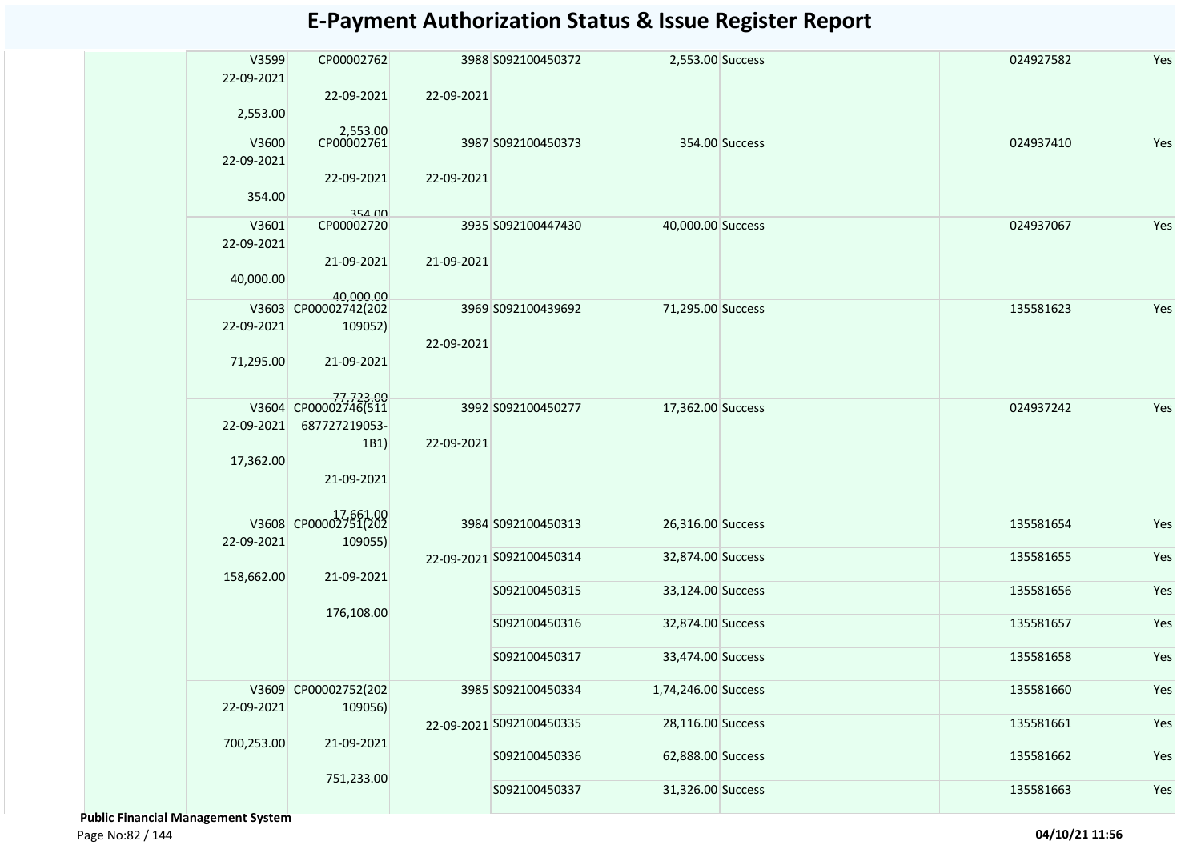# E-Payment Authorization Status & Issue Register Report

| | | | | | | | | | |
|---|---|---|---|---|---|---|---|---|---|
| | V3599 22-09-2021 2,553.00 | CP00002762 22-09-2021 2,553.00 | 3988 22-09-2021 | S092100450372 | 2,553.00 | Success | | 024927582 | Yes |
| | V3600 22-09-2021 354.00 | CP00002761 22-09-2021 354.00 | 3987 22-09-2021 | S092100450373 | 354.00 | Success | | 024937410 | Yes |
| | V3601 22-09-2021 40,000.00 | CP00002720 21-09-2021 40,000.00 | 3935 21-09-2021 | S092100447430 | 40,000.00 | Success | | 024937067 | Yes |
| | V3603 22-09-2021 71,295.00 | CP00002742(202109052) 21-09-2021 77,723.00 | 3969 22-09-2021 | S092100439692 | 71,295.00 | Success | | 135581623 | Yes |
| | V3604 22-09-2021 17,362.00 | CP00002746(511687727219053-1B1) 21-09-2021 17,661.00 | 3992 22-09-2021 | S092100450277 | 17,362.00 | Success | | 024937242 | Yes |
| | V3608 22-09-2021 158,662.00 | CP00002751(202109055) 21-09-2021 176,108.00 | 3984 22-09-2021 | S092100450313 | 26,316.00 | Success | | 135581654 | Yes |
| | | | | S092100450314 | 32,874.00 | Success | | 135581655 | Yes |
| | | | | S092100450315 | 33,124.00 | Success | | 135581656 | Yes |
| | | | | S092100450316 | 32,874.00 | Success | | 135581657 | Yes |
| | | | | S092100450317 | 33,474.00 | Success | | 135581658 | Yes |
| | V3609 22-09-2021 700,253.00 | CP00002752(202109056) 21-09-2021 751,233.00 | 3985 22-09-2021 | S092100450334 | 1,74,246.00 | Success | | 135581660 | Yes |
| | | | | S092100450335 | 28,116.00 | Success | | 135581661 | Yes |
| | | | | S092100450336 | 62,888.00 | Success | | 135581662 | Yes |
| | | | | S092100450337 | 31,326.00 | Success | | 135581663 | Yes |

**Public Financial Management System**

04/10/21 11:56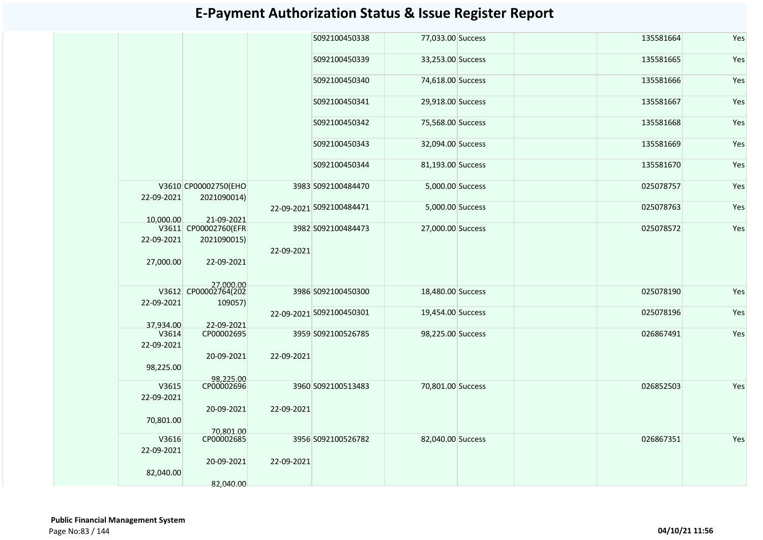# E-Payment Authorization Status & Issue Register Report

| | | | | | | | | | |
|---|---|---|---|---|---|---|---|---|---|
| | | | | S092100450338 | 77,033.00 | Success | | 135581664 | Yes |
| | | | | S092100450339 | 33,253.00 | Success | | 135581665 | Yes |
| | | | | S092100450340 | 74,618.00 | Success | | 135581666 | Yes |
| | | | | S092100450341 | 29,918.00 | Success | | 135581667 | Yes |
| | | | | S092100450342 | 75,568.00 | Success | | 135581668 | Yes |
| | | | | S092100450343 | 32,094.00 | Success | | 135581669 | Yes |
| | | | | S092100450344 | 81,193.00 | Success | | 135581670 | Yes |
| | V3610 22-09-2021 10,000.00 | CP00002750(EHO 2021090014) 21-09-2021 | 3983 22-09-2021 | S092100484470 | 5,000.00 | Success | | 025078757 | Yes |
| | | | | S092100484471 | 5,000.00 | Success | | 025078763 | Yes |
| | V3611 22-09-2021 27,000.00 | CP00002760(EFR 2021090015) 22-09-2021 27,000.00 | 3982 22-09-2021 | S092100484473 | 27,000.00 | Success | | 025078572 | Yes |
| | V3612 22-09-2021 37,934.00 | CP00002764(202 109057) 22-09-2021 | 3986 22-09-2021 | S092100450300 | 18,480.00 | Success | | 025078190 | Yes |
| | | | | S092100450301 | 19,454.00 | Success | | 025078196 | Yes |
| | V3614 22-09-2021 98,225.00 | CP00002695 20-09-2021 98,225.00 | 3959 22-09-2021 | S092100526785 | 98,225.00 | Success | | 026867491 | Yes |
| | V3615 22-09-2021 70,801.00 | CP00002696 20-09-2021 70,801.00 | 3960 22-09-2021 | S092100513483 | 70,801.00 | Success | | 026852503 | Yes |
| | V3616 22-09-2021 82,040.00 | CP00002685 20-09-2021 82,040.00 | 3956 22-09-2021 | S092100526782 | 82,040.00 | Success | | 026867351 | Yes |

**Public Financial Management System**

04/10/21 11:56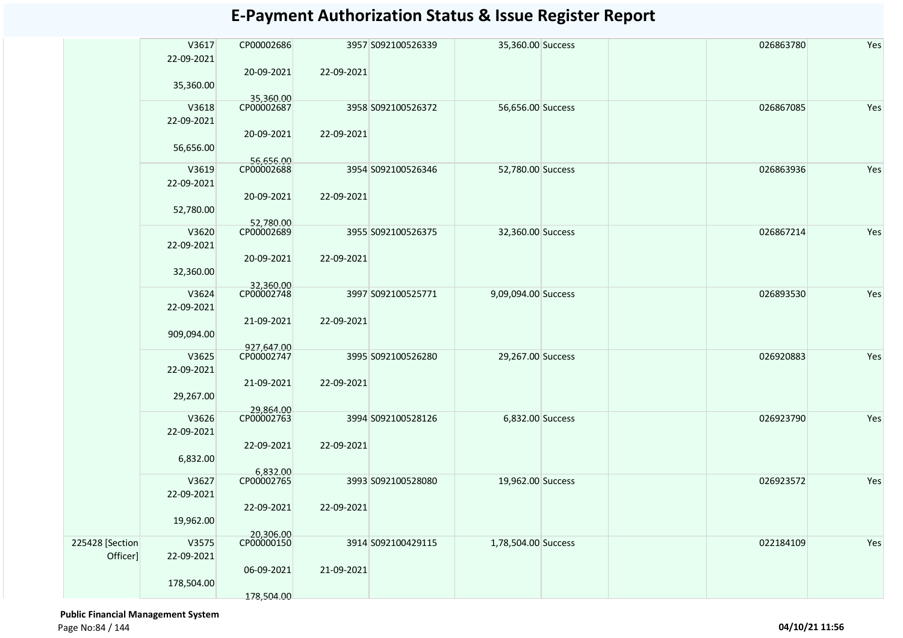# E-Payment Authorization Status & Issue Register Report

| | | | | | | | | | |
|---|---|---|---|---|---|---|---|---|---|
| | V3617 22-09-2021 35,360.00 | CP00002686 20-09-2021 35,360.00 | 3957 22-09-2021 | S092100526339 | 35,360.00 | Success | | 026863780 | Yes |
| | V3618 22-09-2021 56,656.00 | CP00002687 20-09-2021 56,656.00 | 3958 22-09-2021 | S092100526372 | 56,656.00 | Success | | 026867085 | Yes |
| | V3619 22-09-2021 52,780.00 | CP00002688 20-09-2021 52,780.00 | 3954 22-09-2021 | S092100526346 | 52,780.00 | Success | | 026863936 | Yes |
| | V3620 22-09-2021 32,360.00 | CP00002689 20-09-2021 32,360.00 | 3955 22-09-2021 | S092100526375 | 32,360.00 | Success | | 026867214 | Yes |
| | V3624 22-09-2021 909,094.00 | CP00002748 21-09-2021 927,647.00 | 3997 22-09-2021 | S092100525771 | 9,09,094.00 | Success | | 026893530 | Yes |
| | V3625 22-09-2021 29,267.00 | CP00002747 21-09-2021 29,864.00 | 3995 22-09-2021 | S092100526280 | 29,267.00 | Success | | 026920883 | Yes |
| | V3626 22-09-2021 6,832.00 | CP00002763 22-09-2021 6,832.00 | 3994 22-09-2021 | S092100528126 | 6,832.00 | Success | | 026923790 | Yes |
| | V3627 22-09-2021 19,962.00 | CP00002765 22-09-2021 20,306.00 | 3993 22-09-2021 | S092100528080 | 19,962.00 | Success | | 026923572 | Yes |
| 225428 [Section Officer] | V3575 22-09-2021 178,504.00 | CP00000150 06-09-2021 178,504.00 | 3914 21-09-2021 | S092100429115 | 1,78,504.00 | Success | | 022184109 | Yes |

**Public Financial Management System**

**04/10/21 11:56**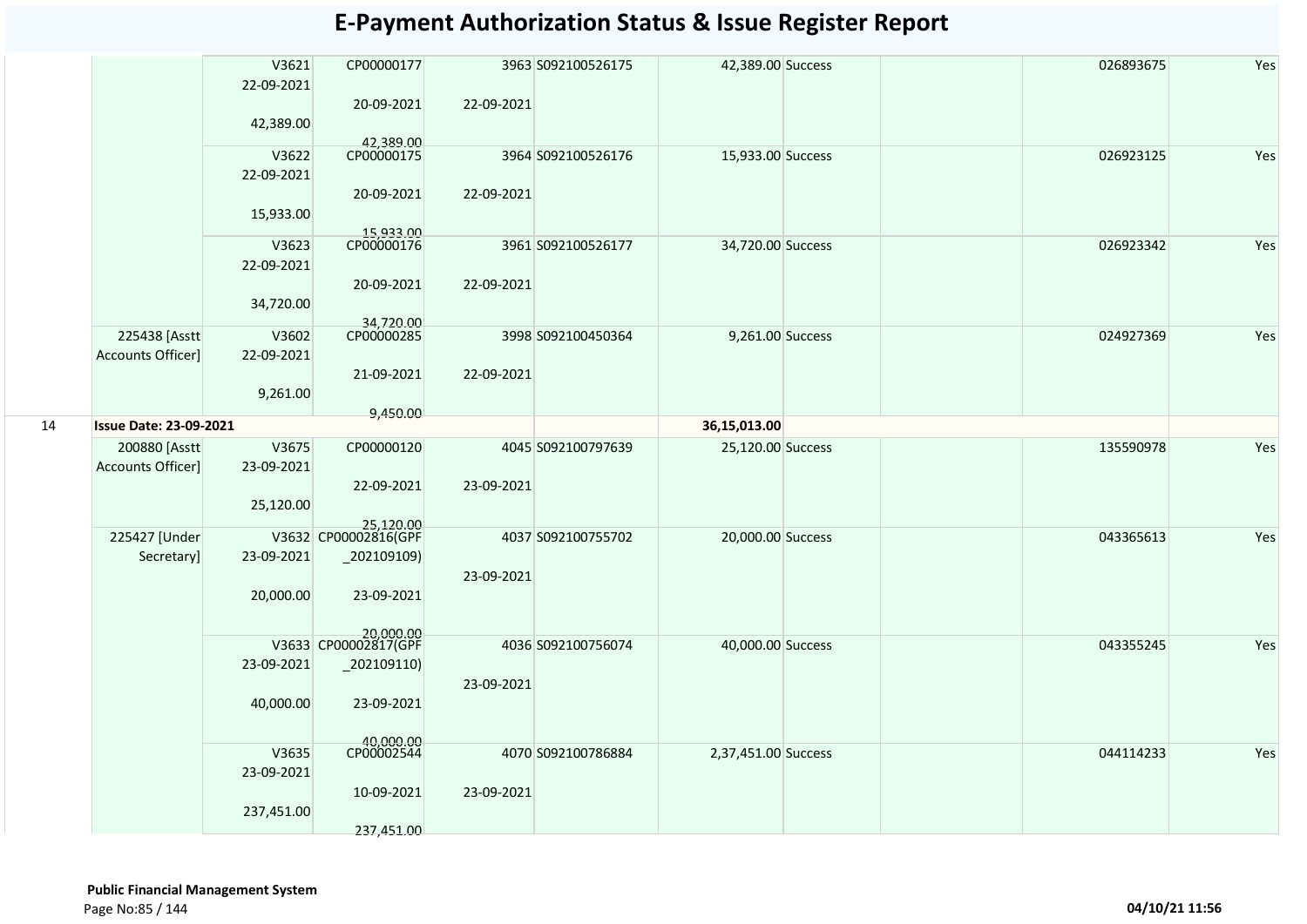# E-Payment Authorization Status & Issue Register Report

| | | | | | | | | | | |
|---|---|---|---|---|---|---|---|---|---|---|
| | | V3621<br>22-09-2021<br><br>42,389.00 | CP00000177<br><br>20-09-2021<br><br>42,389.00 | 3963<br><br>22-09-2021 | S092100526175 | 42,389.00 | Success | | 026893675 | Yes |
| | | V3622<br>22-09-2021<br><br>15,933.00 | CP00000175<br><br>20-09-2021<br><br>15,933.00 | 3964<br><br>22-09-2021 | S092100526176 | 15,933.00 | Success | | 026923125 | Yes |
| | | V3623<br>22-09-2021<br><br>34,720.00 | CP00000176<br><br>20-09-2021<br><br>34,720.00 | 3961<br><br>22-09-2021 | S092100526177 | 34,720.00 | Success | | 026923342 | Yes |
| | 225438 [Asstt Accounts Officer] | V3602<br>22-09-2021<br><br>9,261.00 | CP00000285<br><br>21-09-2021<br><br>9,450.00 | 3998<br><br>22-09-2021 | S092100450364 | 9,261.00 | Success | | 024927369 | Yes |
| 14 | **Issue Date: 23-09-2021** | | | | | **36,15,013.00** | | | | |
| | 200880 [Asstt Accounts Officer] | V3675<br>23-09-2021<br><br>25,120.00 | CP00000120<br><br>22-09-2021<br><br>25,120.00 | 4045<br><br>23-09-2021 | S092100797639 | 25,120.00 | Success | | 135590978 | Yes |
| | 225427 [Under Secretary] | V3632<br>23-09-2021<br><br>20,000.00 | CP00002816(GPF_202109109)<br><br>23-09-2021<br><br>20,000.00 | 4037<br><br>23-09-2021 | S092100755702 | 20,000.00 | Success | | 043365613 | Yes |
| | | V3633<br>23-09-2021<br><br>40,000.00 | CP00002817(GPF_202109110)<br><br>23-09-2021<br><br>40,000.00 | 4036<br><br>23-09-2021 | S092100756074 | 40,000.00 | Success | | 043355245 | Yes |
| | | V3635<br>23-09-2021<br><br>237,451.00 | CP00002544<br><br>10-09-2021<br><br>237,451.00 | 4070<br><br>23-09-2021 | S092100786884 | 2,37,451.00 | Success | | 044114233 | Yes |

**Public Financial Management System**

04/10/21 11:56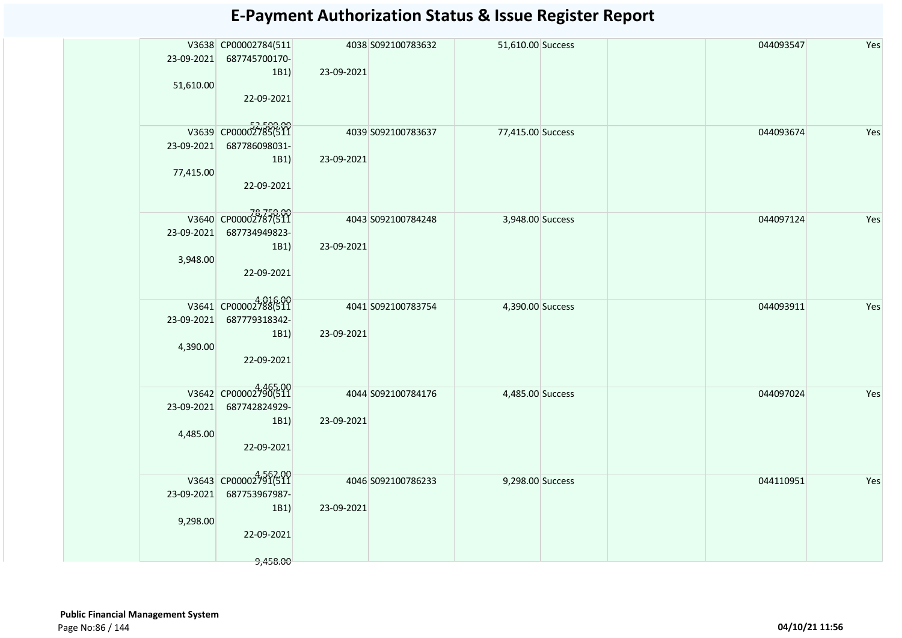# E-Payment Authorization Status & Issue Register Report

| | | | | | | | | | |
|---|---|---|---|---|---|---|---|---|---|
| | V3638 23-09-2021 51,610.00 | CP00002784(511 687745700170-1B1) 22-09-2021 52,500.00 | 4038 23-09-2021 | S092100783632 | 51,610.00 | Success | | 044093547 | Yes |
| | V3639 23-09-2021 77,415.00 | CP00002785(511 687786098031-1B1) 22-09-2021 78,750.00 | 4039 23-09-2021 | S092100783637 | 77,415.00 | Success | | 044093674 | Yes |
| | V3640 23-09-2021 3,948.00 | CP00002787(511 687734949823-1B1) 22-09-2021 4,016.00 | 4043 23-09-2021 | S092100784248 | 3,948.00 | Success | | 044097124 | Yes |
| | V3641 23-09-2021 4,390.00 | CP00002788(511 687779318342-1B1) 22-09-2021 4,465.00 | 4041 23-09-2021 | S092100783754 | 4,390.00 | Success | | 044093911 | Yes |
| | V3642 23-09-2021 4,485.00 | CP00002790(511 687742824929-1B1) 22-09-2021 4,562.00 | 4044 23-09-2021 | S092100784176 | 4,485.00 | Success | | 044097024 | Yes |
| | V3643 23-09-2021 9,298.00 | CP00002791(511 687753967987-1B1) 22-09-2021 9,458.00 | 4046 23-09-2021 | S092100786233 | 9,298.00 | Success | | 044110951 | Yes |

**Public Financial Management System**

04/10/21 11:56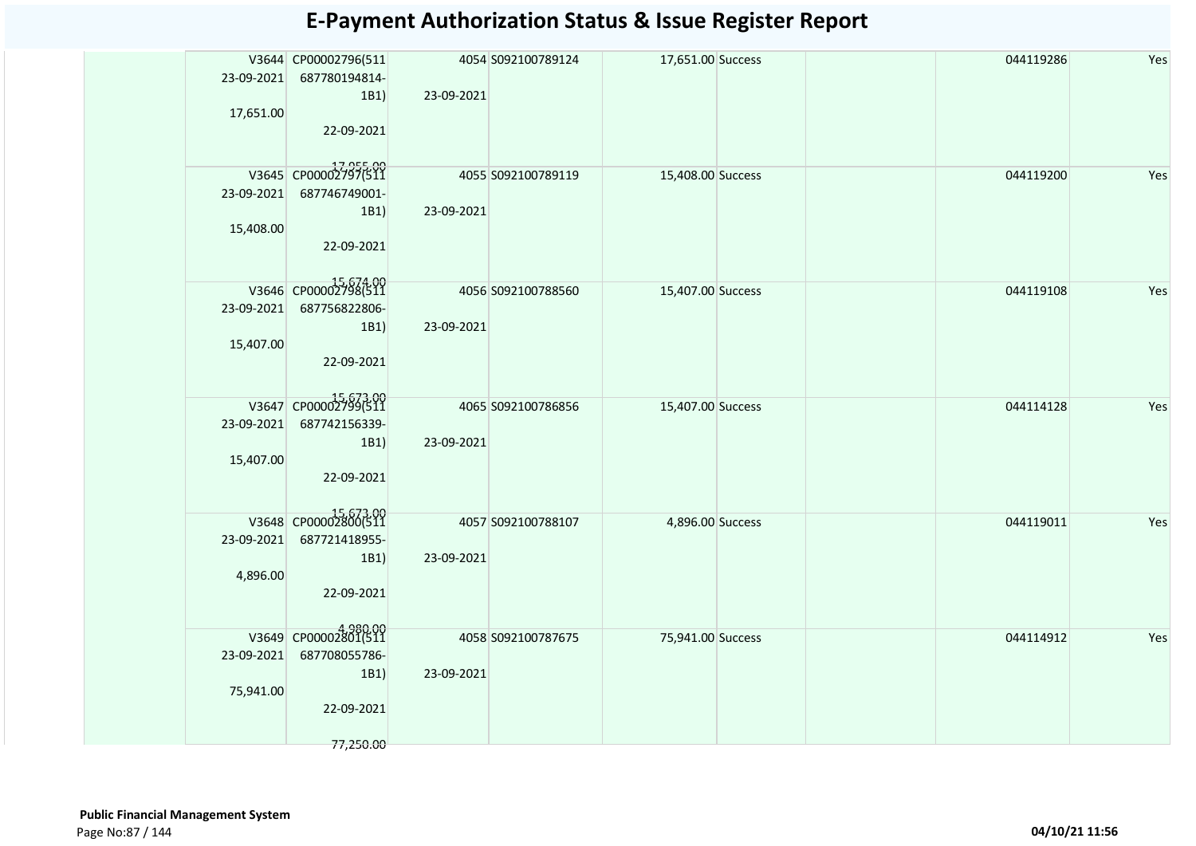# E-Payment Authorization Status & Issue Register Report

| | | | | | | | | | | |
|---|---|---|---|---|---|---|---|---|---|---|
| | | V3644 23-09-2021 17,651.00 | CP00002796(511 687780194814-1B1) 22-09-2021 17,955.00 | 4054 23-09-2021 | S092100789124 | 17,651.00 | Success | | 044119286 | Yes |
| | | V3645 23-09-2021 15,408.00 | CP00002797(511 687746749001-1B1) 22-09-2021 15,674.00 | 4055 23-09-2021 | S092100789119 | 15,408.00 | Success | | 044119200 | Yes |
| | | V3646 23-09-2021 15,407.00 | CP00002798(511 687756822806-1B1) 22-09-2021 15,673.00 | 4056 23-09-2021 | S092100788560 | 15,407.00 | Success | | 044119108 | Yes |
| | | V3647 23-09-2021 15,407.00 | CP00002799(511 687742156339-1B1) 22-09-2021 15,673.00 | 4065 23-09-2021 | S092100786856 | 15,407.00 | Success | | 044114128 | Yes |
| | | V3648 23-09-2021 4,896.00 | CP00002800(511 687721418955-1B1) 22-09-2021 4,980.00 | 4057 23-09-2021 | S092100788107 | 4,896.00 | Success | | 044119011 | Yes |
| | | V3649 23-09-2021 75,941.00 | CP00002801(511 687708055786-1B1) 22-09-2021 77,250.00 | 4058 23-09-2021 | S092100787675 | 75,941.00 | Success | | 044114912 | Yes |

**Public Financial Management System**

04/10/21 11:56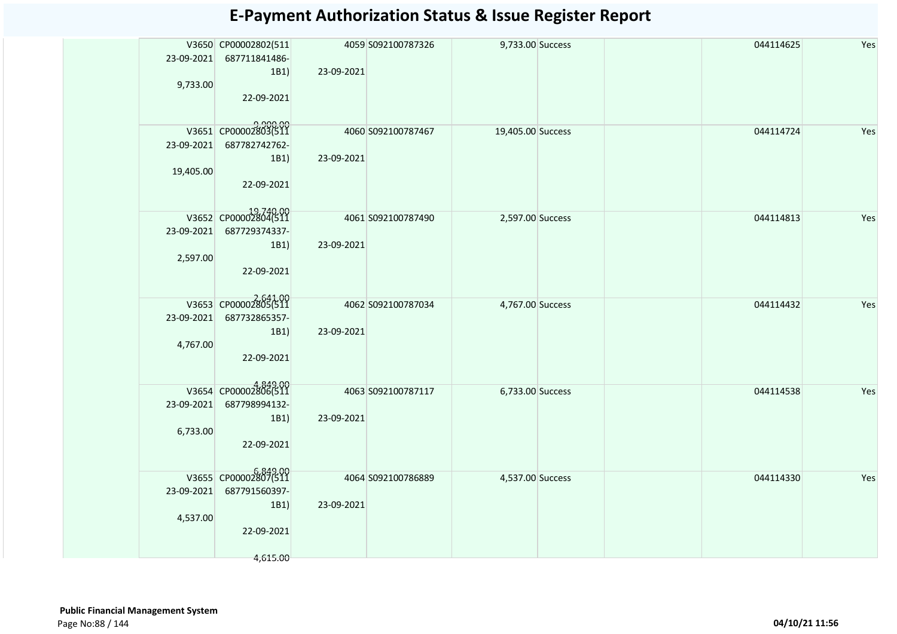# E-Payment Authorization Status & Issue Register Report

| | | | | | | | | | |
|---|---|---|---|---|---|---|---|---|---|
| | V3650 23-09-2021 9,733.00 | CP00002802(511 687711841486-1B1) 22-09-2021 9,999.00 | 4059 23-09-2021 | S092100787326 | 9,733.00 | Success | | 044114625 | Yes |
| | V3651 23-09-2021 19,405.00 | CP00002803(511 687782742762-1B1) 22-09-2021 19,740.00 | 4060 23-09-2021 | S092100787467 | 19,405.00 | Success | | 044114724 | Yes |
| | V3652 23-09-2021 2,597.00 | CP00002804(511 687729374337-1B1) 22-09-2021 2,641.00 | 4061 23-09-2021 | S092100787490 | 2,597.00 | Success | | 044114813 | Yes |
| | V3653 23-09-2021 4,767.00 | CP00002805(511 687732865357-1B1) 22-09-2021 4,849.00 | 4062 23-09-2021 | S092100787034 | 4,767.00 | Success | | 044114432 | Yes |
| | V3654 23-09-2021 6,733.00 | CP00002806(511 687798994132-1B1) 22-09-2021 6,849.00 | 4063 23-09-2021 | S092100787117 | 6,733.00 | Success | | 044114538 | Yes |
| | V3655 23-09-2021 4,537.00 | CP00002807(511 687791560397-1B1) 22-09-2021 4,615.00 | 4064 23-09-2021 | S092100786889 | 4,537.00 | Success | | 044114330 | Yes |

**Public Financial Management System**

04/10/21 11:56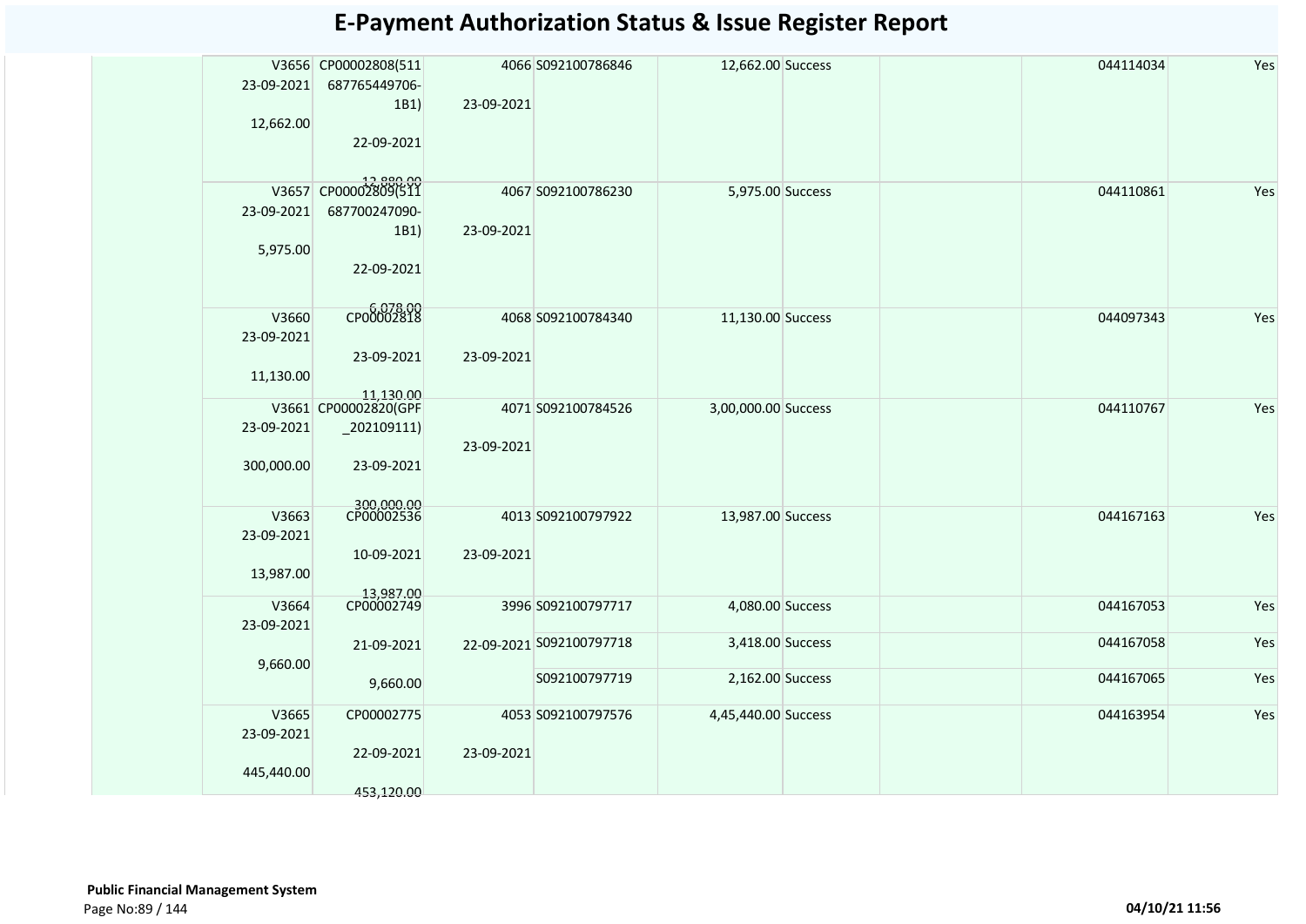# E-Payment Authorization Status & Issue Register Report

| | | | | | | | | | | |
|---|---|---|---|---|---|---|---|---|---|---|
| | | V3656 23-09-2021 12,662.00 | CP00002808(511 687765449706-1B1) 22-09-2021 12,880.00 | 4066 23-09-2021 | S092100786846 | 12,662.00 | Success | | 044114034 | Yes |
| | | V3657 23-09-2021 5,975.00 | CP00002809(511 687700247090-1B1) 22-09-2021 6,078.00 | 4067 23-09-2021 | S092100786230 | 5,975.00 | Success | | 044110861 | Yes |
| | | V3660 23-09-2021 11,130.00 | CP00002818 23-09-2021 11,130.00 | 4068 23-09-2021 | S092100784340 | 11,130.00 | Success | | 044097343 | Yes |
| | | V3661 23-09-2021 300,000.00 | CP00002820(GPF _202109111) 23-09-2021 300,000.00 | 4071 23-09-2021 | S092100784526 | 3,00,000.00 | Success | | 044110767 | Yes |
| | | V3663 23-09-2021 13,987.00 | CP00002536 10-09-2021 13,987.00 | 4013 23-09-2021 | S092100797922 | 13,987.00 | Success | | 044167163 | Yes |
| | | V3664 23-09-2021 9,660.00 | CP00002749 21-09-2021 9,660.00 | 3996 22-09-2021 | S092100797717 | 4,080.00 | Success | | 044167053 | Yes |
| | | | | | S092100797718 | 3,418.00 | Success | | 044167058 | Yes |
| | | | | | S092100797719 | 2,162.00 | Success | | 044167065 | Yes |
| | | V3665 23-09-2021 445,440.00 | CP00002775 22-09-2021 453,120.00 | 4053 23-09-2021 | S092100797576 | 4,45,440.00 | Success | | 044163954 | Yes |

**Public Financial Management System**

04/10/21 11:56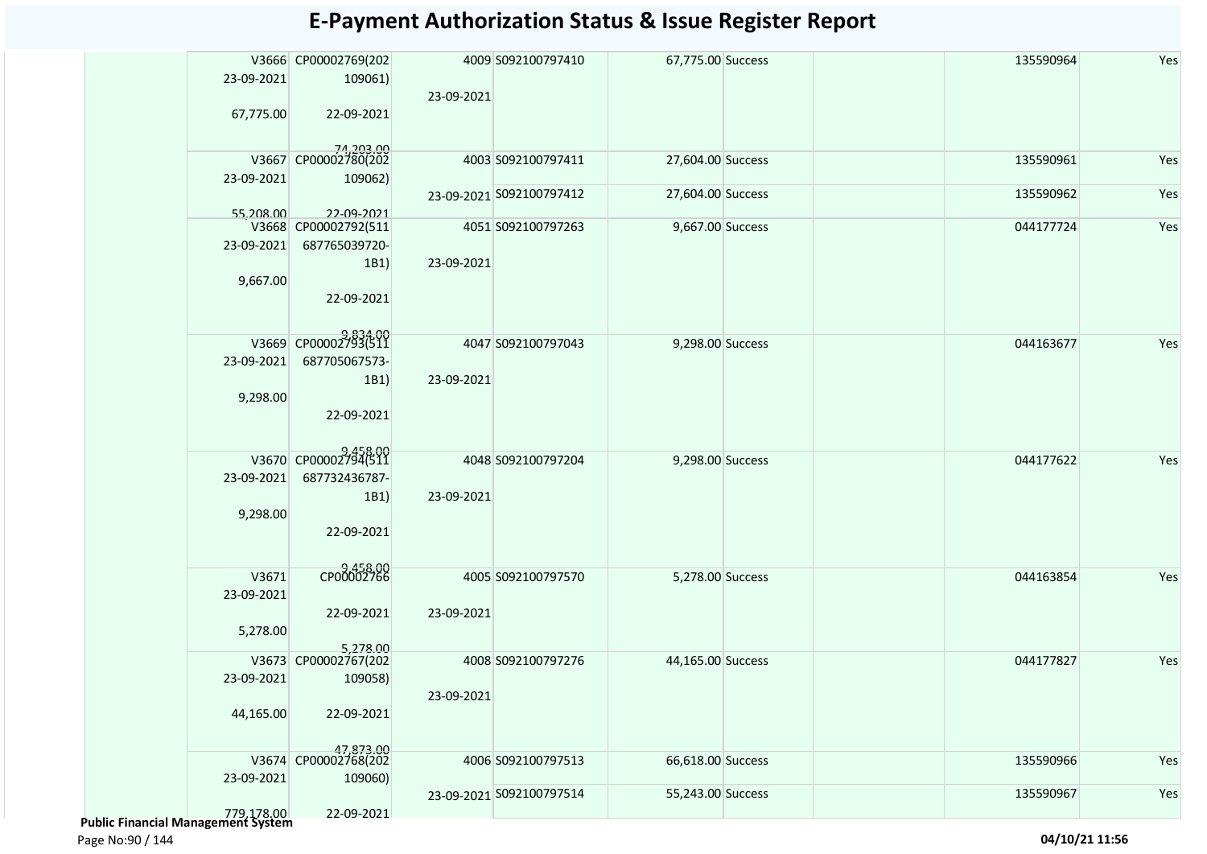# E-Payment Authorization Status & Issue Register Report

| | | | | | | | | |
|---|---|---|---|---|---|---|---|---|
| | V3666 23-09-2021 67,775.00 | CP00002769(202109061) 22-09-2021 74,203.00 | 4009 23-09-2021 | S092100797410 | 67,775.00 | Success | 135590964 | Yes |
| | V3667 23-09-2021 55,208.00 | CP00002780(202109062) 22-09-2021 | 4003 23-09-2021 | S092100797411 | 27,604.00 | Success | 135590961 | Yes |
| | | | | S092100797412 | 27,604.00 | Success | 135590962 | Yes |
| | V3668 23-09-2021 9,667.00 | CP00002792(511687765039720-1B1) 22-09-2021 9,834.00 | 4051 23-09-2021 | S092100797263 | 9,667.00 | Success | 044177724 | Yes |
| | V3669 23-09-2021 9,298.00 | CP00002793(511687705067573-1B1) 22-09-2021 9,458.00 | 4047 23-09-2021 | S092100797043 | 9,298.00 | Success | 044163677 | Yes |
| | V3670 23-09-2021 9,298.00 | CP00002794(511687732436787-1B1) 22-09-2021 9,458.00 | 4048 23-09-2021 | S092100797204 | 9,298.00 | Success | 044177622 | Yes |
| | V3671 23-09-2021 5,278.00 | CP00002766 22-09-2021 5,278.00 | 4005 23-09-2021 | S092100797570 | 5,278.00 | Success | 044163854 | Yes |
| | V3673 23-09-2021 44,165.00 | CP00002767(202109058) 22-09-2021 47,873.00 | 4008 23-09-2021 | S092100797276 | 44,165.00 | Success | 044177827 | Yes |
| | V3674 23-09-2021 779,178.00 | CP00002768(202109060) 22-09-2021 | 4006 23-09-2021 | S092100797513 | 66,618.00 | Success | 135590966 | Yes |
| | | | | S092100797514 | 55,243.00 | Success | 135590967 | Yes |

**Public Financial Management System**

04/10/21 11:56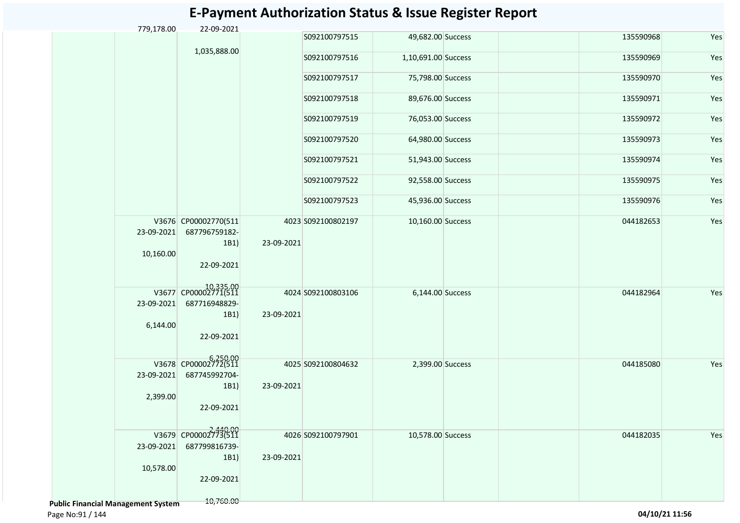# E-Payment Authorization Status & Issue Register Report

| | | | | | | | | | |
|---|---|---|---|---|---|---|---|---|---|
| | 779,178.00 | 22-09-2021<br><br>1,035,888.00 | | S092100797515 | 49,682.00 | Success | | 135590968 | Yes |
| | | | | S092100797516 | 1,10,691.00 | Success | | 135590969 | Yes |
| | | | | S092100797517 | 75,798.00 | Success | | 135590970 | Yes |
| | | | | S092100797518 | 89,676.00 | Success | | 135590971 | Yes |
| | | | | S092100797519 | 76,053.00 | Success | | 135590972 | Yes |
| | | | | S092100797520 | 64,980.00 | Success | | 135590973 | Yes |
| | | | | S092100797521 | 51,943.00 | Success | | 135590974 | Yes |
| | | | | S092100797522 | 92,558.00 | Success | | 135590975 | Yes |
| | | | | S092100797523 | 45,936.00 | Success | | 135590976 | Yes |
| | V3676<br>23-09-2021<br><br>10,160.00 | CP00002770(511687796759182-1B1)<br><br>22-09-2021<br><br>10,335.00 | 4023<br><br>23-09-2021 | S092100802197 | 10,160.00 | Success | | 044182653 | Yes |
| | V3677<br>23-09-2021<br><br>6,144.00 | CP00002771(511687716948829-1B1)<br><br>22-09-2021<br><br>6,250.00 | 4024<br><br>23-09-2021 | S092100803106 | 6,144.00 | Success | | 044182964 | Yes |
| | V3678<br>23-09-2021<br><br>2,399.00 | CP00002772(511687745992704-1B1)<br><br>22-09-2021<br><br>2,440.00 | 4025<br><br>23-09-2021 | S092100804632 | 2,399.00 | Success | | 044185080 | Yes |
| | V3679<br>23-09-2021<br><br>10,578.00 | CP00002773(511687799816739-1B1)<br><br>22-09-2021<br><br>10,760.00 | 4026<br><br>23-09-2021 | S092100797901 | 10,578.00 | Success | | 044182035 | Yes |

**Public Financial Management System**

04/10/21 11:56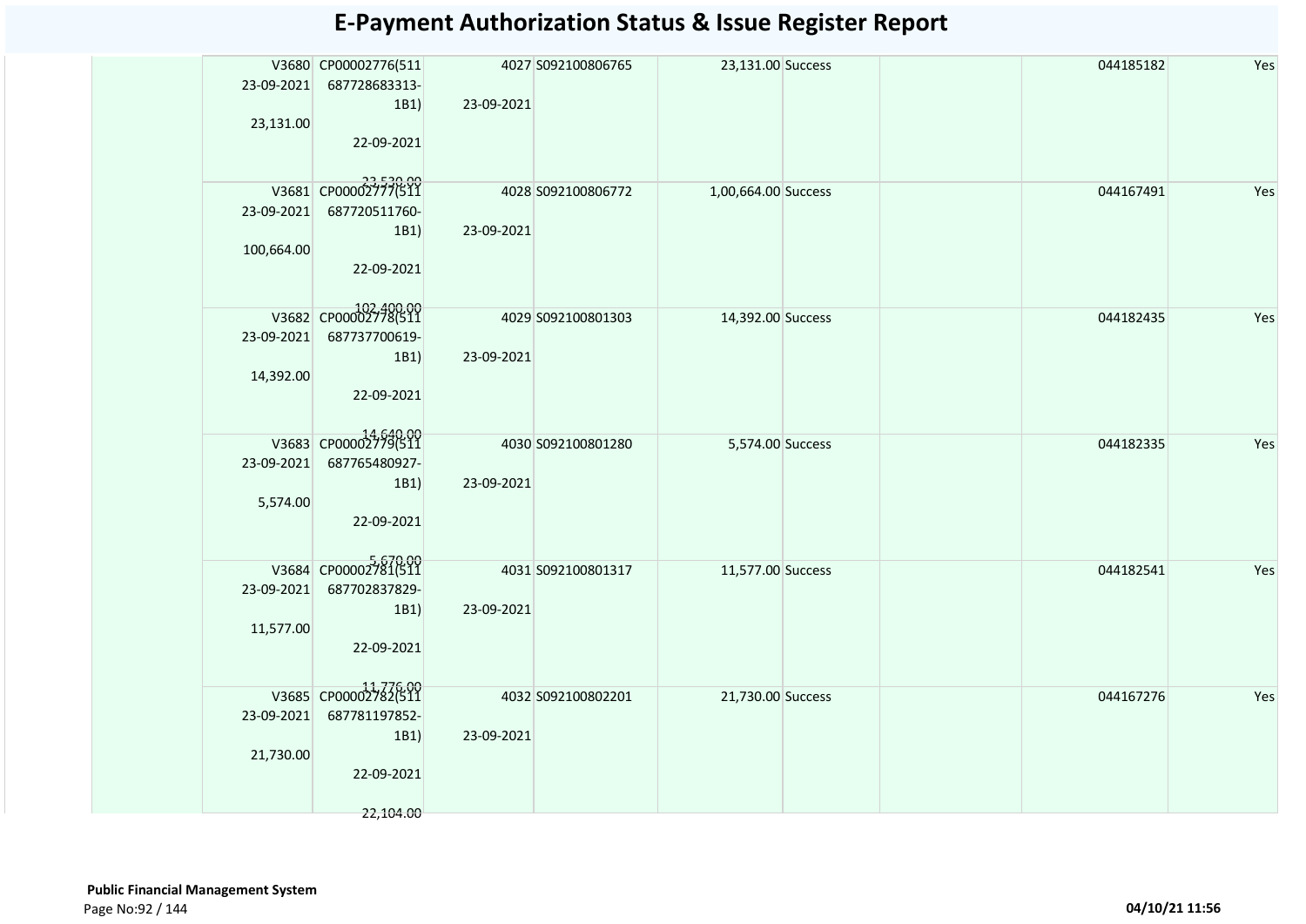# E-Payment Authorization Status & Issue Register Report

| | V3680 23-09-2021 23,131.00 | CP00002776(511 687728683313-1B1) 22-09-2021 23,530.00 | 4027 23-09-2021 | S092100806765 | 23,131.00 | Success | | 044185182 | Yes |
|---|---|---|---|---|---|---|---|---|---|
| | V3681 23-09-2021 100,664.00 | CP00002777(511 687720511760-1B1) 22-09-2021 102,400.00 | 4028 23-09-2021 | S092100806772 | 1,00,664.00 | Success | | 044167491 | Yes |
| | V3682 23-09-2021 14,392.00 | CP00002778(511 687737700619-1B1) 22-09-2021 14,640.00 | 4029 23-09-2021 | S092100801303 | 14,392.00 | Success | | 044182435 | Yes |
| | V3683 23-09-2021 5,574.00 | CP00002779(511 687765480927-1B1) 22-09-2021 5,670.00 | 4030 23-09-2021 | S092100801280 | 5,574.00 | Success | | 044182335 | Yes |
| | V3684 23-09-2021 11,577.00 | CP00002781(511 687702837829-1B1) 22-09-2021 11,776.00 | 4031 23-09-2021 | S092100801317 | 11,577.00 | Success | | 044182541 | Yes |
| | V3685 23-09-2021 21,730.00 | CP00002782(511 687781197852-1B1) 22-09-2021 22,104.00 | 4032 23-09-2021 | S092100802201 | 21,730.00 | Success | | 044167276 | Yes |

**Public Financial Management System**

04/10/21 11:56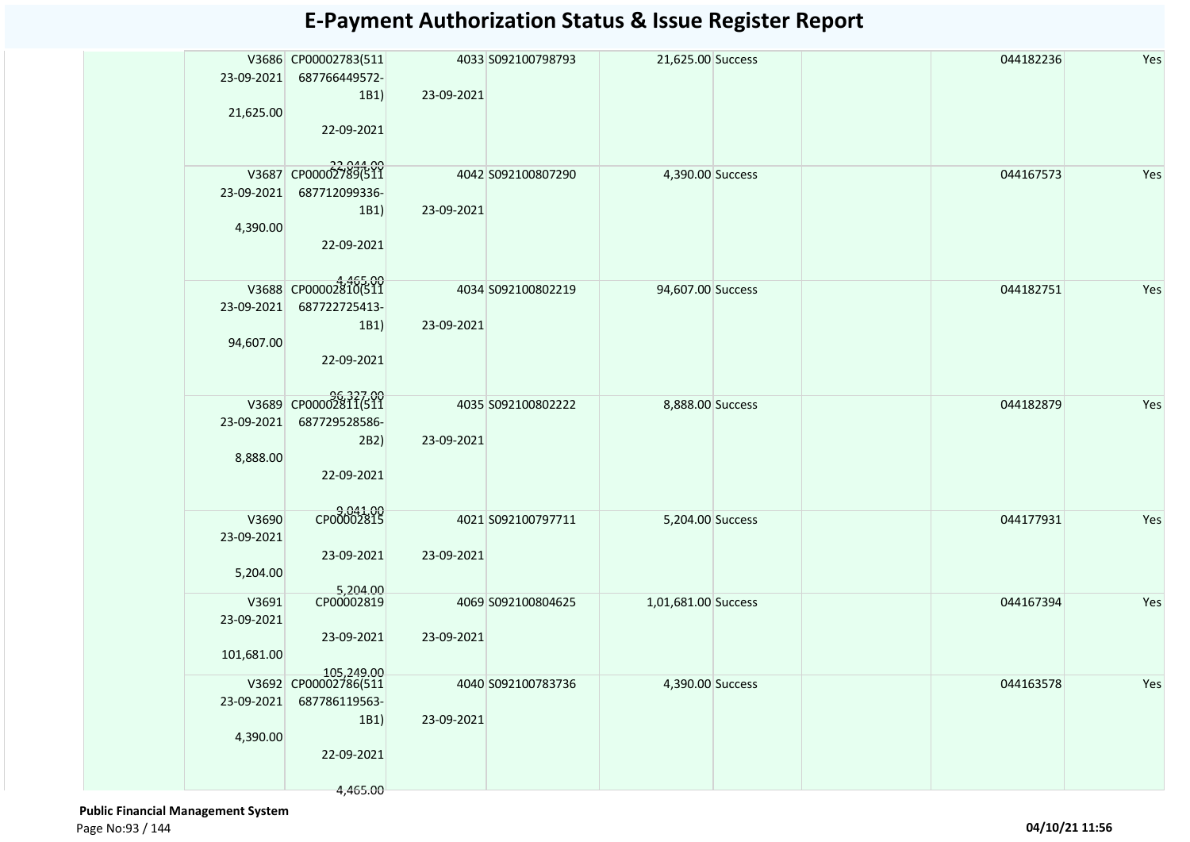# E-Payment Authorization Status & Issue Register Report

| | | | | | | | | | |
|---|---|---|---|---|---|---|---|---|---|
| | V3686 23-09-2021 21,625.00 | CP00002783(511 687766449572-1B1) 22-09-2021 22,044.00 | 4033 23-09-2021 | S092100798793 | 21,625.00 | Success | | 044182236 | Yes |
| | V3687 23-09-2021 4,390.00 | CP00002789(511 687712099336-1B1) 22-09-2021 4,465.00 | 4042 23-09-2021 | S092100807290 | 4,390.00 | Success | | 044167573 | Yes |
| | V3688 23-09-2021 94,607.00 | CP00002810(511 687722725413-1B1) 22-09-2021 96,327.00 | 4034 23-09-2021 | S092100802219 | 94,607.00 | Success | | 044182751 | Yes |
| | V3689 23-09-2021 8,888.00 | CP00002811(511 687729528586-2B2) 22-09-2021 9,041.00 | 4035 23-09-2021 | S092100802222 | 8,888.00 | Success | | 044182879 | Yes |
| | V3690 23-09-2021 5,204.00 | CP00002815 23-09-2021 5,204.00 | 4021 23-09-2021 | S092100797711 | 5,204.00 | Success | | 044177931 | Yes |
| | V3691 23-09-2021 101,681.00 | CP00002819 23-09-2021 105,249.00 | 4069 23-09-2021 | S092100804625 | 1,01,681.00 | Success | | 044167394 | Yes |
| | V3692 23-09-2021 4,390.00 | CP00002786(511 687786119563-1B1) 22-09-2021 4,465.00 | 4040 23-09-2021 | S092100783736 | 4,390.00 | Success | | 044163578 | Yes |

**Public Financial Management System**

04/10/21 11:56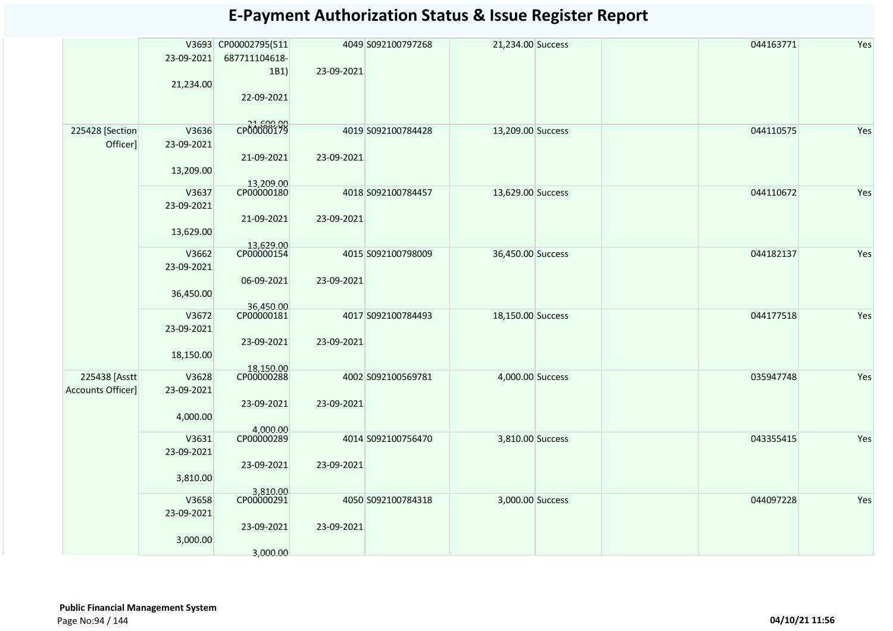# E-Payment Authorization Status & Issue Register Report

| | | | | | | | | | | |
|---|---|---|---|---|---|---|---|---|---|---|
| | V3693 23-09-2021 21,234.00 | CP00002795(511 687711104618-1B1) 22-09-2021 21,600.00 | 4049 23-09-2021 | S092100797268 | 21,234.00 | Success | | | 044163771 | Yes |
| 225428 [Section Officer] | V3636 23-09-2021 13,209.00 | CP00000179 21-09-2021 13,209.00 | 4019 23-09-2021 | S092100784428 | 13,209.00 | Success | | | 044110575 | Yes |
| | V3637 23-09-2021 13,629.00 | CP00000180 21-09-2021 13,629.00 | 4018 23-09-2021 | S092100784457 | 13,629.00 | Success | | | 044110672 | Yes |
| | V3662 23-09-2021 36,450.00 | CP00000154 06-09-2021 36,450.00 | 4015 23-09-2021 | S092100798009 | 36,450.00 | Success | | | 044182137 | Yes |
| | V3672 23-09-2021 18,150.00 | CP00000181 23-09-2021 18,150.00 | 4017 23-09-2021 | S092100784493 | 18,150.00 | Success | | | 044177518 | Yes |
| 225438 [Asstt Accounts Officer] | V3628 23-09-2021 4,000.00 | CP00000288 23-09-2021 4,000.00 | 4002 23-09-2021 | S092100569781 | 4,000.00 | Success | | | 035947748 | Yes |
| | V3631 23-09-2021 3,810.00 | CP00000289 23-09-2021 3,810.00 | 4014 23-09-2021 | S092100756470 | 3,810.00 | Success | | | 043355415 | Yes |
| | V3658 23-09-2021 3,000.00 | CP00000291 23-09-2021 3,000.00 | 4050 23-09-2021 | S092100784318 | 3,000.00 | Success | | | 044097228 | Yes |

**Public Financial Management System**

**04/10/21 11:56**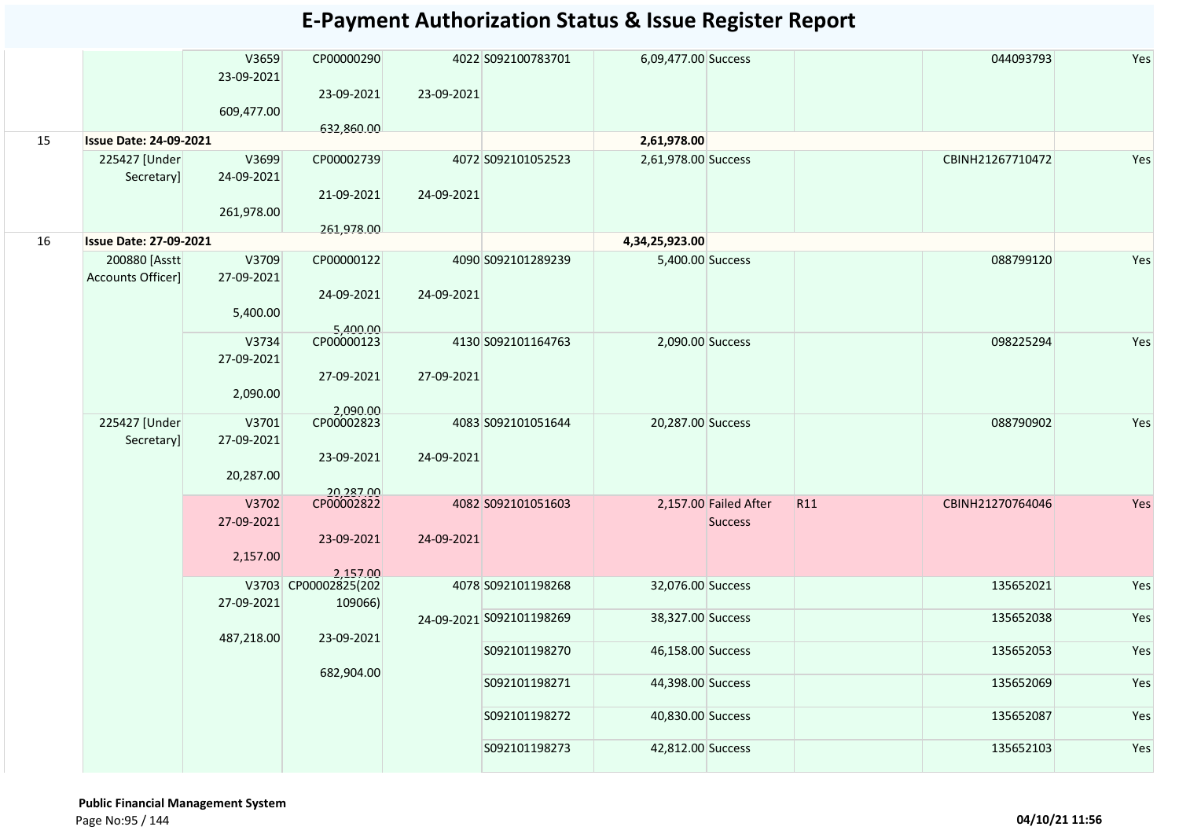# E-Payment Authorization Status & Issue Register Report

| | | | | | | | | | | |
|---|---|---|---|---|---|---|---|---|---|---|
| | | V3659 23-09-2021 609,477.00 | CP00000290 23-09-2021 632,860.00 | 4022 23-09-2021 | S092100783701 | 6,09,477.00 | Success | | 044093793 | Yes |
| 15 | **Issue Date: 24-09-2021** | | | | | **2,61,978.00** | | | | |
| | 225427 [Under Secretary] | V3699 24-09-2021 261,978.00 | CP00002739 21-09-2021 261,978.00 | 4072 24-09-2021 | S092101052523 | 2,61,978.00 | Success | | CBINH21267710472 | Yes |
| 16 | **Issue Date: 27-09-2021** | | | | | **4,34,25,923.00** | | | | |
| | 200880 [Asstt Accounts Officer] | V3709 27-09-2021 5,400.00 | CP00000122 24-09-2021 5,400.00 | 4090 24-09-2021 | S092101289239 | 5,400.00 | Success | | 088799120 | Yes |
| | | V3734 27-09-2021 2,090.00 | CP00000123 27-09-2021 2,090.00 | 4130 27-09-2021 | S092101164763 | 2,090.00 | Success | | 098225294 | Yes |
| | 225427 [Under Secretary] | V3701 27-09-2021 20,287.00 | CP00002823 23-09-2021 20,287.00 | 4083 24-09-2021 | S092101051644 | 20,287.00 | Success | | 088790902 | Yes |
| | | V3702 27-09-2021 2,157.00 | CP00002822 23-09-2021 2,157.00 | 4082 24-09-2021 | S092101051603 | 2,157.00 | Failed After Success | R11 | CBINH21270764046 | Yes |
| | | V3703 27-09-2021 487,218.00 | CP00002825(202109066) 23-09-2021 682,904.00 | 4078 24-09-2021 | S092101198268 | 32,076.00 | Success | | 135652021 | Yes |
| | | | | | S092101198269 | 38,327.00 | Success | | 135652038 | Yes |
| | | | | | S092101198270 | 46,158.00 | Success | | 135652053 | Yes |
| | | | | | S092101198271 | 44,398.00 | Success | | 135652069 | Yes |
| | | | | | S092101198272 | 40,830.00 | Success | | 135652087 | Yes |
| | | | | | S092101198273 | 42,812.00 | Success | | 135652103 | Yes |

**Public Financial Management System**

04/10/21 11:56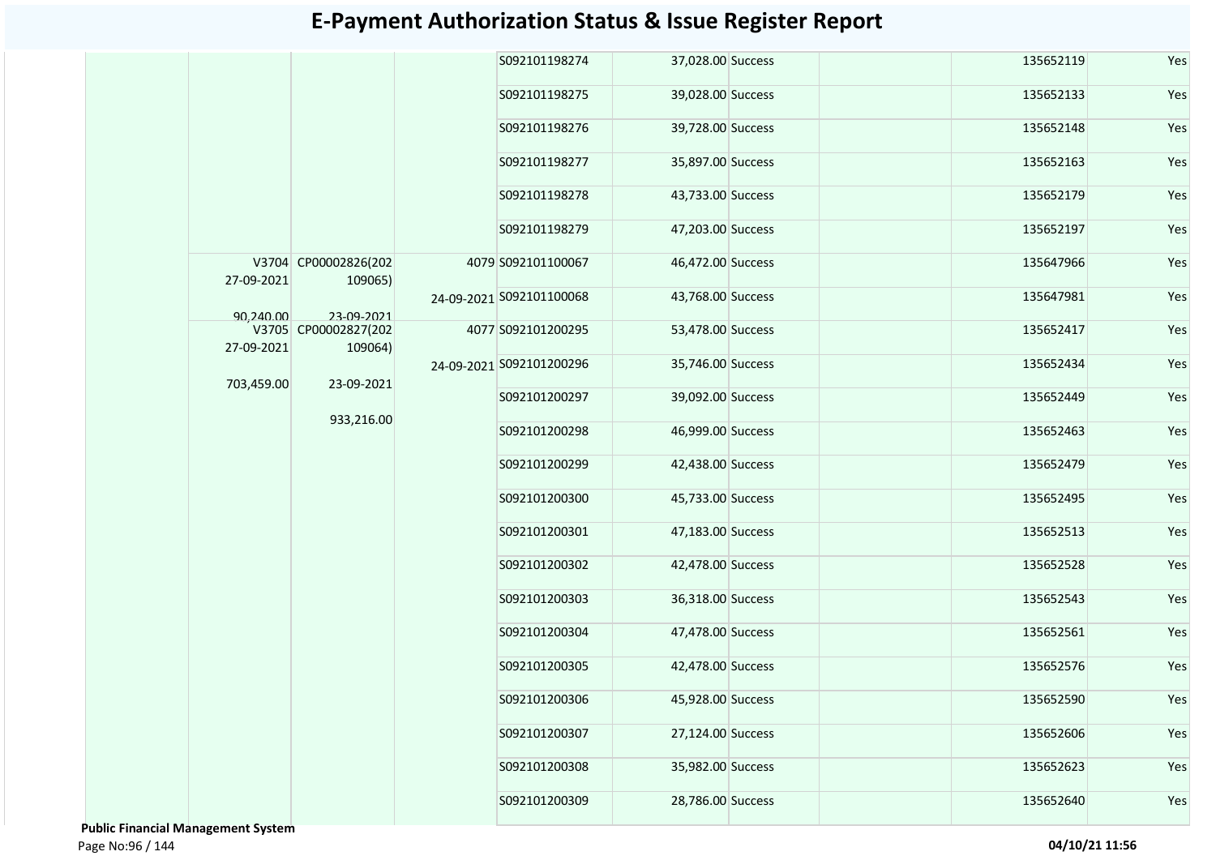# E-Payment Authorization Status & Issue Register Report

| | | | | | | | | | |
|---|---|---|---|---|---|---|---|---|---|
| | | | | S092101198274 | 37,028.00 | Success | | 135652119 | Yes |
| | | | | S092101198275 | 39,028.00 | Success | | 135652133 | Yes |
| | | | | S092101198276 | 39,728.00 | Success | | 135652148 | Yes |
| | | | | S092101198277 | 35,897.00 | Success | | 135652163 | Yes |
| | | | | S092101198278 | 43,733.00 | Success | | 135652179 | Yes |
| | | | | S092101198279 | 47,203.00 | Success | | 135652197 | Yes |
| | V3704 27-09-2021 90,240.00 | CP00002826(202109065) 23-09-2021 | 4079 24-09-2021 | S092101100067 | 46,472.00 | Success | | 135647966 | Yes |
| | | | | S092101100068 | 43,768.00 | Success | | 135647981 | Yes |
| | V3705 27-09-2021 703,459.00 | CP00002827(202109064) 23-09-2021 933,216.00 | 4077 24-09-2021 | S092101200295 | 53,478.00 | Success | | 135652417 | Yes |
| | | | | S092101200296 | 35,746.00 | Success | | 135652434 | Yes |
| | | | | S092101200297 | 39,092.00 | Success | | 135652449 | Yes |
| | | | | S092101200298 | 46,999.00 | Success | | 135652463 | Yes |
| | | | | S092101200299 | 42,438.00 | Success | | 135652479 | Yes |
| | | | | S092101200300 | 45,733.00 | Success | | 135652495 | Yes |
| | | | | S092101200301 | 47,183.00 | Success | | 135652513 | Yes |
| | | | | S092101200302 | 42,478.00 | Success | | 135652528 | Yes |
| | | | | S092101200303 | 36,318.00 | Success | | 135652543 | Yes |
| | | | | S092101200304 | 47,478.00 | Success | | 135652561 | Yes |
| | | | | S092101200305 | 42,478.00 | Success | | 135652576 | Yes |
| | | | | S092101200306 | 45,928.00 | Success | | 135652590 | Yes |
| | | | | S092101200307 | 27,124.00 | Success | | 135652606 | Yes |
| | | | | S092101200308 | 35,982.00 | Success | | 135652623 | Yes |
| | | | | S092101200309 | 28,786.00 | Success | | 135652640 | Yes |

**Public Financial Management System**

**04/10/21 11:56**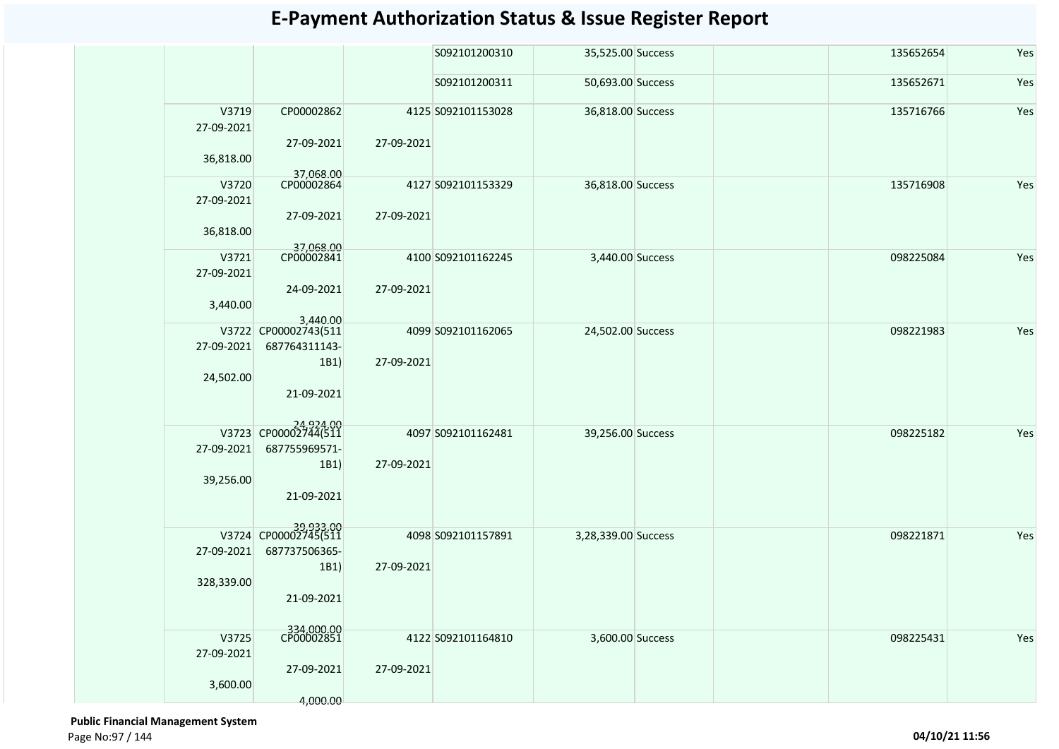# E-Payment Authorization Status & Issue Register Report

| | | | | | | | | | |
|---|---|---|---|---|---|---|---|---|---|
| | | | | S092101200310 | 35,525.00 | Success | | 135652654 | Yes |
| | | | | S092101200311 | 50,693.00 | Success | | 135652671 | Yes |
| | V3719 27-09-2021 36,818.00 | CP00002862 27-09-2021 37,068.00 | 4125 27-09-2021 | S092101153028 | 36,818.00 | Success | | 135716766 | Yes |
| | V3720 27-09-2021 36,818.00 | CP00002864 27-09-2021 37,068.00 | 4127 27-09-2021 | S092101153329 | 36,818.00 | Success | | 135716908 | Yes |
| | V3721 27-09-2021 3,440.00 | CP00002841 24-09-2021 3,440.00 | 4100 27-09-2021 | S092101162245 | 3,440.00 | Success | | 098225084 | Yes |
| | V3722 27-09-2021 24,502.00 | CP00002743(511687764311143-1B1) 21-09-2021 24,924.00 | 4099 27-09-2021 | S092101162065 | 24,502.00 | Success | | 098221983 | Yes |
| | V3723 27-09-2021 39,256.00 | CP00002744(511687755969571-1B1) 21-09-2021 39,933.00 | 4097 27-09-2021 | S092101162481 | 39,256.00 | Success | | 098225182 | Yes |
| | V3724 27-09-2021 328,339.00 | CP00002745(511687737506365-1B1) 21-09-2021 334,000.00 | 4098 27-09-2021 | S092101157891 | 3,28,339.00 | Success | | 098221871 | Yes |
| | V3725 27-09-2021 3,600.00 | CP00002851 27-09-2021 4,000.00 | 4122 27-09-2021 | S092101164810 | 3,600.00 | Success | | 098225431 | Yes |

**Public Financial Management System**

04/10/21 11:56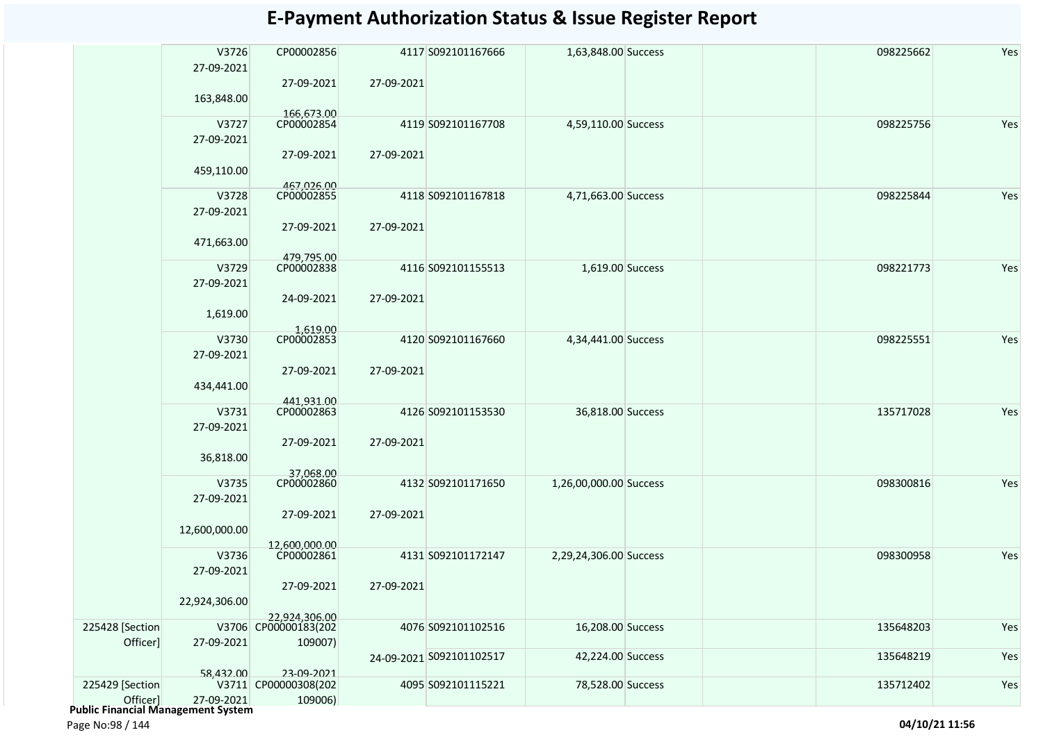# E-Payment Authorization Status & Issue Register Report

| | | | | | | | | | |
|---|---|---|---|---|---|---|---|---|---|
| | V3726<br>27-09-2021<br>163,848.00 | CP00002856<br>27-09-2021<br>166,673.00 | 4117<br>27-09-2021 | S092101167666 | 1,63,848.00 | Success | | 098225662 | Yes |
| | V3727<br>27-09-2021<br>459,110.00 | CP00002854<br>27-09-2021<br>467,026.00 | 4119<br>27-09-2021 | S092101167708 | 4,59,110.00 | Success | | 098225756 | Yes |
| | V3728<br>27-09-2021<br>471,663.00 | CP00002855<br>27-09-2021<br>479,795.00 | 4118<br>27-09-2021 | S092101167818 | 4,71,663.00 | Success | | 098225844 | Yes |
| | V3729<br>27-09-2021<br>1,619.00 | CP00002838<br>24-09-2021<br>1,619.00 | 4116<br>27-09-2021 | S092101155513 | 1,619.00 | Success | | 098221773 | Yes |
| | V3730<br>27-09-2021<br>434,441.00 | CP00002853<br>27-09-2021<br>441,931.00 | 4120<br>27-09-2021 | S092101167660 | 4,34,441.00 | Success | | 098225551 | Yes |
| | V3731<br>27-09-2021<br>36,818.00 | CP00002863<br>27-09-2021<br>37,068.00 | 4126<br>27-09-2021 | S092101153530 | 36,818.00 | Success | | 135717028 | Yes |
| | V3735<br>27-09-2021<br>12,600,000.00 | CP00002860<br>27-09-2021<br>12,600,000.00 | 4132<br>27-09-2021 | S092101171650 | 1,26,00,000.00 | Success | | 098300816 | Yes |
| | V3736<br>27-09-2021<br>22,924,306.00 | CP00002861<br>27-09-2021<br>22,924,306.00 | 4131<br>27-09-2021 | S092101172147 | 2,29,24,306.00 | Success | | 098300958 | Yes |
| 225428 [Section Officer] | V3706<br>27-09-2021<br>58,432.00 | CP00000183(202109007)<br>23-09-2021 | 4076<br>24-09-2021 | S092101102516 | 16,208.00 | Success | | 135648203 | Yes |
| | | | | S092101102517 | 42,224.00 | Success | | 135648219 | Yes |
| 225429 [Section Officer] | V3711<br>27-09-2021 | CP00000308(202109006) | 4095 | S092101115221 | 78,528.00 | Success | | 135712402 | Yes |

**Public Financial Management System**

04/10/21 11:56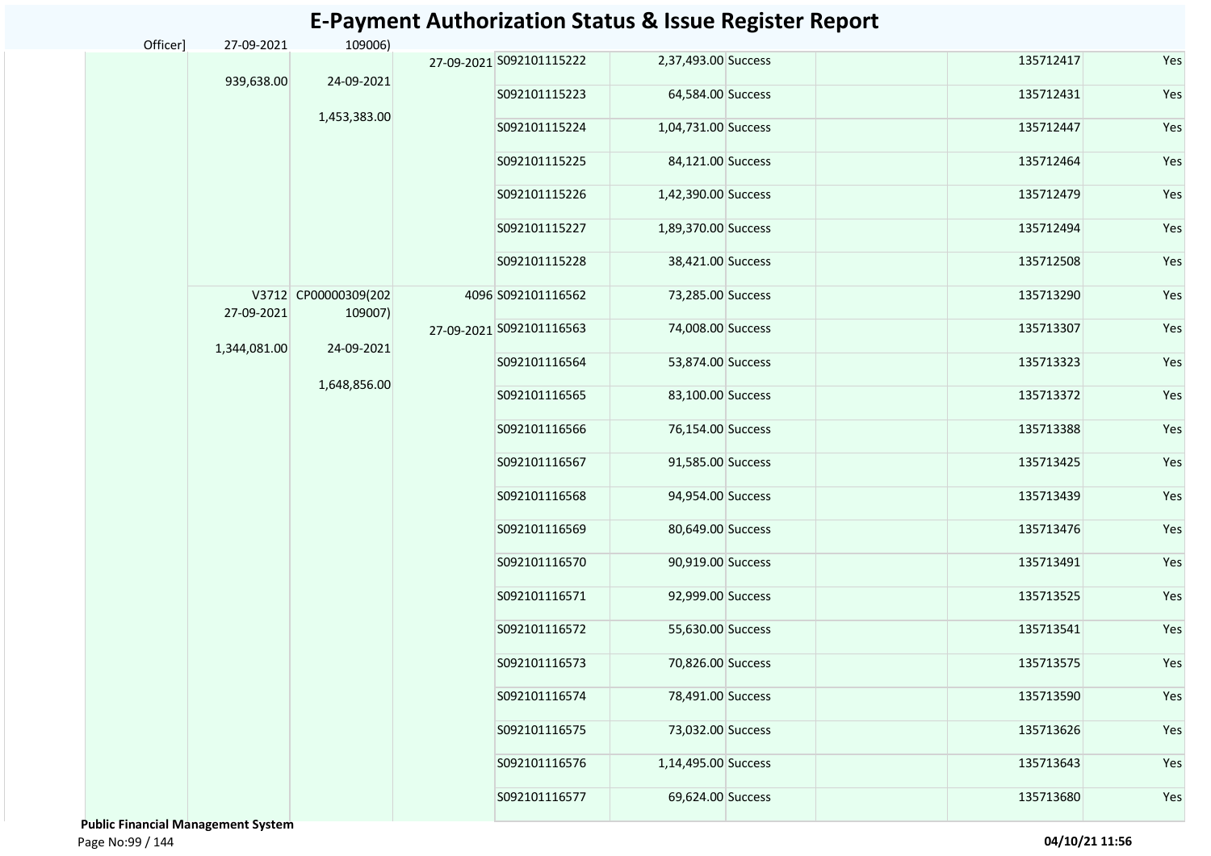# E-Payment Authorization Status & Issue Register Report

| | | | | | | | | | | |
|---|---|---|---|---|---|---|---|---|---|---|
| Officer] | 27-09-2021 | 109006) | | | | | | | | |
| | 939,638.00 | 24-09-2021 | 27-09-2021 | S092101115222 | 2,37,493.00 | Success | | | 135712417 | Yes |
| | | 1,453,383.00 | | S092101115223 | 64,584.00 | Success | | | 135712431 | Yes |
| | | | | S092101115224 | 1,04,731.00 | Success | | | 135712447 | Yes |
| | | | | S092101115225 | 84,121.00 | Success | | | 135712464 | Yes |
| | | | | S092101115226 | 1,42,390.00 | Success | | | 135712479 | Yes |
| | | | | S092101115227 | 1,89,370.00 | Success | | | 135712494 | Yes |
| | | | | S092101115228 | 38,421.00 | Success | | | 135712508 | Yes |
| | V3712 27-09-2021 1,344,081.00 | CP00000309(202109007) 24-09-2021 1,648,856.00 | 4096 27-09-2021 | S092101116562 | 73,285.00 | Success | | | 135713290 | Yes |
| | | | | S092101116563 | 74,008.00 | Success | | | 135713307 | Yes |
| | | | | S092101116564 | 53,874.00 | Success | | | 135713323 | Yes |
| | | | | S092101116565 | 83,100.00 | Success | | | 135713372 | Yes |
| | | | | S092101116566 | 76,154.00 | Success | | | 135713388 | Yes |
| | | | | S092101116567 | 91,585.00 | Success | | | 135713425 | Yes |
| | | | | S092101116568 | 94,954.00 | Success | | | 135713439 | Yes |
| | | | | S092101116569 | 80,649.00 | Success | | | 135713476 | Yes |
| | | | | S092101116570 | 90,919.00 | Success | | | 135713491 | Yes |
| | | | | S092101116571 | 92,999.00 | Success | | | 135713525 | Yes |
| | | | | S092101116572 | 55,630.00 | Success | | | 135713541 | Yes |
| | | | | S092101116573 | 70,826.00 | Success | | | 135713575 | Yes |
| | | | | S092101116574 | 78,491.00 | Success | | | 135713590 | Yes |
| | | | | S092101116575 | 73,032.00 | Success | | | 135713626 | Yes |
| | | | | S092101116576 | 1,14,495.00 | Success | | | 135713643 | Yes |
| | | | | S092101116577 | 69,624.00 | Success | | | 135713680 | Yes |

**Public Financial Management System**

04/10/21 11:56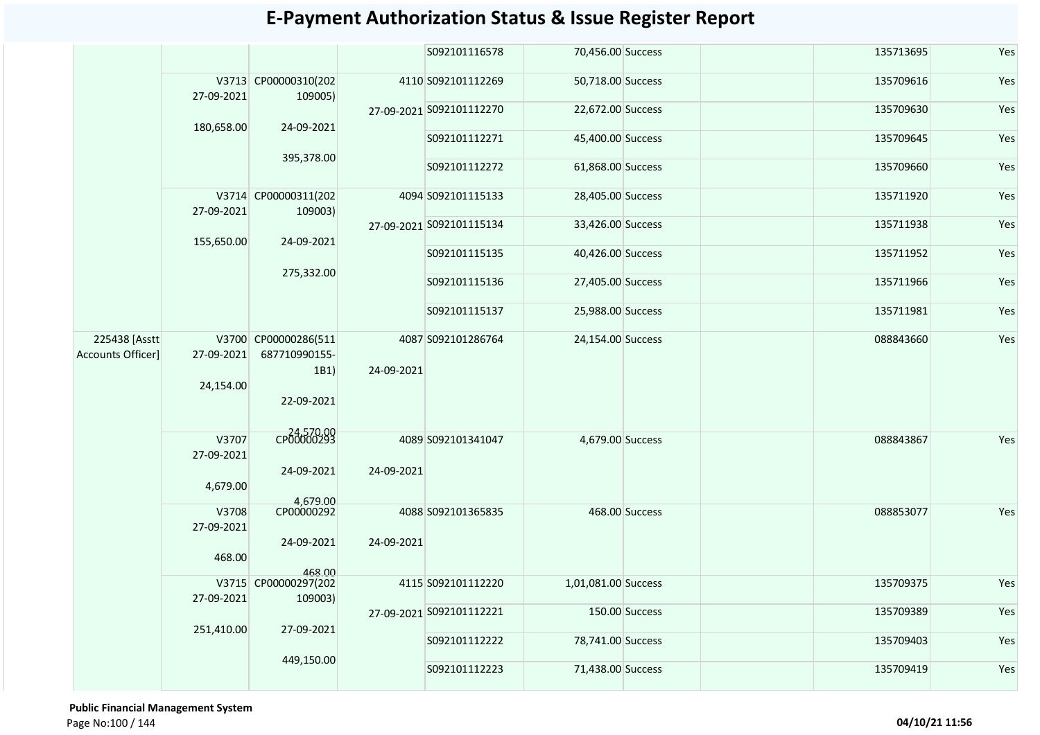# E-Payment Authorization Status & Issue Register Report

| | | | | | | | | | |
|---|---|---|---|---|---|---|---|---|---|
| | | | | S092101116578 | 70,456.00 | Success | | 135713695 | Yes |
| | V3713 27-09-2021 180,658.00 | CP00000310(202109005) 24-09-2021 395,378.00 | 4110 27-09-2021 | S092101112269 | 50,718.00 | Success | | 135709616 | Yes |
| | | | | S092101112270 | 22,672.00 | Success | | 135709630 | Yes |
| | | | | S092101112271 | 45,400.00 | Success | | 135709645 | Yes |
| | | | | S092101112272 | 61,868.00 | Success | | 135709660 | Yes |
| | V3714 27-09-2021 155,650.00 | CP00000311(202109003) 24-09-2021 275,332.00 | 4094 27-09-2021 | S092101115133 | 28,405.00 | Success | | 135711920 | Yes |
| | | | | S092101115134 | 33,426.00 | Success | | 135711938 | Yes |
| | | | | S092101115135 | 40,426.00 | Success | | 135711952 | Yes |
| | | | | S092101115136 | 27,405.00 | Success | | 135711966 | Yes |
| | | | | S092101115137 | 25,988.00 | Success | | 135711981 | Yes |
| 225438 [Asstt Accounts Officer] | V3700 27-09-2021 24,154.00 | CP00000286(511687710990155-1B1) 22-09-2021 24,570.00 | 4087 24-09-2021 | S092101286764 | 24,154.00 | Success | | 088843660 | Yes |
| | V3707 27-09-2021 4,679.00 | CP00000293 24-09-2021 4,679.00 | 4089 24-09-2021 | S092101341047 | 4,679.00 | Success | | 088843867 | Yes |
| | V3708 27-09-2021 468.00 | CP00000292 24-09-2021 468.00 | 4088 24-09-2021 | S092101365835 | 468.00 | Success | | 088853077 | Yes |
| | V3715 27-09-2021 251,410.00 | CP00000297(202109003) 27-09-2021 449,150.00 | 4115 27-09-2021 | S092101112220 | 1,01,081.00 | Success | | 135709375 | Yes |
| | | | | S092101112221 | 150.00 | Success | | 135709389 | Yes |
| | | | | S092101112222 | 78,741.00 | Success | | 135709403 | Yes |
| | | | | S092101112223 | 71,438.00 | Success | | 135709419 | Yes |

**Public Financial Management System**

04/10/21 11:56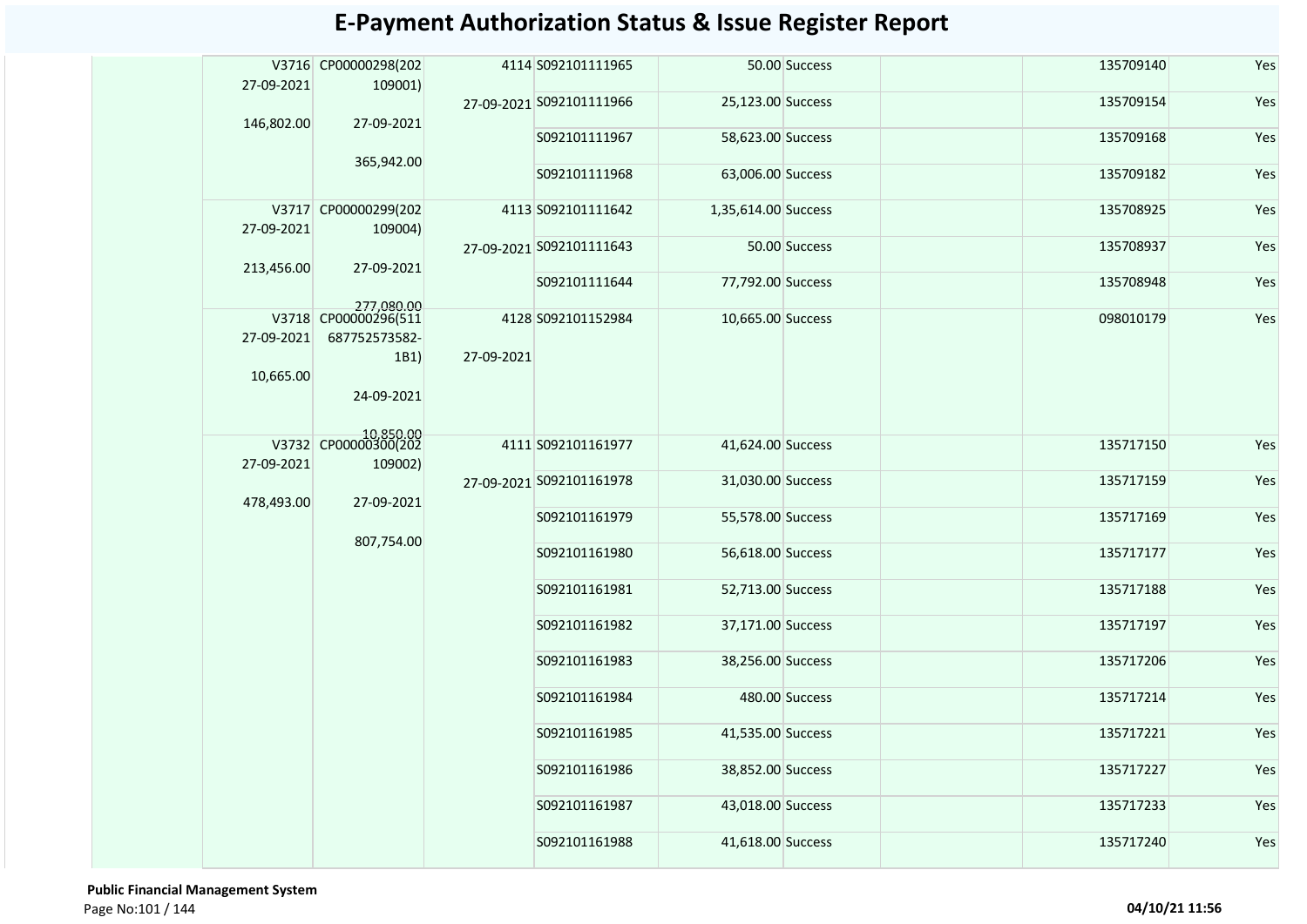# E-Payment Authorization Status & Issue Register Report

| | | | | | | | | | |
|---|---|---|---|---|---|---|---|---|---|
| | V3716 27-09-2021 146,802.00 | CP00000298(202109001) 27-09-2021 365,942.00 | 4114 27-09-2021 | S092101111965 | 50.00 | Success | | 135709140 | Yes |
| | | | | S092101111966 | 25,123.00 | Success | | 135709154 | Yes |
| | | | | S092101111967 | 58,623.00 | Success | | 135709168 | Yes |
| | | | | S092101111968 | 63,006.00 | Success | | 135709182 | Yes |
| | V3717 27-09-2021 213,456.00 | CP00000299(202109004) 27-09-2021 277,080.00 | 4113 27-09-2021 | S092101111642 | 1,35,614.00 | Success | | 135708925 | Yes |
| | | | | S092101111643 | 50.00 | Success | | 135708937 | Yes |
| | | | | S092101111644 | 77,792.00 | Success | | 135708948 | Yes |
| | V3718 27-09-2021 10,665.00 | CP00000296(511687752573582-1B1) 24-09-2021 10,850.00 | 4128 27-09-2021 | S092101152984 | 10,665.00 | Success | | 098010179 | Yes |
| | V3732 27-09-2021 478,493.00 | CP00000300(202109002) 27-09-2021 807,754.00 | 4111 27-09-2021 | S092101161977 | 41,624.00 | Success | | 135717150 | Yes |
| | | | | S092101161978 | 31,030.00 | Success | | 135717159 | Yes |
| | | | | S092101161979 | 55,578.00 | Success | | 135717169 | Yes |
| | | | | S092101161980 | 56,618.00 | Success | | 135717177 | Yes |
| | | | | S092101161981 | 52,713.00 | Success | | 135717188 | Yes |
| | | | | S092101161982 | 37,171.00 | Success | | 135717197 | Yes |
| | | | | S092101161983 | 38,256.00 | Success | | 135717206 | Yes |
| | | | | S092101161984 | 480.00 | Success | | 135717214 | Yes |
| | | | | S092101161985 | 41,535.00 | Success | | 135717221 | Yes |
| | | | | S092101161986 | 38,852.00 | Success | | 135717227 | Yes |
| | | | | S092101161987 | 43,018.00 | Success | | 135717233 | Yes |
| | | | | S092101161988 | 41,618.00 | Success | | 135717240 | Yes |

**Public Financial Management System**

04/10/21 11:56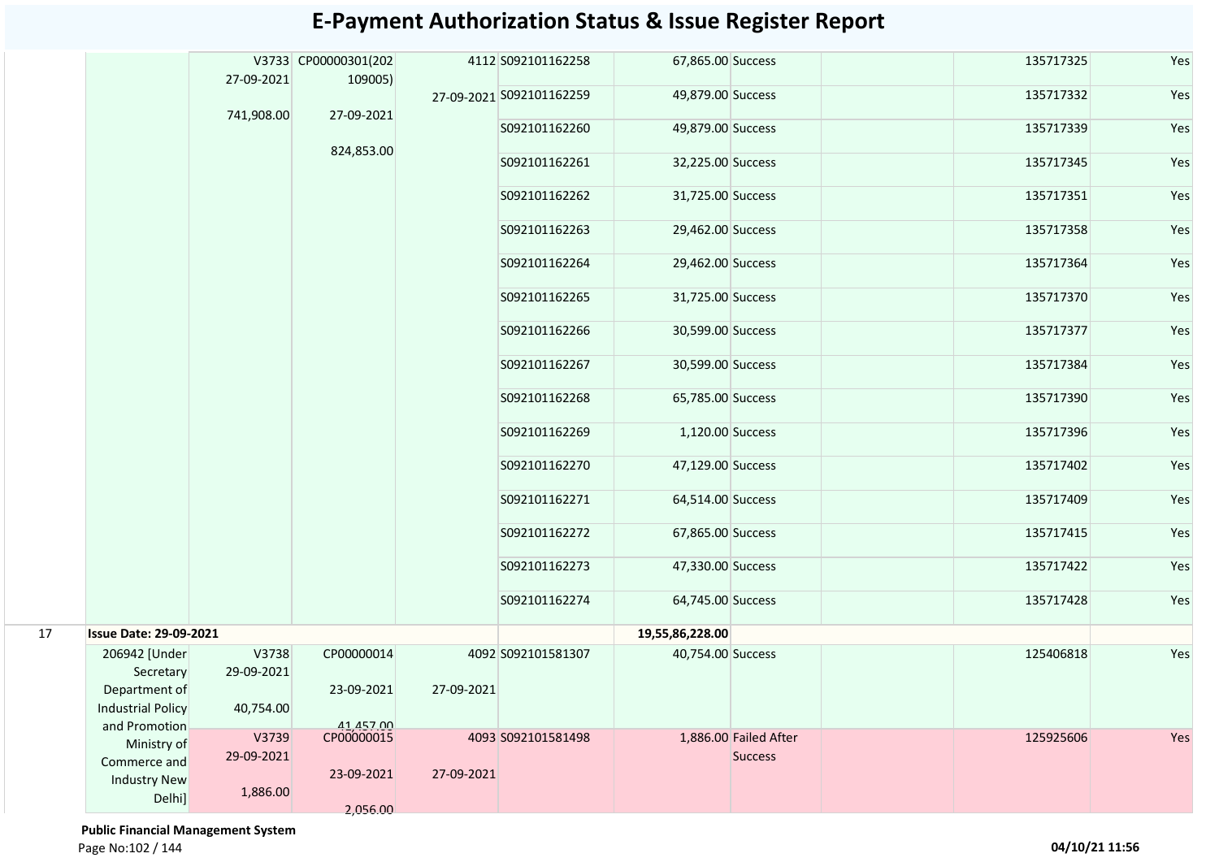# E-Payment Authorization Status & Issue Register Report

| | | | | | | | | | | |
|---|---|---|---|---|---|---|---|---|---|---|
| | | V3733 27-09-2021 741,908.00 | CP00000301(202109005) 27-09-2021 824,853.00 | 4112 27-09-2021 | S092101162258 | 67,865.00 | Success | | 135717325 | Yes |
| | | | | | S092101162259 | 49,879.00 | Success | | 135717332 | Yes |
| | | | | | S092101162260 | 49,879.00 | Success | | 135717339 | Yes |
| | | | | | S092101162261 | 32,225.00 | Success | | 135717345 | Yes |
| | | | | | S092101162262 | 31,725.00 | Success | | 135717351 | Yes |
| | | | | | S092101162263 | 29,462.00 | Success | | 135717358 | Yes |
| | | | | | S092101162264 | 29,462.00 | Success | | 135717364 | Yes |
| | | | | | S092101162265 | 31,725.00 | Success | | 135717370 | Yes |
| | | | | | S092101162266 | 30,599.00 | Success | | 135717377 | Yes |
| | | | | | S092101162267 | 30,599.00 | Success | | 135717384 | Yes |
| | | | | | S092101162268 | 65,785.00 | Success | | 135717390 | Yes |
| | | | | | S092101162269 | 1,120.00 | Success | | 135717396 | Yes |
| | | | | | S092101162270 | 47,129.00 | Success | | 135717402 | Yes |
| | | | | | S092101162271 | 64,514.00 | Success | | 135717409 | Yes |
| | | | | | S092101162272 | 67,865.00 | Success | | 135717415 | Yes |
| | | | | | S092101162273 | 47,330.00 | Success | | 135717422 | Yes |
| | | | | | S092101162274 | 64,745.00 | Success | | 135717428 | Yes |
| 17 | **Issue Date: 29-09-2021** | | | | | **19,55,86,228.00** | | | | |
| | 206942 [Under Secretary Department of Industrial Policy and Promotion Ministry of Commerce and Industry New Delhi] | V3738 29-09-2021 40,754.00 | CP00000014 23-09-2021 41,457.00 | 4092 27-09-2021 | S092101581307 | 40,754.00 | Success | | 125406818 | Yes |
| | | V3739 29-09-2021 1,886.00 | CP00000015 23-09-2021 2,056.00 | 4093 27-09-2021 | S092101581498 | 1,886.00 | Failed After Success | | 125925606 | Yes |

**Public Financial Management System**

04/10/21 11:56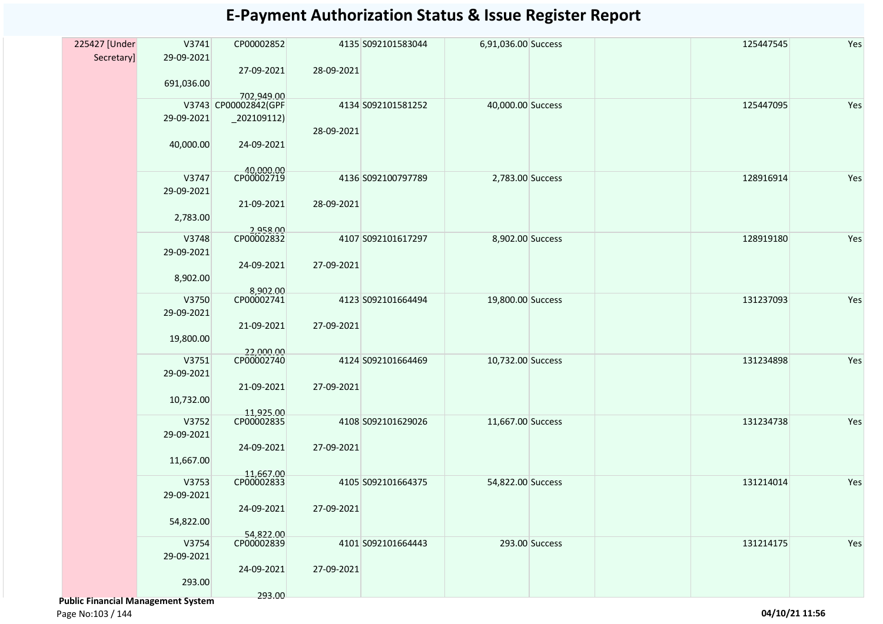# E-Payment Authorization Status & Issue Register Report

| | | | | | | | | | |
|---|---|---|---|---|---|---|---|---|---|
| 225427 [Under Secretary] | V3741 29-09-2021 691,036.00 | CP00002852 27-09-2021 702,949.00 | 4135 28-09-2021 | S092101583044 | 6,91,036.00 | Success | | 125447545 | Yes |
| | V3743 29-09-2021 40,000.00 | CP00002842(GPF _202109112) 24-09-2021 40,000.00 | 4134 28-09-2021 | S092101581252 | 40,000.00 | Success | | 125447095 | Yes |
| | V3747 29-09-2021 2,783.00 | CP00002719 21-09-2021 2,958.00 | 4136 28-09-2021 | S092100797789 | 2,783.00 | Success | | 128916914 | Yes |
| | V3748 29-09-2021 8,902.00 | CP00002832 24-09-2021 8,902.00 | 4107 27-09-2021 | S092101617297 | 8,902.00 | Success | | 128919180 | Yes |
| | V3750 29-09-2021 19,800.00 | CP00002741 21-09-2021 22,000.00 | 4123 27-09-2021 | S092101664494 | 19,800.00 | Success | | 131237093 | Yes |
| | V3751 29-09-2021 10,732.00 | CP00002740 21-09-2021 11,925.00 | 4124 27-09-2021 | S092101664469 | 10,732.00 | Success | | 131234898 | Yes |
| | V3752 29-09-2021 11,667.00 | CP00002835 24-09-2021 11,667.00 | 4108 27-09-2021 | S092101629026 | 11,667.00 | Success | | 131234738 | Yes |
| | V3753 29-09-2021 54,822.00 | CP00002833 24-09-2021 54,822.00 | 4105 27-09-2021 | S092101664375 | 54,822.00 | Success | | 131214014 | Yes |
| | V3754 29-09-2021 293.00 | CP00002839 24-09-2021 293.00 | 4101 27-09-2021 | S092101664443 | 293.00 | Success | | 131214175 | Yes |

**Public Financial Management System**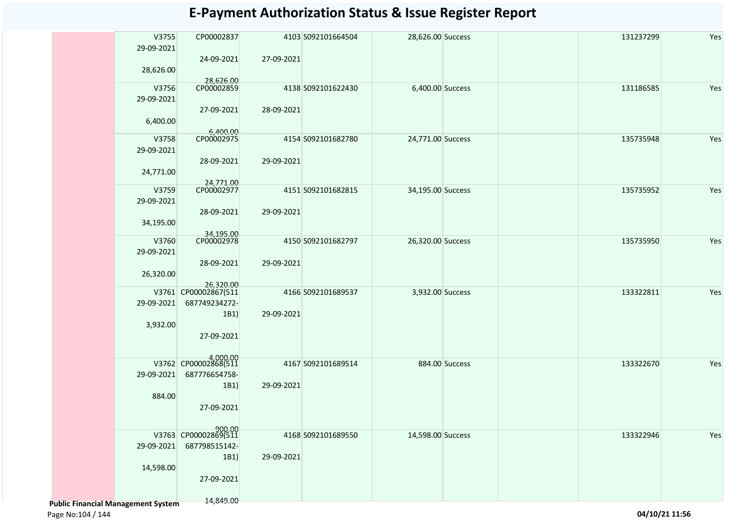# E-Payment Authorization Status & Issue Register Report

| | | | | | | | | | | |
|---|---|---|---|---|---|---|---|---|---|---|
| | | V3755 29-09-2021 28,626.00 | CP00002837 24-09-2021 28,626.00 | 4103 27-09-2021 | S092101664504 | 28,626.00 | Success | | 131237299 | Yes |
| | | V3756 29-09-2021 6,400.00 | CP00002859 27-09-2021 6,400.00 | 4138 28-09-2021 | S092101622430 | 6,400.00 | Success | | 131186585 | Yes |
| | | V3758 29-09-2021 24,771.00 | CP00002975 28-09-2021 24,771.00 | 4154 29-09-2021 | S092101682780 | 24,771.00 | Success | | 135735948 | Yes |
| | | V3759 29-09-2021 34,195.00 | CP00002977 28-09-2021 34,195.00 | 4151 29-09-2021 | S092101682815 | 34,195.00 | Success | | 135735952 | Yes |
| | | V3760 29-09-2021 26,320.00 | CP00002978 28-09-2021 26,320.00 | 4150 29-09-2021 | S092101682797 | 26,320.00 | Success | | 135735950 | Yes |
| | | V3761 29-09-2021 3,932.00 | CP00002867(511 687749234272-1B1) 27-09-2021 4,000.00 | 4166 29-09-2021 | S092101689537 | 3,932.00 | Success | | 133322811 | Yes |
| | | V3762 29-09-2021 884.00 | CP00002868(511 687776654758-1B1) 27-09-2021 900.00 | 4167 29-09-2021 | S092101689514 | 884.00 | Success | | 133322670 | Yes |
| | | V3763 29-09-2021 14,598.00 | CP00002869(511 687798515142-1B1) 27-09-2021 14,849.00 | 4168 29-09-2021 | S092101689550 | 14,598.00 | Success | | 133322946 | Yes |

**Public Financial Management System**

04/10/21 11:56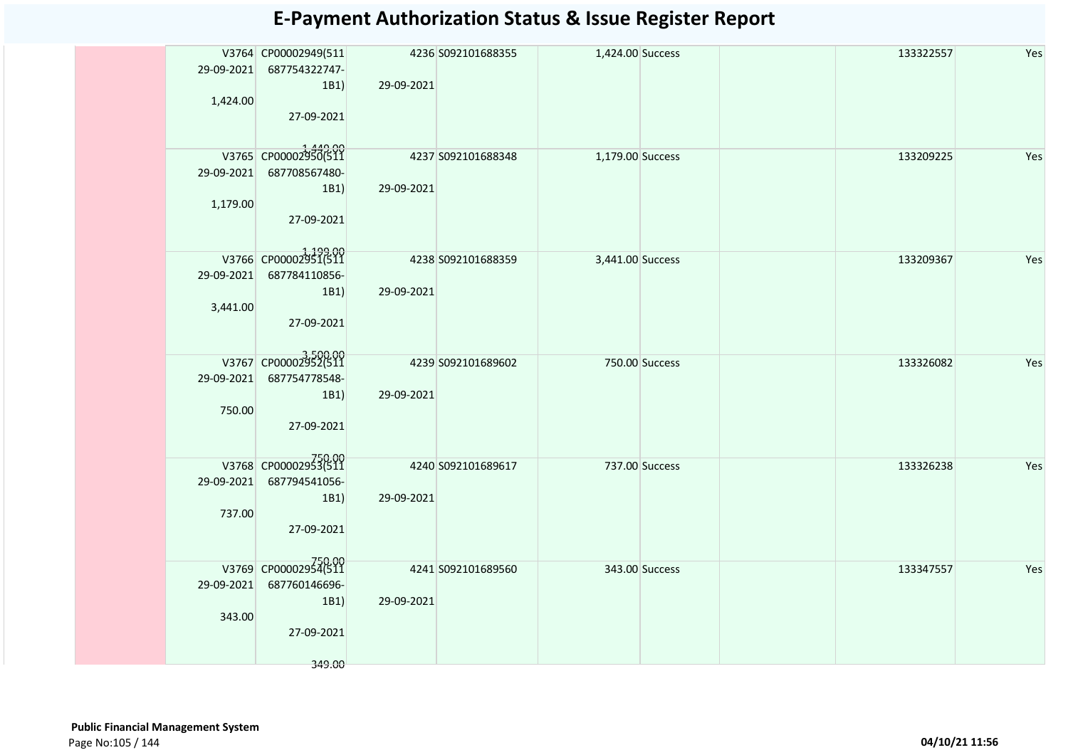# E-Payment Authorization Status & Issue Register Report

| | | | | | | | | | |
|---|---|---|---|---|---|---|---|---|---|
| | V3764 29-09-2021 1,424.00 | CP00002949(511 687754322747-1B1) 27-09-2021 1,449.00 | 4236 29-09-2021 | S092101688355 | 1,424.00 | Success | | 133322557 | Yes |
| | V3765 29-09-2021 1,179.00 | CP00002950(511 687708567480-1B1) 27-09-2021 1,199.00 | 4237 29-09-2021 | S092101688348 | 1,179.00 | Success | | 133209225 | Yes |
| | V3766 29-09-2021 3,441.00 | CP00002951(511 687784110856-1B1) 27-09-2021 3,500.00 | 4238 29-09-2021 | S092101688359 | 3,441.00 | Success | | 133209367 | Yes |
| | V3767 29-09-2021 750.00 | CP00002952(511 687754778548-1B1) 27-09-2021 750.00 | 4239 29-09-2021 | S092101689602 | 750.00 | Success | | 133326082 | Yes |
| | V3768 29-09-2021 737.00 | CP00002953(511 687794541056-1B1) 27-09-2021 750.00 | 4240 29-09-2021 | S092101689617 | 737.00 | Success | | 133326238 | Yes |
| | V3769 29-09-2021 343.00 | CP00002954(511 687760146696-1B1) 27-09-2021 349.00 | 4241 29-09-2021 | S092101689560 | 343.00 | Success | | 133347557 | Yes |

**Public Financial Management System**

04/10/21 11:56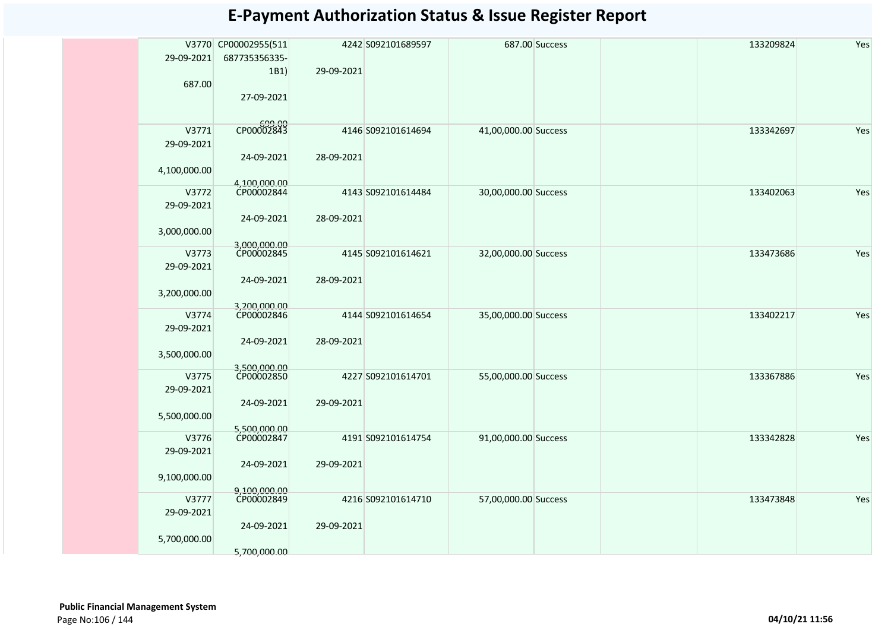# E-Payment Authorization Status & Issue Register Report

| | | | | | | | | | | |
|---|---|---|---|---|---|---|---|---|---|---|
| | | V3770 29-09-2021 687.00 | CP00002955(511687735356335-1B1) 27-09-2021 690.00 | 4242 29-09-2021 | S092101689597 | 687.00 | Success | | 133209824 | Yes |
| | | V3771 29-09-2021 4,100,000.00 | CP00002843 24-09-2021 4,100,000.00 | 4146 28-09-2021 | S092101614694 | 41,00,000.00 | Success | | 133342697 | Yes |
| | | V3772 29-09-2021 3,000,000.00 | CP00002844 24-09-2021 3,000,000.00 | 4143 28-09-2021 | S092101614484 | 30,00,000.00 | Success | | 133402063 | Yes |
| | | V3773 29-09-2021 3,200,000.00 | CP00002845 24-09-2021 3,200,000.00 | 4145 28-09-2021 | S092101614621 | 32,00,000.00 | Success | | 133473686 | Yes |
| | | V3774 29-09-2021 3,500,000.00 | CP00002846 24-09-2021 3,500,000.00 | 4144 28-09-2021 | S092101614654 | 35,00,000.00 | Success | | 133402217 | Yes |
| | | V3775 29-09-2021 5,500,000.00 | CP00002850 24-09-2021 5,500,000.00 | 4227 29-09-2021 | S092101614701 | 55,00,000.00 | Success | | 133367886 | Yes |
| | | V3776 29-09-2021 9,100,000.00 | CP00002847 24-09-2021 9,100,000.00 | 4191 29-09-2021 | S092101614754 | 91,00,000.00 | Success | | 133342828 | Yes |
| | | V3777 29-09-2021 5,700,000.00 | CP00002849 24-09-2021 5,700,000.00 | 4216 29-09-2021 | S092101614710 | 57,00,000.00 | Success | | 133473848 | Yes |

**Public Financial Management System**

04/10/21 11:56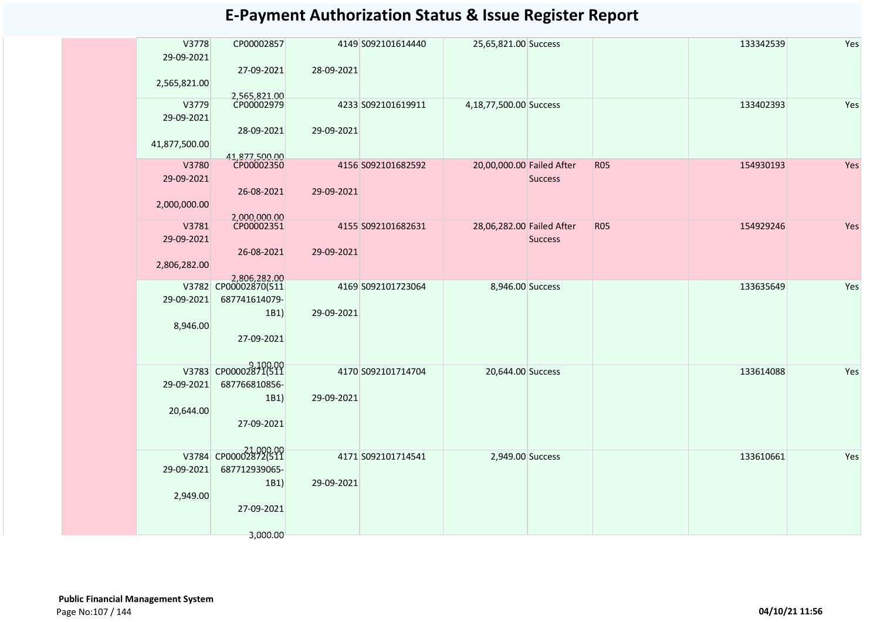# E-Payment Authorization Status & Issue Register Report

| | | | | | | | | | | |
|---|---|---|---|---|---|---|---|---|---|---|
| | V3778 29-09-2021 2,565,821.00 | CP00002857 27-09-2021 2,565,821.00 | 4149 28-09-2021 | S092101614440 | 25,65,821.00 | Success | | 133342539 | Yes |
| | V3779 29-09-2021 41,877,500.00 | CP00002979 28-09-2021 41,877,500.00 | 4233 29-09-2021 | S092101619911 | 4,18,77,500.00 | Success | | 133402393 | Yes |
| | V3780 29-09-2021 2,000,000.00 | CP00002350 26-08-2021 2,000,000.00 | 4156 29-09-2021 | S092101682592 | 20,00,000.00 | Failed After Success | R05 | 154930193 | Yes |
| | V3781 29-09-2021 2,806,282.00 | CP00002351 26-08-2021 2,806,282.00 | 4155 29-09-2021 | S092101682631 | 28,06,282.00 | Failed After Success | R05 | 154929246 | Yes |
| | V3782 29-09-2021 8,946.00 | CP00002870(511687741614079-1B1) 27-09-2021 9,100.00 | 4169 29-09-2021 | S092101723064 | 8,946.00 | Success | | 133635649 | Yes |
| | V3783 29-09-2021 20,644.00 | CP00002871(511687766810856-1B1) 27-09-2021 21,000.00 | 4170 29-09-2021 | S092101714704 | 20,644.00 | Success | | 133614088 | Yes |
| | V3784 29-09-2021 2,949.00 | CP00002872(511687712939065-1B1) 27-09-2021 3,000.00 | 4171 29-09-2021 | S092101714541 | 2,949.00 | Success | | 133610661 | Yes |

**Public Financial Management System**

04/10/21 11:56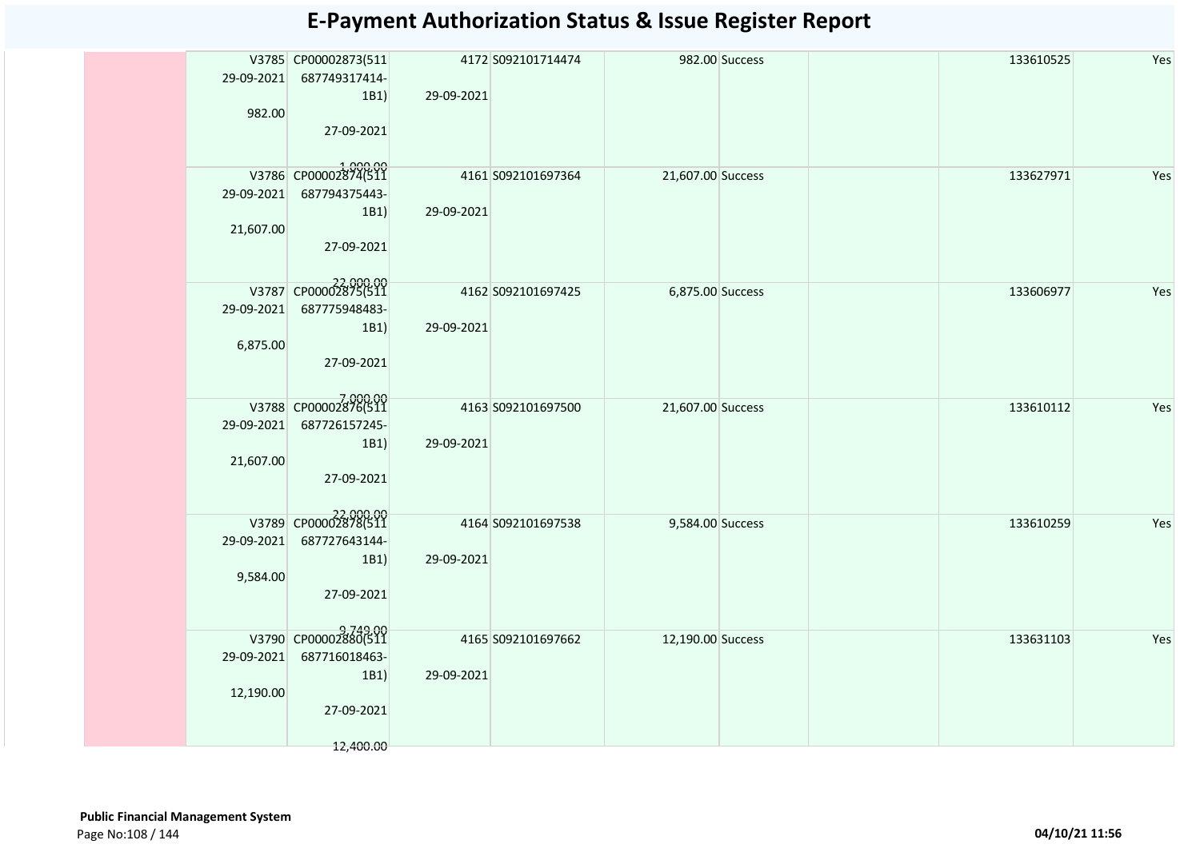# E-Payment Authorization Status & Issue Register Report

| | V3785 29-09-2021 982.00 | CP00002873(511 687749317414-1B1) 27-09-2021 1,000.00 | 4172 29-09-2021 | S092101714474 | 982.00 | Success | | 133610525 | Yes |
|---|---|---|---|---|---|---|---|---|---|
| | V3786 29-09-2021 21,607.00 | CP00002874(511 687794375443-1B1) 27-09-2021 22,000.00 | 4161 29-09-2021 | S092101697364 | 21,607.00 | Success | | 133627971 | Yes |
| | V3787 29-09-2021 6,875.00 | CP00002875(511 687775948483-1B1) 27-09-2021 7,000.00 | 4162 29-09-2021 | S092101697425 | 6,875.00 | Success | | 133606977 | Yes |
| | V3788 29-09-2021 21,607.00 | CP00002876(511 687726157245-1B1) 27-09-2021 22,000.00 | 4163 29-09-2021 | S092101697500 | 21,607.00 | Success | | 133610112 | Yes |
| | V3789 29-09-2021 9,584.00 | CP00002878(511 687727643144-1B1) 27-09-2021 9,749.00 | 4164 29-09-2021 | S092101697538 | 9,584.00 | Success | | 133610259 | Yes |
| | V3790 29-09-2021 12,190.00 | CP00002880(511 687716018463-1B1) 27-09-2021 12,400.00 | 4165 29-09-2021 | S092101697662 | 12,190.00 | Success | | 133631103 | Yes |

**Public Financial Management System**

04/10/21 11:56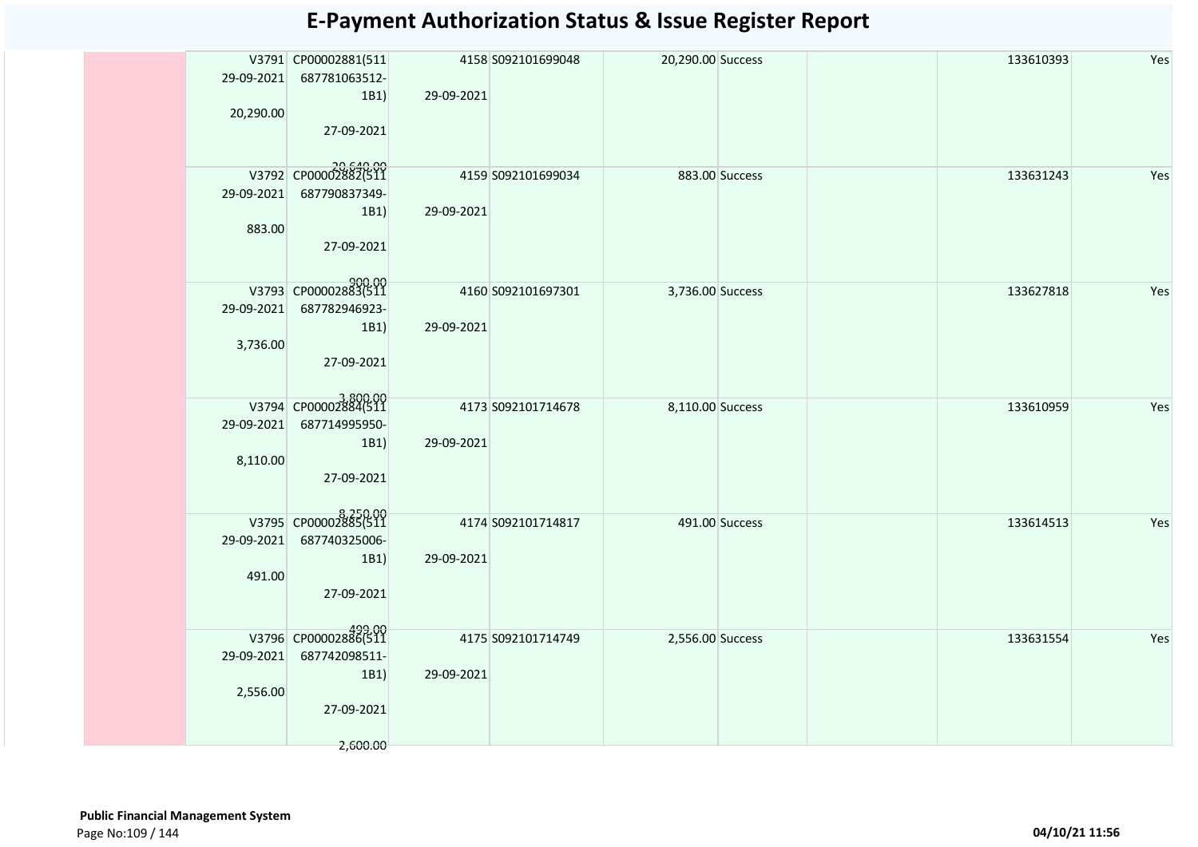# E-Payment Authorization Status & Issue Register Report

| | | | | | | | | | |
|---|---|---|---|---|---|---|---|---|---|
| | V3791 29-09-2021 20,290.00 | CP00002881(511687781063512-1B1) 27-09-2021 20,640.00 | 4158 29-09-2021 | S092101699048 | 20,290.00 | Success | | 133610393 | Yes |
| | V3792 29-09-2021 883.00 | CP00002882(511687790837349-1B1) 27-09-2021 900.00 | 4159 29-09-2021 | S092101699034 | 883.00 | Success | | 133631243 | Yes |
| | V3793 29-09-2021 3,736.00 | CP00002883(511687782946923-1B1) 27-09-2021 3,800.00 | 4160 29-09-2021 | S092101697301 | 3,736.00 | Success | | 133627818 | Yes |
| | V3794 29-09-2021 8,110.00 | CP00002884(511687714995950-1B1) 27-09-2021 8,250.00 | 4173 29-09-2021 | S092101714678 | 8,110.00 | Success | | 133610959 | Yes |
| | V3795 29-09-2021 491.00 | CP00002885(511687740325006-1B1) 27-09-2021 499.00 | 4174 29-09-2021 | S092101714817 | 491.00 | Success | | 133614513 | Yes |
| | V3796 29-09-2021 2,556.00 | CP00002886(511687742098511-1B1) 27-09-2021 2,600.00 | 4175 29-09-2021 | S092101714749 | 2,556.00 | Success | | 133631554 | Yes |

**Public Financial Management System**

04/10/21 11:56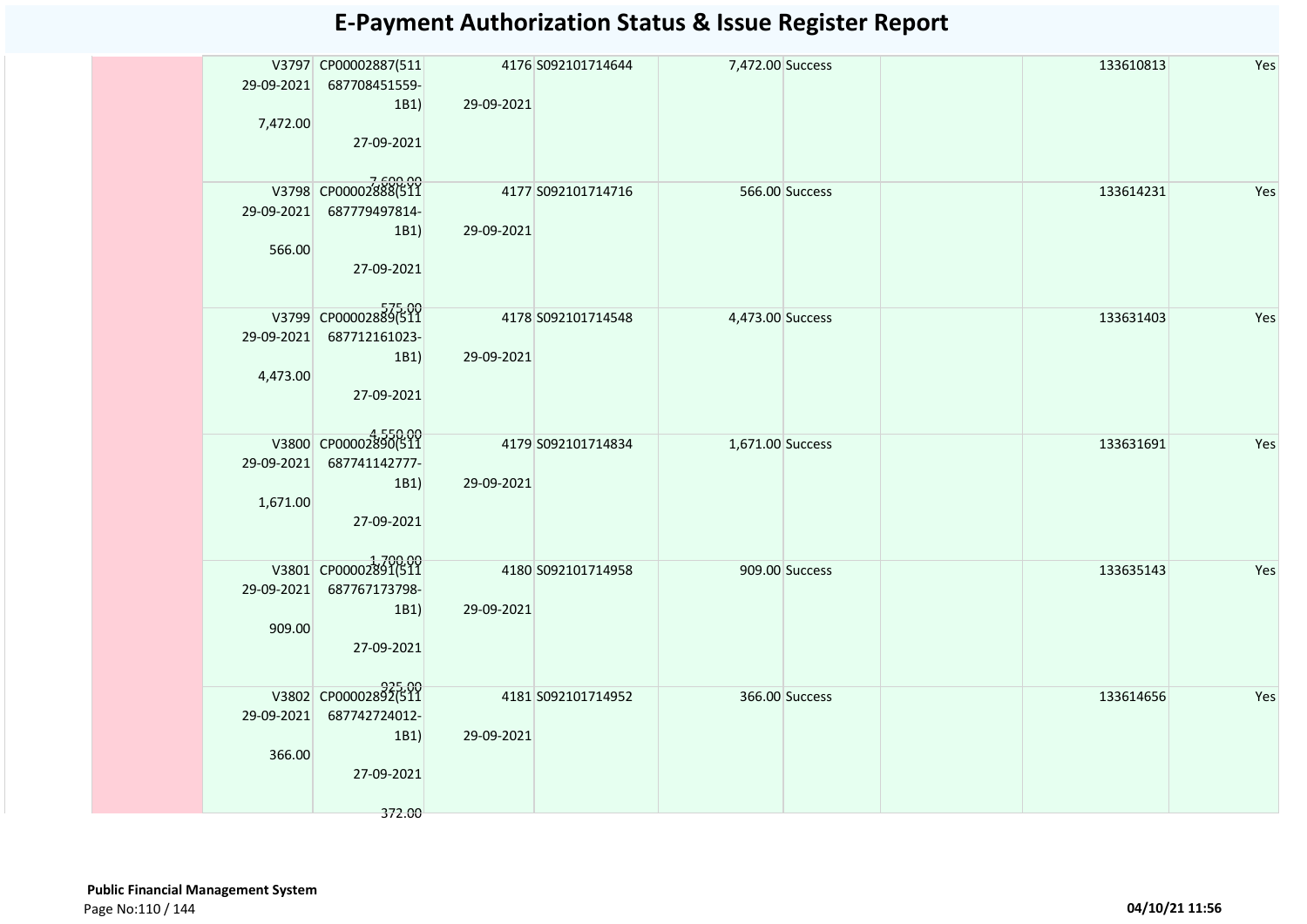# E-Payment Authorization Status & Issue Register Report

| | V3797 29-09-2021 7,472.00 | CP00002887(511 687708451559-1B1) 27-09-2021 7,600.00 | 4176 29-09-2021 | S092101714644 | 7,472.00 | Success | | 133610813 | Yes |
|---|---|---|---|---|---|---|---|---|---|
| | V3798 29-09-2021 566.00 | CP00002888(511 687779497814-1B1) 27-09-2021 575.00 | 4177 29-09-2021 | S092101714716 | 566.00 | Success | | 133614231 | Yes |
| | V3799 29-09-2021 4,473.00 | CP00002889(511 687712161023-1B1) 27-09-2021 4,550.00 | 4178 29-09-2021 | S092101714548 | 4,473.00 | Success | | 133631403 | Yes |
| | V3800 29-09-2021 1,671.00 | CP00002890(511 687741142777-1B1) 27-09-2021 1,700.00 | 4179 29-09-2021 | S092101714834 | 1,671.00 | Success | | 133631691 | Yes |
| | V3801 29-09-2021 909.00 | CP00002891(511 687767173798-1B1) 27-09-2021 925.00 | 4180 29-09-2021 | S092101714958 | 909.00 | Success | | 133635143 | Yes |
| | V3802 29-09-2021 366.00 | CP00002892(511 687742724012-1B1) 27-09-2021 372.00 | 4181 29-09-2021 | S092101714952 | 366.00 | Success | | 133614656 | Yes |

**Public Financial Management System**

04/10/21 11:56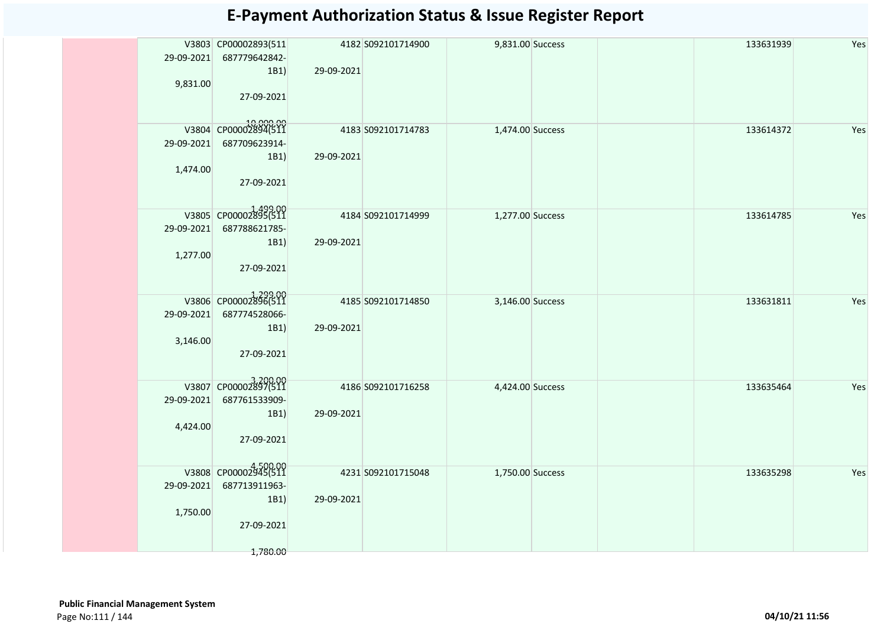# E-Payment Authorization Status & Issue Register Report

| | | | | | | | | | |
|---|---|---|---|---|---|---|---|---|---|
| | V3803<br>29-09-2021<br><br>9,831.00 | CP00002893(511<br>687779642842-<br>1B1)<br><br>27-09-2021<br><br>10,000.00 | 4182<br><br>29-09-2021 | S092101714900 | 9,831.00 | Success | | 133631939 | Yes |
| | V3804<br>29-09-2021<br><br>1,474.00 | CP00002894(511<br>687709623914-<br>1B1)<br><br>27-09-2021<br><br>1,499.00 | 4183<br><br>29-09-2021 | S092101714783 | 1,474.00 | Success | | 133614372 | Yes |
| | V3805<br>29-09-2021<br><br>1,277.00 | CP00002895(511<br>687788621785-<br>1B1)<br><br>27-09-2021<br><br>1,299.00 | 4184<br><br>29-09-2021 | S092101714999 | 1,277.00 | Success | | 133614785 | Yes |
| | V3806<br>29-09-2021<br><br>3,146.00 | CP00002896(511<br>687774528066-<br>1B1)<br><br>27-09-2021<br><br>3,200.00 | 4185<br><br>29-09-2021 | S092101714850 | 3,146.00 | Success | | 133631811 | Yes |
| | V3807<br>29-09-2021<br><br>4,424.00 | CP00002897(511<br>687761533909-<br>1B1)<br><br>27-09-2021<br><br>4,500.00 | 4186<br><br>29-09-2021 | S092101716258 | 4,424.00 | Success | | 133635464 | Yes |
| | V3808<br>29-09-2021<br><br>1,750.00 | CP00002945(511<br>687713911963-<br>1B1)<br><br>27-09-2021<br><br>1,780.00 | 4231<br><br>29-09-2021 | S092101715048 | 1,750.00 | Success | | 133635298 | Yes |

**Public Financial Management System**

**04/10/21 11:56**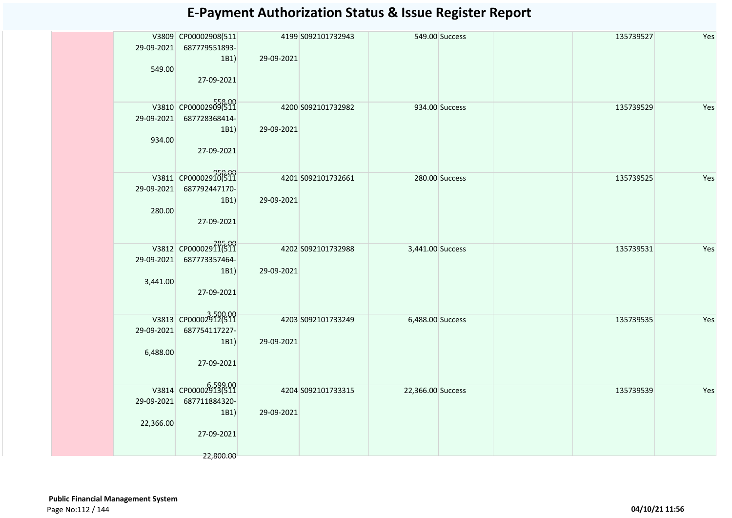# E-Payment Authorization Status & Issue Register Report

| | | | | | | | | | |
|---|---|---|---|---|---|---|---|---|---|
| | V3809 29-09-2021 549.00 | CP00002908(511 687779551893-1B1) 27-09-2021 558.00 | 4199 29-09-2021 | S092101732943 | 549.00 | Success | | 135739527 | Yes |
| | V3810 29-09-2021 934.00 | CP00002909(511 687728368414-1B1) 27-09-2021 950.00 | 4200 29-09-2021 | S092101732982 | 934.00 | Success | | 135739529 | Yes |
| | V3811 29-09-2021 280.00 | CP00002910(511 687792447170-1B1) 27-09-2021 285.00 | 4201 29-09-2021 | S092101732661 | 280.00 | Success | | 135739525 | Yes |
| | V3812 29-09-2021 3,441.00 | CP00002911(511 687773357464-1B1) 27-09-2021 3,500.00 | 4202 29-09-2021 | S092101732988 | 3,441.00 | Success | | 135739531 | Yes |
| | V3813 29-09-2021 6,488.00 | CP00002912(511 687754117227-1B1) 27-09-2021 6,599.00 | 4203 29-09-2021 | S092101733249 | 6,488.00 | Success | | 135739535 | Yes |
| | V3814 29-09-2021 22,366.00 | CP00002913(511 687711884320-1B1) 27-09-2021 22,800.00 | 4204 29-09-2021 | S092101733315 | 22,366.00 | Success | | 135739539 | Yes |

**Public Financial Management System**

04/10/21 11:56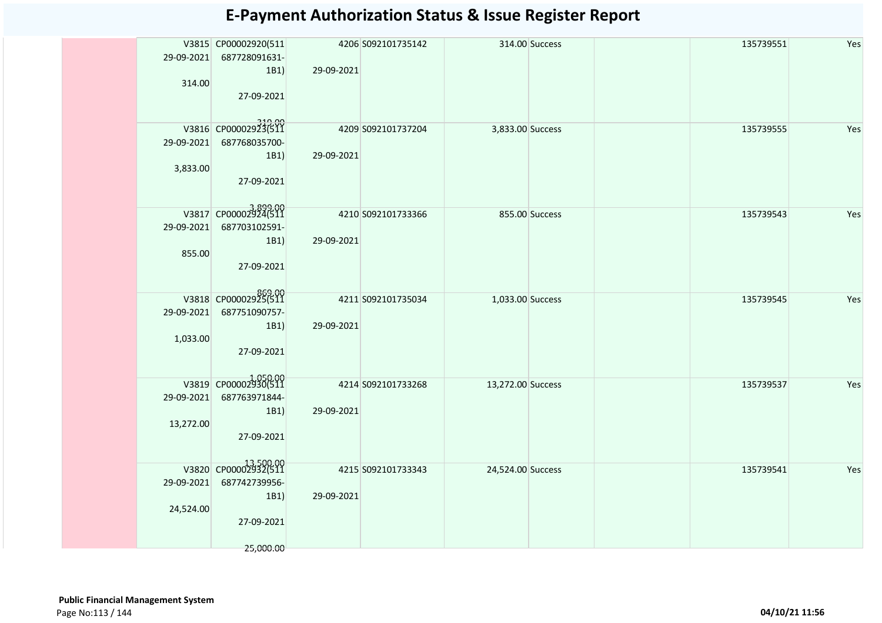# E-Payment Authorization Status & Issue Register Report

| | | | | | | | | | | |
|---|---|---|---|---|---|---|---|---|---|---|
| | V3815 29-09-2021 314.00 | CP00002920(511 687728091631-1B1) 27-09-2021 319.00 | 4206 29-09-2021 | S092101735142 | 314.00 | Success | | | 135739551 | Yes |
| | V3816 29-09-2021 3,833.00 | CP00002923(511 687768035700-1B1) 27-09-2021 3,899.00 | 4209 29-09-2021 | S092101737204 | 3,833.00 | Success | | | 135739555 | Yes |
| | V3817 29-09-2021 855.00 | CP00002924(511 687703102591-1B1) 27-09-2021 869.00 | 4210 29-09-2021 | S092101733366 | 855.00 | Success | | | 135739543 | Yes |
| | V3818 29-09-2021 1,033.00 | CP00002925(511 687751090757-1B1) 27-09-2021 1,050.00 | 4211 29-09-2021 | S092101735034 | 1,033.00 | Success | | | 135739545 | Yes |
| | V3819 29-09-2021 13,272.00 | CP00002930(511 687763971844-1B1) 27-09-2021 13,500.00 | 4214 29-09-2021 | S092101733268 | 13,272.00 | Success | | | 135739537 | Yes |
| | V3820 29-09-2021 24,524.00 | CP00002932(511 687742739956-1B1) 27-09-2021 25,000.00 | 4215 29-09-2021 | S092101733343 | 24,524.00 | Success | | | 135739541 | Yes |

**Public Financial Management System**

**04/10/21 11:56**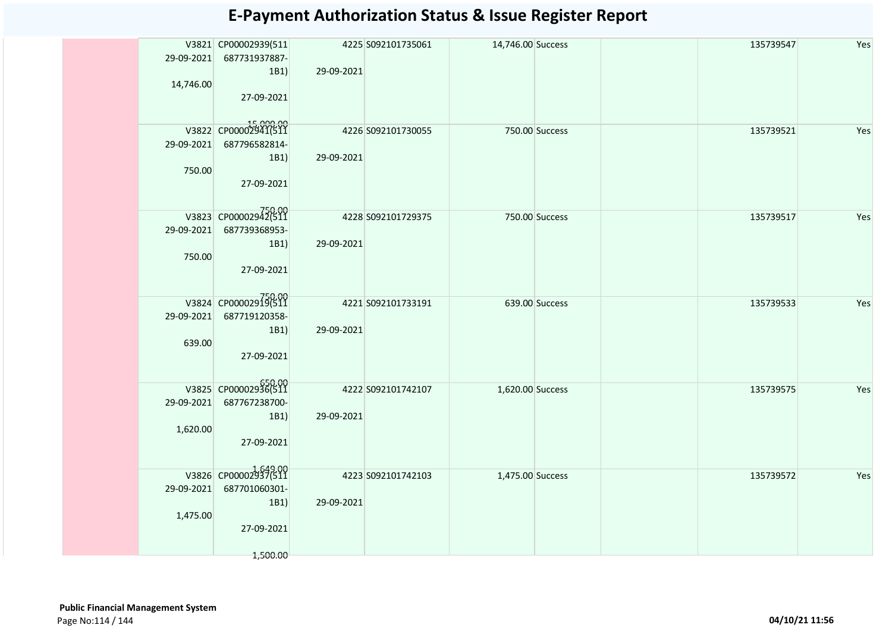# E-Payment Authorization Status & Issue Register Report

| | | | | | | | | | | |
|---|---|---|---|---|---|---|---|---|---|---|
| | V3821 29-09-2021 14,746.00 | CP00002939(511 687731937887-1B1) 27-09-2021 15,000.00 | 4225 29-09-2021 | S092101735061 | 14,746.00 | Success | | | 135739547 | Yes |
| | V3822 29-09-2021 750.00 | CP00002941(511 687796582814-1B1) 27-09-2021 750.00 | 4226 29-09-2021 | S092101730055 | 750.00 | Success | | | 135739521 | Yes |
| | V3823 29-09-2021 750.00 | CP00002942(511 687739368953-1B1) 27-09-2021 750.00 | 4228 29-09-2021 | S092101729375 | 750.00 | Success | | | 135739517 | Yes |
| | V3824 29-09-2021 639.00 | CP00002919(511 687719120358-1B1) 27-09-2021 650.00 | 4221 29-09-2021 | S092101733191 | 639.00 | Success | | | 135739533 | Yes |
| | V3825 29-09-2021 1,620.00 | CP00002936(511 687767238700-1B1) 27-09-2021 1,649.00 | 4222 29-09-2021 | S092101742107 | 1,620.00 | Success | | | 135739575 | Yes |
| | V3826 29-09-2021 1,475.00 | CP00002937(511 687701060301-1B1) 27-09-2021 1,500.00 | 4223 29-09-2021 | S092101742103 | 1,475.00 | Success | | | 135739572 | Yes |

**Public Financial Management System**

04/10/21 11:56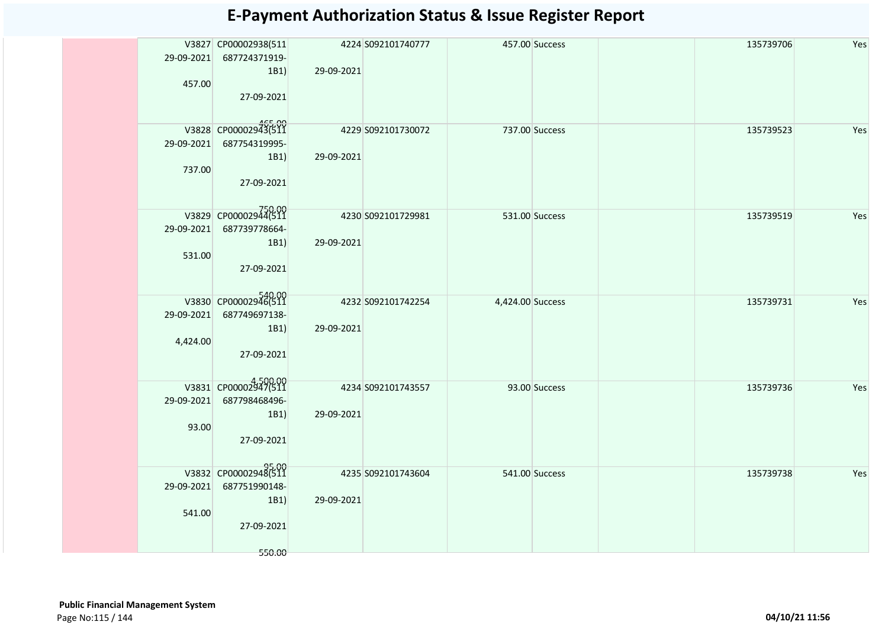# E-Payment Authorization Status & Issue Register Report

| | | | | | | | | | |
|---|---|---|---|---|---|---|---|---|---|
| | V3827 29-09-2021 457.00 | CP00002938(511 687724371919-1B1) 27-09-2021 465.00 | 4224 29-09-2021 | S092101740777 | 457.00 | Success | | 135739706 | Yes |
| | V3828 29-09-2021 737.00 | CP00002943(511 687754319995-1B1) 27-09-2021 750.00 | 4229 29-09-2021 | S092101730072 | 737.00 | Success | | 135739523 | Yes |
| | V3829 29-09-2021 531.00 | CP00002944(511 687739778664-1B1) 27-09-2021 540.00 | 4230 29-09-2021 | S092101729981 | 531.00 | Success | | 135739519 | Yes |
| | V3830 29-09-2021 4,424.00 | CP00002946(511 687749697138-1B1) 27-09-2021 4,500.00 | 4232 29-09-2021 | S092101742254 | 4,424.00 | Success | | 135739731 | Yes |
| | V3831 29-09-2021 93.00 | CP00002947(511 687798468496-1B1) 27-09-2021 95.00 | 4234 29-09-2021 | S092101743557 | 93.00 | Success | | 135739736 | Yes |
| | V3832 29-09-2021 541.00 | CP00002948(511 687751990148-1B1) 27-09-2021 550.00 | 4235 29-09-2021 | S092101743604 | 541.00 | Success | | 135739738 | Yes |

**Public Financial Management System**

04/10/21 11:56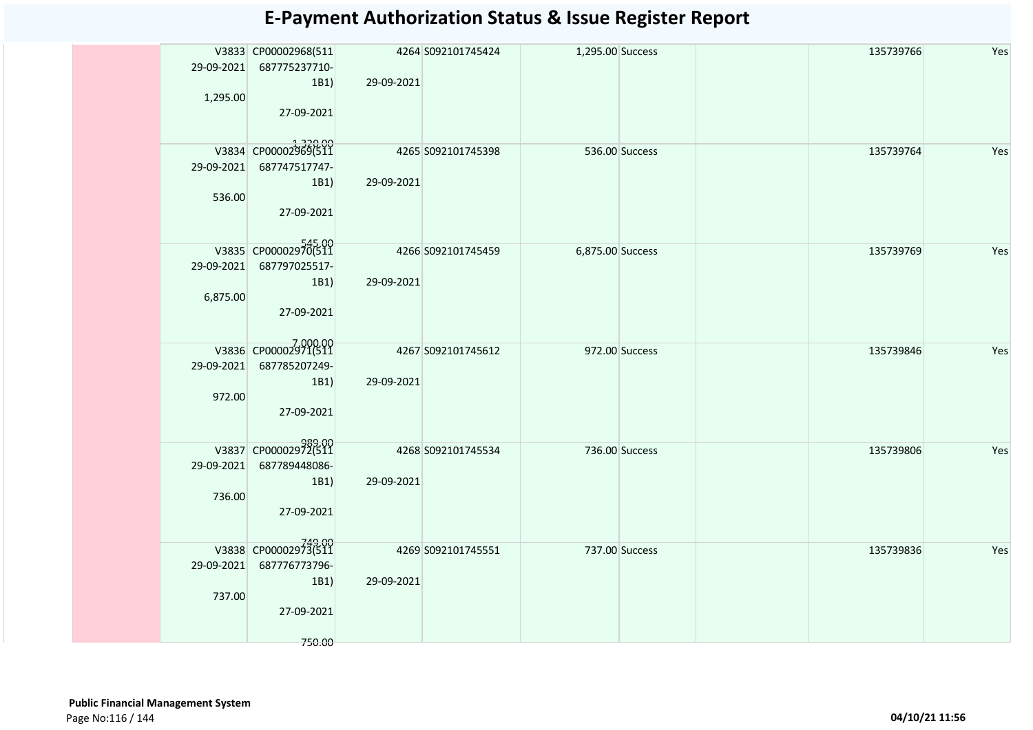# E-Payment Authorization Status & Issue Register Report

| | | | | | | | | | |
|---|---|---|---|---|---|---|---|---|---|
| | V3833 29-09-2021 1,295.00 | CP00002968(511 687775237710-1B1) 27-09-2021 1,320.00 | 4264 29-09-2021 | S092101745424 | 1,295.00 | Success | | 135739766 | Yes |
| | V3834 29-09-2021 536.00 | CP00002969(511 687747517747-1B1) 27-09-2021 545.00 | 4265 29-09-2021 | S092101745398 | 536.00 | Success | | 135739764 | Yes |
| | V3835 29-09-2021 6,875.00 | CP00002970(511 687797025517-1B1) 27-09-2021 7,000.00 | 4266 29-09-2021 | S092101745459 | 6,875.00 | Success | | 135739769 | Yes |
| | V3836 29-09-2021 972.00 | CP00002971(511 687785207249-1B1) 27-09-2021 989.00 | 4267 29-09-2021 | S092101745612 | 972.00 | Success | | 135739846 | Yes |
| | V3837 29-09-2021 736.00 | CP00002972(511 687789448086-1B1) 27-09-2021 749.00 | 4268 29-09-2021 | S092101745534 | 736.00 | Success | | 135739806 | Yes |
| | V3838 29-09-2021 737.00 | CP00002973(511 687776773796-1B1) 27-09-2021 750.00 | 4269 29-09-2021 | S092101745551 | 737.00 | Success | | 135739836 | Yes |

**Public Financial Management System**

04/10/21 11:56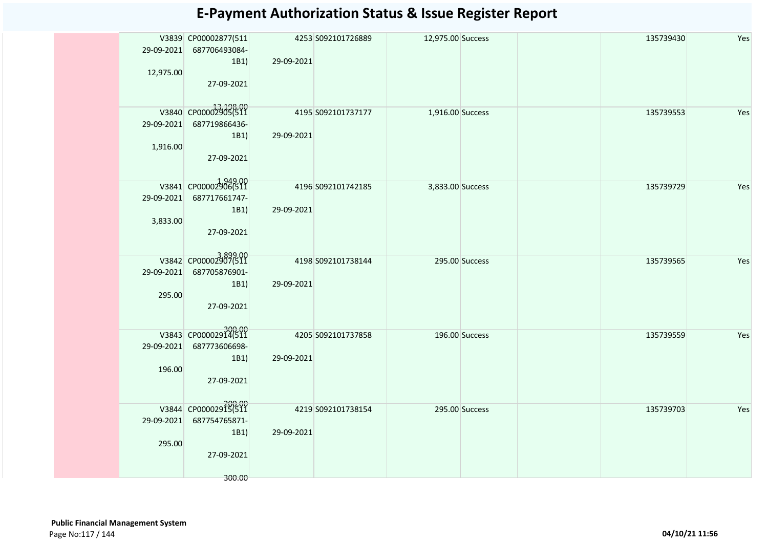# E-Payment Authorization Status & Issue Register Report

| | | | | | | | | | |
|---|---|---|---|---|---|---|---|---|---|
| | V3839 29-09-2021 12,975.00 | CP00002877(511 687706493084-1B1) 27-09-2021 13,198.00 | 4253 29-09-2021 | S092101726889 | 12,975.00 | Success | | 135739430 | Yes |
| | V3840 29-09-2021 1,916.00 | CP00002905(511 687719866436-1B1) 27-09-2021 1,949.00 | 4195 29-09-2021 | S092101737177 | 1,916.00 | Success | | 135739553 | Yes |
| | V3841 29-09-2021 3,833.00 | CP00002906(511 687717661747-1B1) 27-09-2021 3,899.00 | 4196 29-09-2021 | S092101742185 | 3,833.00 | Success | | 135739729 | Yes |
| | V3842 29-09-2021 295.00 | CP00002907(511 687705876901-1B1) 27-09-2021 300.00 | 4198 29-09-2021 | S092101738144 | 295.00 | Success | | 135739565 | Yes |
| | V3843 29-09-2021 196.00 | CP00002914(511 687773606698-1B1) 27-09-2021 200.00 | 4205 29-09-2021 | S092101737858 | 196.00 | Success | | 135739559 | Yes |
| | V3844 29-09-2021 295.00 | CP00002915(511 687754765871-1B1) 27-09-2021 300.00 | 4219 29-09-2021 | S092101738154 | 295.00 | Success | | 135739703 | Yes |

**Public Financial Management System**

04/10/21 11:56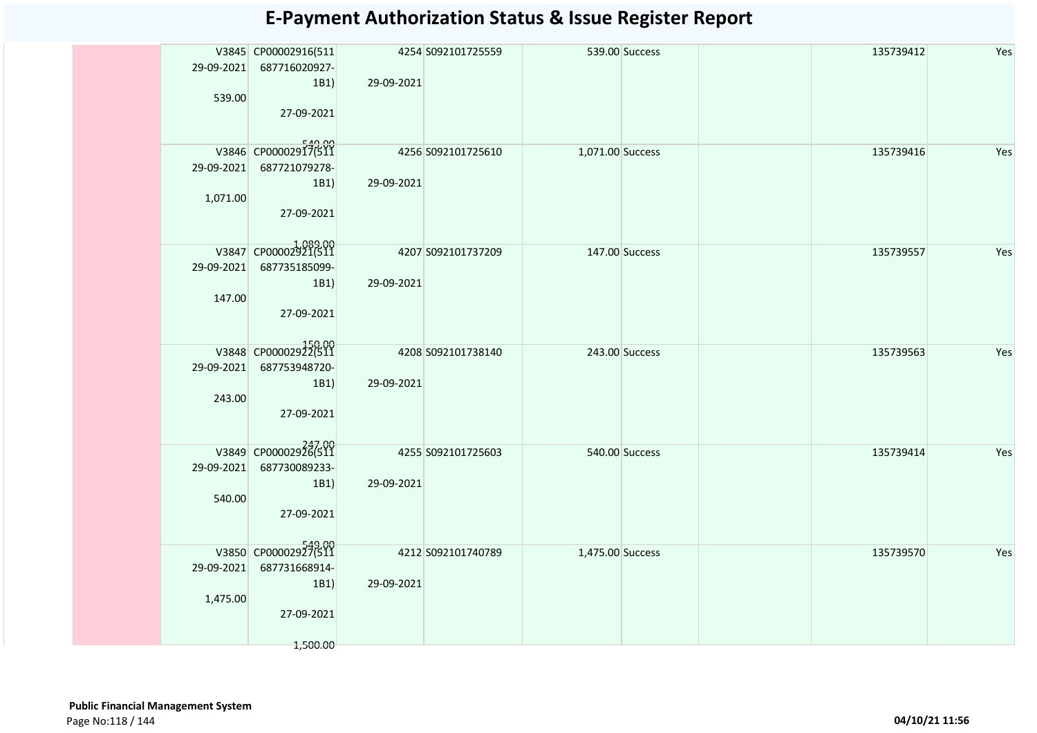# E-Payment Authorization Status & Issue Register Report

| | V. No / Date / Amount | Bill Ref / Date / Amount | No. / Date | Ref No | Amount | Status | | | Token | |
|---|---|---|---|---|---|---|---|---|---|---|
| | V3845 29-09-2021 539.00 | CP00002916(511687716020927-1B1) 27-09-2021 540.00 | 4254 29-09-2021 | S092101725559 | 539.00 | Success | | | 135739412 | Yes |
| | V3846 29-09-2021 1,071.00 | CP00002917(511687721079278-1B1) 27-09-2021 1,089.00 | 4256 29-09-2021 | S092101725610 | 1,071.00 | Success | | | 135739416 | Yes |
| | V3847 29-09-2021 147.00 | CP00002921(511687735185099-1B1) 27-09-2021 150.00 | 4207 29-09-2021 | S092101737209 | 147.00 | Success | | | 135739557 | Yes |
| | V3848 29-09-2021 243.00 | CP00002922(511687753948720-1B1) 27-09-2021 247.00 | 4208 29-09-2021 | S092101738140 | 243.00 | Success | | | 135739563 | Yes |
| | V3849 29-09-2021 540.00 | CP00002926(511687730089233-1B1) 27-09-2021 549.00 | 4255 29-09-2021 | S092101725603 | 540.00 | Success | | | 135739414 | Yes |
| | V3850 29-09-2021 1,475.00 | CP00002927(511687731668914-1B1) 27-09-2021 1,500.00 | 4212 29-09-2021 | S092101740789 | 1,475.00 | Success | | | 135739570 | Yes |

**Public Financial Management System**

04/10/21 11:56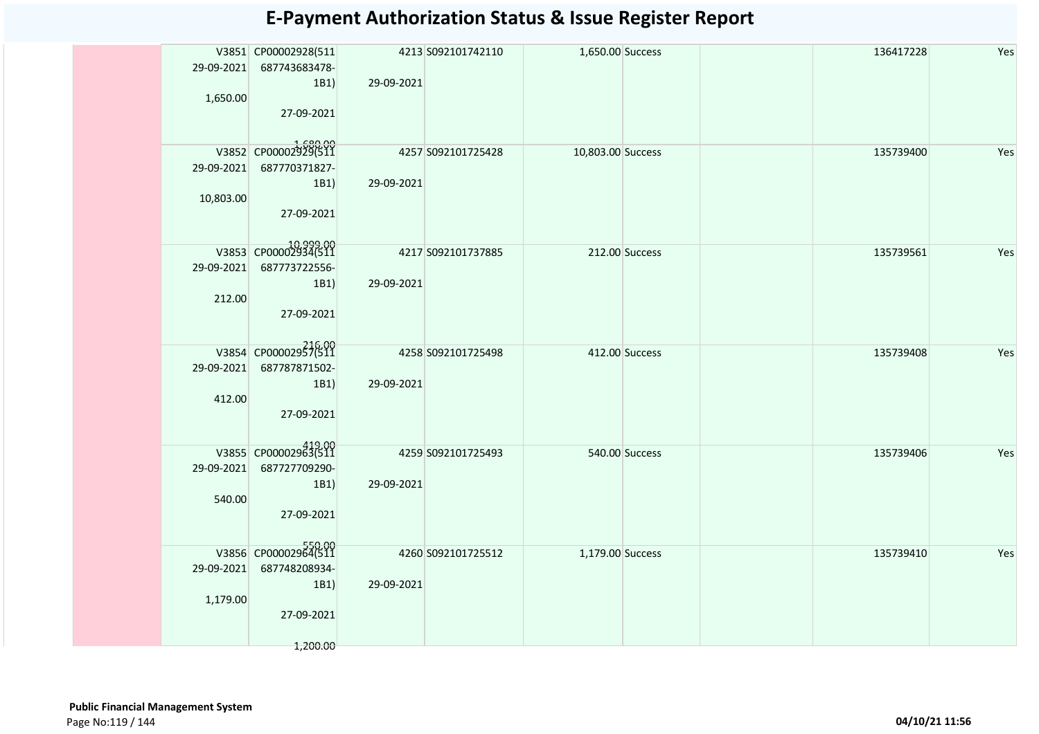# E-Payment Authorization Status & Issue Register Report

| | | | | | | | | | |
|---|---|---|---|---|---|---|---|---|---|
| | V3851 29-09-2021 1,650.00 | CP00002928(511 687743683478-1B1) 27-09-2021 1,680.00 | 4213 29-09-2021 | S092101742110 | 1,650.00 | Success | | 136417228 | Yes |
| | V3852 29-09-2021 10,803.00 | CP00002929(511 687770371827-1B1) 27-09-2021 10,999.00 | 4257 29-09-2021 | S092101725428 | 10,803.00 | Success | | 135739400 | Yes |
| | V3853 29-09-2021 212.00 | CP00002934(511 687773722556-1B1) 27-09-2021 216.00 | 4217 29-09-2021 | S092101737885 | 212.00 | Success | | 135739561 | Yes |
| | V3854 29-09-2021 412.00 | CP00002957(511 687787871502-1B1) 27-09-2021 419.00 | 4258 29-09-2021 | S092101725498 | 412.00 | Success | | 135739408 | Yes |
| | V3855 29-09-2021 540.00 | CP00002963(511 687727709290-1B1) 27-09-2021 550.00 | 4259 29-09-2021 | S092101725493 | 540.00 | Success | | 135739406 | Yes |
| | V3856 29-09-2021 1,179.00 | CP00002964(511 687748208934-1B1) 27-09-2021 1,200.00 | 4260 29-09-2021 | S092101725512 | 1,179.00 | Success | | 135739410 | Yes |

**Public Financial Management System**

04/10/21 11:56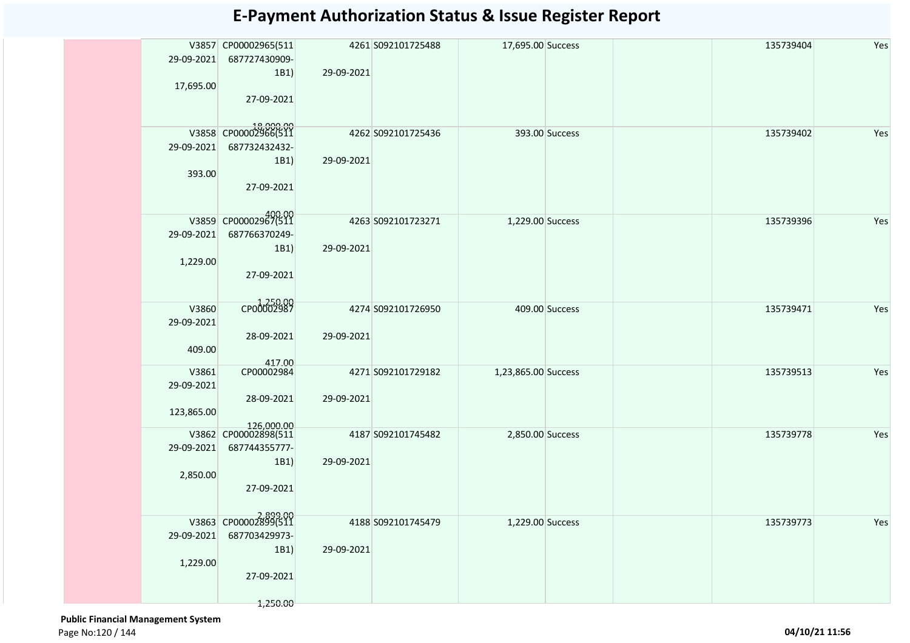# E-Payment Authorization Status & Issue Register Report

| | | | | | | | | | |
|---|---|---|---|---|---|---|---|---|---|
| | V3857<br>29-09-2021<br>17,695.00 | CP00002965(511<br>687727430909-<br>1B1)<br>27-09-2021<br>18,000.00 | 4261<br>29-09-2021 | S092101725488 | 17,695.00 | Success | | 135739404 | Yes |
| | V3858<br>29-09-2021<br>393.00 | CP00002966(511<br>687732432432-<br>1B1)<br>27-09-2021<br>400.00 | 4262<br>29-09-2021 | S092101725436 | 393.00 | Success | | 135739402 | Yes |
| | V3859<br>29-09-2021<br>1,229.00 | CP00002967(511<br>687766370249-<br>1B1)<br>27-09-2021<br>1,250.00 | 4263<br>29-09-2021 | S092101723271 | 1,229.00 | Success | | 135739396 | Yes |
| | V3860<br>29-09-2021<br>409.00 | CP00002987<br>28-09-2021<br>417.00 | 4274<br>29-09-2021 | S092101726950 | 409.00 | Success | | 135739471 | Yes |
| | V3861<br>29-09-2021<br>123,865.00 | CP00002984<br>28-09-2021<br>126,000.00 | 4271<br>29-09-2021 | S092101729182 | 1,23,865.00 | Success | | 135739513 | Yes |
| | V3862<br>29-09-2021<br>2,850.00 | CP00002898(511<br>687744355777-<br>1B1)<br>27-09-2021<br>2,899.00 | 4187<br>29-09-2021 | S092101745482 | 2,850.00 | Success | | 135739778 | Yes |
| | V3863<br>29-09-2021<br>1,229.00 | CP00002899(511<br>687703429973-<br>1B1)<br>27-09-2021<br>1,250.00 | 4188<br>29-09-2021 | S092101745479 | 1,229.00 | Success | | 135739773 | Yes |

**Public Financial Management System**

04/10/21 11:56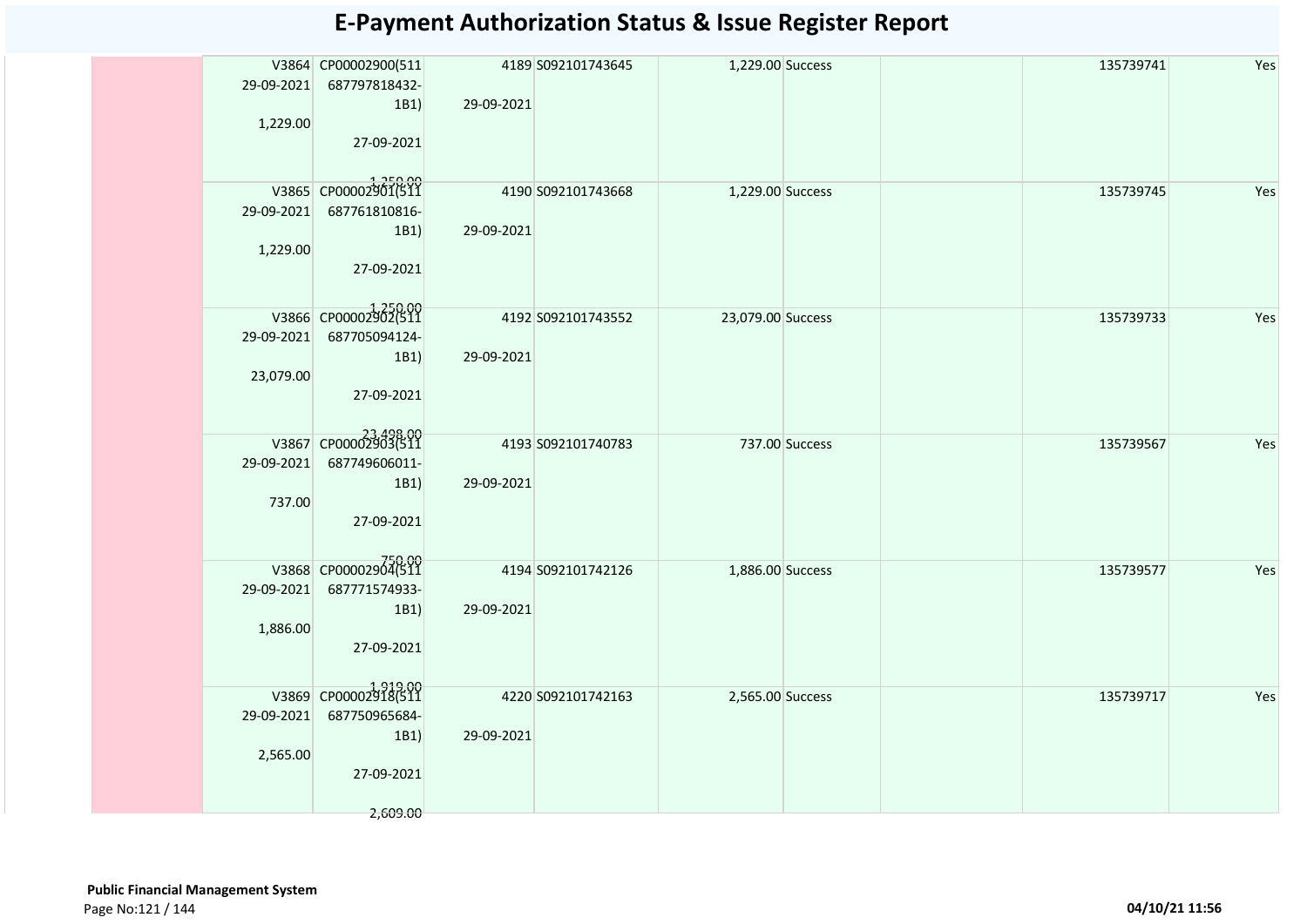# E-Payment Authorization Status & Issue Register Report

| | | | | | | | | | |
|---|---|---|---|---|---|---|---|---|---|
| | V3864 29-09-2021 1,229.00 | CP00002900(511 687797818432-1B1) 27-09-2021 1,250.00 | 4189 29-09-2021 | S092101743645 | 1,229.00 | Success | | 135739741 | Yes |
| | V3865 29-09-2021 1,229.00 | CP00002901(511 687761810816-1B1) 27-09-2021 1,250.00 | 4190 29-09-2021 | S092101743668 | 1,229.00 | Success | | 135739745 | Yes |
| | V3866 29-09-2021 23,079.00 | CP00002902(511 687705094124-1B1) 27-09-2021 23,498.00 | 4192 29-09-2021 | S092101743552 | 23,079.00 | Success | | 135739733 | Yes |
| | V3867 29-09-2021 737.00 | CP00002903(511 687749606011-1B1) 27-09-2021 750.00 | 4193 29-09-2021 | S092101740783 | 737.00 | Success | | 135739567 | Yes |
| | V3868 29-09-2021 1,886.00 | CP00002904(511 687771574933-1B1) 27-09-2021 1,919.00 | 4194 29-09-2021 | S092101742126 | 1,886.00 | Success | | 135739577 | Yes |
| | V3869 29-09-2021 2,565.00 | CP00002918(511 687750965684-1B1) 27-09-2021 2,609.00 | 4220 29-09-2021 | S092101742163 | 2,565.00 | Success | | 135739717 | Yes |

**Public Financial Management System**

04/10/21 11:56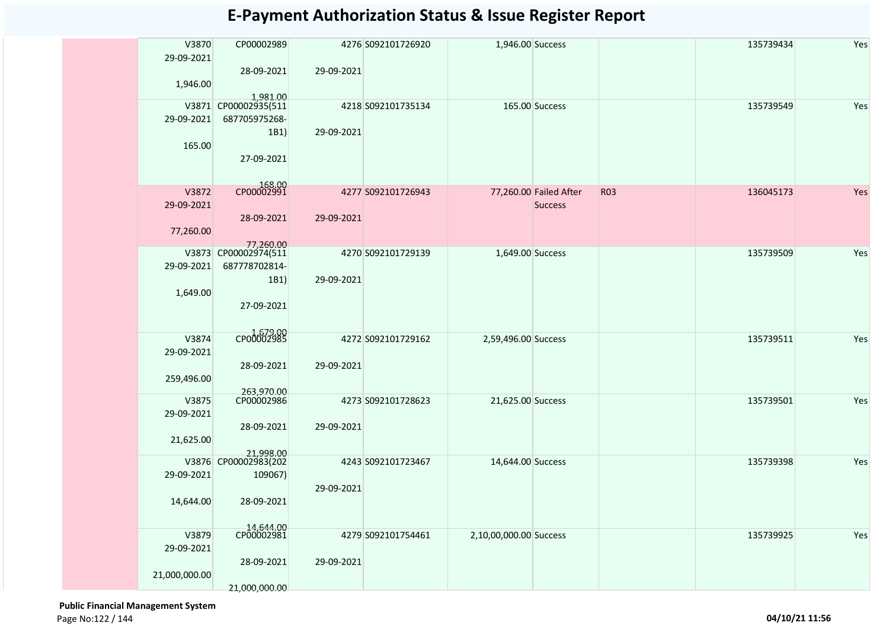# E-Payment Authorization Status & Issue Register Report

| | | | | | | | | | |
|---|---|---|---|---|---|---|---|---|---|
| | V3870 29-09-2021 1,946.00 | CP00002989 28-09-2021 1,981.00 | 4276 29-09-2021 | S092101726920 | 1,946.00 | Success | | 135739434 | Yes |
| | V3871 29-09-2021 165.00 | CP00002935(511687705975268-1B1) 27-09-2021 168.00 | 4218 29-09-2021 | S092101735134 | 165.00 | Success | | 135739549 | Yes |
| | V3872 29-09-2021 77,260.00 | CP00002991 28-09-2021 77,260.00 | 4277 29-09-2021 | S092101726943 | 77,260.00 | Failed After Success | R03 | 136045173 | Yes |
| | V3873 29-09-2021 1,649.00 | CP00002974(511687778702814-1B1) 27-09-2021 1,679.00 | 4270 29-09-2021 | S092101729139 | 1,649.00 | Success | | 135739509 | Yes |
| | V3874 29-09-2021 259,496.00 | CP00002985 28-09-2021 263,970.00 | 4272 29-09-2021 | S092101729162 | 2,59,496.00 | Success | | 135739511 | Yes |
| | V3875 29-09-2021 21,625.00 | CP00002986 28-09-2021 21,998.00 | 4273 29-09-2021 | S092101728623 | 21,625.00 | Success | | 135739501 | Yes |
| | V3876 29-09-2021 14,644.00 | CP00002983(202109067) 28-09-2021 14,644.00 | 4243 29-09-2021 | S092101723467 | 14,644.00 | Success | | 135739398 | Yes |
| | V3879 29-09-2021 21,000,000.00 | CP00002981 28-09-2021 21,000,000.00 | 4279 29-09-2021 | S092101754461 | 2,10,00,000.00 | Success | | 135739925 | Yes |

**Public Financial Management System**

04/10/21 11:56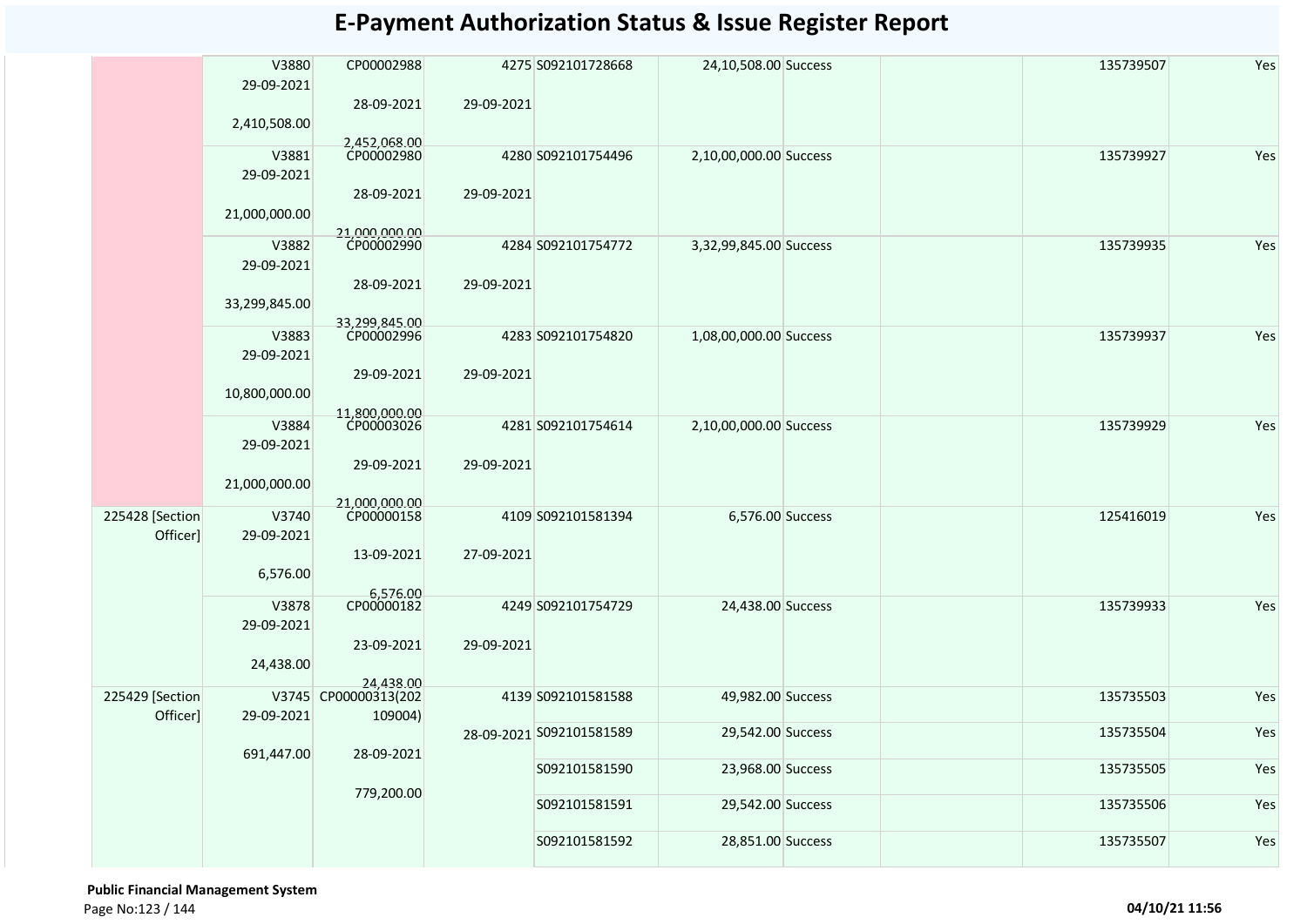# E-Payment Authorization Status & Issue Register Report

| | | | | | | | | | | |
|---|---|---|---|---|---|---|---|---|---|---|
| | | V3880 29-09-2021 2,410,508.00 | CP00002988 28-09-2021 2,452,068.00 | 4275 29-09-2021 | S092101728668 | 24,10,508.00 | Success | | 135739507 | Yes |
| | | V3881 29-09-2021 21,000,000.00 | CP00002980 28-09-2021 21,000,000.00 | 4280 29-09-2021 | S092101754496 | 2,10,00,000.00 | Success | | 135739927 | Yes |
| | | V3882 29-09-2021 33,299,845.00 | CP00002990 28-09-2021 33,299,845.00 | 4284 29-09-2021 | S092101754772 | 3,32,99,845.00 | Success | | 135739935 | Yes |
| | | V3883 29-09-2021 10,800,000.00 | CP00002996 29-09-2021 11,800,000.00 | 4283 29-09-2021 | S092101754820 | 1,08,00,000.00 | Success | | 135739937 | Yes |
| | | V3884 29-09-2021 21,000,000.00 | CP00003026 29-09-2021 21,000,000.00 | 4281 29-09-2021 | S092101754614 | 2,10,00,000.00 | Success | | 135739929 | Yes |
| | 225428 [Section Officer] | V3740 29-09-2021 6,576.00 | CP00000158 13-09-2021 6,576.00 | 4109 27-09-2021 | S092101581394 | 6,576.00 | Success | | 125416019 | Yes |
| | | V3878 29-09-2021 24,438.00 | CP00000182 23-09-2021 24,438.00 | 4249 29-09-2021 | S092101754729 | 24,438.00 | Success | | 135739933 | Yes |
| | 225429 [Section Officer] | V3745 29-09-2021 691,447.00 | CP00000313(202109004) 28-09-2021 779,200.00 | 4139 28-09-2021 | S092101581588 | 49,982.00 | Success | | 135735503 | Yes |
| | | | | | S092101581589 | 29,542.00 | Success | | 135735504 | Yes |
| | | | | | S092101581590 | 23,968.00 | Success | | 135735505 | Yes |
| | | | | | S092101581591 | 29,542.00 | Success | | 135735506 | Yes |
| | | | | | S092101581592 | 28,851.00 | Success | | 135735507 | Yes |

**Public Financial Management System**

04/10/21 11:56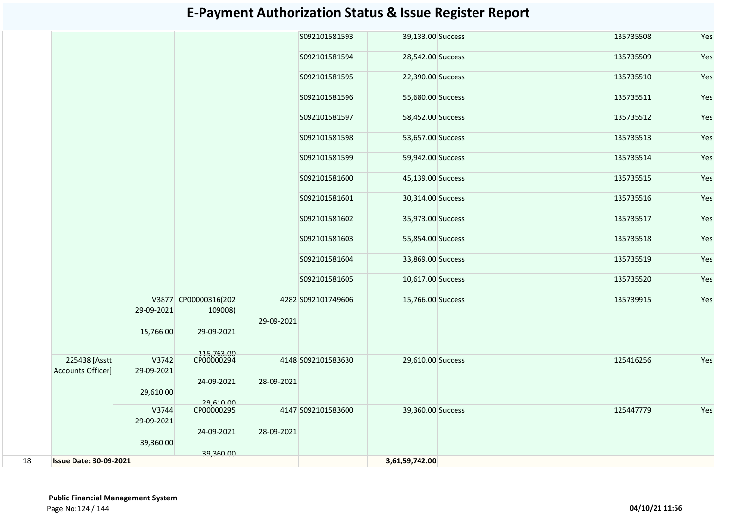# E-Payment Authorization Status & Issue Register Report

| | | | | | | | | | | |
|---|---|---|---|---|---|---|---|---|---|---|
| | | | | | S092101581593 | 39,133.00 | Success | | 135735508 | Yes |
| | | | | | S092101581594 | 28,542.00 | Success | | 135735509 | Yes |
| | | | | | S092101581595 | 22,390.00 | Success | | 135735510 | Yes |
| | | | | | S092101581596 | 55,680.00 | Success | | 135735511 | Yes |
| | | | | | S092101581597 | 58,452.00 | Success | | 135735512 | Yes |
| | | | | | S092101581598 | 53,657.00 | Success | | 135735513 | Yes |
| | | | | | S092101581599 | 59,942.00 | Success | | 135735514 | Yes |
| | | | | | S092101581600 | 45,139.00 | Success | | 135735515 | Yes |
| | | | | | S092101581601 | 30,314.00 | Success | | 135735516 | Yes |
| | | | | | S092101581602 | 35,973.00 | Success | | 135735517 | Yes |
| | | | | | S092101581603 | 55,854.00 | Success | | 135735518 | Yes |
| | | | | | S092101581604 | 33,869.00 | Success | | 135735519 | Yes |
| | | | | | S092101581605 | 10,617.00 | Success | | 135735520 | Yes |
| | | V3877 29-09-2021 15,766.00 | CP00000316(202109008) 29-09-2021 115,763.00 | 4282 29-09-2021 | S092101749606 | 15,766.00 | Success | | 135739915 | Yes |
| | 225438 [Asstt Accounts Officer] | V3742 29-09-2021 29,610.00 | CP00000294 24-09-2021 29,610.00 | 4148 28-09-2021 | S092101583630 | 29,610.00 | Success | | 125416256 | Yes |
| | | V3744 29-09-2021 39,360.00 | CP00000295 24-09-2021 39,360.00 | 4147 28-09-2021 | S092101583600 | 39,360.00 | Success | | 125447779 | Yes |
| 18 | **Issue Date: 30-09-2021** | | | | | **3,61,59,742.00** | | | | |

**Public Financial Management System**

**04/10/21 11:56**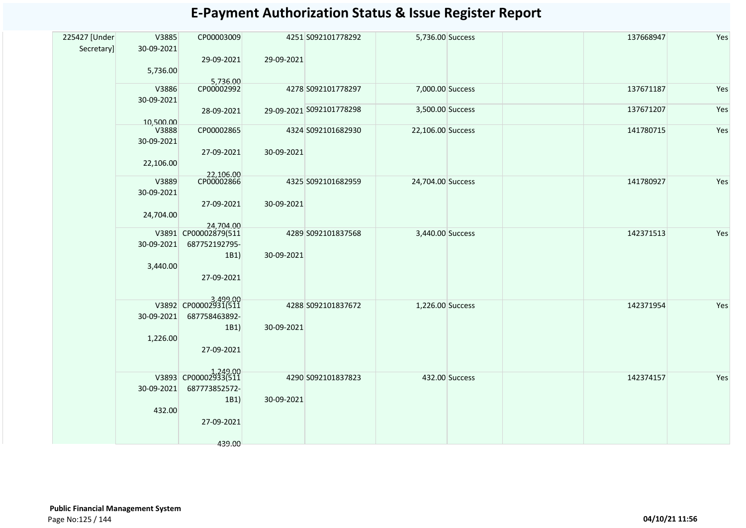# E-Payment Authorization Status & Issue Register Report

| | | | | | | | | | | |
|---|---|---|---|---|---|---|---|---|---|---|
| 225427 [Under Secretary] | V3885 30-09-2021 5,736.00 | CP00003009 29-09-2021 5,736.00 | 4251 29-09-2021 | S092101778292 | 5,736.00 | Success | | | 137668947 | Yes |
| | V3886 30-09-2021 10,500.00 | CP00002992 28-09-2021 | 4278 29-09-2021 | S092101778297 | 7,000.00 | Success | | | 137671187 | Yes |
| | | | | S092101778298 | 3,500.00 | Success | | | 137671207 | Yes |
| | V3888 30-09-2021 22,106.00 | CP00002865 27-09-2021 22,106.00 | 4324 30-09-2021 | S092101682930 | 22,106.00 | Success | | | 141780715 | Yes |
| | V3889 30-09-2021 24,704.00 | CP00002866 27-09-2021 24,704.00 | 4325 30-09-2021 | S092101682959 | 24,704.00 | Success | | | 141780927 | Yes |
| | V3891 30-09-2021 3,440.00 | CP00002879(511687752192795-1B1) 27-09-2021 3,499.00 | 4289 30-09-2021 | S092101837568 | 3,440.00 | Success | | | 142371513 | Yes |
| | V3892 30-09-2021 1,226.00 | CP00002931(511687758463892-1B1) 27-09-2021 1,249.00 | 4288 30-09-2021 | S092101837672 | 1,226.00 | Success | | | 142371954 | Yes |
| | V3893 30-09-2021 432.00 | CP00002933(511687773852572-1B1) 27-09-2021 439.00 | 4290 30-09-2021 | S092101837823 | 432.00 | Success | | | 142374157 | Yes |

**Public Financial Management System**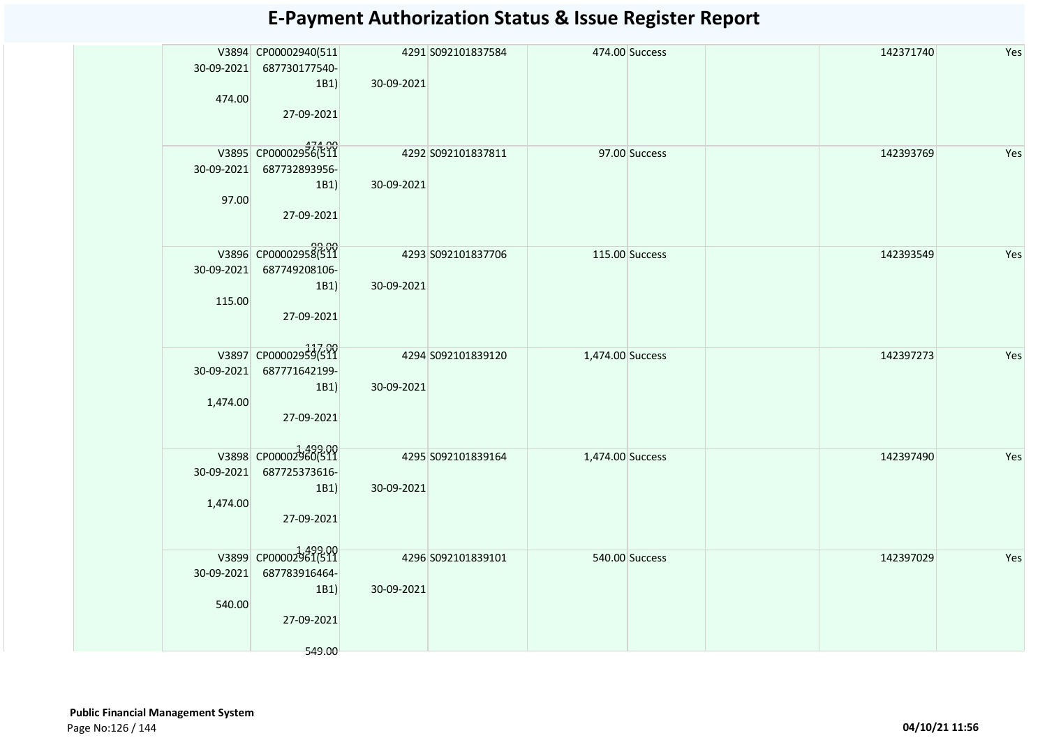# E-Payment Authorization Status & Issue Register Report

| | | | | | | | | | |
|---|---|---|---|---|---|---|---|---|---|
| | V3894 30-09-2021 474.00 | CP00002940(511 687730177540-1B1) 27-09-2021 474.00 | 4291 30-09-2021 | S092101837584 | 474.00 | Success | | 142371740 | Yes |
| | V3895 30-09-2021 97.00 | CP00002956(511 687732893956-1B1) 27-09-2021 99.00 | 4292 30-09-2021 | S092101837811 | 97.00 | Success | | 142393769 | Yes |
| | V3896 30-09-2021 115.00 | CP00002958(511 687749208106-1B1) 27-09-2021 117.00 | 4293 30-09-2021 | S092101837706 | 115.00 | Success | | 142393549 | Yes |
| | V3897 30-09-2021 1,474.00 | CP00002959(511 687771642199-1B1) 27-09-2021 1,499.00 | 4294 30-09-2021 | S092101839120 | 1,474.00 | Success | | 142397273 | Yes |
| | V3898 30-09-2021 1,474.00 | CP00002960(511 687725373616-1B1) 27-09-2021 1,499.00 | 4295 30-09-2021 | S092101839164 | 1,474.00 | Success | | 142397490 | Yes |
| | V3899 30-09-2021 540.00 | CP00002961(511 687783916464-1B1) 27-09-2021 549.00 | 4296 30-09-2021 | S092101839101 | 540.00 | Success | | 142397029 | Yes |

**Public Financial Management System**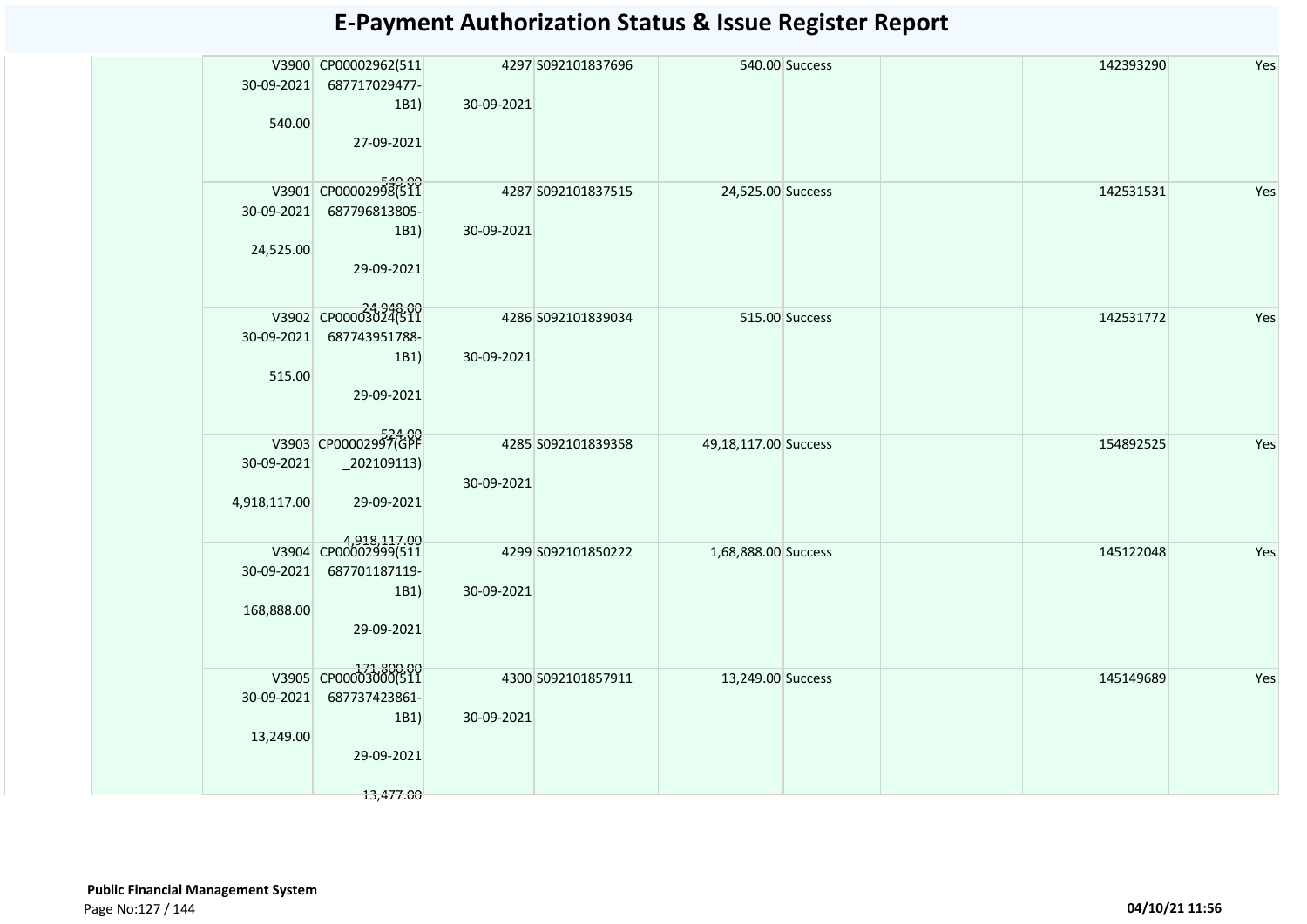# E-Payment Authorization Status & Issue Register Report

| | | | | | | | | | |
|---|---|---|---|---|---|---|---|---|---|
| | V3900 30-09-2021 540.00 | CP00002962(511 687717029477-1B1) 27-09-2021 540.00 | 4297 30-09-2021 | S092101837696 | 540.00 | Success | | 142393290 | Yes |
| | V3901 30-09-2021 24,525.00 | CP00002998(511 687796813805-1B1) 29-09-2021 24,948.00 | 4287 30-09-2021 | S092101837515 | 24,525.00 | Success | | 142531531 | Yes |
| | V3902 30-09-2021 515.00 | CP00003024(511 687743951788-1B1) 29-09-2021 524.00 | 4286 30-09-2021 | S092101839034 | 515.00 | Success | | 142531772 | Yes |
| | V3903 30-09-2021 4,918,117.00 | CP00002997(GPF _202109113) 29-09-2021 4,918,117.00 | 4285 30-09-2021 | S092101839358 | 49,18,117.00 | Success | | 154892525 | Yes |
| | V3904 30-09-2021 168,888.00 | CP00002999(511 687701187119-1B1) 29-09-2021 171,800.00 | 4299 30-09-2021 | S092101850222 | 1,68,888.00 | Success | | 145122048 | Yes |
| | V3905 30-09-2021 13,249.00 | CP00003000(511 687737423861-1B1) 29-09-2021 13,477.00 | 4300 30-09-2021 | S092101857911 | 13,249.00 | Success | | 145149689 | Yes |

**Public Financial Management System**

04/10/21 11:56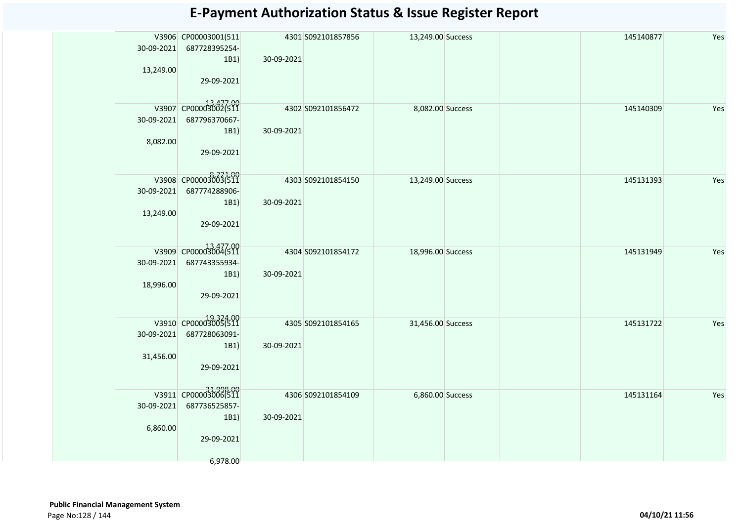# E-Payment Authorization Status & Issue Register Report

| | | | | | | | | | |
|---|---|---|---|---|---|---|---|---|---|
| | V3906 30-09-2021 13,249.00 | CP00003001(511 687728395254-1B1) 29-09-2021 13,477.00 | 4301 30-09-2021 | S092101857856 | 13,249.00 | Success | | 145140877 | Yes |
| | V3907 30-09-2021 8,082.00 | CP00003002(511 687796370667-1B1) 29-09-2021 8,221.00 | 4302 30-09-2021 | S092101856472 | 8,082.00 | Success | | 145140309 | Yes |
| | V3908 30-09-2021 13,249.00 | CP00003003(511 687774288906-1B1) 29-09-2021 13,477.00 | 4303 30-09-2021 | S092101854150 | 13,249.00 | Success | | 145131393 | Yes |
| | V3909 30-09-2021 18,996.00 | CP00003004(511 687743355934-1B1) 29-09-2021 19,324.00 | 4304 30-09-2021 | S092101854172 | 18,996.00 | Success | | 145131949 | Yes |
| | V3910 30-09-2021 31,456.00 | CP00003005(511 687728063091-1B1) 29-09-2021 31,998.00 | 4305 30-09-2021 | S092101854165 | 31,456.00 | Success | | 145131722 | Yes |
| | V3911 30-09-2021 6,860.00 | CP00003006(511 687736525857-1B1) 29-09-2021 6,978.00 | 4306 30-09-2021 | S092101854109 | 6,860.00 | Success | | 145131164 | Yes |

**Public Financial Management System**

04/10/21 11:56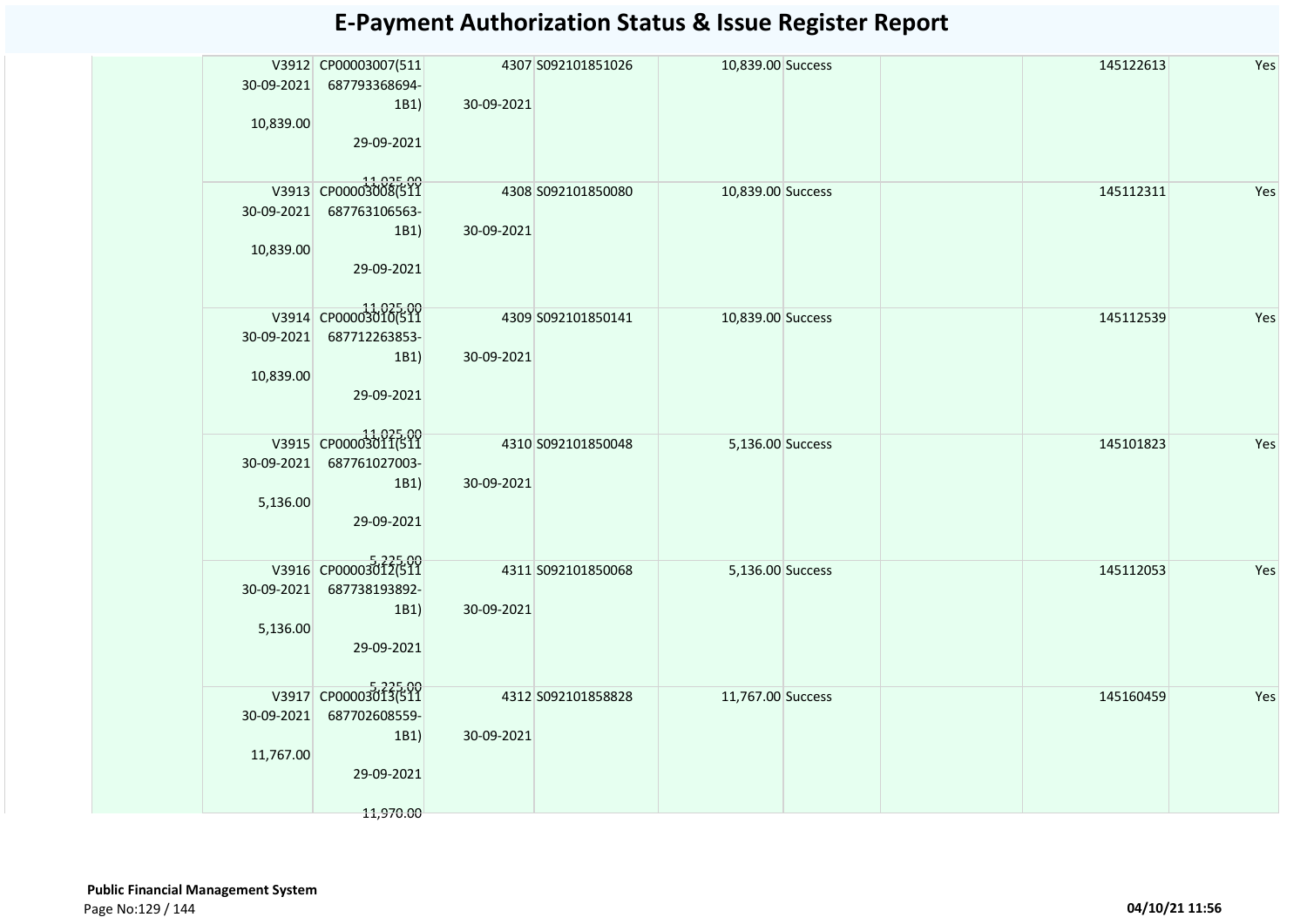# E-Payment Authorization Status & Issue Register Report

| | | | | | | | | | |
|---|---|---|---|---|---|---|---|---|---|
| | V3912 30-09-2021 10,839.00 | CP00003007(511 687793368694-1B1) 29-09-2021 11,025.00 | 4307 30-09-2021 | S092101851026 | 10,839.00 | Success | | 145122613 | Yes |
| | V3913 30-09-2021 10,839.00 | CP00003008(511 687763106563-1B1) 29-09-2021 11,025.00 | 4308 30-09-2021 | S092101850080 | 10,839.00 | Success | | 145112311 | Yes |
| | V3914 30-09-2021 10,839.00 | CP00003010(511 687712263853-1B1) 29-09-2021 11,025.00 | 4309 30-09-2021 | S092101850141 | 10,839.00 | Success | | 145112539 | Yes |
| | V3915 30-09-2021 5,136.00 | CP00003011(511 687761027003-1B1) 29-09-2021 5,225.00 | 4310 30-09-2021 | S092101850048 | 5,136.00 | Success | | 145101823 | Yes |
| | V3916 30-09-2021 5,136.00 | CP00003012(511 687738193892-1B1) 29-09-2021 5,225.00 | 4311 30-09-2021 | S092101850068 | 5,136.00 | Success | | 145112053 | Yes |
| | V3917 30-09-2021 11,767.00 | CP00003013(511 687702608559-1B1) 29-09-2021 11,970.00 | 4312 30-09-2021 | S092101858828 | 11,767.00 | Success | | 145160459 | Yes |

**Public Financial Management System**

04/10/21 11:56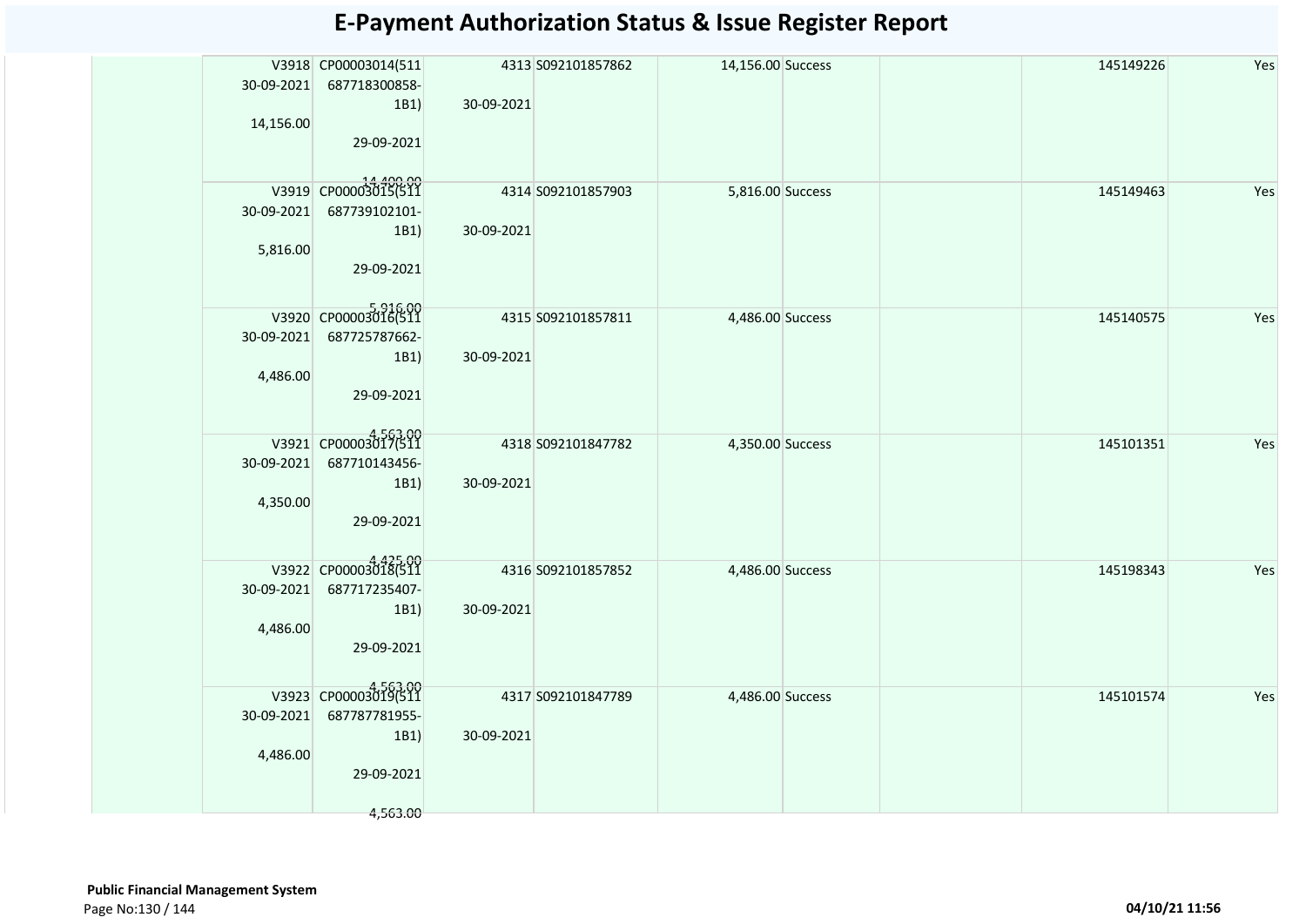# E-Payment Authorization Status & Issue Register Report

| | | | | | | | | | |
|---|---|---|---|---|---|---|---|---|---|
| | V3918 30-09-2021 14,156.00 | CP00003014(511 687718300858-1B1) 29-09-2021 14,400.00 | 4313 30-09-2021 | S092101857862 | 14,156.00 | Success | | 145149226 | Yes |
| | V3919 30-09-2021 5,816.00 | CP00003015(511 687739102101-1B1) 29-09-2021 5,916.00 | 4314 30-09-2021 | S092101857903 | 5,816.00 | Success | | 145149463 | Yes |
| | V3920 30-09-2021 4,486.00 | CP00003016(511 687725787662-1B1) 29-09-2021 4,563.00 | 4315 30-09-2021 | S092101857811 | 4,486.00 | Success | | 145140575 | Yes |
| | V3921 30-09-2021 4,350.00 | CP00003017(511 687710143456-1B1) 29-09-2021 4,425.00 | 4318 30-09-2021 | S092101847782 | 4,350.00 | Success | | 145101351 | Yes |
| | V3922 30-09-2021 4,486.00 | CP00003018(511 687717235407-1B1) 29-09-2021 4,563.00 | 4316 30-09-2021 | S092101857852 | 4,486.00 | Success | | 145198343 | Yes |
| | V3923 30-09-2021 4,486.00 | CP00003019(511 687787781955-1B1) 29-09-2021 4,563.00 | 4317 30-09-2021 | S092101847789 | 4,486.00 | Success | | 145101574 | Yes |

**Public Financial Management System**

04/10/21 11:56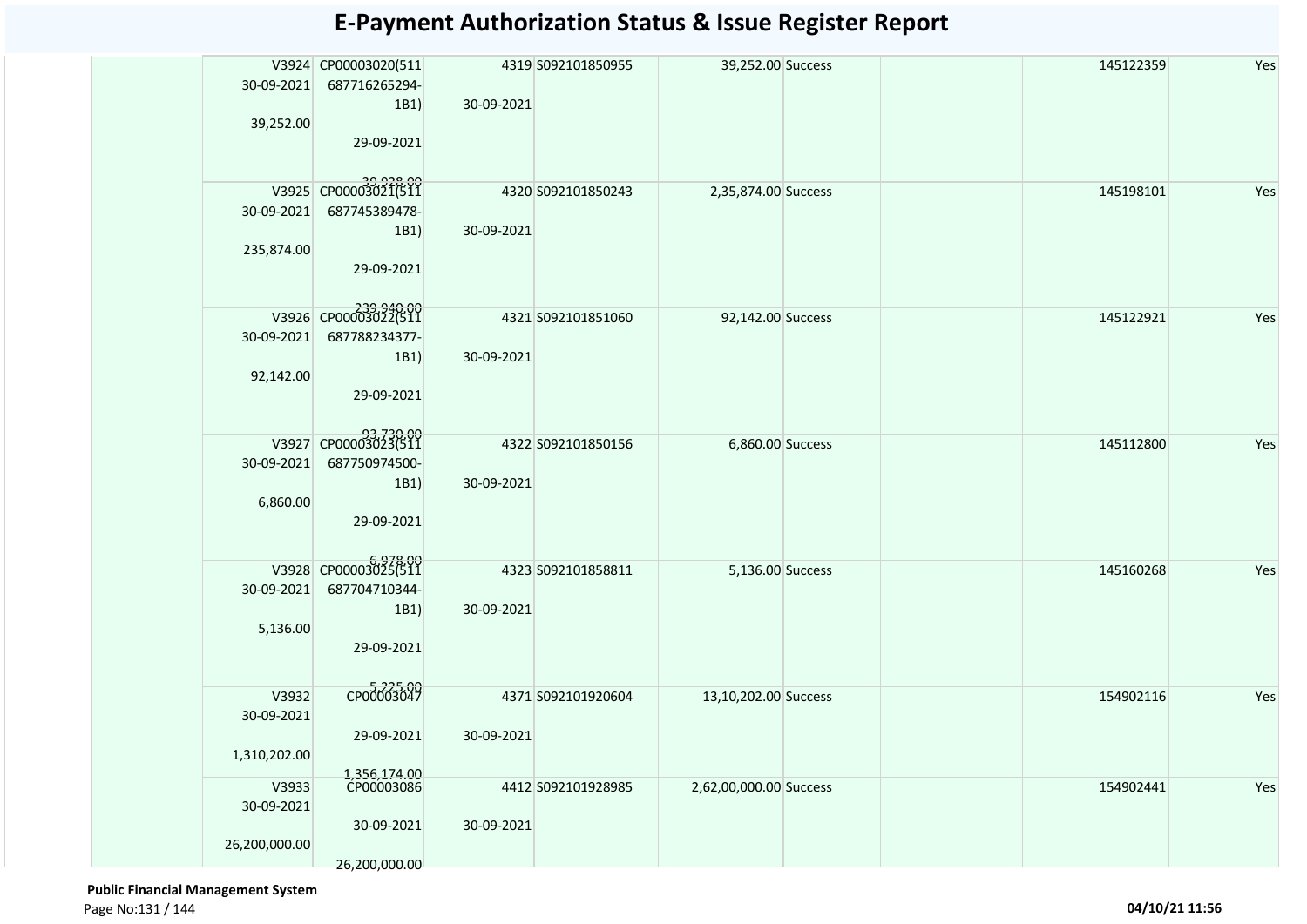# E-Payment Authorization Status & Issue Register Report

| | | | | | | | | | | |
|---|---|---|---|---|---|---|---|---|---|---|
| | | V3924 30-09-2021 39,252.00 | CP00003020(511687716265294-1B1) 29-09-2021 39,928.00 | 4319 30-09-2021 | S092101850955 | 39,252.00 | Success | | 145122359 | Yes |
| | | V3925 30-09-2021 235,874.00 | CP00003021(511687745389478-1B1) 29-09-2021 239,940.00 | 4320 30-09-2021 | S092101850243 | 2,35,874.00 | Success | | 145198101 | Yes |
| | | V3926 30-09-2021 92,142.00 | CP00003022(511687788234377-1B1) 29-09-2021 93,730.00 | 4321 30-09-2021 | S092101851060 | 92,142.00 | Success | | 145122921 | Yes |
| | | V3927 30-09-2021 6,860.00 | CP00003023(511687750974500-1B1) 29-09-2021 6,978.00 | 4322 30-09-2021 | S092101850156 | 6,860.00 | Success | | 145112800 | Yes |
| | | V3928 30-09-2021 5,136.00 | CP00003025(511687704710344-1B1) 29-09-2021 5,225.00 | 4323 30-09-2021 | S092101858811 | 5,136.00 | Success | | 145160268 | Yes |
| | | V3932 30-09-2021 1,310,202.00 | CP00003047 29-09-2021 1,356,174.00 | 4371 30-09-2021 | S092101920604 | 13,10,202.00 | Success | | 154902116 | Yes |
| | | V3933 30-09-2021 26,200,000.00 | CP00003086 30-09-2021 26,200,000.00 | 4412 30-09-2021 | S092101928985 | 2,62,00,000.00 | Success | | 154902441 | Yes |

**Public Financial Management System**

04/10/21 11:56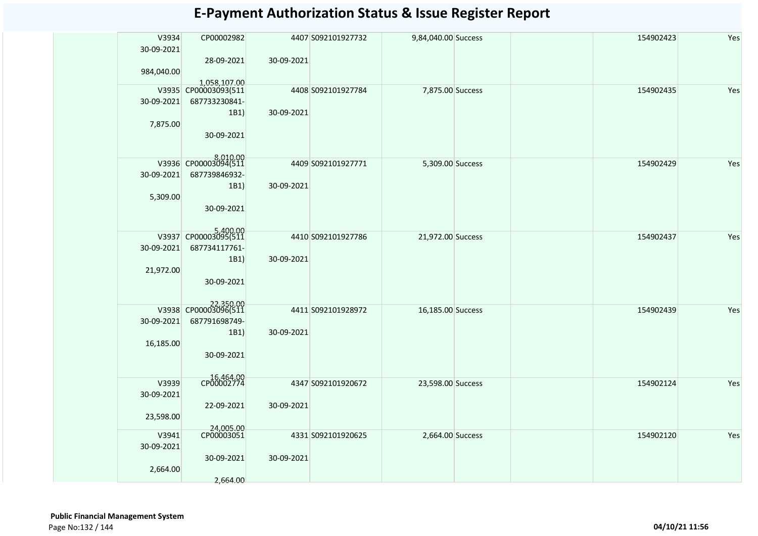# E-Payment Authorization Status & Issue Register Report

| | | | | | | | | | | |
|---|---|---|---|---|---|---|---|---|---|---|
| | V3934<br>30-09-2021<br>984,040.00 | CP00002982<br>28-09-2021<br>1,058,107.00 | 4407<br>30-09-2021 | S092101927732 | 9,84,040.00 | Success | | | 154902423 | Yes |
| | V3935<br>30-09-2021<br>7,875.00 | CP00003093(511687733230841-1B1)<br>30-09-2021<br>8,010.00 | 4408<br>30-09-2021 | S092101927784 | 7,875.00 | Success | | | 154902435 | Yes |
| | V3936<br>30-09-2021<br>5,309.00 | CP00003094(511687739846932-1B1)<br>30-09-2021<br>5,400.00 | 4409<br>30-09-2021 | S092101927771 | 5,309.00 | Success | | | 154902429 | Yes |
| | V3937<br>30-09-2021<br>21,972.00 | CP00003095(511687734117761-1B1)<br>30-09-2021<br>22,350.00 | 4410<br>30-09-2021 | S092101927786 | 21,972.00 | Success | | | 154902437 | Yes |
| | V3938<br>30-09-2021<br>16,185.00 | CP00003096(511687791698749-1B1)<br>30-09-2021<br>16,464.00 | 4411<br>30-09-2021 | S092101928972 | 16,185.00 | Success | | | 154902439 | Yes |
| | V3939<br>30-09-2021<br>23,598.00 | CP00002774<br>22-09-2021<br>24,005.00 | 4347<br>30-09-2021 | S092101920672 | 23,598.00 | Success | | | 154902124 | Yes |
| | V3941<br>30-09-2021<br>2,664.00 | CP00003051<br>30-09-2021<br>2,664.00 | 4331<br>30-09-2021 | S092101920625 | 2,664.00 | Success | | | 154902120 | Yes |

**Public Financial Management System**

04/10/21 11:56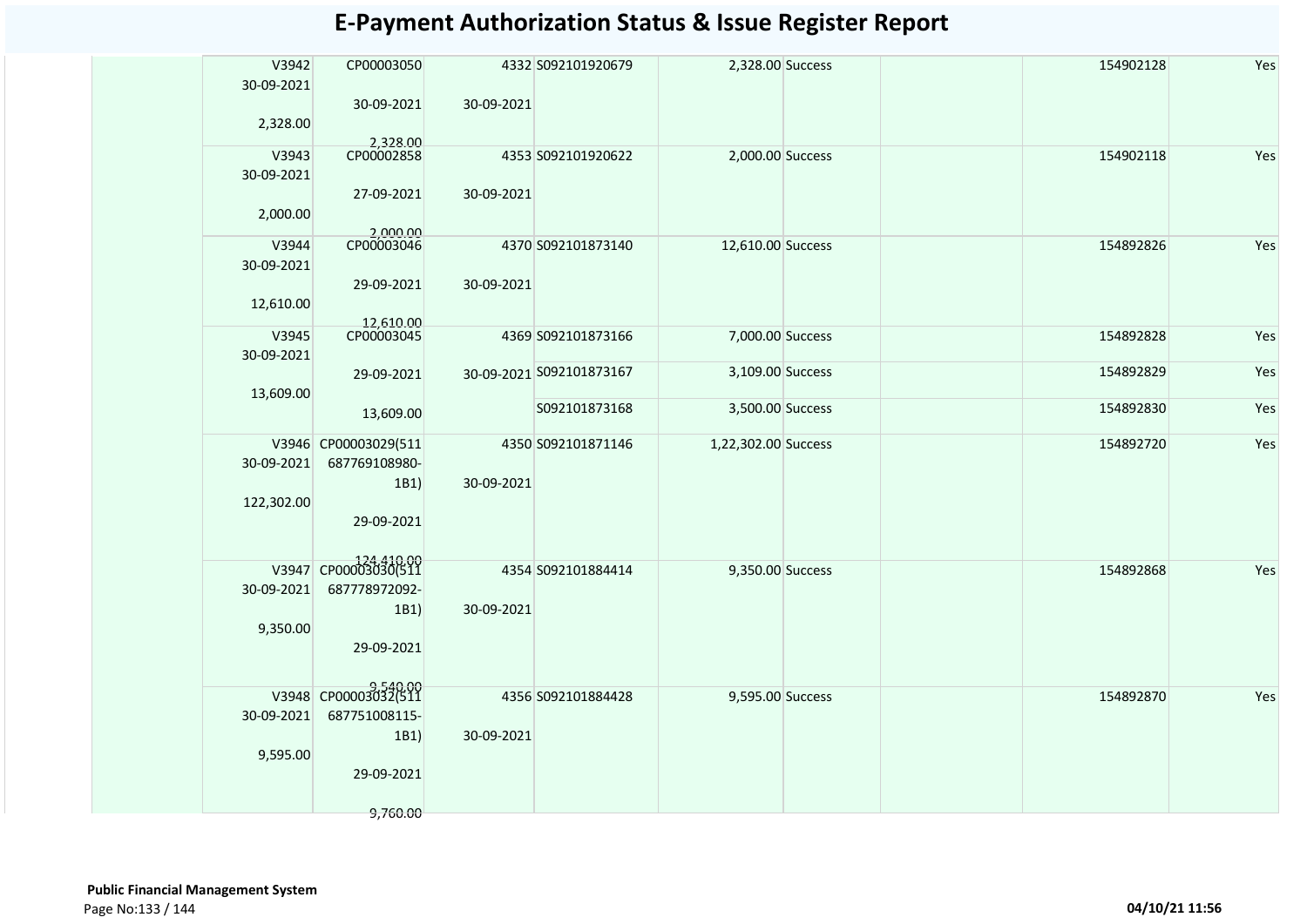# E-Payment Authorization Status & Issue Register Report

| | | | | | | | | | |
|---|---|---|---|---|---|---|---|---|---|
| | V3942<br>30-09-2021<br>2,328.00 | CP00003050<br>30-09-2021<br>2,328.00 | 4332<br>30-09-2021 | S092101920679 | 2,328.00 | Success | | 154902128 | Yes |
| | V3943<br>30-09-2021<br>2,000.00 | CP00002858<br>27-09-2021<br>2,000.00 | 4353<br>30-09-2021 | S092101920622 | 2,000.00 | Success | | 154902118 | Yes |
| | V3944<br>30-09-2021<br>12,610.00 | CP00003046<br>29-09-2021<br>12,610.00 | 4370<br>30-09-2021 | S092101873140 | 12,610.00 | Success | | 154892826 | Yes |
| | V3945<br>30-09-2021<br>13,609.00 | CP00003045<br>29-09-2021<br>13,609.00 | 4369<br>30-09-2021 | S092101873166 | 7,000.00 | Success | | 154892828 | Yes |
| | | | | S092101873167 | 3,109.00 | Success | | 154892829 | Yes |
| | | | | S092101873168 | 3,500.00 | Success | | 154892830 | Yes |
| | V3946<br>30-09-2021<br>122,302.00 | CP00003029(511687769108980-1B1)<br>29-09-2021<br>124,410.00 | 4350<br>30-09-2021 | S092101871146 | 1,22,302.00 | Success | | 154892720 | Yes |
| | V3947<br>30-09-2021<br>9,350.00 | CP00003030(511687778972092-1B1)<br>29-09-2021<br>9,540.00 | 4354<br>30-09-2021 | S092101884414 | 9,350.00 | Success | | 154892868 | Yes |
| | V3948<br>30-09-2021<br>9,595.00 | CP00003032(511687751008115-1B1)<br>29-09-2021<br>9,760.00 | 4356<br>30-09-2021 | S092101884428 | 9,595.00 | Success | | 154892870 | Yes |

**Public Financial Management System**

04/10/21 11:56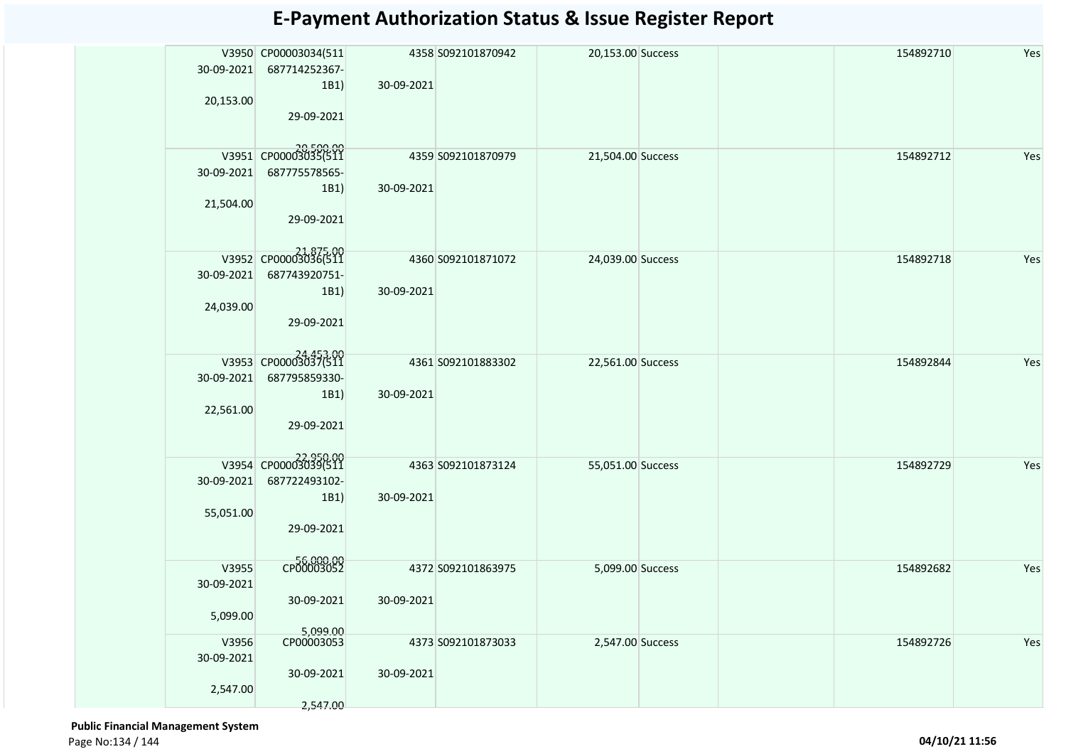# E-Payment Authorization Status & Issue Register Report

| | | | | | | | | | |
|---|---|---|---|---|---|---|---|---|---|
| | V3950 30-09-2021 20,153.00 | CP00003034(511 687714252367-1B1) 29-09-2021 20,500.00 | 4358 30-09-2021 | S092101870942 | 20,153.00 | Success | | 154892710 | Yes |
| | V3951 30-09-2021 21,504.00 | CP00003035(511 687775578565-1B1) 29-09-2021 21,875.00 | 4359 30-09-2021 | S092101870979 | 21,504.00 | Success | | 154892712 | Yes |
| | V3952 30-09-2021 24,039.00 | CP00003036(511 687743920751-1B1) 29-09-2021 24,453.00 | 4360 30-09-2021 | S092101871072 | 24,039.00 | Success | | 154892718 | Yes |
| | V3953 30-09-2021 22,561.00 | CP00003037(511 687795859330-1B1) 29-09-2021 22,950.00 | 4361 30-09-2021 | S092101883302 | 22,561.00 | Success | | 154892844 | Yes |
| | V3954 30-09-2021 55,051.00 | CP00003039(511 687722493102-1B1) 29-09-2021 56,000.00 | 4363 30-09-2021 | S092101873124 | 55,051.00 | Success | | 154892729 | Yes |
| | V3955 30-09-2021 5,099.00 | CP00003052 30-09-2021 5,099.00 | 4372 30-09-2021 | S092101863975 | 5,099.00 | Success | | 154892682 | Yes |
| | V3956 30-09-2021 2,547.00 | CP00003053 30-09-2021 2,547.00 | 4373 30-09-2021 | S092101873033 | 2,547.00 | Success | | 154892726 | Yes |

**Public Financial Management System**

**04/10/21 11:56**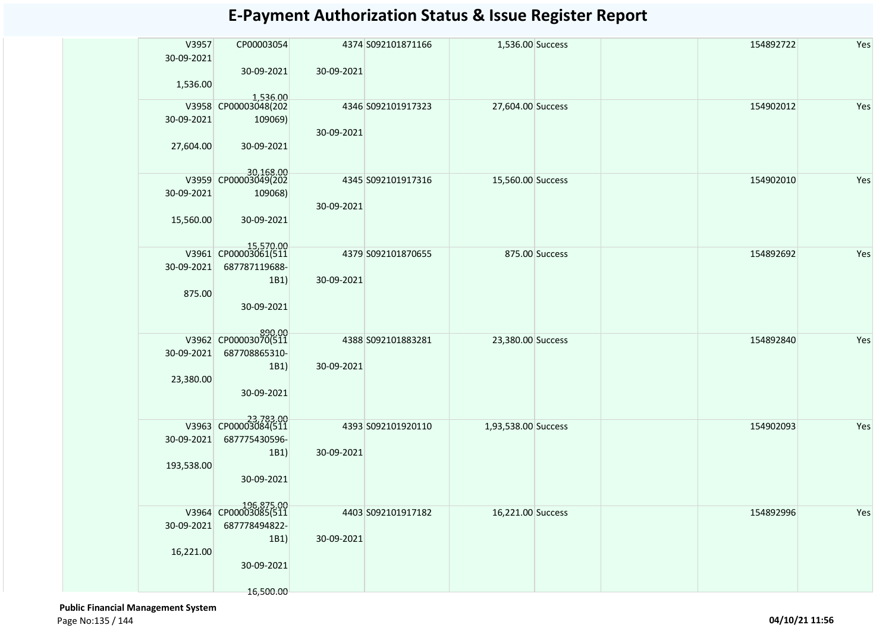# E-Payment Authorization Status & Issue Register Report

| | | | | | | | | | |
|---|---|---|---|---|---|---|---|---|---|
| | V3957<br>30-09-2021<br>1,536.00 | CP00003054<br>30-09-2021<br>1,536.00 | 4374<br>30-09-2021 | S092101871166 | 1,536.00 | Success | | 154892722 | Yes |
| | V3958<br>30-09-2021<br>27,604.00 | CP00003048(202109069)<br>30-09-2021<br>30,168.00 | 4346<br>30-09-2021 | S092101917323 | 27,604.00 | Success | | 154902012 | Yes |
| | V3959<br>30-09-2021<br>15,560.00 | CP00003049(202109068)<br>30-09-2021<br>15,570.00 | 4345<br>30-09-2021 | S092101917316 | 15,560.00 | Success | | 154902010 | Yes |
| | V3961<br>30-09-2021<br>875.00 | CP00003061(511687787119688-1B1)<br>30-09-2021<br>890.00 | 4379<br>30-09-2021 | S092101870655 | 875.00 | Success | | 154892692 | Yes |
| | V3962<br>30-09-2021<br>23,380.00 | CP00003070(511687708865310-1B1)<br>30-09-2021<br>23,783.00 | 4388<br>30-09-2021 | S092101883281 | 23,380.00 | Success | | 154892840 | Yes |
| | V3963<br>30-09-2021<br>193,538.00 | CP00003084(511687775430596-1B1)<br>30-09-2021<br>196,875.00 | 4393<br>30-09-2021 | S092101920110 | 1,93,538.00 | Success | | 154902093 | Yes |
| | V3964<br>30-09-2021<br>16,221.00 | CP00003085(511687778494822-1B1)<br>30-09-2021<br>16,500.00 | 4403<br>30-09-2021 | S092101917182 | 16,221.00 | Success | | 154892996 | Yes |

**Public Financial Management System**

04/10/21 11:56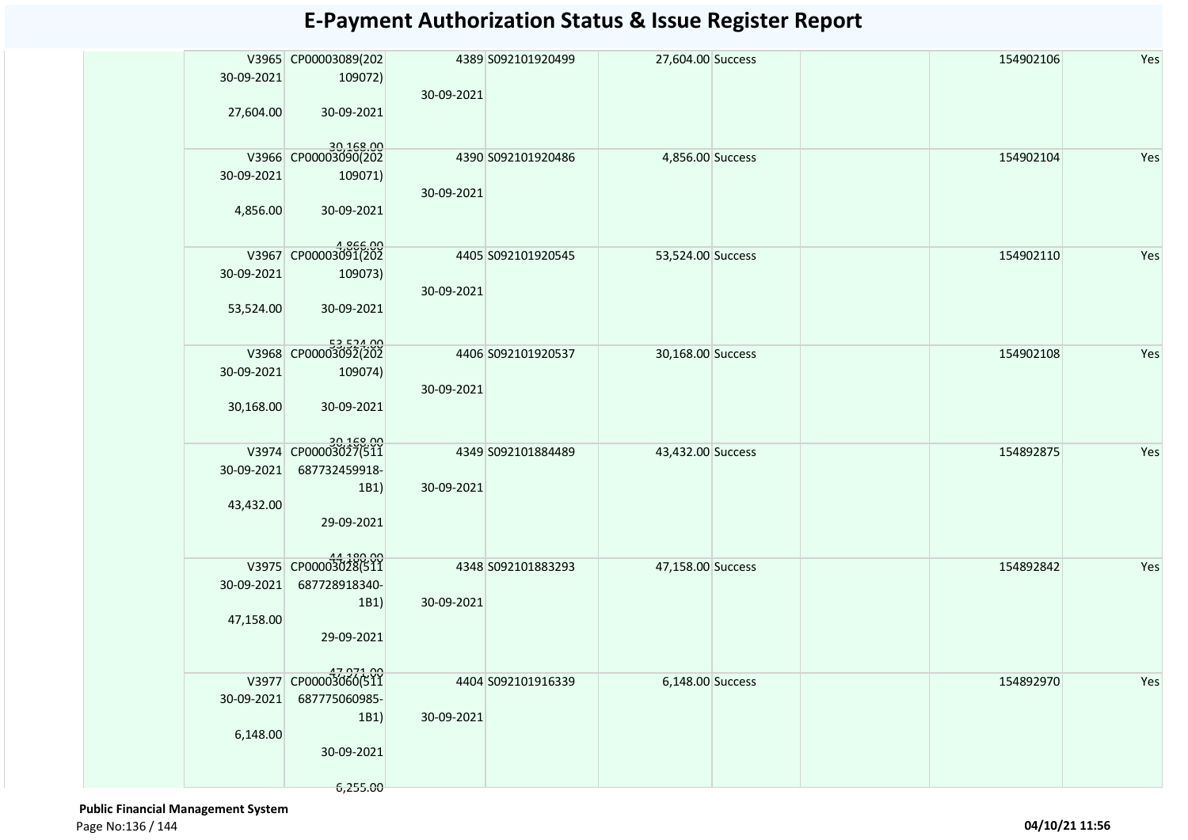# E-Payment Authorization Status & Issue Register Report

| | | | | | | | | | |
|---|---|---|---|---|---|---|---|---|---|
| | V3965 30-09-2021 27,604.00 | CP00003089(202109072) 30-09-2021 30,168.00 | 4389 30-09-2021 | S092101920499 | 27,604.00 | Success | | 154902106 | Yes |
| | V3966 30-09-2021 4,856.00 | CP00003090(202109071) 30-09-2021 4,866.00 | 4390 30-09-2021 | S092101920486 | 4,856.00 | Success | | 154902104 | Yes |
| | V3967 30-09-2021 53,524.00 | CP00003091(202109073) 30-09-2021 53,524.00 | 4405 30-09-2021 | S092101920545 | 53,524.00 | Success | | 154902110 | Yes |
| | V3968 30-09-2021 30,168.00 | CP00003092(202109074) 30-09-2021 30,168.00 | 4406 30-09-2021 | S092101920537 | 30,168.00 | Success | | 154902108 | Yes |
| | V3974 30-09-2021 43,432.00 | CP00003027(511687732459918-1B1) 29-09-2021 44,180.00 | 4349 30-09-2021 | S092101884489 | 43,432.00 | Success | | 154892875 | Yes |
| | V3975 30-09-2021 47,158.00 | CP00003028(511687728918340-1B1) 29-09-2021 47,971.00 | 4348 30-09-2021 | S092101883293 | 47,158.00 | Success | | 154892842 | Yes |
| | V3977 30-09-2021 6,148.00 | CP00003060(511687775060985-1B1) 30-09-2021 6,255.00 | 4404 30-09-2021 | S092101916339 | 6,148.00 | Success | | 154892970 | Yes |

**Public Financial Management System**

04/10/21 11:56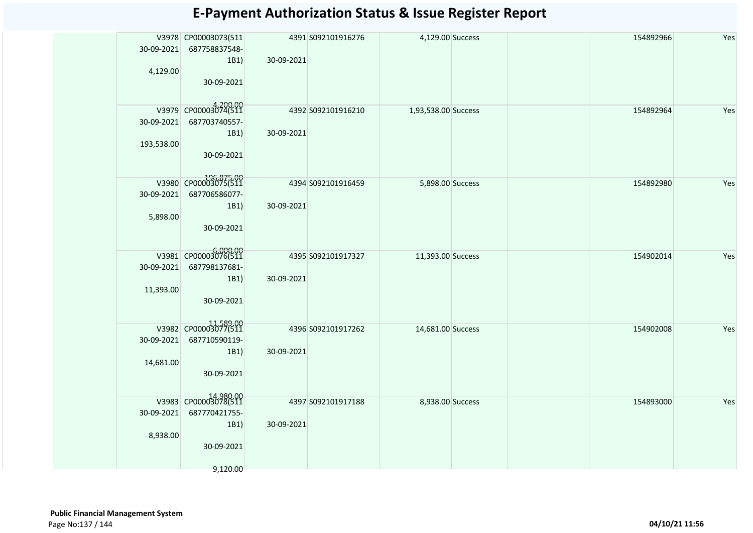# E-Payment Authorization Status & Issue Register Report

| | | | | | | | | | | |
|---|---|---|---|---|---|---|---|---|---|---|
| | | V3978 30-09-2021 4,129.00 | CP00003073(511 687758837548-1B1) 30-09-2021 4,200.00 | 4391 30-09-2021 | S092101916276 | 4,129.00 | Success | | 154892966 | Yes |
| | | V3979 30-09-2021 193,538.00 | CP00003074(511 687703740557-1B1) 30-09-2021 196,875.00 | 4392 30-09-2021 | S092101916210 | 1,93,538.00 | Success | | 154892964 | Yes |
| | | V3980 30-09-2021 5,898.00 | CP00003075(511 687706586077-1B1) 30-09-2021 6,000.00 | 4394 30-09-2021 | S092101916459 | 5,898.00 | Success | | 154892980 | Yes |
| | | V3981 30-09-2021 11,393.00 | CP00003076(511 687798137681-1B1) 30-09-2021 11,589.00 | 4395 30-09-2021 | S092101917327 | 11,393.00 | Success | | 154902014 | Yes |
| | | V3982 30-09-2021 14,681.00 | CP00003077(511 687710590119-1B1) 30-09-2021 14,980.00 | 4396 30-09-2021 | S092101917262 | 14,681.00 | Success | | 154902008 | Yes |
| | | V3983 30-09-2021 8,938.00 | CP00003078(511 687770421755-1B1) 30-09-2021 9,120.00 | 4397 30-09-2021 | S092101917188 | 8,938.00 | Success | | 154893000 | Yes |

**Public Financial Management System**

04/10/21 11:56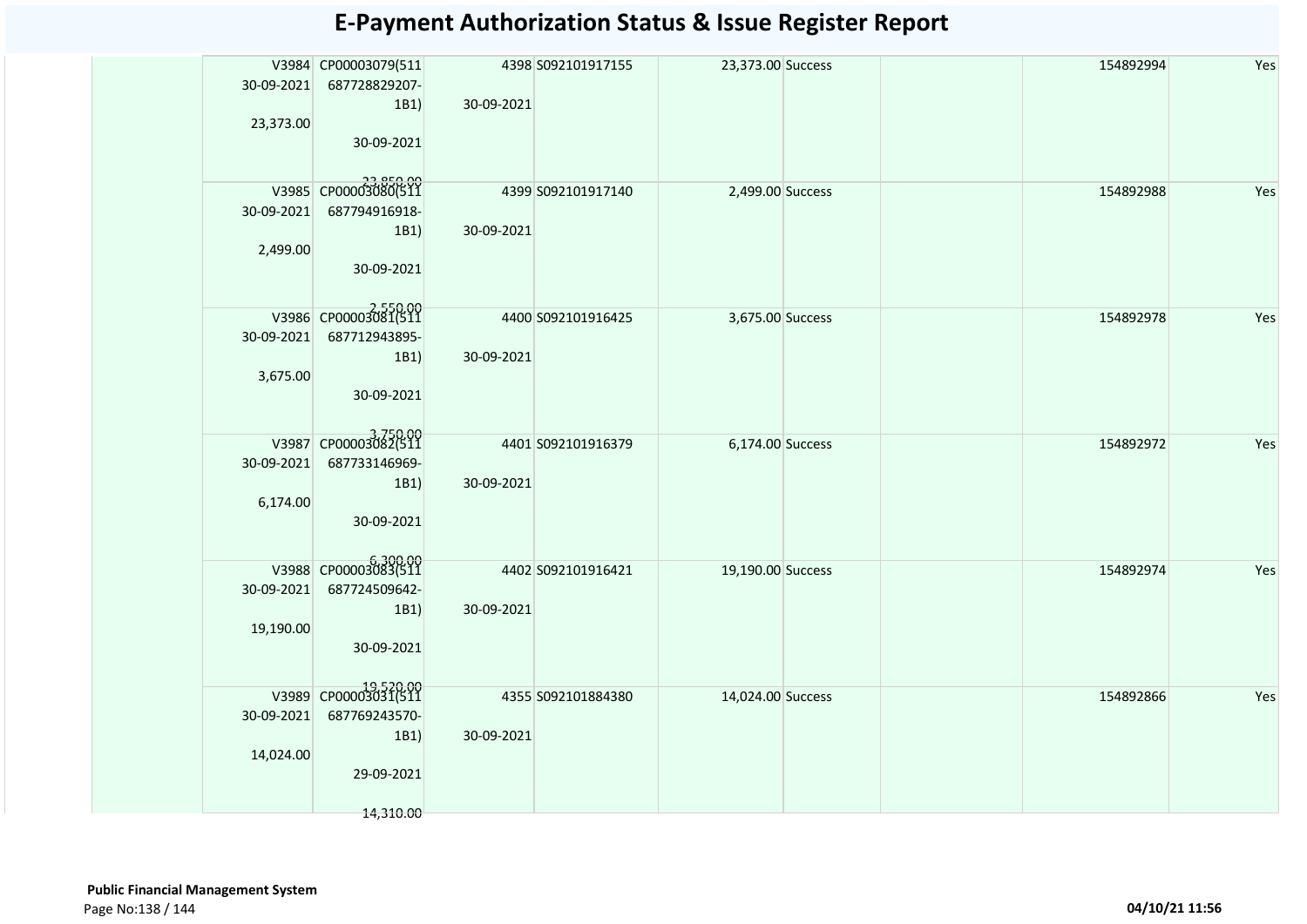# E-Payment Authorization Status & Issue Register Report

| | | | | | | | | | |
|---|---|---|---|---|---|---|---|---|---|
| | V3984 30-09-2021 23,373.00 | CP00003079(511 687728829207-1B1) 30-09-2021 23,850.00 | 4398 30-09-2021 | S092101917155 | 23,373.00 | Success | | 154892994 | Yes |
| | V3985 30-09-2021 2,499.00 | CP00003080(511 687794916918-1B1) 30-09-2021 2,550.00 | 4399 30-09-2021 | S092101917140 | 2,499.00 | Success | | 154892988 | Yes |
| | V3986 30-09-2021 3,675.00 | CP00003081(511 687712943895-1B1) 30-09-2021 3,750.00 | 4400 30-09-2021 | S092101916425 | 3,675.00 | Success | | 154892978 | Yes |
| | V3987 30-09-2021 6,174.00 | CP00003082(511 687733146969-1B1) 30-09-2021 6,300.00 | 4401 30-09-2021 | S092101916379 | 6,174.00 | Success | | 154892972 | Yes |
| | V3988 30-09-2021 19,190.00 | CP00003083(511 687724509642-1B1) 30-09-2021 19,520.00 | 4402 30-09-2021 | S092101916421 | 19,190.00 | Success | | 154892974 | Yes |
| | V3989 30-09-2021 14,024.00 | CP00003031(511 687769243570-1B1) 29-09-2021 14,310.00 | 4355 30-09-2021 | S092101884380 | 14,024.00 | Success | | 154892866 | Yes |

**Public Financial Management System**

04/10/21 11:56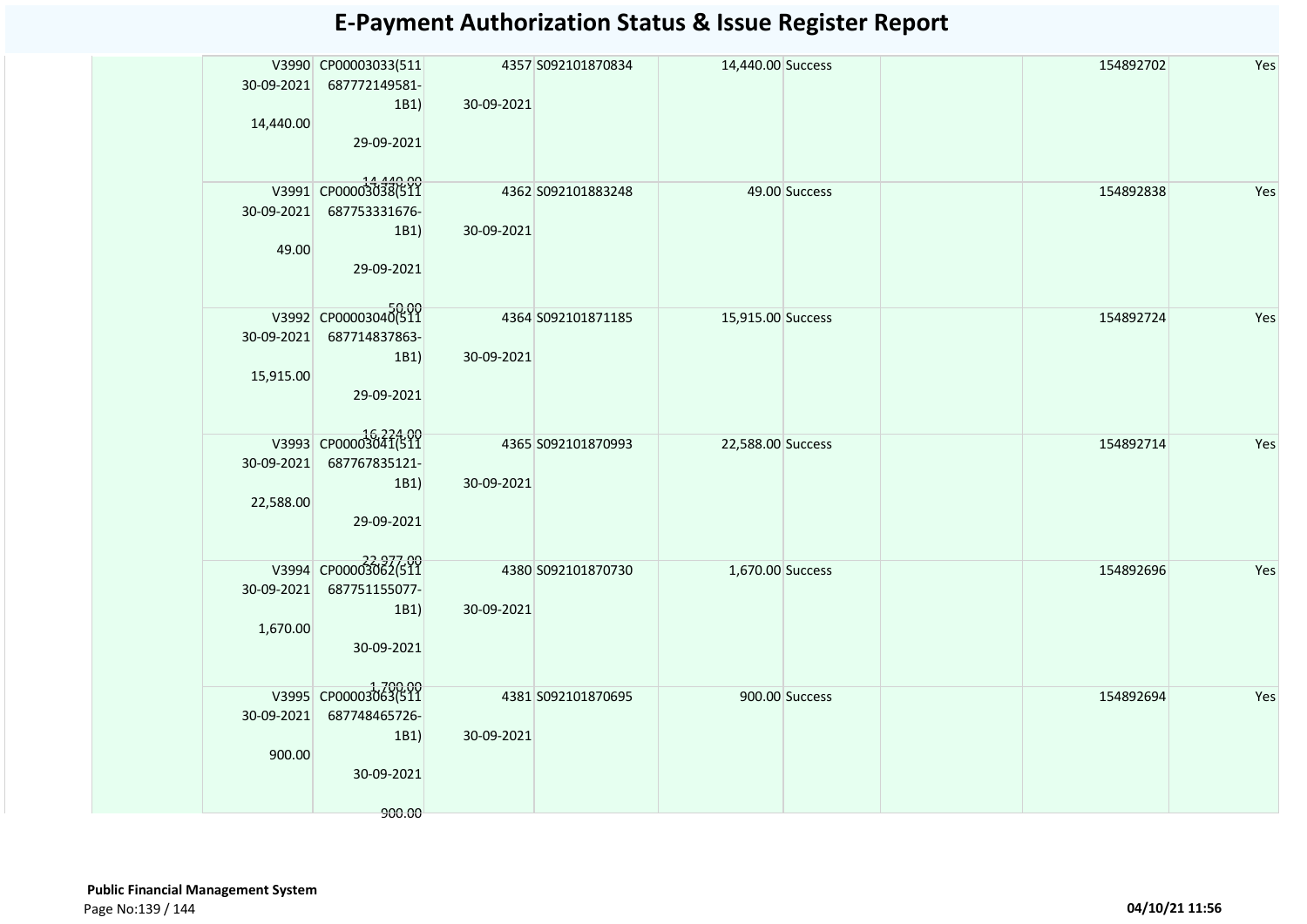# E-Payment Authorization Status & Issue Register Report

| | | | | | | | | | |
|---|---|---|---|---|---|---|---|---|---|
| | V3990<br>30-09-2021<br>14,440.00 | CP00003033(511687772149581-1B1)<br>29-09-2021<br>14,440.00 | 4357<br>30-09-2021 | S092101870834 | 14,440.00 | Success | | 154892702 | Yes |
| | V3991<br>30-09-2021<br>49.00 | CP00003038(511687753331676-1B1)<br>29-09-2021<br>50.00 | 4362<br>30-09-2021 | S092101883248 | 49.00 | Success | | 154892838 | Yes |
| | V3992<br>30-09-2021<br>15,915.00 | CP00003040(511687714837863-1B1)<br>29-09-2021<br>16,224.00 | 4364<br>30-09-2021 | S092101871185 | 15,915.00 | Success | | 154892724 | Yes |
| | V3993<br>30-09-2021<br>22,588.00 | CP00003041(511687767835121-1B1)<br>29-09-2021<br>22,977.00 | 4365<br>30-09-2021 | S092101870993 | 22,588.00 | Success | | 154892714 | Yes |
| | V3994<br>30-09-2021<br>1,670.00 | CP00003062(511687751155077-1B1)<br>30-09-2021<br>1,700.00 | 4380<br>30-09-2021 | S092101870730 | 1,670.00 | Success | | 154892696 | Yes |
| | V3995<br>30-09-2021<br>900.00 | CP00003063(511687748465726-1B1)<br>30-09-2021<br>900.00 | 4381<br>30-09-2021 | S092101870695 | 900.00 | Success | | 154892694 | Yes |

**Public Financial Management System**

04/10/21 11:56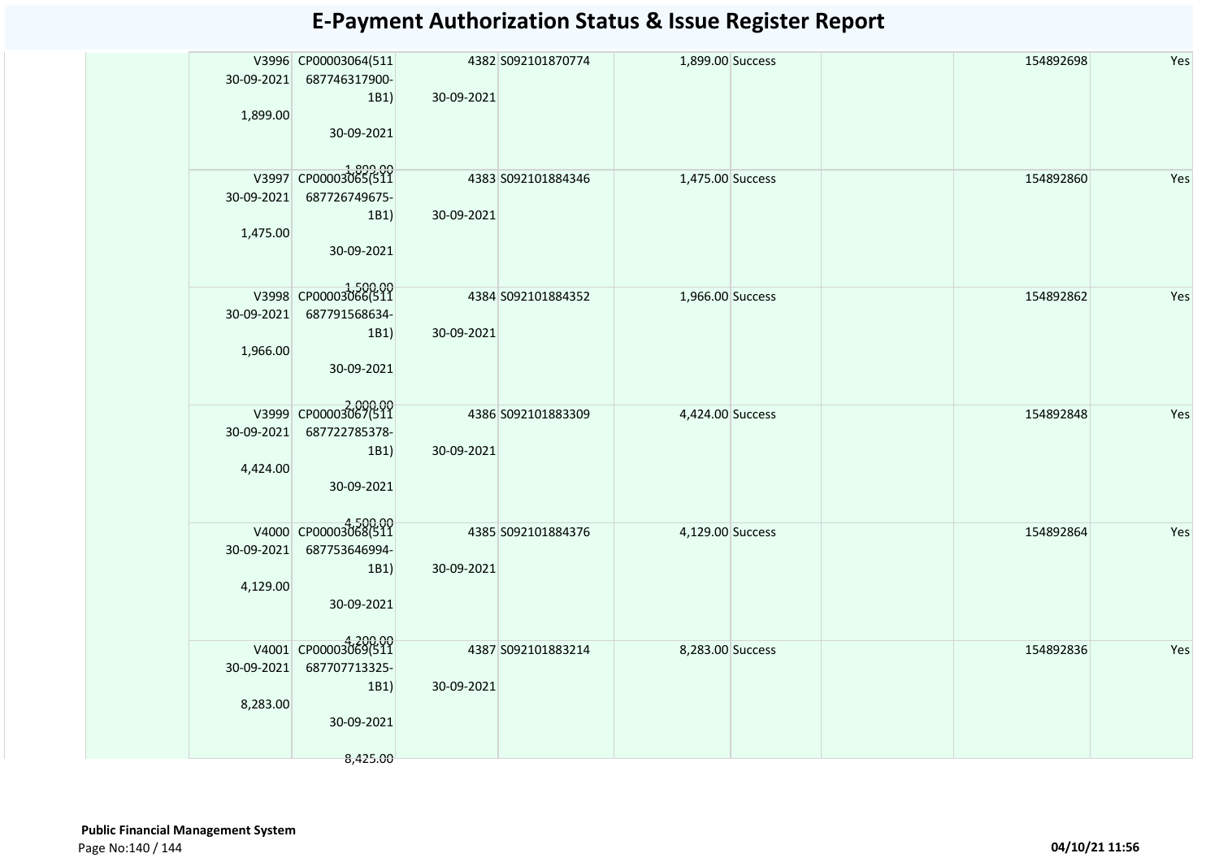# E-Payment Authorization Status & Issue Register Report

| | | | | | | | | | | |
|---|---|---|---|---|---|---|---|---|---|---|
| | | V3996 30-09-2021 1,899.00 | CP00003064(511 687746317900-1B1) 30-09-2021 1,899.00 | 4382 30-09-2021 | S092101870774 | 1,899.00 | Success | | 154892698 | Yes |
| | | V3997 30-09-2021 1,475.00 | CP00003065(511 687726749675-1B1) 30-09-2021 1,500.00 | 4383 30-09-2021 | S092101884346 | 1,475.00 | Success | | 154892860 | Yes |
| | | V3998 30-09-2021 1,966.00 | CP00003066(511 687791568634-1B1) 30-09-2021 2,000.00 | 4384 30-09-2021 | S092101884352 | 1,966.00 | Success | | 154892862 | Yes |
| | | V3999 30-09-2021 4,424.00 | CP00003067(511 687722785378-1B1) 30-09-2021 4,500.00 | 4386 30-09-2021 | S092101883309 | 4,424.00 | Success | | 154892848 | Yes |
| | | V4000 30-09-2021 4,129.00 | CP00003068(511 687753646994-1B1) 30-09-2021 4,200.00 | 4385 30-09-2021 | S092101884376 | 4,129.00 | Success | | 154892864 | Yes |
| | | V4001 30-09-2021 8,283.00 | CP00003069(511 687707713325-1B1) 30-09-2021 8,425.00 | 4387 30-09-2021 | S092101883214 | 8,283.00 | Success | | 154892836 | Yes |

**Public Financial Management System**

**04/10/21 11:56**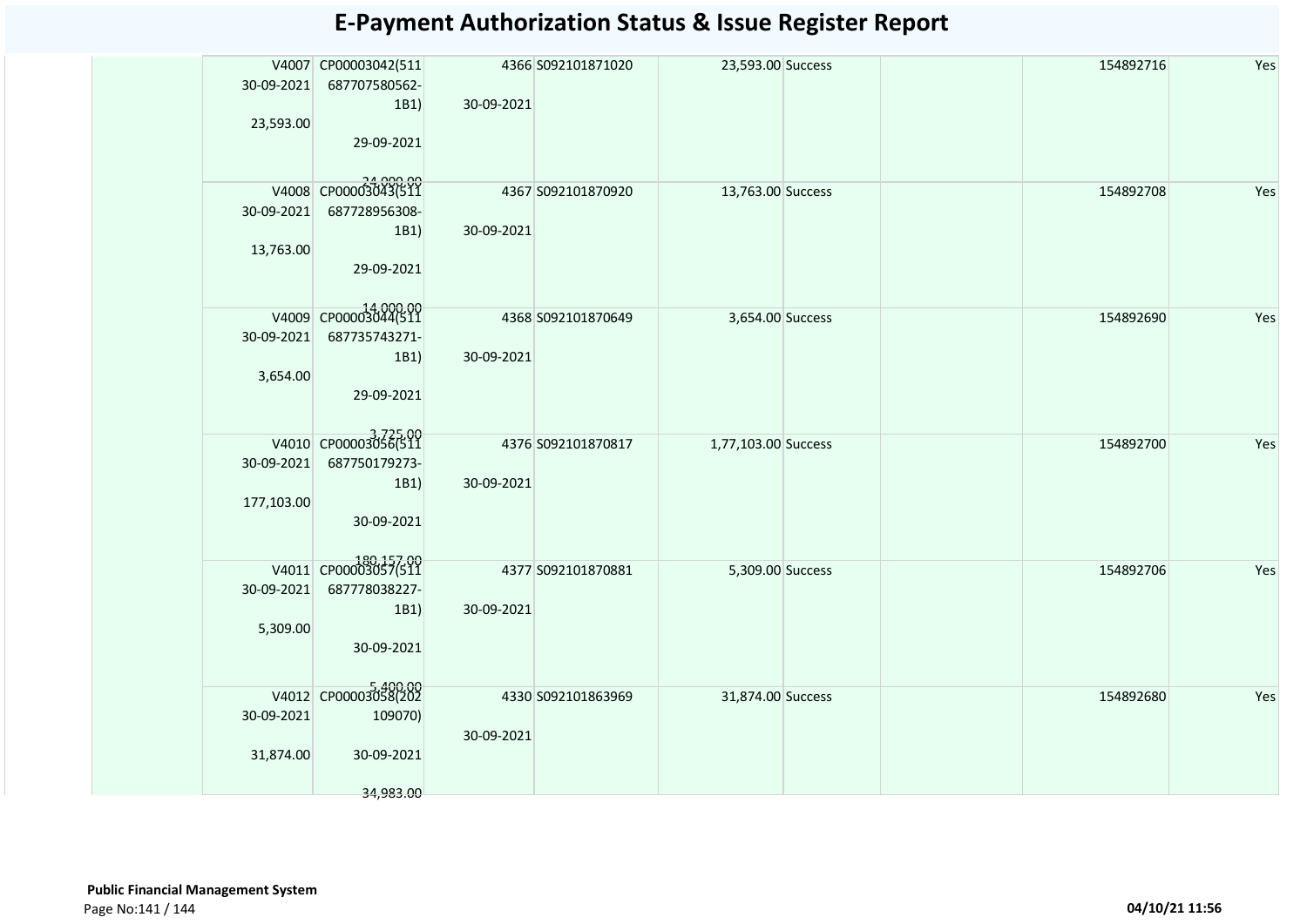# E-Payment Authorization Status & Issue Register Report

| | | | | | | | | | | |
|---|---|---|---|---|---|---|---|---|---|---|
| | V4007 30-09-2021 23,593.00 | CP00003042(511 687707580562-1B1) 29-09-2021 24,000.00 | 4366 30-09-2021 | S092101871020 | 23,593.00 | Success | | | 154892716 | Yes |
| | V4008 30-09-2021 13,763.00 | CP00003043(511 687728956308-1B1) 29-09-2021 14,000.00 | 4367 30-09-2021 | S092101870920 | 13,763.00 | Success | | | 154892708 | Yes |
| | V4009 30-09-2021 3,654.00 | CP00003044(511 687735743271-1B1) 29-09-2021 3,725.00 | 4368 30-09-2021 | S092101870649 | 3,654.00 | Success | | | 154892690 | Yes |
| | V4010 30-09-2021 177,103.00 | CP00003056(511 687750179273-1B1) 30-09-2021 180,157.00 | 4376 30-09-2021 | S092101870817 | 1,77,103.00 | Success | | | 154892700 | Yes |
| | V4011 30-09-2021 5,309.00 | CP00003057(511 687778038227-1B1) 30-09-2021 5,400.00 | 4377 30-09-2021 | S092101870881 | 5,309.00 | Success | | | 154892706 | Yes |
| | V4012 30-09-2021 31,874.00 | CP00003058(202 109070) 30-09-2021 34,983.00 | 4330 30-09-2021 | S092101863969 | 31,874.00 | Success | | | 154892680 | Yes |

**Public Financial Management System**

04/10/21 11:56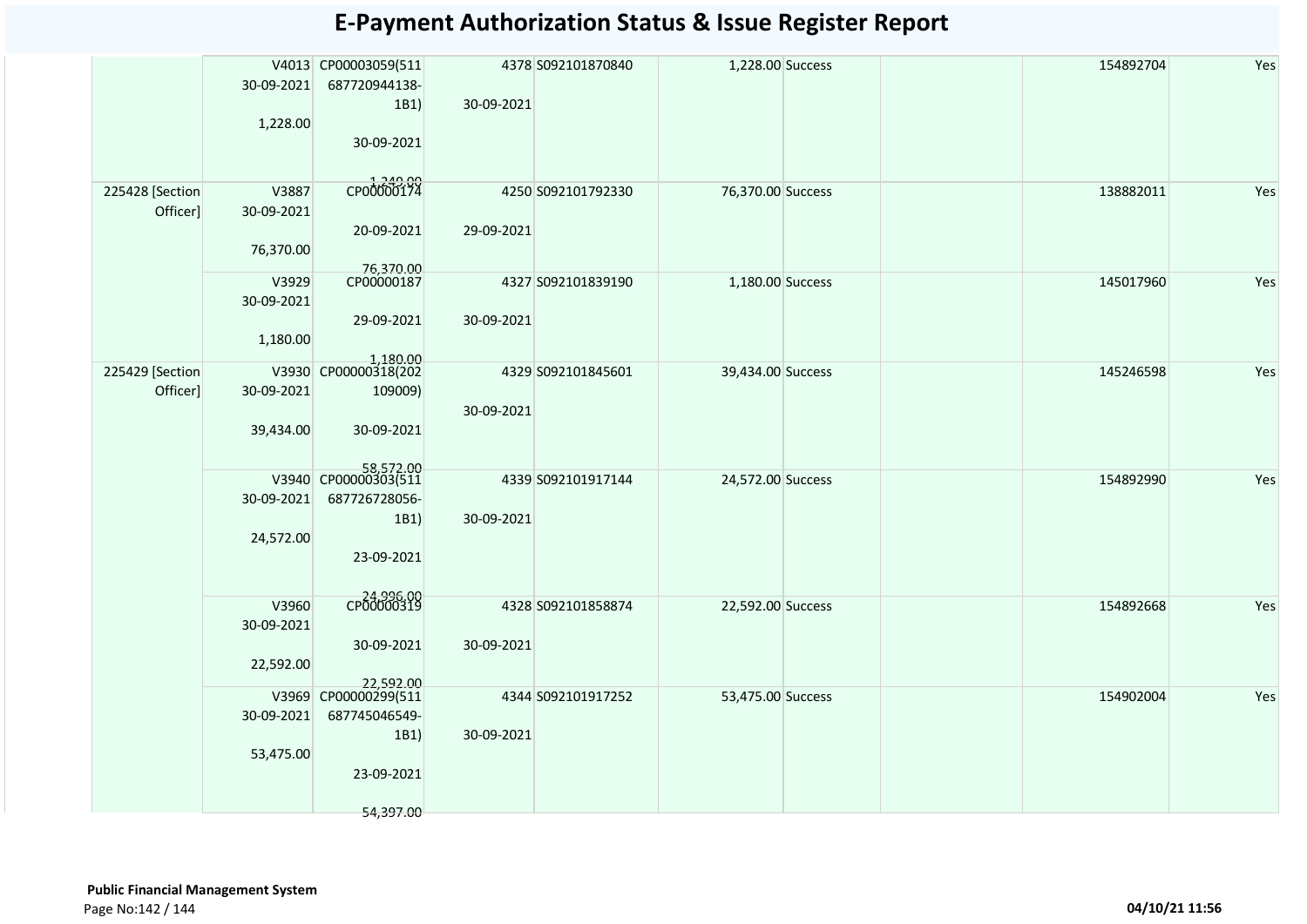# E-Payment Authorization Status & Issue Register Report

| | | | | | | | | | |
|---|---|---|---|---|---|---|---|---|---|
| | V4013<br>30-09-2021<br>1,228.00 | CP00003059(511687720944138-1B1)<br>30-09-2021<br>1,249.00 | 4378<br>30-09-2021 | S092101870840 | 1,228.00 | Success | | 154892704 | Yes |
| 225428 [Section Officer] | V3887<br>30-09-2021<br>76,370.00 | CP00000174<br>20-09-2021<br>76,370.00 | 4250<br>29-09-2021 | S092101792330 | 76,370.00 | Success | | 138882011 | Yes |
| | V3929<br>30-09-2021<br>1,180.00 | CP00000187<br>29-09-2021<br>1,180.00 | 4327<br>30-09-2021 | S092101839190 | 1,180.00 | Success | | 145017960 | Yes |
| 225429 [Section Officer] | V3930<br>30-09-2021<br>39,434.00 | CP00000318(202109009)<br>30-09-2021<br>58,572.00 | 4329<br>30-09-2021 | S092101845601 | 39,434.00 | Success | | 145246598 | Yes |
| | V3940<br>30-09-2021<br>24,572.00 | CP00000303(511687726728056-1B1)<br>23-09-2021<br>24,996.00 | 4339<br>30-09-2021 | S092101917144 | 24,572.00 | Success | | 154892990 | Yes |
| | V3960<br>30-09-2021<br>22,592.00 | CP00000319<br>30-09-2021<br>22,592.00 | 4328<br>30-09-2021 | S092101858874 | 22,592.00 | Success | | 154892668 | Yes |
| | V3969<br>30-09-2021<br>53,475.00 | CP00000299(511687745046549-1B1)<br>23-09-2021<br>54,397.00 | 4344<br>30-09-2021 | S092101917252 | 53,475.00 | Success | | 154902004 | Yes |

**Public Financial Management System**

04/10/21 11:56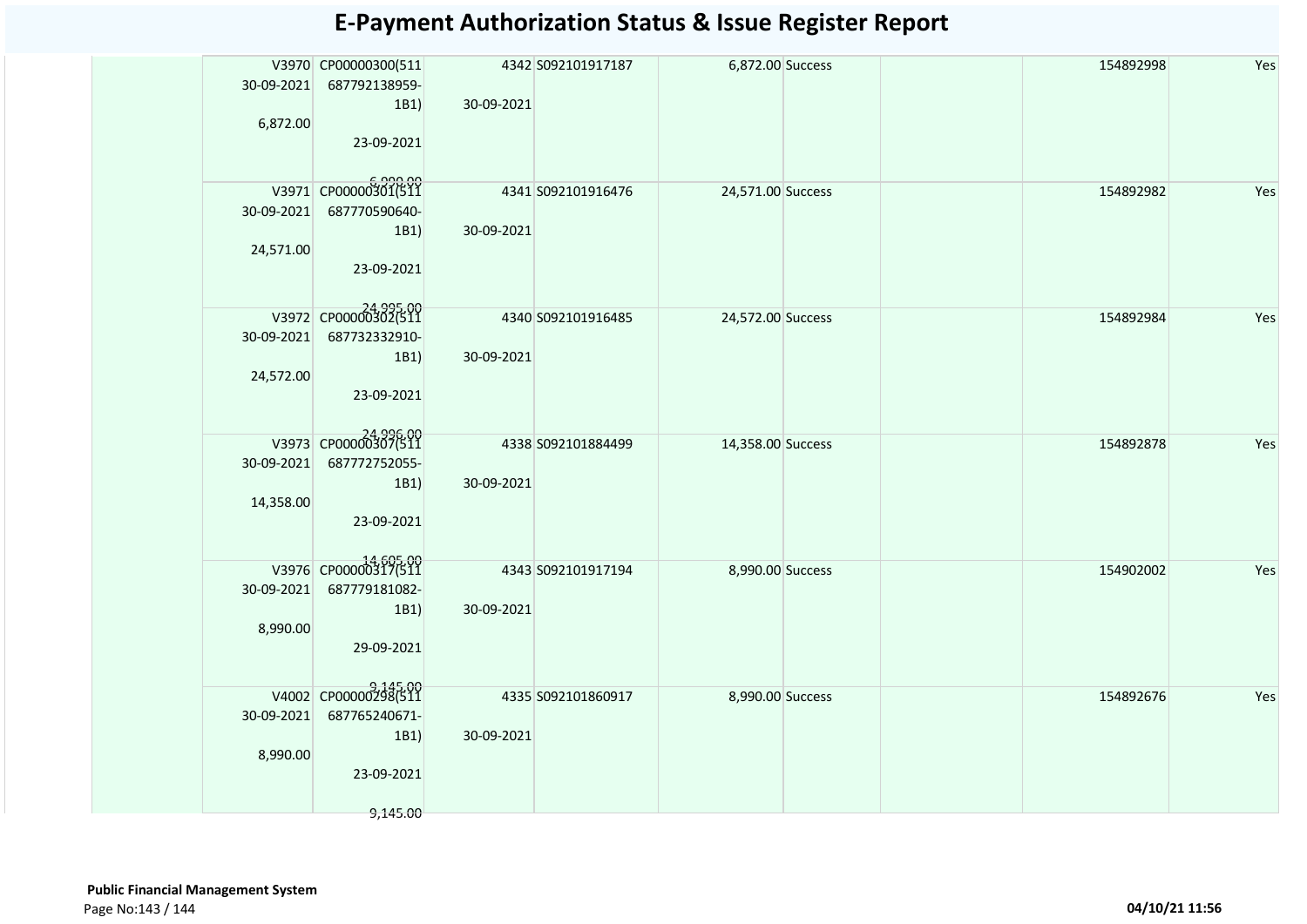# E-Payment Authorization Status & Issue Register Report

| | | | | | | | | | |
|---|---|---|---|---|---|---|---|---|---|
| | V3970 30-09-2021 6,872.00 | CP00000300(511 687792138959-1B1) 23-09-2021 6,990.00 | 4342 30-09-2021 | S092101917187 | 6,872.00 | Success | | 154892998 | Yes |
| | V3971 30-09-2021 24,571.00 | CP00000301(511 687770590640-1B1) 23-09-2021 24,995.00 | 4341 30-09-2021 | S092101916476 | 24,571.00 | Success | | 154892982 | Yes |
| | V3972 30-09-2021 24,572.00 | CP00000302(511 687732332910-1B1) 23-09-2021 24,996.00 | 4340 30-09-2021 | S092101916485 | 24,572.00 | Success | | 154892984 | Yes |
| | V3973 30-09-2021 14,358.00 | CP00000307(511 687772752055-1B1) 23-09-2021 14,605.00 | 4338 30-09-2021 | S092101884499 | 14,358.00 | Success | | 154892878 | Yes |
| | V3976 30-09-2021 8,990.00 | CP00000317(511 687779181082-1B1) 29-09-2021 9,145.00 | 4343 30-09-2021 | S092101917194 | 8,990.00 | Success | | 154902002 | Yes |
| | V4002 30-09-2021 8,990.00 | CP00000298(511 687765240671-1B1) 23-09-2021 9,145.00 | 4335 30-09-2021 | S092101860917 | 8,990.00 | Success | | 154892676 | Yes |

**Public Financial Management System**

04/10/21 11:56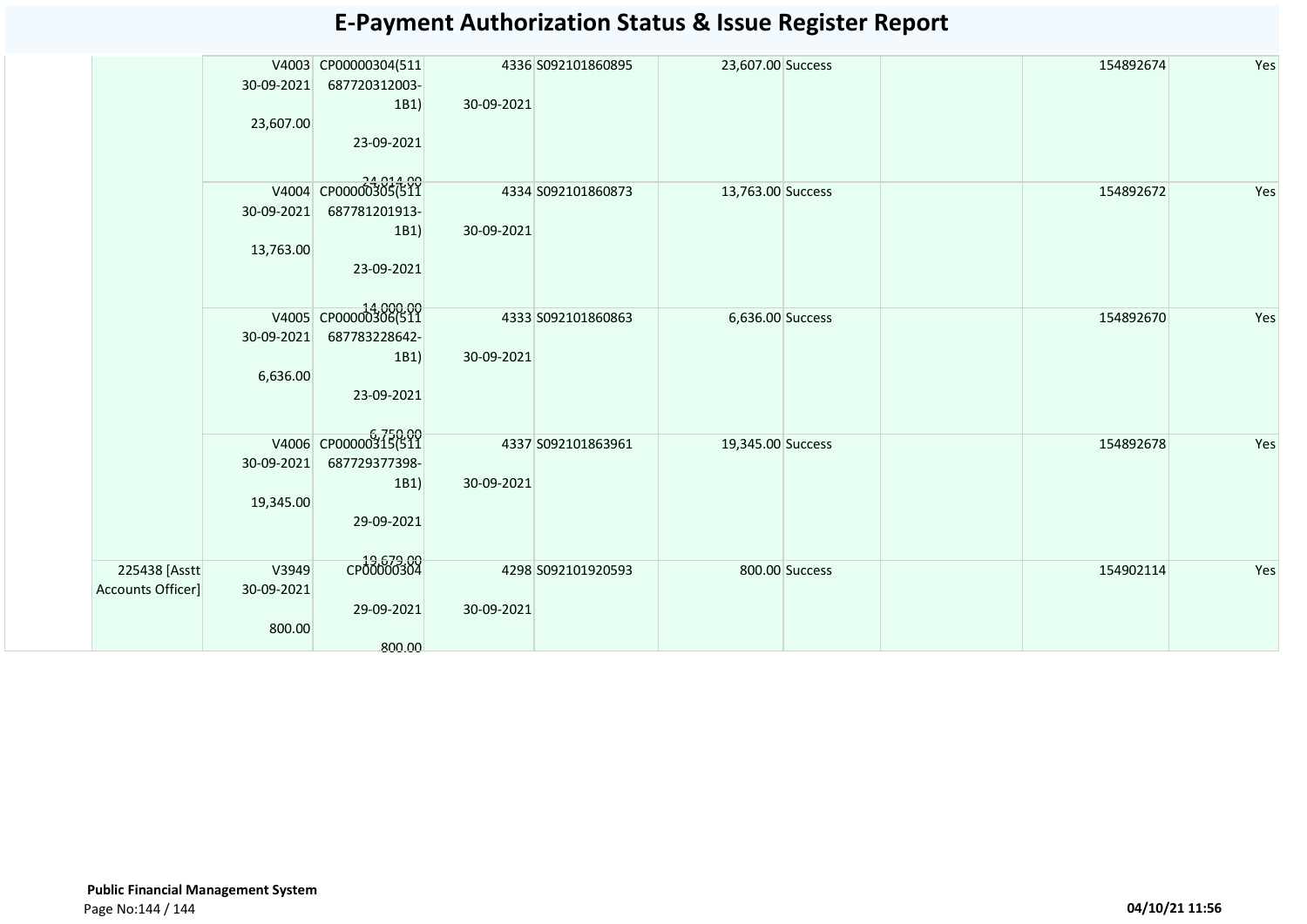# E-Payment Authorization Status & Issue Register Report

| | | | | | | | | | | | |
|---|---|---|---|---|---|---|---|---|---|---|---|
| | | V4003 30-09-2021 23,607.00 | CP00000304(511 687720312003-1B1) 23-09-2021 24,014.00 | 4336 30-09-2021 | S092101860895 | 23,607.00 | Success | | | 154892674 | Yes |
| | | V4004 30-09-2021 13,763.00 | CP00000305(511 687781201913-1B1) 23-09-2021 14,000.00 | 4334 30-09-2021 | S092101860873 | 13,763.00 | Success | | | 154892672 | Yes |
| | | V4005 30-09-2021 6,636.00 | CP00000306(511 687783228642-1B1) 23-09-2021 6,750.00 | 4333 30-09-2021 | S092101860863 | 6,636.00 | Success | | | 154892670 | Yes |
| | | V4006 30-09-2021 19,345.00 | CP00000315(511 687729377398-1B1) 29-09-2021 19,679.00 | 4337 30-09-2021 | S092101863961 | 19,345.00 | Success | | | 154892678 | Yes |
| | 225438 [Asstt Accounts Officer] | V3949 30-09-2021 800.00 | CP00000304 29-09-2021 800.00 | 4298 30-09-2021 | S092101920593 | 800.00 | Success | | | 154902114 | Yes |

**Public Financial Management System**
Page No:144 / 144

**04/10/21 11:56**